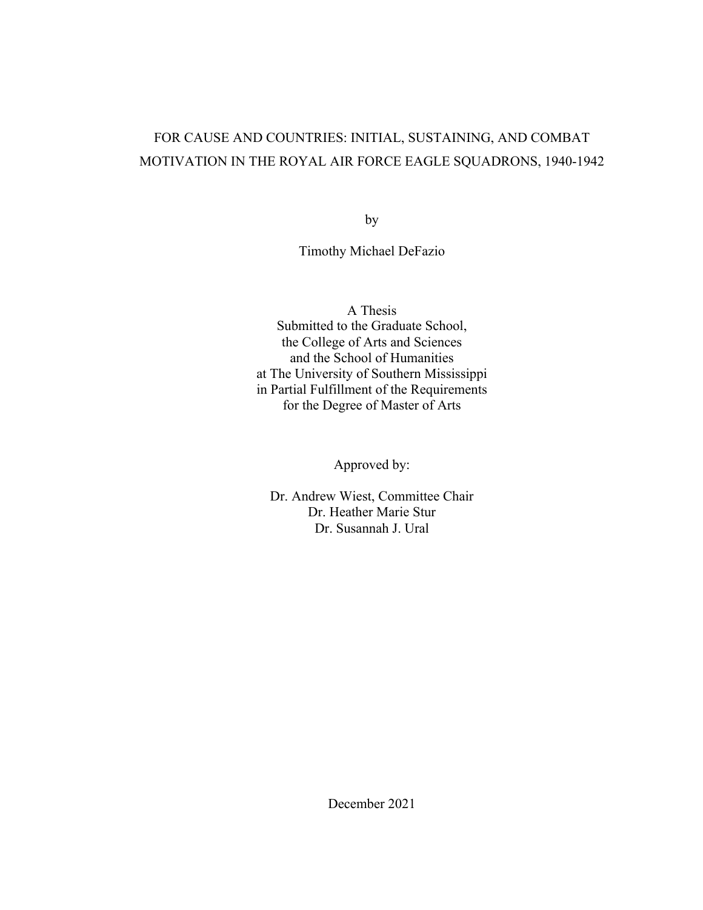# FOR CAUSE AND COUNTRIES: INITIAL, SUSTAINING, AND COMBAT MOTIVATION IN THE ROYAL AIR FORCE EAGLE SQUADRONS, 1940-1942

by

Timothy Michael DeFazio

A Thesis
Submitted to the Graduate School,
the College of Arts and Sciences
and the School of Humanities
at The University of Southern Mississippi
in Partial Fulfillment of the Requirements
for the Degree of Master of Arts

Approved by:

Dr. Andrew Wiest, Committee Chair
Dr. Heather Marie Stur
Dr. Susannah J. Ural

December 2021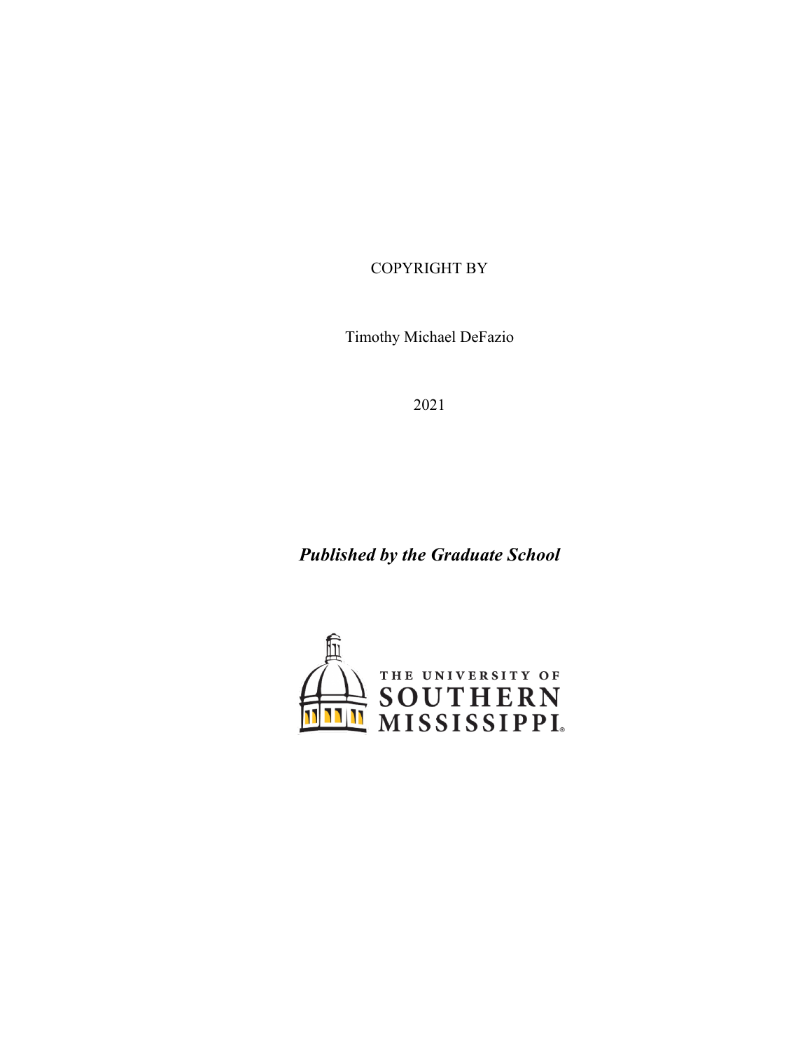COPYRIGHT BY

Timothy Michael DeFazio

2021

***Published by the Graduate School***

THE UNIVERSITY OF SOUTHERN MISSISSIPPI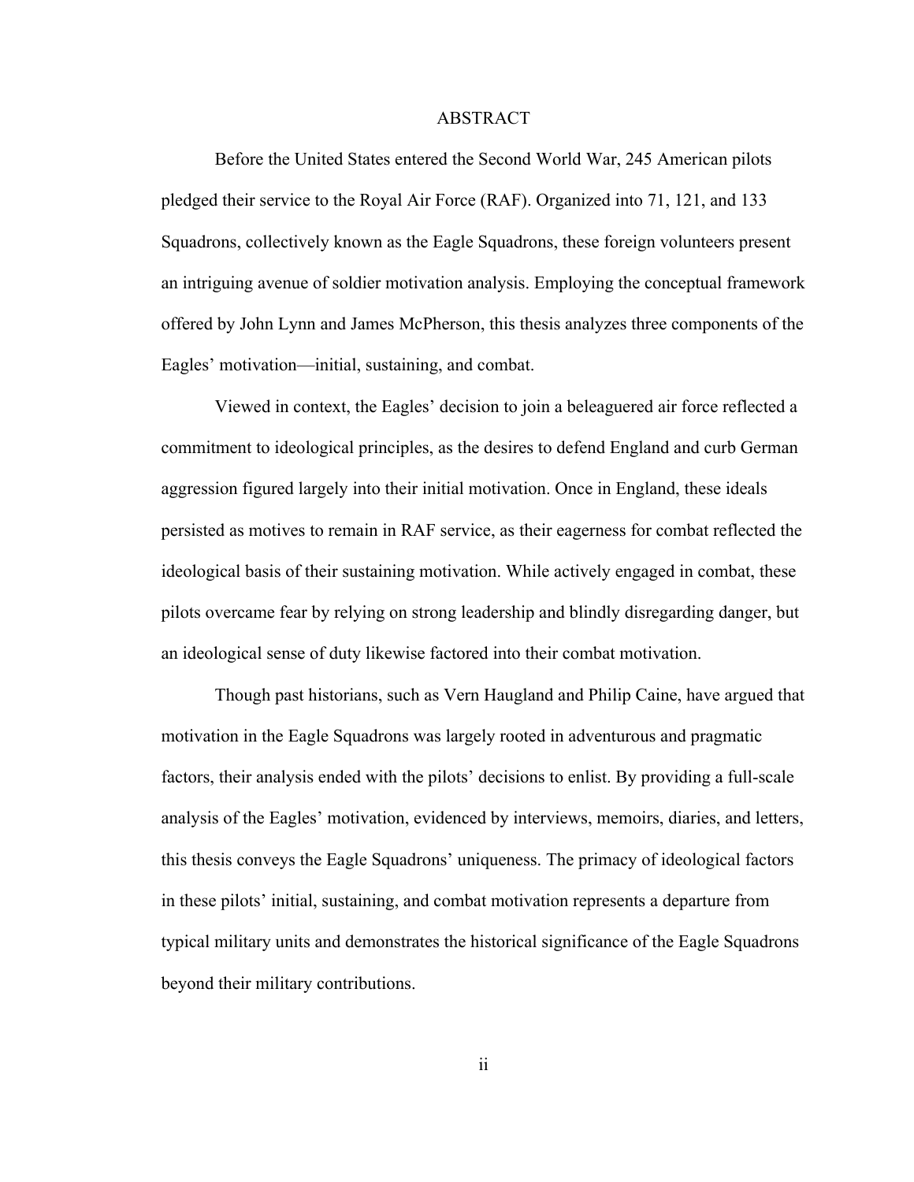# ABSTRACT

Before the United States entered the Second World War, 245 American pilots pledged their service to the Royal Air Force (RAF). Organized into 71, 121, and 133 Squadrons, collectively known as the Eagle Squadrons, these foreign volunteers present an intriguing avenue of soldier motivation analysis. Employing the conceptual framework offered by John Lynn and James McPherson, this thesis analyzes three components of the Eagles' motivation—initial, sustaining, and combat.

Viewed in context, the Eagles' decision to join a beleaguered air force reflected a commitment to ideological principles, as the desires to defend England and curb German aggression figured largely into their initial motivation. Once in England, these ideals persisted as motives to remain in RAF service, as their eagerness for combat reflected the ideological basis of their sustaining motivation. While actively engaged in combat, these pilots overcame fear by relying on strong leadership and blindly disregarding danger, but an ideological sense of duty likewise factored into their combat motivation.

Though past historians, such as Vern Haugland and Philip Caine, have argued that motivation in the Eagle Squadrons was largely rooted in adventurous and pragmatic factors, their analysis ended with the pilots' decisions to enlist. By providing a full-scale analysis of the Eagles' motivation, evidenced by interviews, memoirs, diaries, and letters, this thesis conveys the Eagle Squadrons' uniqueness. The primacy of ideological factors in these pilots' initial, sustaining, and combat motivation represents a departure from typical military units and demonstrates the historical significance of the Eagle Squadrons beyond their military contributions.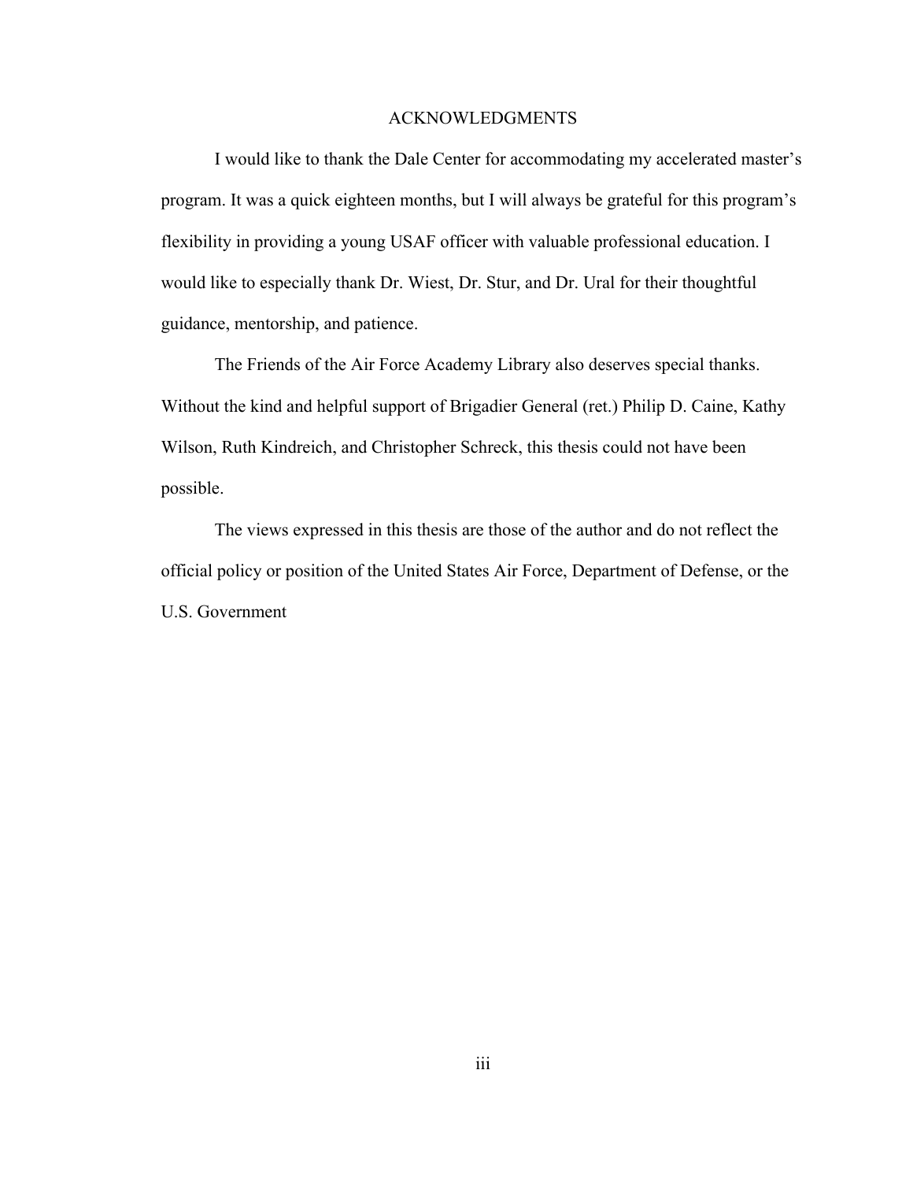# ACKNOWLEDGMENTS

I would like to thank the Dale Center for accommodating my accelerated master's program. It was a quick eighteen months, but I will always be grateful for this program's flexibility in providing a young USAF officer with valuable professional education. I would like to especially thank Dr. Wiest, Dr. Stur, and Dr. Ural for their thoughtful guidance, mentorship, and patience.

The Friends of the Air Force Academy Library also deserves special thanks. Without the kind and helpful support of Brigadier General (ret.) Philip D. Caine, Kathy Wilson, Ruth Kindreich, and Christopher Schreck, this thesis could not have been possible.

The views expressed in this thesis are those of the author and do not reflect the official policy or position of the United States Air Force, Department of Defense, or the U.S. Government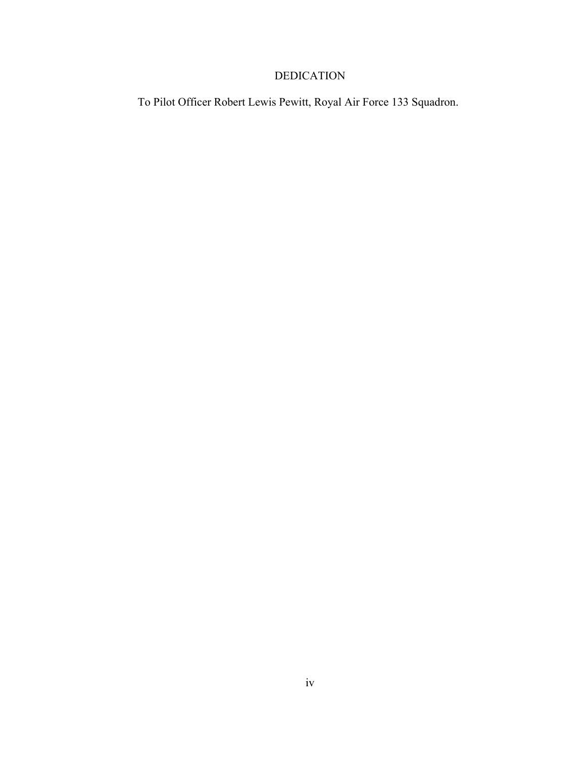# DEDICATION

To Pilot Officer Robert Lewis Pewitt, Royal Air Force 133 Squadron.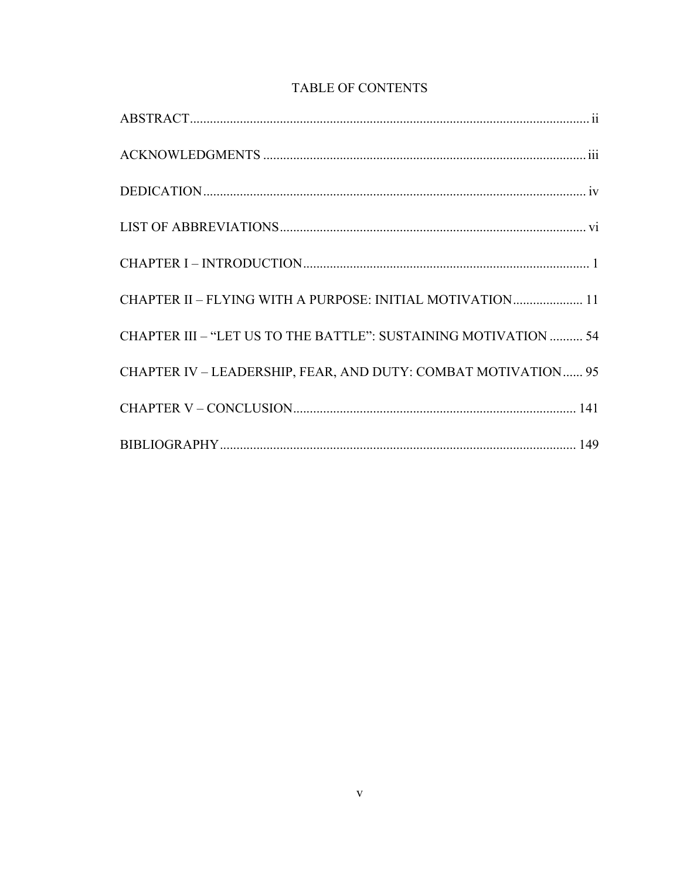# TABLE OF CONTENTS

ABSTRACT ........................................................................................................................ ii

ACKNOWLEDGMENTS ................................................................................................. iii

DEDICATION .................................................................................................................. iv

LIST OF ABBREVIATIONS ............................................................................................ vi

CHAPTER I – INTRODUCTION ...................................................................................... 1

CHAPTER II – FLYING WITH A PURPOSE: INITIAL MOTIVATION ..................... 11

CHAPTER III – “LET US TO THE BATTLE”: SUSTAINING MOTIVATION .......... 54

CHAPTER IV – LEADERSHIP, FEAR, AND DUTY: COMBAT MOTIVATION ...... 95

CHAPTER V – CONCLUSION ..................................................................................... 141

BIBLIOGRAPHY ........................................................................................................... 149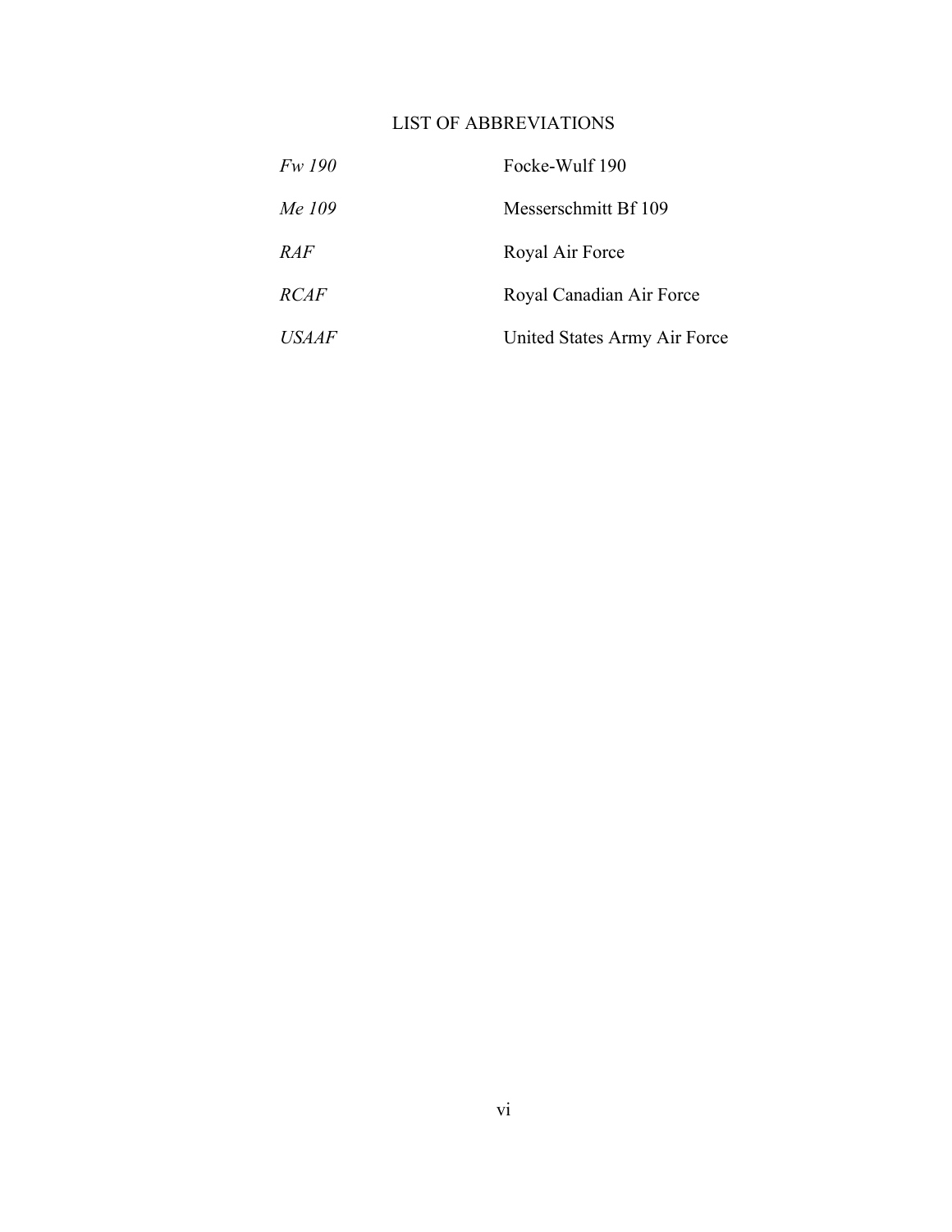# LIST OF ABBREVIATIONS

| | |
|---|---|
| *Fw 190* | Focke-Wulf 190 |
| *Me 109* | Messerschmitt Bf 109 |
| *RAF* | Royal Air Force |
| *RCAF* | Royal Canadian Air Force |
| *USAAF* | United States Army Air Force |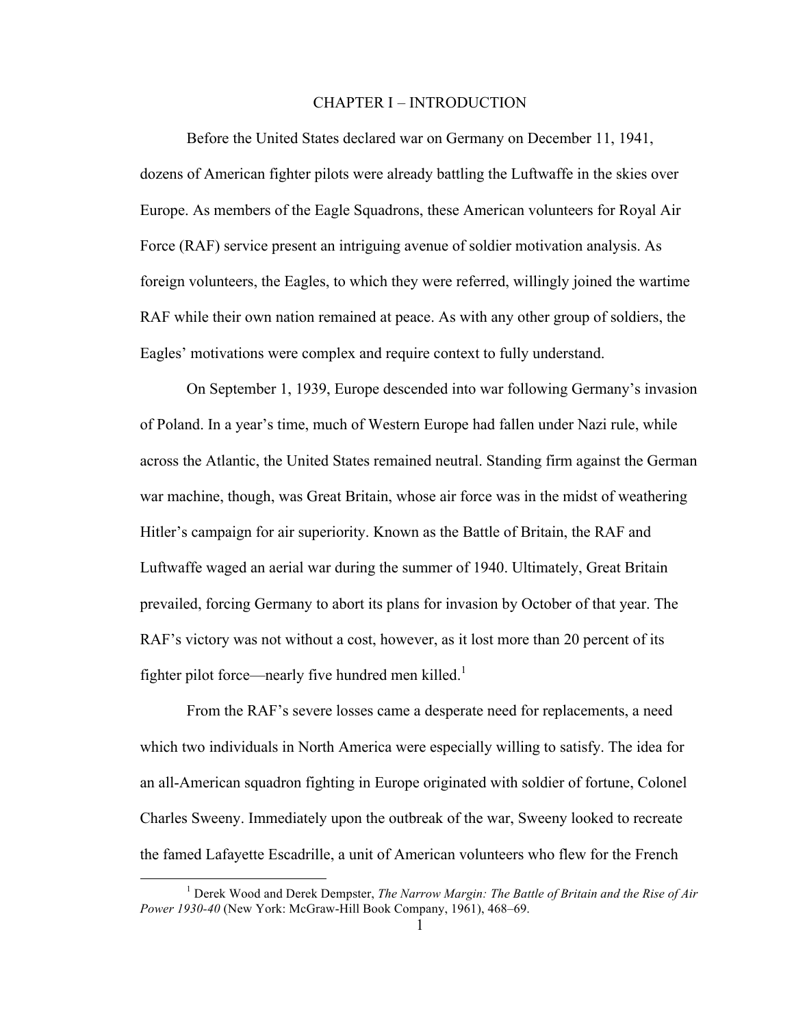# CHAPTER I – INTRODUCTION

Before the United States declared war on Germany on December 11, 1941, dozens of American fighter pilots were already battling the Luftwaffe in the skies over Europe. As members of the Eagle Squadrons, these American volunteers for Royal Air Force (RAF) service present an intriguing avenue of soldier motivation analysis. As foreign volunteers, the Eagles, to which they were referred, willingly joined the wartime RAF while their own nation remained at peace. As with any other group of soldiers, the Eagles' motivations were complex and require context to fully understand.

On September 1, 1939, Europe descended into war following Germany's invasion of Poland. In a year's time, much of Western Europe had fallen under Nazi rule, while across the Atlantic, the United States remained neutral. Standing firm against the German war machine, though, was Great Britain, whose air force was in the midst of weathering Hitler's campaign for air superiority. Known as the Battle of Britain, the RAF and Luftwaffe waged an aerial war during the summer of 1940. Ultimately, Great Britain prevailed, forcing Germany to abort its plans for invasion by October of that year. The RAF's victory was not without a cost, however, as it lost more than 20 percent of its fighter pilot force—nearly five hundred men killed.[1]

From the RAF's severe losses came a desperate need for replacements, a need which two individuals in North America were especially willing to satisfy. The idea for an all-American squadron fighting in Europe originated with soldier of fortune, Colonel Charles Sweeny. Immediately upon the outbreak of the war, Sweeny looked to recreate the famed Lafayette Escadrille, a unit of American volunteers who flew for the French

[1] Derek Wood and Derek Dempster, *The Narrow Margin: The Battle of Britain and the Rise of Air Power 1930-40* (New York: McGraw-Hill Book Company, 1961), 468–69.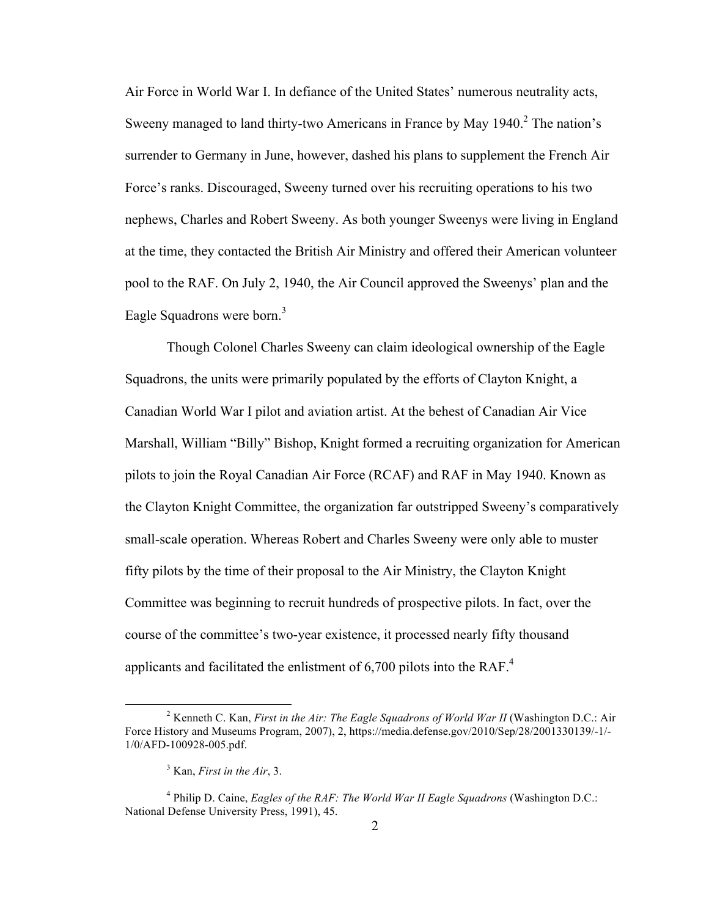Air Force in World War I. In defiance of the United States' numerous neutrality acts, Sweeny managed to land thirty-two Americans in France by May 1940.[2] The nation's surrender to Germany in June, however, dashed his plans to supplement the French Air Force's ranks. Discouraged, Sweeny turned over his recruiting operations to his two nephews, Charles and Robert Sweeny. As both younger Sweenys were living in England at the time, they contacted the British Air Ministry and offered their American volunteer pool to the RAF. On July 2, 1940, the Air Council approved the Sweenys' plan and the Eagle Squadrons were born.[3]

Though Colonel Charles Sweeny can claim ideological ownership of the Eagle Squadrons, the units were primarily populated by the efforts of Clayton Knight, a Canadian World War I pilot and aviation artist. At the behest of Canadian Air Vice Marshall, William "Billy" Bishop, Knight formed a recruiting organization for American pilots to join the Royal Canadian Air Force (RCAF) and RAF in May 1940. Known as the Clayton Knight Committee, the organization far outstripped Sweeny's comparatively small-scale operation. Whereas Robert and Charles Sweeny were only able to muster fifty pilots by the time of their proposal to the Air Ministry, the Clayton Knight Committee was beginning to recruit hundreds of prospective pilots. In fact, over the course of the committee's two-year existence, it processed nearly fifty thousand applicants and facilitated the enlistment of 6,700 pilots into the RAF.[4]

---

[2] Kenneth C. Kan, *First in the Air: The Eagle Squadrons of World War II* (Washington D.C.: Air Force History and Museums Program, 2007), 2, https://media.defense.gov/2010/Sep/28/2001330139/-1/-1/0/AFD-100928-005.pdf.

[3] Kan, *First in the Air*, 3.

[4] Philip D. Caine, *Eagles of the RAF: The World War II Eagle Squadrons* (Washington D.C.: National Defense University Press, 1991), 45.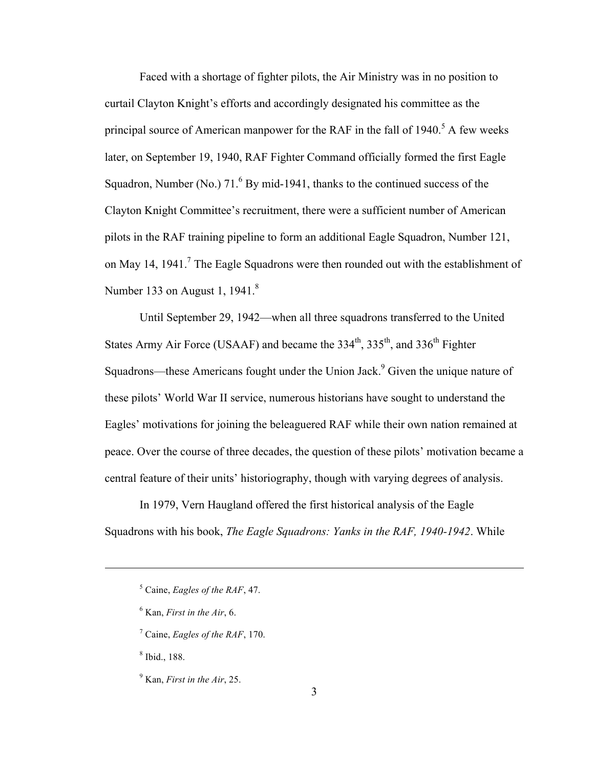Faced with a shortage of fighter pilots, the Air Ministry was in no position to curtail Clayton Knight's efforts and accordingly designated his committee as the principal source of American manpower for the RAF in the fall of 1940.[5] A few weeks later, on September 19, 1940, RAF Fighter Command officially formed the first Eagle Squadron, Number (No.) 71.[6] By mid-1941, thanks to the continued success of the Clayton Knight Committee's recruitment, there were a sufficient number of American pilots in the RAF training pipeline to form an additional Eagle Squadron, Number 121, on May 14, 1941.[7] The Eagle Squadrons were then rounded out with the establishment of Number 133 on August 1, 1941.[8]

Until September 29, 1942—when all three squadrons transferred to the United States Army Air Force (USAAF) and became the 334th, 335th, and 336th Fighter Squadrons—these Americans fought under the Union Jack.[9] Given the unique nature of these pilots' World War II service, numerous historians have sought to understand the Eagles' motivations for joining the beleaguered RAF while their own nation remained at peace. Over the course of three decades, the question of these pilots' motivation became a central feature of their units' historiography, though with varying degrees of analysis.

In 1979, Vern Haugland offered the first historical analysis of the Eagle Squadrons with his book, *The Eagle Squadrons: Yanks in the RAF, 1940-1942*. While

---

[5] Caine, *Eagles of the RAF*, 47.

[6] Kan, *First in the Air*, 6.

[7] Caine, *Eagles of the RAF*, 170.

[8] Ibid., 188.

[9] Kan, *First in the Air*, 25.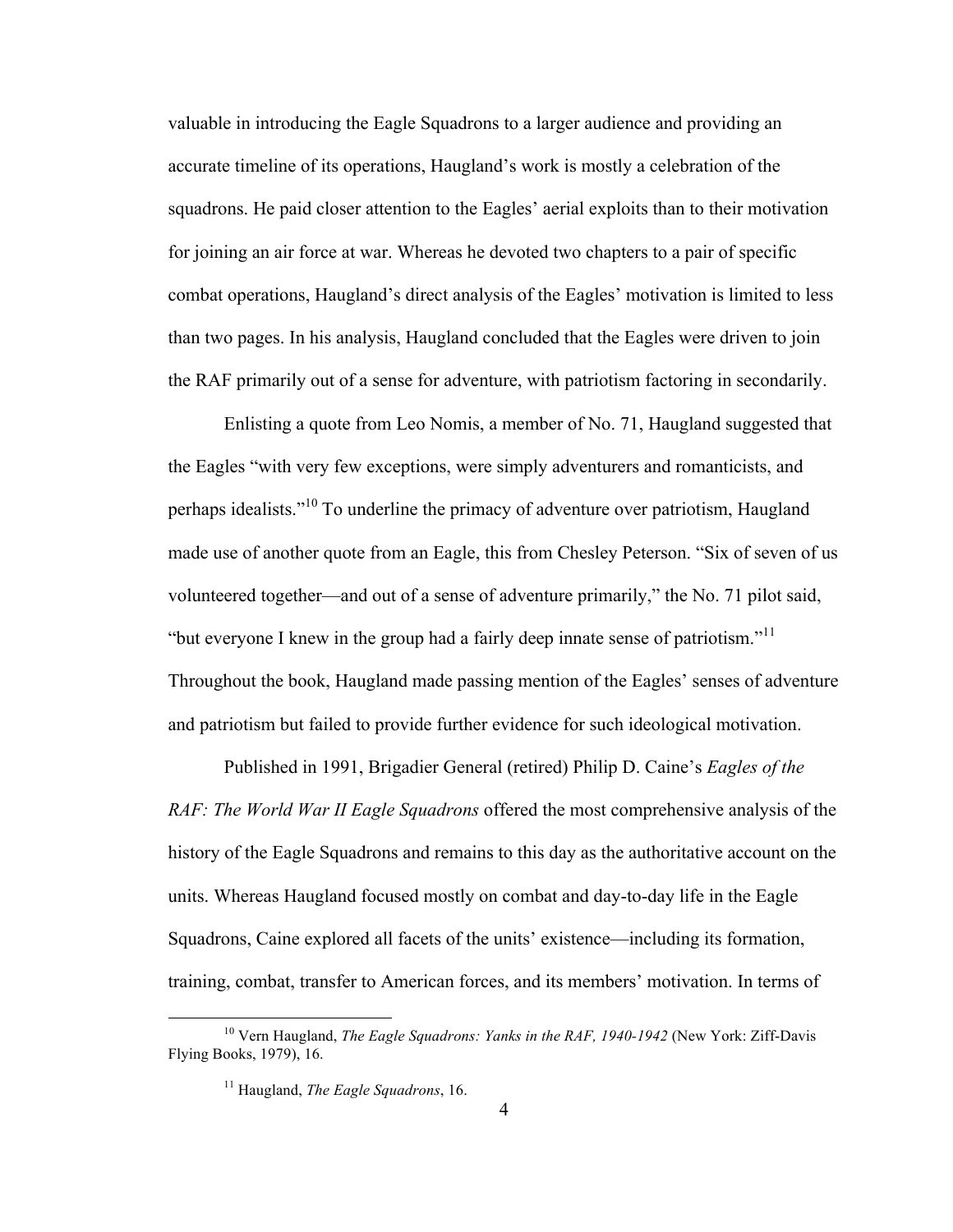valuable in introducing the Eagle Squadrons to a larger audience and providing an accurate timeline of its operations, Haugland's work is mostly a celebration of the squadrons. He paid closer attention to the Eagles' aerial exploits than to their motivation for joining an air force at war. Whereas he devoted two chapters to a pair of specific combat operations, Haugland's direct analysis of the Eagles' motivation is limited to less than two pages. In his analysis, Haugland concluded that the Eagles were driven to join the RAF primarily out of a sense for adventure, with patriotism factoring in secondarily.

Enlisting a quote from Leo Nomis, a member of No. 71, Haugland suggested that the Eagles "with very few exceptions, were simply adventurers and romanticists, and perhaps idealists."[10] To underline the primacy of adventure over patriotism, Haugland made use of another quote from an Eagle, this from Chesley Peterson. "Six of seven of us volunteered together—and out of a sense of adventure primarily," the No. 71 pilot said, "but everyone I knew in the group had a fairly deep innate sense of patriotism."[11] Throughout the book, Haugland made passing mention of the Eagles' senses of adventure and patriotism but failed to provide further evidence for such ideological motivation.

Published in 1991, Brigadier General (retired) Philip D. Caine's *Eagles of the RAF: The World War II Eagle Squadrons* offered the most comprehensive analysis of the history of the Eagle Squadrons and remains to this day as the authoritative account on the units. Whereas Haugland focused mostly on combat and day-to-day life in the Eagle Squadrons, Caine explored all facets of the units' existence—including its formation, training, combat, transfer to American forces, and its members' motivation. In terms of

[10] Vern Haugland, *The Eagle Squadrons: Yanks in the RAF, 1940-1942* (New York: Ziff-Davis Flying Books, 1979), 16.

[11] Haugland, *The Eagle Squadrons*, 16.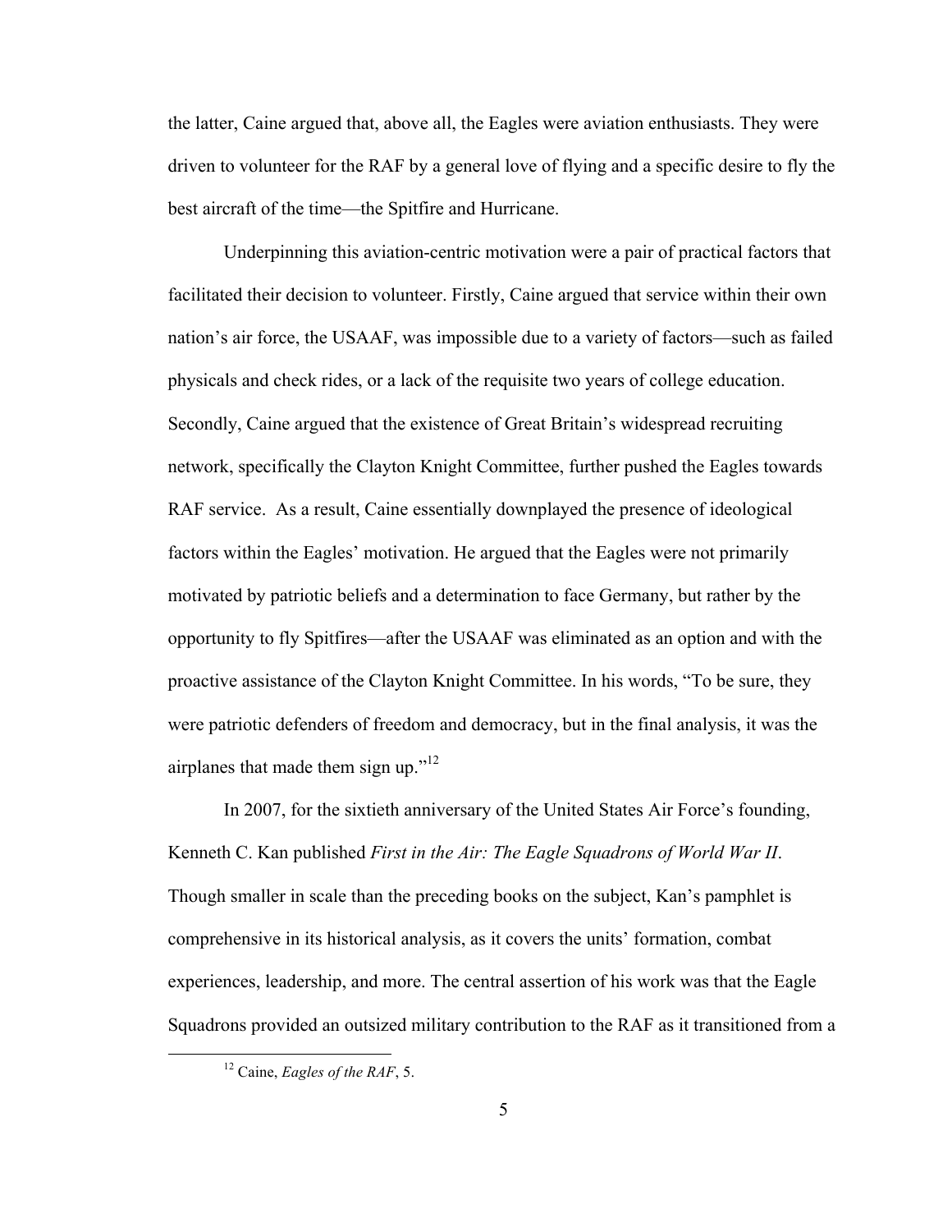the latter, Caine argued that, above all, the Eagles were aviation enthusiasts. They were driven to volunteer for the RAF by a general love of flying and a specific desire to fly the best aircraft of the time—the Spitfire and Hurricane.

Underpinning this aviation-centric motivation were a pair of practical factors that facilitated their decision to volunteer. Firstly, Caine argued that service within their own nation's air force, the USAAF, was impossible due to a variety of factors—such as failed physicals and check rides, or a lack of the requisite two years of college education. Secondly, Caine argued that the existence of Great Britain's widespread recruiting network, specifically the Clayton Knight Committee, further pushed the Eagles towards RAF service. As a result, Caine essentially downplayed the presence of ideological factors within the Eagles' motivation. He argued that the Eagles were not primarily motivated by patriotic beliefs and a determination to face Germany, but rather by the opportunity to fly Spitfires—after the USAAF was eliminated as an option and with the proactive assistance of the Clayton Knight Committee. In his words, "To be sure, they were patriotic defenders of freedom and democracy, but in the final analysis, it was the airplanes that made them sign up."[12]

In 2007, for the sixtieth anniversary of the United States Air Force's founding, Kenneth C. Kan published *First in the Air: The Eagle Squadrons of World War II*. Though smaller in scale than the preceding books on the subject, Kan's pamphlet is comprehensive in its historical analysis, as it covers the units' formation, combat experiences, leadership, and more. The central assertion of his work was that the Eagle Squadrons provided an outsized military contribution to the RAF as it transitioned from a

[12] Caine, *Eagles of the RAF*, 5.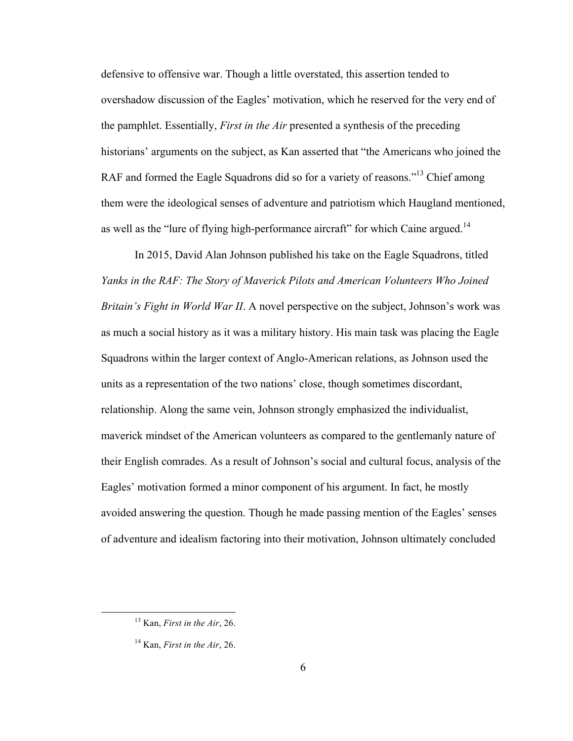defensive to offensive war. Though a little overstated, this assertion tended to overshadow discussion of the Eagles' motivation, which he reserved for the very end of the pamphlet. Essentially, *First in the Air* presented a synthesis of the preceding historians' arguments on the subject, as Kan asserted that "the Americans who joined the RAF and formed the Eagle Squadrons did so for a variety of reasons."[13] Chief among them were the ideological senses of adventure and patriotism which Haugland mentioned, as well as the "lure of flying high-performance aircraft" for which Caine argued.[14]

In 2015, David Alan Johnson published his take on the Eagle Squadrons, titled *Yanks in the RAF: The Story of Maverick Pilots and American Volunteers Who Joined Britain's Fight in World War II*. A novel perspective on the subject, Johnson's work was as much a social history as it was a military history. His main task was placing the Eagle Squadrons within the larger context of Anglo-American relations, as Johnson used the units as a representation of the two nations' close, though sometimes discordant, relationship. Along the same vein, Johnson strongly emphasized the individualist, maverick mindset of the American volunteers as compared to the gentlemanly nature of their English comrades. As a result of Johnson's social and cultural focus, analysis of the Eagles' motivation formed a minor component of his argument. In fact, he mostly avoided answering the question. Though he made passing mention of the Eagles' senses of adventure and idealism factoring into their motivation, Johnson ultimately concluded

---

[13] Kan, *First in the Air*, 26.

[14] Kan, *First in the Air*, 26.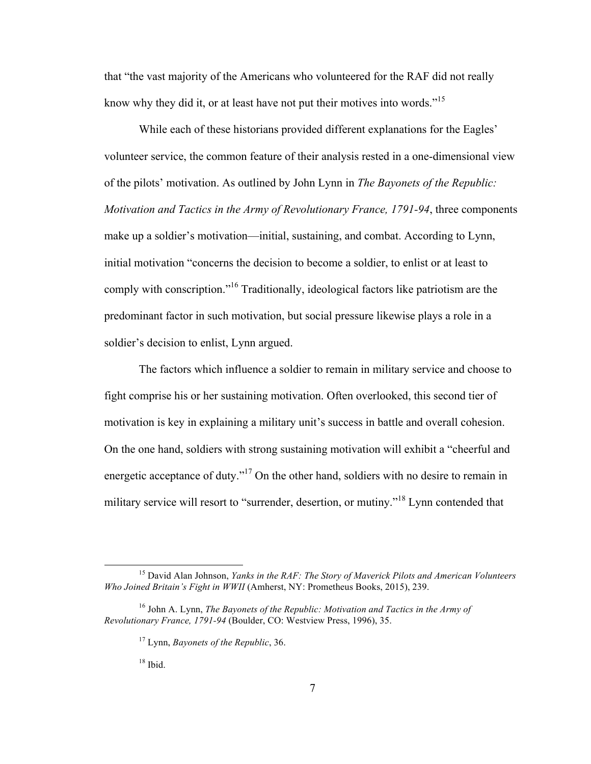that "the vast majority of the Americans who volunteered for the RAF did not really know why they did it, or at least have not put their motives into words."[15]

While each of these historians provided different explanations for the Eagles' volunteer service, the common feature of their analysis rested in a one-dimensional view of the pilots' motivation. As outlined by John Lynn in *The Bayonets of the Republic: Motivation and Tactics in the Army of Revolutionary France, 1791-94*, three components make up a soldier's motivation—initial, sustaining, and combat. According to Lynn, initial motivation "concerns the decision to become a soldier, to enlist or at least to comply with conscription."[16] Traditionally, ideological factors like patriotism are the predominant factor in such motivation, but social pressure likewise plays a role in a soldier's decision to enlist, Lynn argued.

The factors which influence a soldier to remain in military service and choose to fight comprise his or her sustaining motivation. Often overlooked, this second tier of motivation is key in explaining a military unit's success in battle and overall cohesion. On the one hand, soldiers with strong sustaining motivation will exhibit a "cheerful and energetic acceptance of duty."[17] On the other hand, soldiers with no desire to remain in military service will resort to "surrender, desertion, or mutiny."[18] Lynn contended that

---

[15] David Alan Johnson, *Yanks in the RAF: The Story of Maverick Pilots and American Volunteers Who Joined Britain's Fight in WWII* (Amherst, NY: Prometheus Books, 2015), 239.

[16] John A. Lynn, *The Bayonets of the Republic: Motivation and Tactics in the Army of Revolutionary France, 1791-94* (Boulder, CO: Westview Press, 1996), 35.

[17] Lynn, *Bayonets of the Republic*, 36.

[18] Ibid.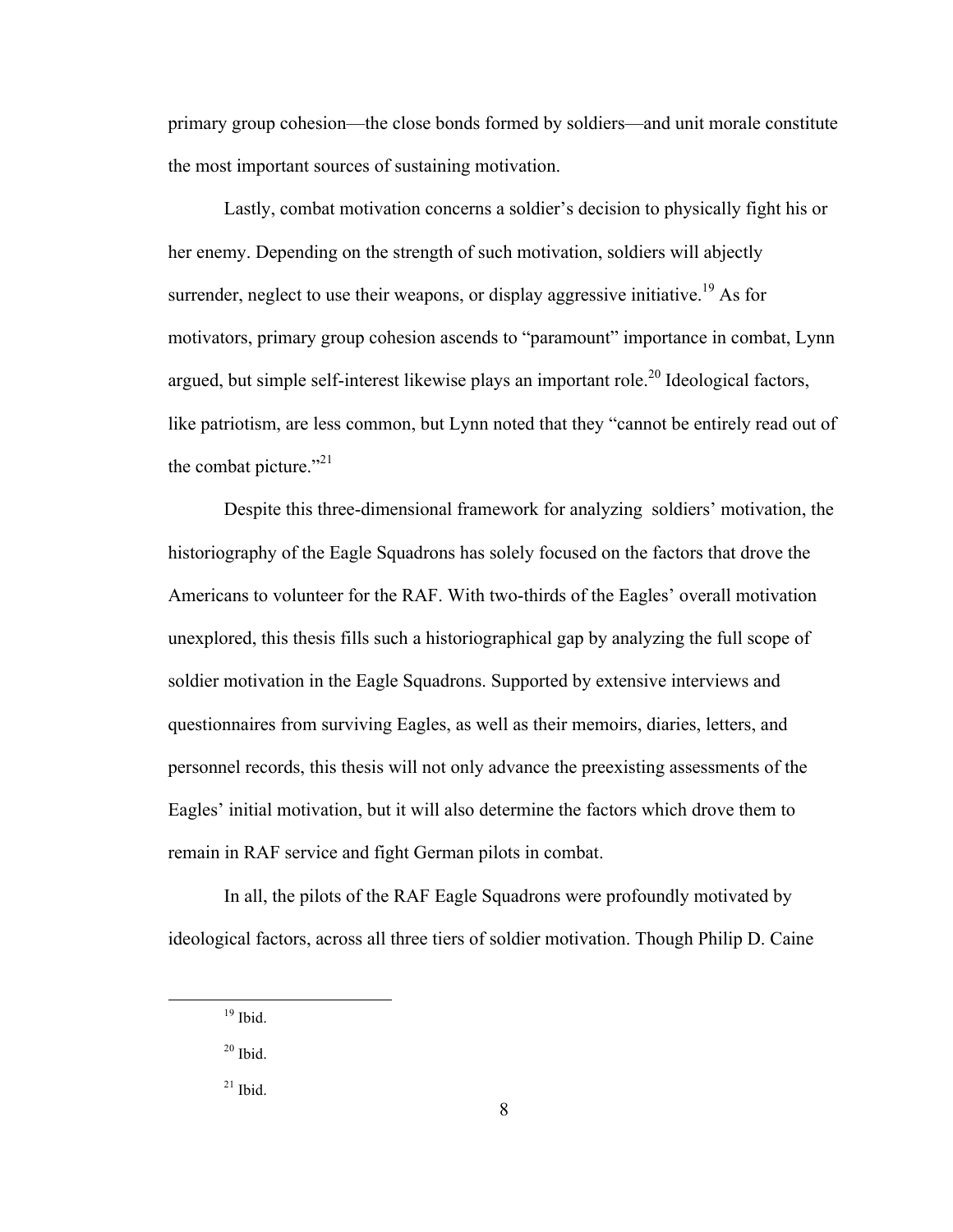primary group cohesion—the close bonds formed by soldiers—and unit morale constitute the most important sources of sustaining motivation.

Lastly, combat motivation concerns a soldier's decision to physically fight his or her enemy. Depending on the strength of such motivation, soldiers will abjectly surrender, neglect to use their weapons, or display aggressive initiative.[19] As for motivators, primary group cohesion ascends to "paramount" importance in combat, Lynn argued, but simple self-interest likewise plays an important role.[20] Ideological factors, like patriotism, are less common, but Lynn noted that they "cannot be entirely read out of the combat picture."[21]

Despite this three-dimensional framework for analyzing soldiers' motivation, the historiography of the Eagle Squadrons has solely focused on the factors that drove the Americans to volunteer for the RAF. With two-thirds of the Eagles' overall motivation unexplored, this thesis fills such a historiographical gap by analyzing the full scope of soldier motivation in the Eagle Squadrons. Supported by extensive interviews and questionnaires from surviving Eagles, as well as their memoirs, diaries, letters, and personnel records, this thesis will not only advance the preexisting assessments of the Eagles' initial motivation, but it will also determine the factors which drove them to remain in RAF service and fight German pilots in combat.

In all, the pilots of the RAF Eagle Squadrons were profoundly motivated by ideological factors, across all three tiers of soldier motivation. Though Philip D. Caine

---

[19] Ibid.

[20] Ibid.

[21] Ibid.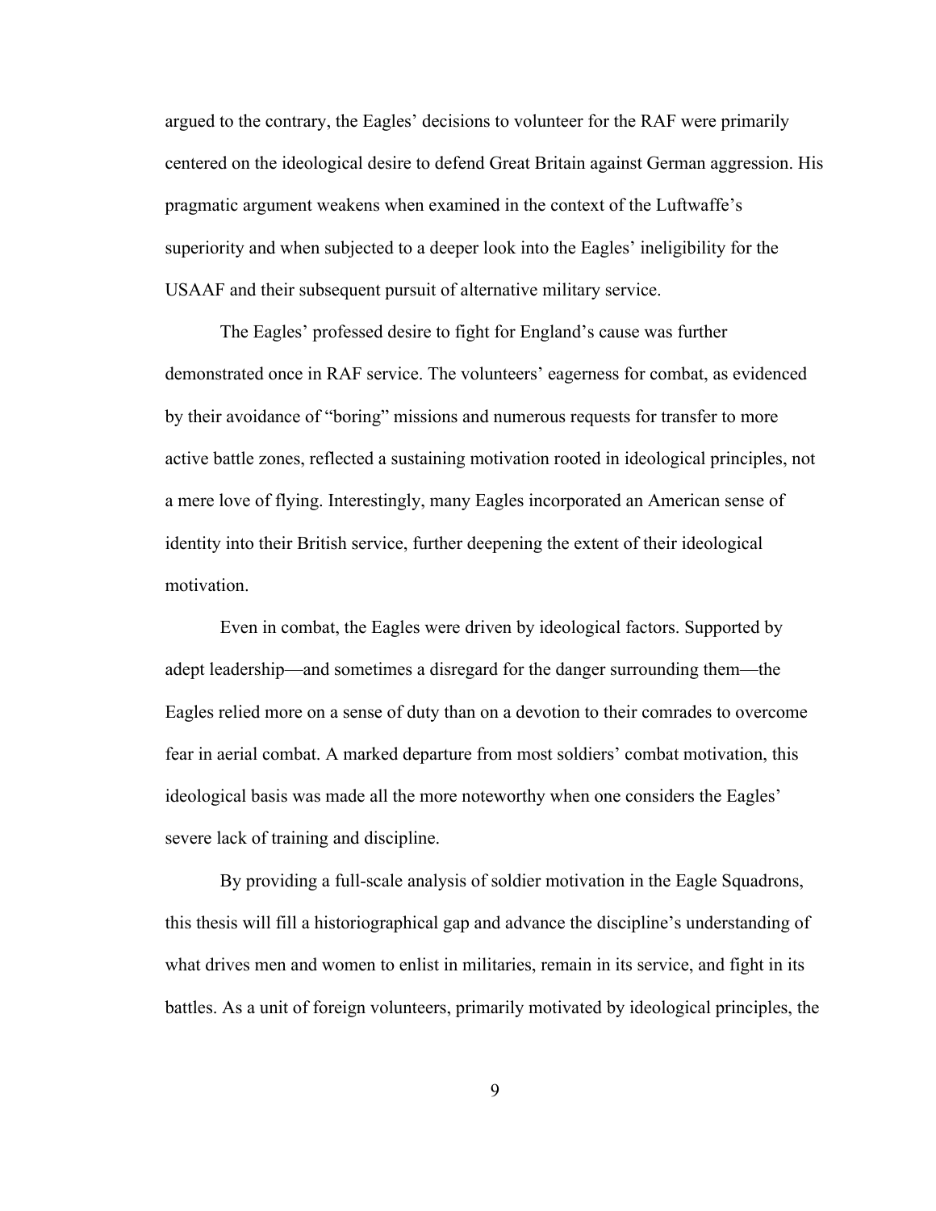argued to the contrary, the Eagles' decisions to volunteer for the RAF were primarily centered on the ideological desire to defend Great Britain against German aggression. His pragmatic argument weakens when examined in the context of the Luftwaffe's superiority and when subjected to a deeper look into the Eagles' ineligibility for the USAAF and their subsequent pursuit of alternative military service.

The Eagles' professed desire to fight for England's cause was further demonstrated once in RAF service. The volunteers' eagerness for combat, as evidenced by their avoidance of "boring" missions and numerous requests for transfer to more active battle zones, reflected a sustaining motivation rooted in ideological principles, not a mere love of flying. Interestingly, many Eagles incorporated an American sense of identity into their British service, further deepening the extent of their ideological motivation.

Even in combat, the Eagles were driven by ideological factors. Supported by adept leadership—and sometimes a disregard for the danger surrounding them—the Eagles relied more on a sense of duty than on a devotion to their comrades to overcome fear in aerial combat. A marked departure from most soldiers' combat motivation, this ideological basis was made all the more noteworthy when one considers the Eagles' severe lack of training and discipline.

By providing a full-scale analysis of soldier motivation in the Eagle Squadrons, this thesis will fill a historiographical gap and advance the discipline's understanding of what drives men and women to enlist in militaries, remain in its service, and fight in its battles. As a unit of foreign volunteers, primarily motivated by ideological principles, the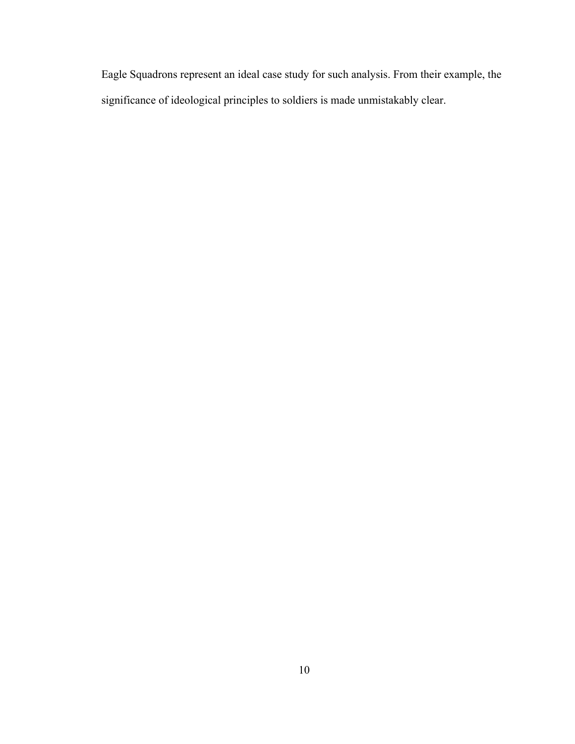Eagle Squadrons represent an ideal case study for such analysis. From their example, the significance of ideological principles to soldiers is made unmistakably clear.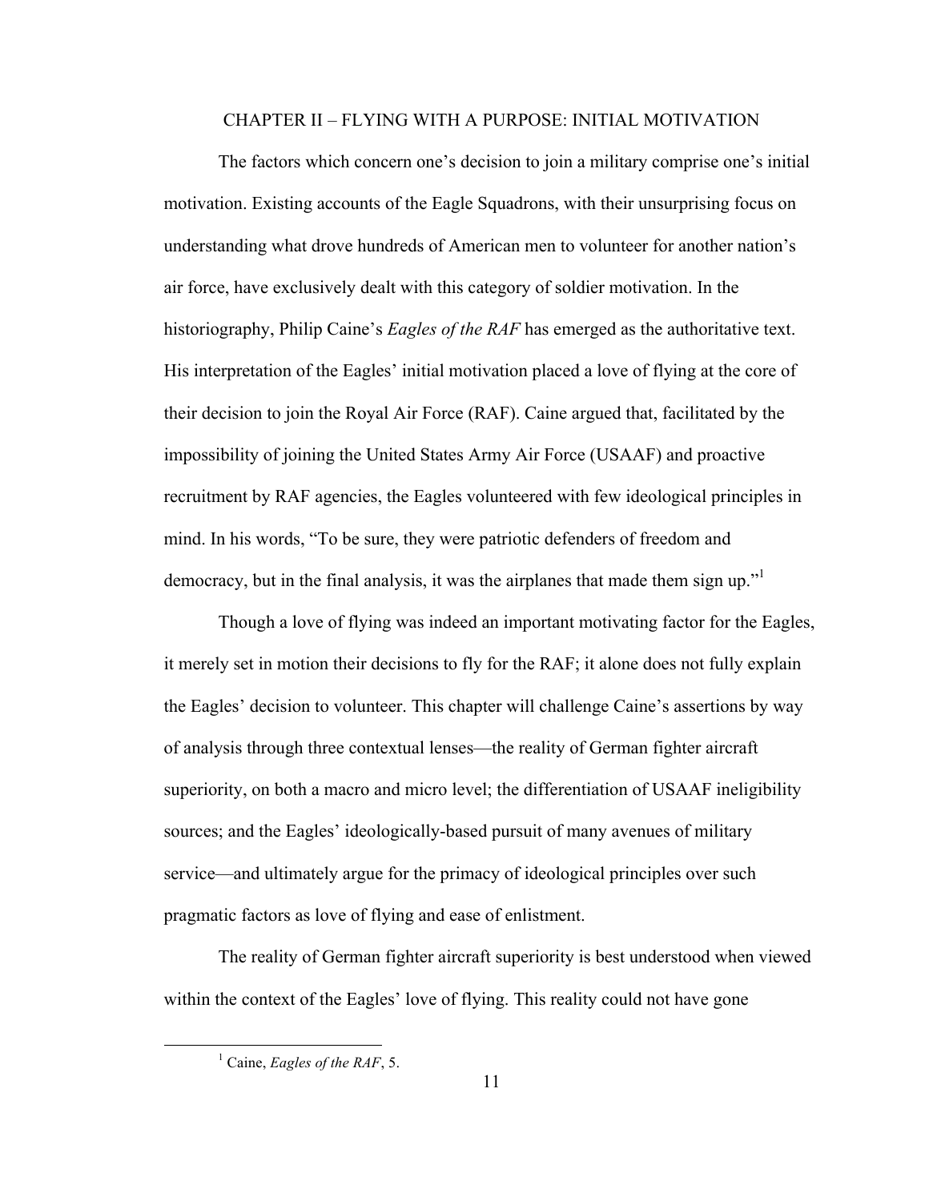## CHAPTER II – FLYING WITH A PURPOSE: INITIAL MOTIVATION

The factors which concern one's decision to join a military comprise one's initial motivation. Existing accounts of the Eagle Squadrons, with their unsurprising focus on understanding what drove hundreds of American men to volunteer for another nation's air force, have exclusively dealt with this category of soldier motivation. In the historiography, Philip Caine's *Eagles of the RAF* has emerged as the authoritative text. His interpretation of the Eagles' initial motivation placed a love of flying at the core of their decision to join the Royal Air Force (RAF). Caine argued that, facilitated by the impossibility of joining the United States Army Air Force (USAAF) and proactive recruitment by RAF agencies, the Eagles volunteered with few ideological principles in mind. In his words, "To be sure, they were patriotic defenders of freedom and democracy, but in the final analysis, it was the airplanes that made them sign up."[1]

Though a love of flying was indeed an important motivating factor for the Eagles, it merely set in motion their decisions to fly for the RAF; it alone does not fully explain the Eagles' decision to volunteer. This chapter will challenge Caine's assertions by way of analysis through three contextual lenses—the reality of German fighter aircraft superiority, on both a macro and micro level; the differentiation of USAAF ineligibility sources; and the Eagles' ideologically-based pursuit of many avenues of military service—and ultimately argue for the primacy of ideological principles over such pragmatic factors as love of flying and ease of enlistment.

The reality of German fighter aircraft superiority is best understood when viewed within the context of the Eagles' love of flying. This reality could not have gone

[1] Caine, *Eagles of the RAF*, 5.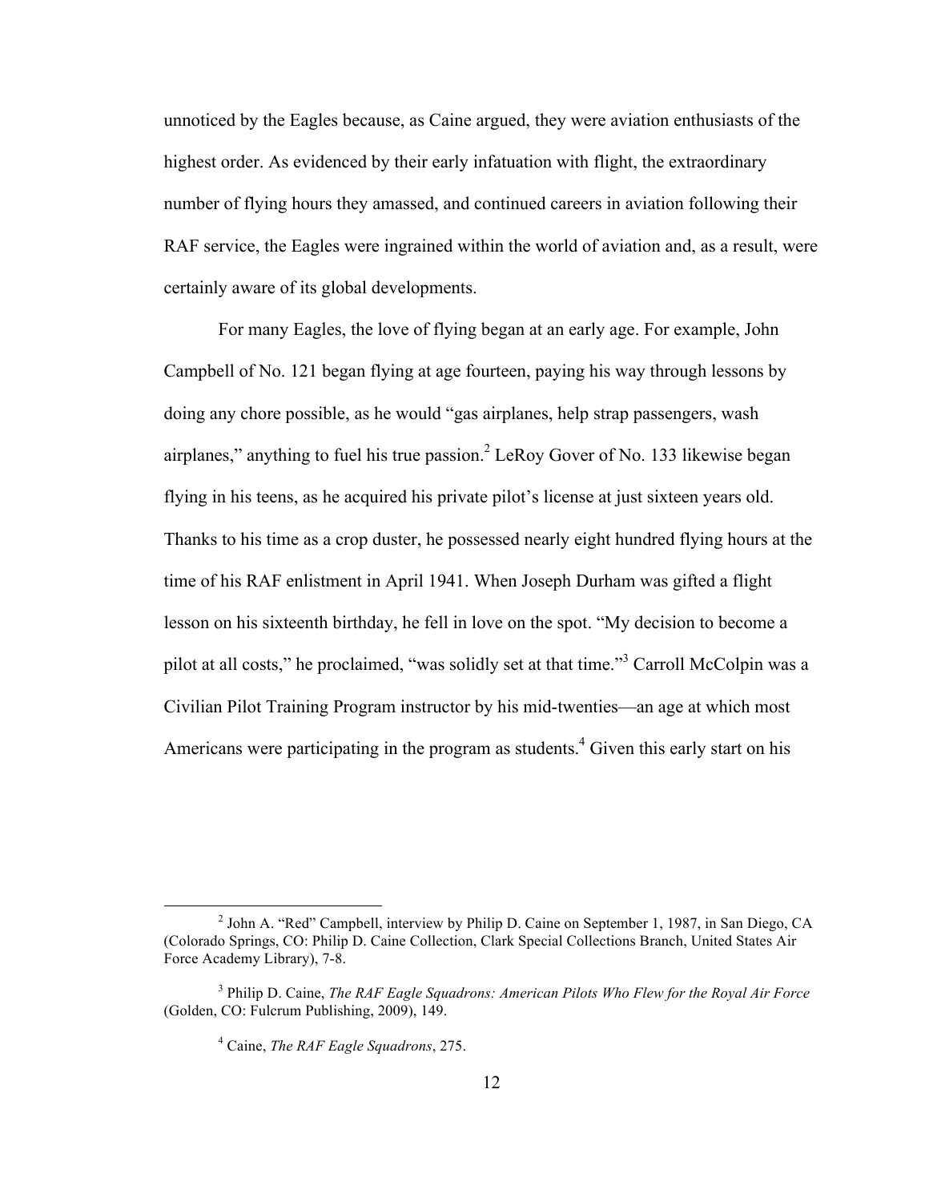unnoticed by the Eagles because, as Caine argued, they were aviation enthusiasts of the highest order. As evidenced by their early infatuation with flight, the extraordinary number of flying hours they amassed, and continued careers in aviation following their RAF service, the Eagles were ingrained within the world of aviation and, as a result, were certainly aware of its global developments.

For many Eagles, the love of flying began at an early age. For example, John Campbell of No. 121 began flying at age fourteen, paying his way through lessons by doing any chore possible, as he would "gas airplanes, help strap passengers, wash airplanes," anything to fuel his true passion.[2] LeRoy Gover of No. 133 likewise began flying in his teens, as he acquired his private pilot's license at just sixteen years old. Thanks to his time as a crop duster, he possessed nearly eight hundred flying hours at the time of his RAF enlistment in April 1941. When Joseph Durham was gifted a flight lesson on his sixteenth birthday, he fell in love on the spot. "My decision to become a pilot at all costs," he proclaimed, "was solidly set at that time."[3] Carroll McColpin was a Civilian Pilot Training Program instructor by his mid-twenties—an age at which most Americans were participating in the program as students.[4] Given this early start on his

---

[2] John A. "Red" Campbell, interview by Philip D. Caine on September 1, 1987, in San Diego, CA (Colorado Springs, CO: Philip D. Caine Collection, Clark Special Collections Branch, United States Air Force Academy Library), 7-8.

[3] Philip D. Caine, *The RAF Eagle Squadrons: American Pilots Who Flew for the Royal Air Force* (Golden, CO: Fulcrum Publishing, 2009), 149.

[4] Caine, *The RAF Eagle Squadrons*, 275.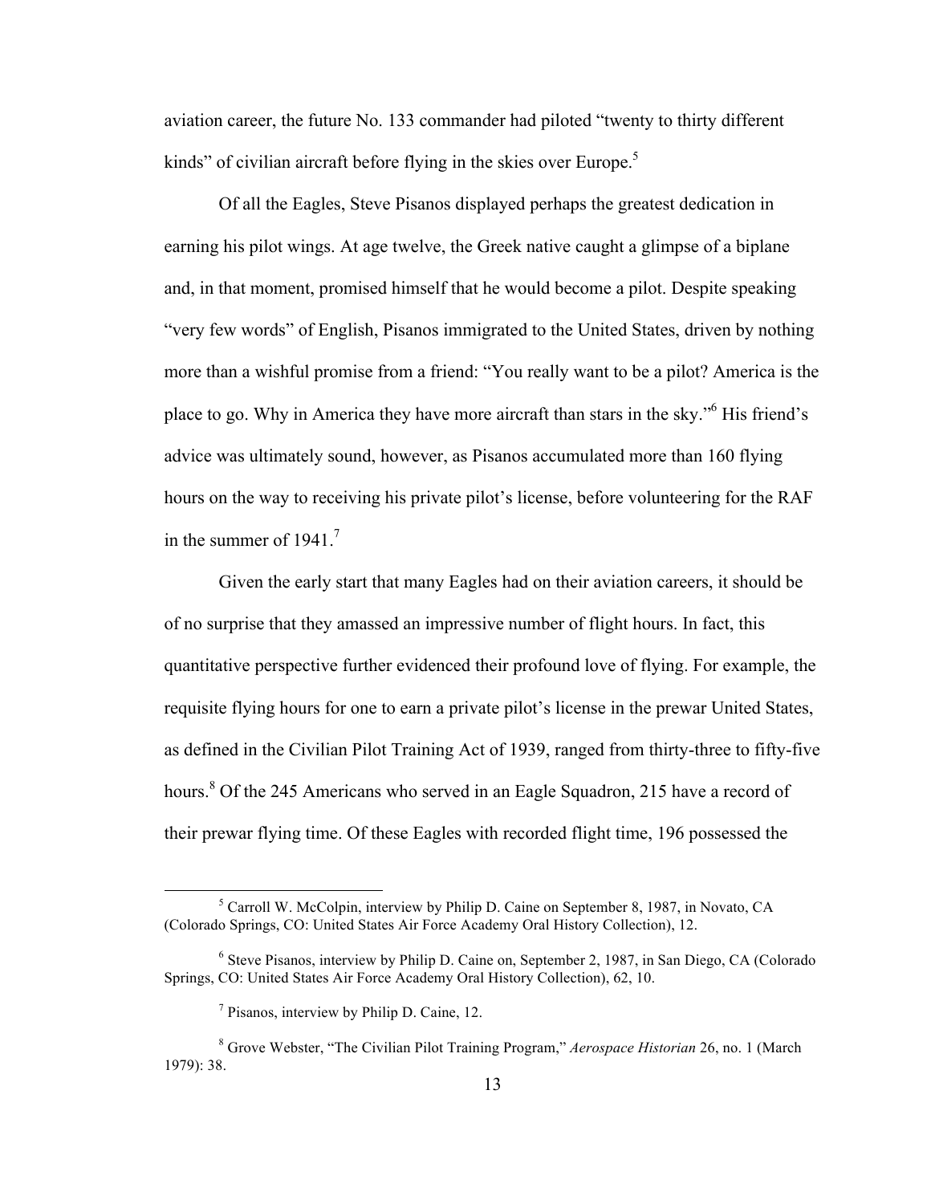aviation career, the future No. 133 commander had piloted "twenty to thirty different kinds" of civilian aircraft before flying in the skies over Europe.[5]

Of all the Eagles, Steve Pisanos displayed perhaps the greatest dedication in earning his pilot wings. At age twelve, the Greek native caught a glimpse of a biplane and, in that moment, promised himself that he would become a pilot. Despite speaking "very few words" of English, Pisanos immigrated to the United States, driven by nothing more than a wishful promise from a friend: "You really want to be a pilot? America is the place to go. Why in America they have more aircraft than stars in the sky."[6] His friend's advice was ultimately sound, however, as Pisanos accumulated more than 160 flying hours on the way to receiving his private pilot's license, before volunteering for the RAF in the summer of 1941.[7]

Given the early start that many Eagles had on their aviation careers, it should be of no surprise that they amassed an impressive number of flight hours. In fact, this quantitative perspective further evidenced their profound love of flying. For example, the requisite flying hours for one to earn a private pilot's license in the prewar United States, as defined in the Civilian Pilot Training Act of 1939, ranged from thirty-three to fifty-five hours.[8] Of the 245 Americans who served in an Eagle Squadron, 215 have a record of their prewar flying time. Of these Eagles with recorded flight time, 196 possessed the

---

[5] Carroll W. McColpin, interview by Philip D. Caine on September 8, 1987, in Novato, CA (Colorado Springs, CO: United States Air Force Academy Oral History Collection), 12.

[6] Steve Pisanos, interview by Philip D. Caine on, September 2, 1987, in San Diego, CA (Colorado Springs, CO: United States Air Force Academy Oral History Collection), 62, 10.

[7] Pisanos, interview by Philip D. Caine, 12.

[8] Grove Webster, "The Civilian Pilot Training Program," *Aerospace Historian* 26, no. 1 (March 1979): 38.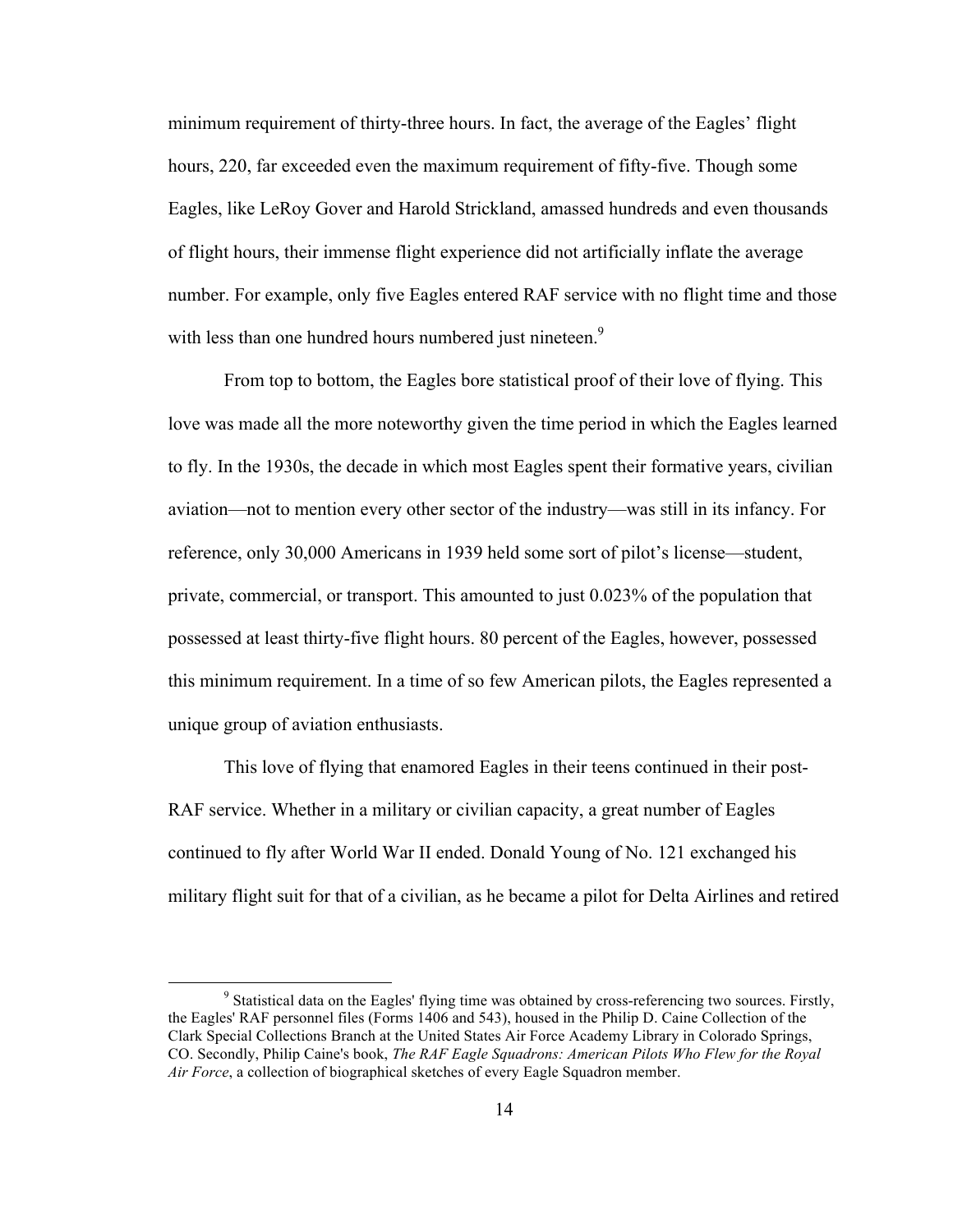minimum requirement of thirty-three hours. In fact, the average of the Eagles' flight hours, 220, far exceeded even the maximum requirement of fifty-five. Though some Eagles, like LeRoy Gover and Harold Strickland, amassed hundreds and even thousands of flight hours, their immense flight experience did not artificially inflate the average number. For example, only five Eagles entered RAF service with no flight time and those with less than one hundred hours numbered just nineteen.[9]

From top to bottom, the Eagles bore statistical proof of their love of flying. This love was made all the more noteworthy given the time period in which the Eagles learned to fly. In the 1930s, the decade in which most Eagles spent their formative years, civilian aviation—not to mention every other sector of the industry—was still in its infancy. For reference, only 30,000 Americans in 1939 held some sort of pilot's license—student, private, commercial, or transport. This amounted to just 0.023% of the population that possessed at least thirty-five flight hours. 80 percent of the Eagles, however, possessed this minimum requirement. In a time of so few American pilots, the Eagles represented a unique group of aviation enthusiasts.

This love of flying that enamored Eagles in their teens continued in their post-RAF service. Whether in a military or civilian capacity, a great number of Eagles continued to fly after World War II ended. Donald Young of No. 121 exchanged his military flight suit for that of a civilian, as he became a pilot for Delta Airlines and retired

---

[9] Statistical data on the Eagles' flying time was obtained by cross-referencing two sources. Firstly, the Eagles' RAF personnel files (Forms 1406 and 543), housed in the Philip D. Caine Collection of the Clark Special Collections Branch at the United States Air Force Academy Library in Colorado Springs, CO. Secondly, Philip Caine's book, *The RAF Eagle Squadrons: American Pilots Who Flew for the Royal Air Force*, a collection of biographical sketches of every Eagle Squadron member.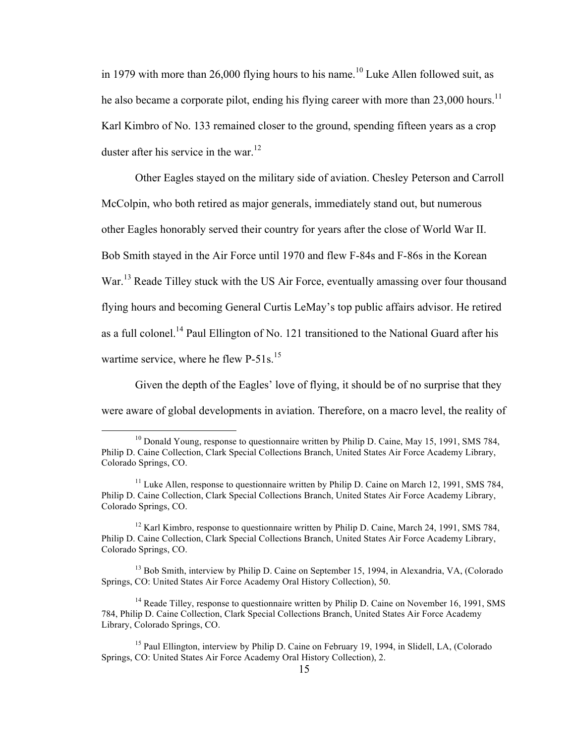in 1979 with more than 26,000 flying hours to his name.[10] Luke Allen followed suit, as he also became a corporate pilot, ending his flying career with more than 23,000 hours.[11] Karl Kimbro of No. 133 remained closer to the ground, spending fifteen years as a crop duster after his service in the war.[12]

Other Eagles stayed on the military side of aviation. Chesley Peterson and Carroll McColpin, who both retired as major generals, immediately stand out, but numerous other Eagles honorably served their country for years after the close of World War II. Bob Smith stayed in the Air Force until 1970 and flew F-84s and F-86s in the Korean War.[13] Reade Tilley stuck with the US Air Force, eventually amassing over four thousand flying hours and becoming General Curtis LeMay's top public affairs advisor. He retired as a full colonel.[14] Paul Ellington of No. 121 transitioned to the National Guard after his wartime service, where he flew P-51s.[15]

Given the depth of the Eagles' love of flying, it should be of no surprise that they were aware of global developments in aviation. Therefore, on a macro level, the reality of

---

[10] Donald Young, response to questionnaire written by Philip D. Caine, May 15, 1991, SMS 784, Philip D. Caine Collection, Clark Special Collections Branch, United States Air Force Academy Library, Colorado Springs, CO.

[11] Luke Allen, response to questionnaire written by Philip D. Caine on March 12, 1991, SMS 784, Philip D. Caine Collection, Clark Special Collections Branch, United States Air Force Academy Library, Colorado Springs, CO.

[12] Karl Kimbro, response to questionnaire written by Philip D. Caine, March 24, 1991, SMS 784, Philip D. Caine Collection, Clark Special Collections Branch, United States Air Force Academy Library, Colorado Springs, CO.

[13] Bob Smith, interview by Philip D. Caine on September 15, 1994, in Alexandria, VA, (Colorado Springs, CO: United States Air Force Academy Oral History Collection), 50.

[14] Reade Tilley, response to questionnaire written by Philip D. Caine on November 16, 1991, SMS 784, Philip D. Caine Collection, Clark Special Collections Branch, United States Air Force Academy Library, Colorado Springs, CO.

[15] Paul Ellington, interview by Philip D. Caine on February 19, 1994, in Slidell, LA, (Colorado Springs, CO: United States Air Force Academy Oral History Collection), 2.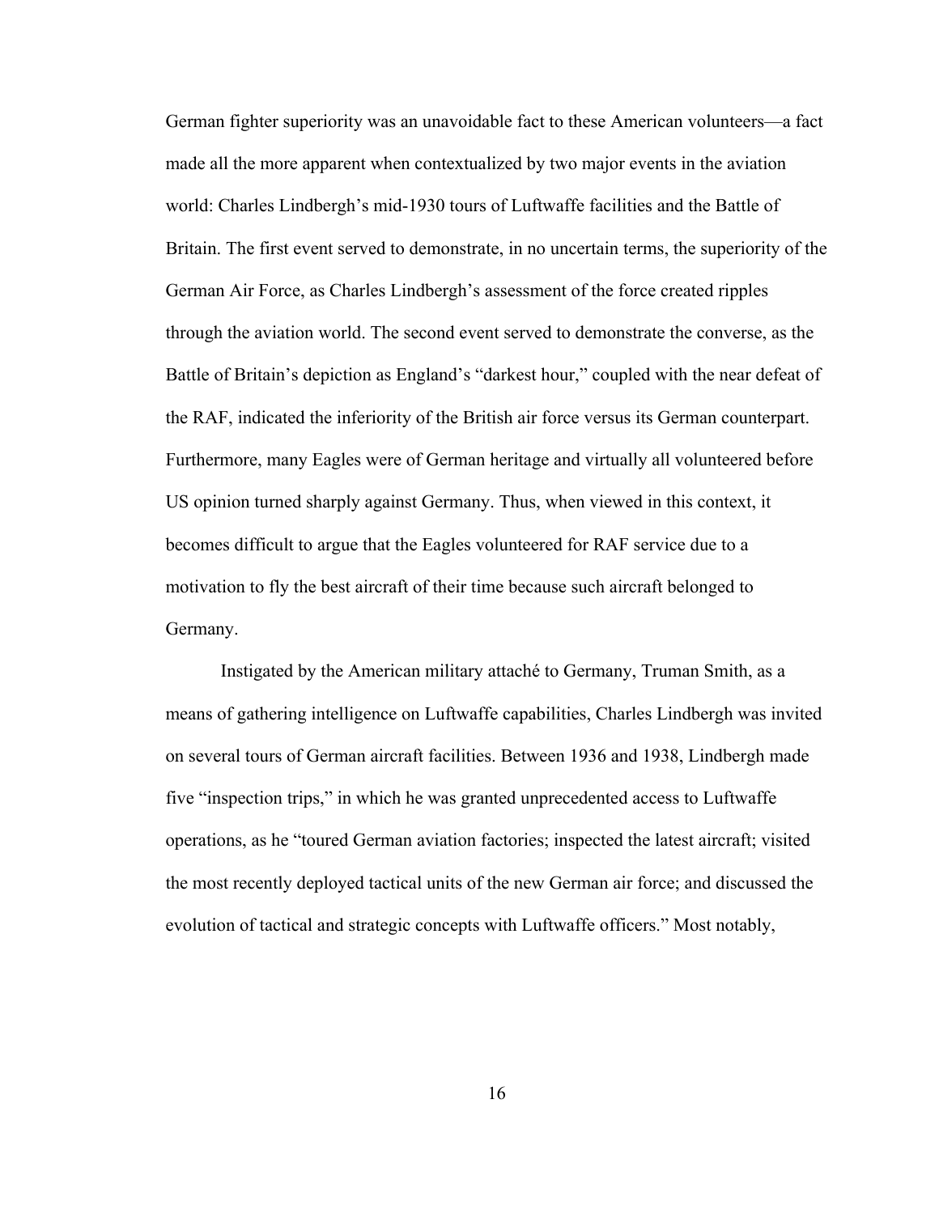German fighter superiority was an unavoidable fact to these American volunteers—a fact made all the more apparent when contextualized by two major events in the aviation world: Charles Lindbergh's mid-1930 tours of Luftwaffe facilities and the Battle of Britain. The first event served to demonstrate, in no uncertain terms, the superiority of the German Air Force, as Charles Lindbergh's assessment of the force created ripples through the aviation world. The second event served to demonstrate the converse, as the Battle of Britain's depiction as England's "darkest hour," coupled with the near defeat of the RAF, indicated the inferiority of the British air force versus its German counterpart. Furthermore, many Eagles were of German heritage and virtually all volunteered before US opinion turned sharply against Germany. Thus, when viewed in this context, it becomes difficult to argue that the Eagles volunteered for RAF service due to a motivation to fly the best aircraft of their time because such aircraft belonged to Germany.

Instigated by the American military attaché to Germany, Truman Smith, as a means of gathering intelligence on Luftwaffe capabilities, Charles Lindbergh was invited on several tours of German aircraft facilities. Between 1936 and 1938, Lindbergh made five "inspection trips," in which he was granted unprecedented access to Luftwaffe operations, as he "toured German aviation factories; inspected the latest aircraft; visited the most recently deployed tactical units of the new German air force; and discussed the evolution of tactical and strategic concepts with Luftwaffe officers." Most notably,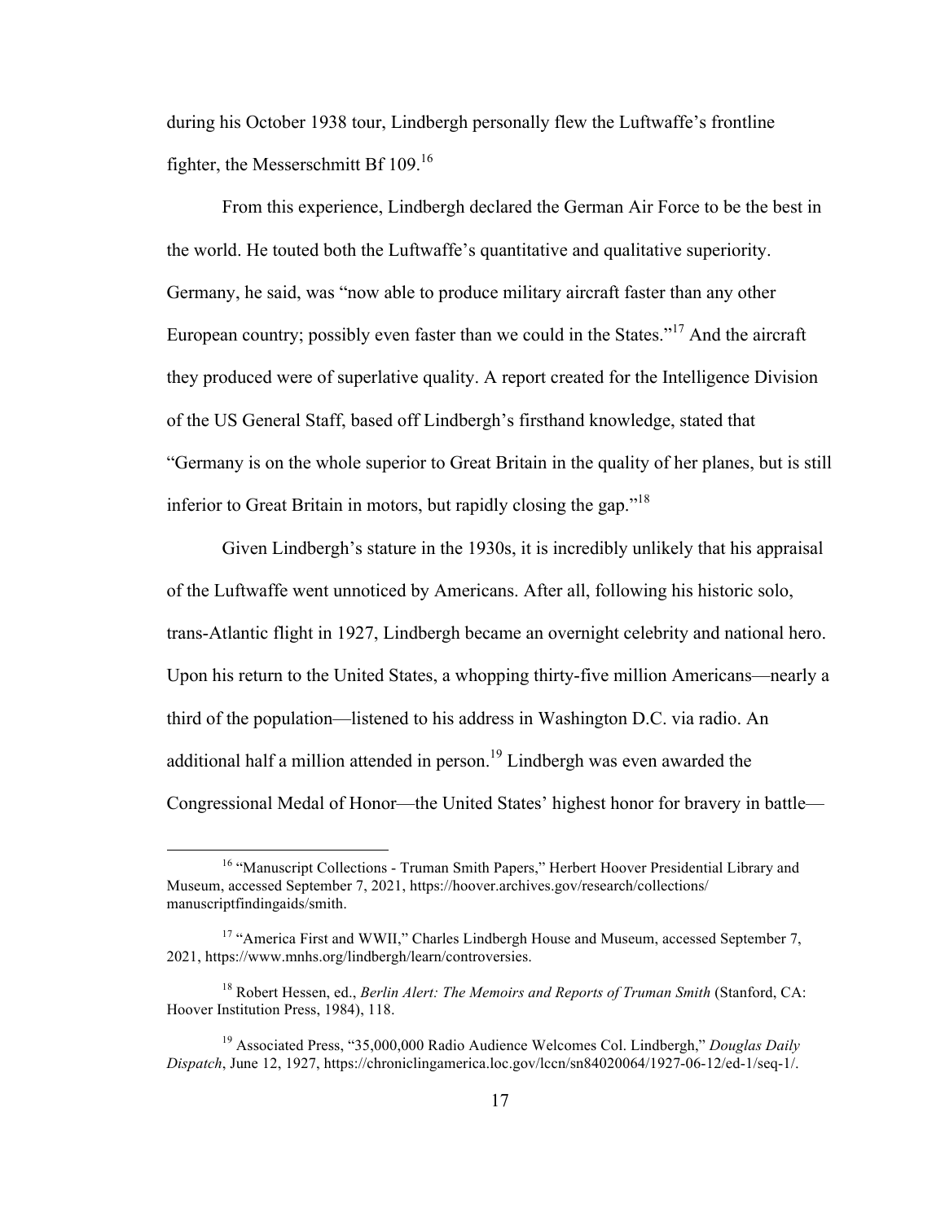during his October 1938 tour, Lindbergh personally flew the Luftwaffe's frontline fighter, the Messerschmitt Bf 109.[16]

From this experience, Lindbergh declared the German Air Force to be the best in the world. He touted both the Luftwaffe's quantitative and qualitative superiority. Germany, he said, was "now able to produce military aircraft faster than any other European country; possibly even faster than we could in the States."[17] And the aircraft they produced were of superlative quality. A report created for the Intelligence Division of the US General Staff, based off Lindbergh's firsthand knowledge, stated that "Germany is on the whole superior to Great Britain in the quality of her planes, but is still inferior to Great Britain in motors, but rapidly closing the gap."[18]

Given Lindbergh's stature in the 1930s, it is incredibly unlikely that his appraisal of the Luftwaffe went unnoticed by Americans. After all, following his historic solo, trans-Atlantic flight in 1927, Lindbergh became an overnight celebrity and national hero. Upon his return to the United States, a whopping thirty-five million Americans—nearly a third of the population—listened to his address in Washington D.C. via radio. An additional half a million attended in person.[19] Lindbergh was even awarded the Congressional Medal of Honor—the United States' highest honor for bravery in battle—

---

[16] "Manuscript Collections - Truman Smith Papers," Herbert Hoover Presidential Library and Museum, accessed September 7, 2021, https://hoover.archives.gov/research/collections/manuscriptfindingaids/smith.

[17] "America First and WWII," Charles Lindbergh House and Museum, accessed September 7, 2021, https://www.mnhs.org/lindbergh/learn/controversies.

[18] Robert Hessen, ed., *Berlin Alert: The Memoirs and Reports of Truman Smith* (Stanford, CA: Hoover Institution Press, 1984), 118.

[19] Associated Press, "35,000,000 Radio Audience Welcomes Col. Lindbergh," *Douglas Daily Dispatch*, June 12, 1927, https://chroniclingamerica.loc.gov/lccn/sn84020064/1927-06-12/ed-1/seq-1/.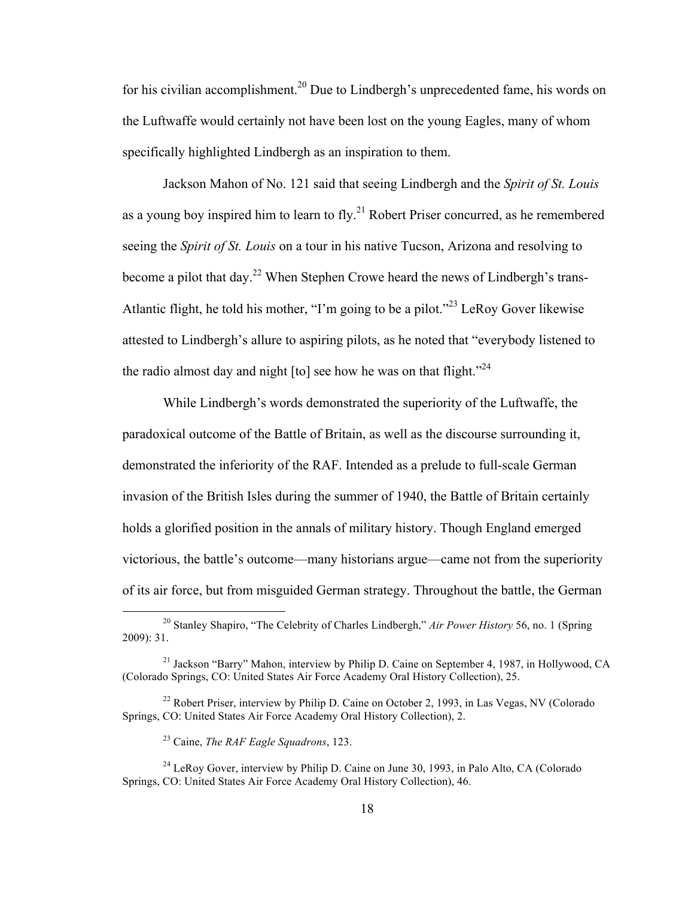for his civilian accomplishment.[20] Due to Lindbergh's unprecedented fame, his words on the Luftwaffe would certainly not have been lost on the young Eagles, many of whom specifically highlighted Lindbergh as an inspiration to them.

Jackson Mahon of No. 121 said that seeing Lindbergh and the *Spirit of St. Louis* as a young boy inspired him to learn to fly.[21] Robert Priser concurred, as he remembered seeing the *Spirit of St. Louis* on a tour in his native Tucson, Arizona and resolving to become a pilot that day.[22] When Stephen Crowe heard the news of Lindbergh's trans-Atlantic flight, he told his mother, "I'm going to be a pilot."[23] LeRoy Gover likewise attested to Lindbergh's allure to aspiring pilots, as he noted that "everybody listened to the radio almost day and night [to] see how he was on that flight."[24]

While Lindbergh's words demonstrated the superiority of the Luftwaffe, the paradoxical outcome of the Battle of Britain, as well as the discourse surrounding it, demonstrated the inferiority of the RAF. Intended as a prelude to full-scale German invasion of the British Isles during the summer of 1940, the Battle of Britain certainly holds a glorified position in the annals of military history. Though England emerged victorious, the battle's outcome—many historians argue—came not from the superiority of its air force, but from misguided German strategy. Throughout the battle, the German

---

[20] Stanley Shapiro, "The Celebrity of Charles Lindbergh," *Air Power History* 56, no. 1 (Spring 2009): 31.

[21] Jackson "Barry" Mahon, interview by Philip D. Caine on September 4, 1987, in Hollywood, CA (Colorado Springs, CO: United States Air Force Academy Oral History Collection), 25.

[22] Robert Priser, interview by Philip D. Caine on October 2, 1993, in Las Vegas, NV (Colorado Springs, CO: United States Air Force Academy Oral History Collection), 2.

[23] Caine, *The RAF Eagle Squadrons*, 123.

[24] LeRoy Gover, interview by Philip D. Caine on June 30, 1993, in Palo Alto, CA (Colorado Springs, CO: United States Air Force Academy Oral History Collection), 46.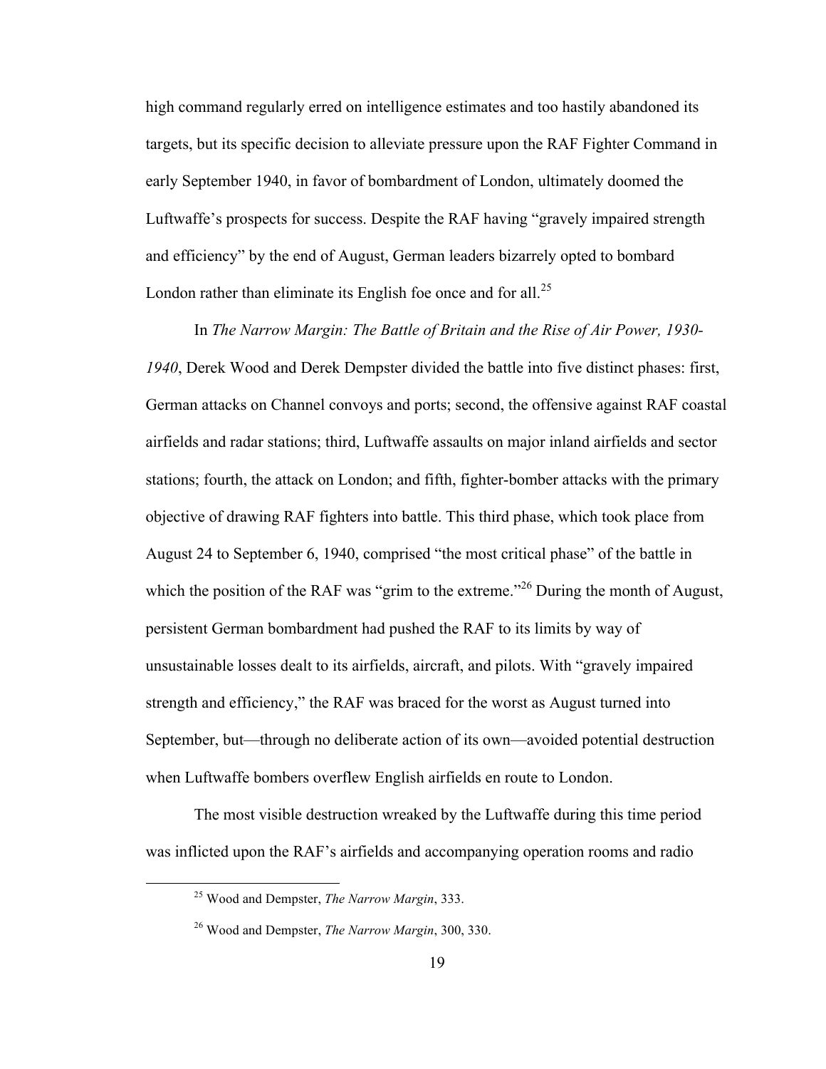high command regularly erred on intelligence estimates and too hastily abandoned its targets, but its specific decision to alleviate pressure upon the RAF Fighter Command in early September 1940, in favor of bombardment of London, ultimately doomed the Luftwaffe's prospects for success. Despite the RAF having "gravely impaired strength and efficiency" by the end of August, German leaders bizarrely opted to bombard London rather than eliminate its English foe once and for all.[25]

In *The Narrow Margin: The Battle of Britain and the Rise of Air Power, 1930-1940*, Derek Wood and Derek Dempster divided the battle into five distinct phases: first, German attacks on Channel convoys and ports; second, the offensive against RAF coastal airfields and radar stations; third, Luftwaffe assaults on major inland airfields and sector stations; fourth, the attack on London; and fifth, fighter-bomber attacks with the primary objective of drawing RAF fighters into battle. This third phase, which took place from August 24 to September 6, 1940, comprised "the most critical phase" of the battle in which the position of the RAF was "grim to the extreme."[26] During the month of August, persistent German bombardment had pushed the RAF to its limits by way of unsustainable losses dealt to its airfields, aircraft, and pilots. With "gravely impaired strength and efficiency," the RAF was braced for the worst as August turned into September, but—through no deliberate action of its own—avoided potential destruction when Luftwaffe bombers overflew English airfields en route to London.

The most visible destruction wreaked by the Luftwaffe during this time period was inflicted upon the RAF's airfields and accompanying operation rooms and radio

[25] Wood and Dempster, *The Narrow Margin*, 333.

[26] Wood and Dempster, *The Narrow Margin*, 300, 330.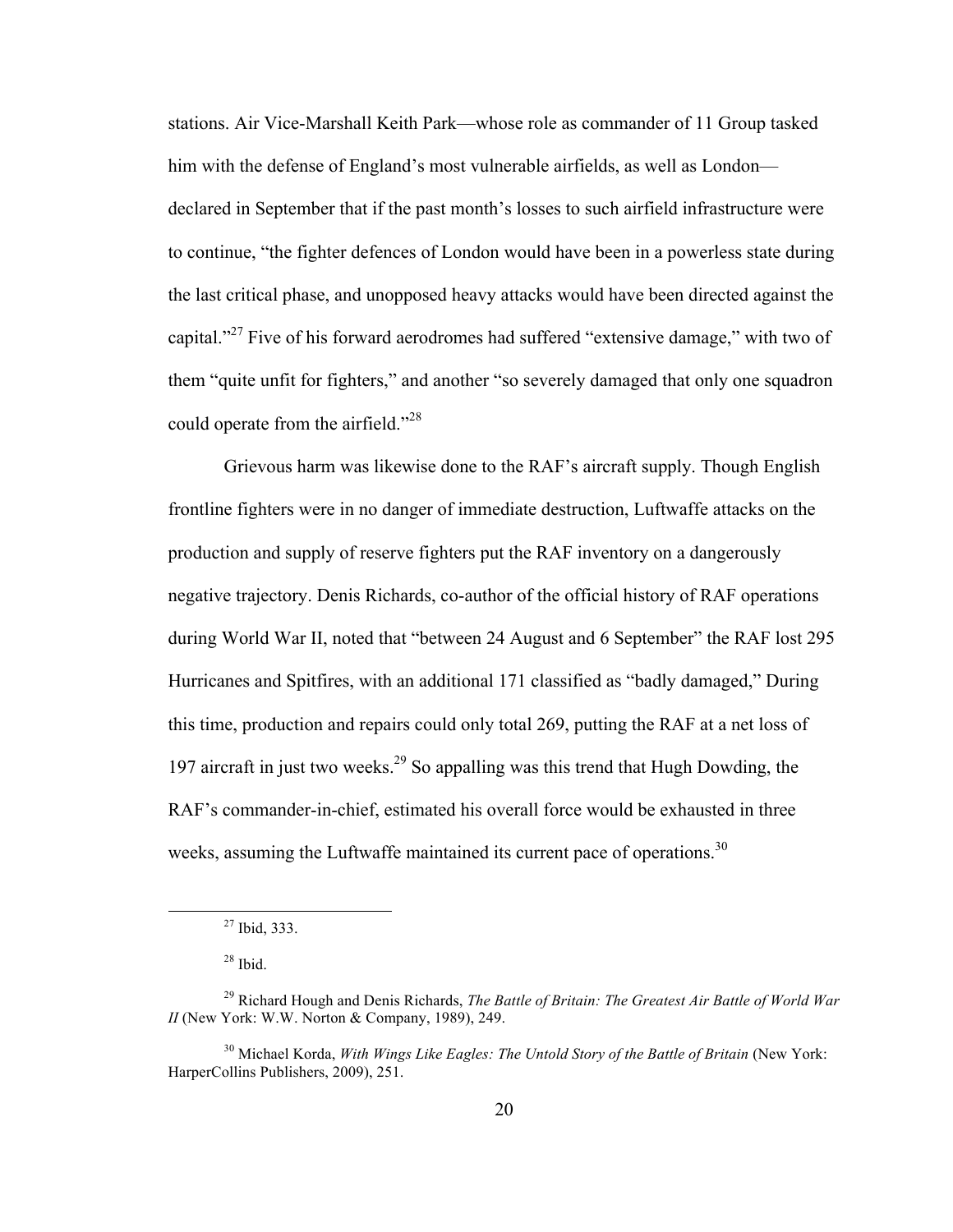stations. Air Vice-Marshall Keith Park—whose role as commander of 11 Group tasked him with the defense of England's most vulnerable airfields, as well as London—declared in September that if the past month's losses to such airfield infrastructure were to continue, "the fighter defences of London would have been in a powerless state during the last critical phase, and unopposed heavy attacks would have been directed against the capital."[27] Five of his forward aerodromes had suffered "extensive damage," with two of them "quite unfit for fighters," and another "so severely damaged that only one squadron could operate from the airfield."[28]

Grievous harm was likewise done to the RAF's aircraft supply. Though English frontline fighters were in no danger of immediate destruction, Luftwaffe attacks on the production and supply of reserve fighters put the RAF inventory on a dangerously negative trajectory. Denis Richards, co-author of the official history of RAF operations during World War II, noted that "between 24 August and 6 September" the RAF lost 295 Hurricanes and Spitfires, with an additional 171 classified as "badly damaged," During this time, production and repairs could only total 269, putting the RAF at a net loss of 197 aircraft in just two weeks.[29] So appalling was this trend that Hugh Dowding, the RAF's commander-in-chief, estimated his overall force would be exhausted in three weeks, assuming the Luftwaffe maintained its current pace of operations.[30]

---

[27] Ibid, 333.

[28] Ibid.

[29] Richard Hough and Denis Richards, *The Battle of Britain: The Greatest Air Battle of World War II* (New York: W.W. Norton & Company, 1989), 249.

[30] Michael Korda, *With Wings Like Eagles: The Untold Story of the Battle of Britain* (New York: HarperCollins Publishers, 2009), 251.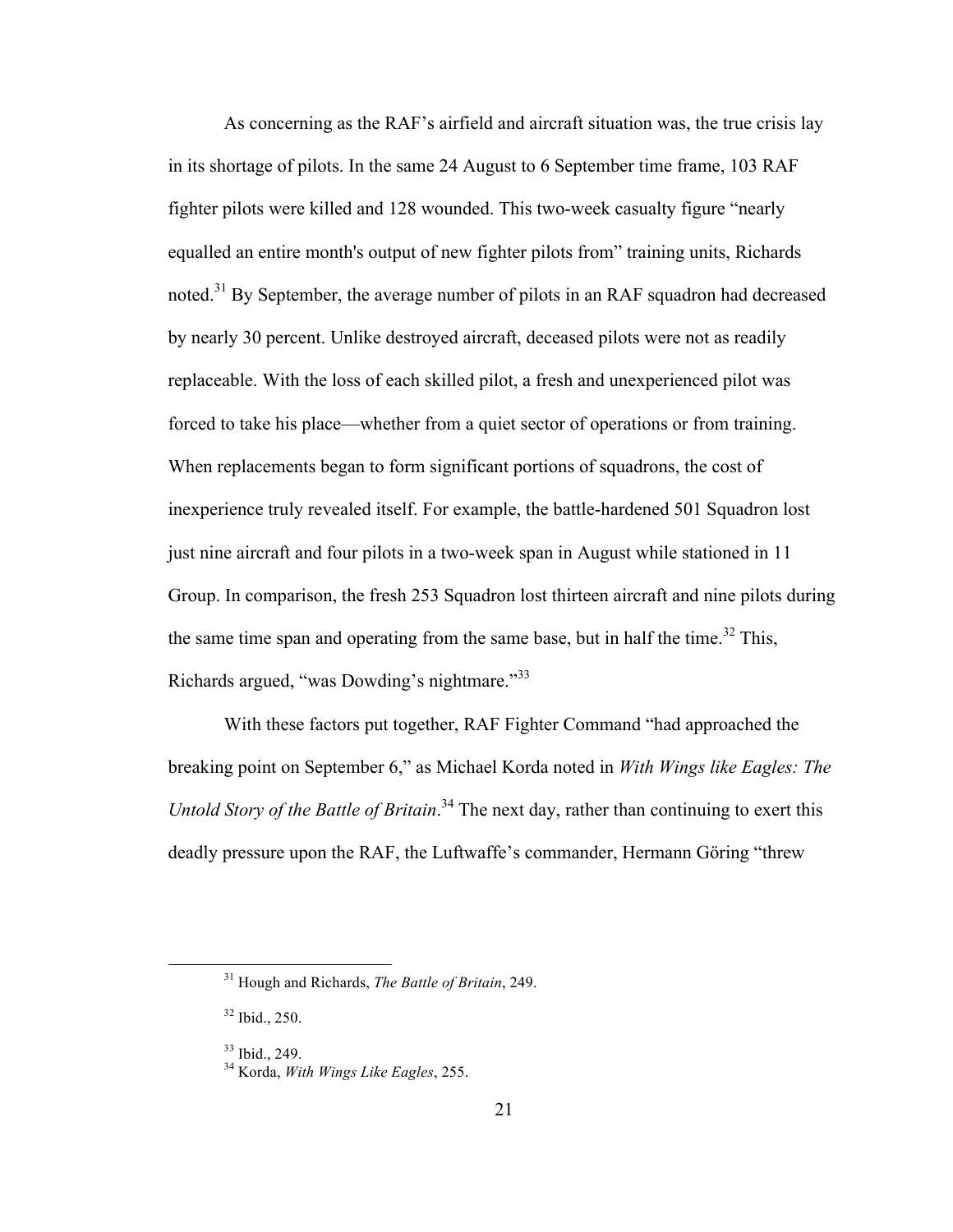As concerning as the RAF's airfield and aircraft situation was, the true crisis lay in its shortage of pilots. In the same 24 August to 6 September time frame, 103 RAF fighter pilots were killed and 128 wounded. This two-week casualty figure "nearly equalled an entire month's output of new fighter pilots from" training units, Richards noted.[31] By September, the average number of pilots in an RAF squadron had decreased by nearly 30 percent. Unlike destroyed aircraft, deceased pilots were not as readily replaceable. With the loss of each skilled pilot, a fresh and unexperienced pilot was forced to take his place—whether from a quiet sector of operations or from training. When replacements began to form significant portions of squadrons, the cost of inexperience truly revealed itself. For example, the battle-hardened 501 Squadron lost just nine aircraft and four pilots in a two-week span in August while stationed in 11 Group. In comparison, the fresh 253 Squadron lost thirteen aircraft and nine pilots during the same time span and operating from the same base, but in half the time.[32] This, Richards argued, "was Dowding's nightmare."[33]

With these factors put together, RAF Fighter Command "had approached the breaking point on September 6," as Michael Korda noted in *With Wings like Eagles: The Untold Story of the Battle of Britain*.[34] The next day, rather than continuing to exert this deadly pressure upon the RAF, the Luftwaffe's commander, Hermann Göring "threw

---

[31] Hough and Richards, *The Battle of Britain*, 249.

[32] Ibid., 250.

[33] Ibid., 249.

[34] Korda, *With Wings Like Eagles*, 255.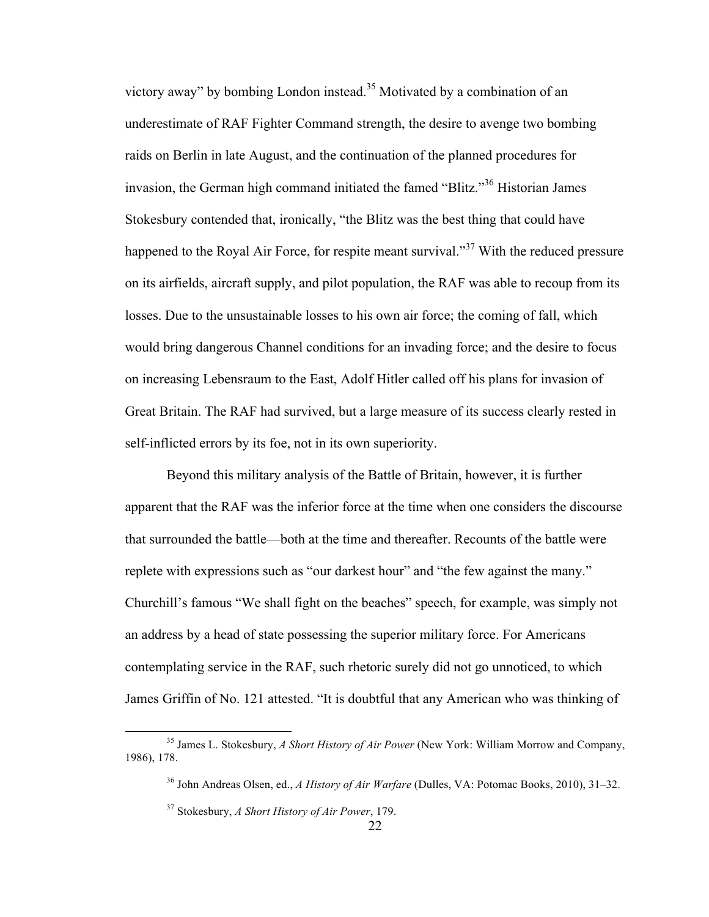victory away" by bombing London instead.[35] Motivated by a combination of an underestimate of RAF Fighter Command strength, the desire to avenge two bombing raids on Berlin in late August, and the continuation of the planned procedures for invasion, the German high command initiated the famed "Blitz."[36] Historian James Stokesbury contended that, ironically, "the Blitz was the best thing that could have happened to the Royal Air Force, for respite meant survival."[37] With the reduced pressure on its airfields, aircraft supply, and pilot population, the RAF was able to recoup from its losses. Due to the unsustainable losses to his own air force; the coming of fall, which would bring dangerous Channel conditions for an invading force; and the desire to focus on increasing Lebensraum to the East, Adolf Hitler called off his plans for invasion of Great Britain. The RAF had survived, but a large measure of its success clearly rested in self-inflicted errors by its foe, not in its own superiority.

Beyond this military analysis of the Battle of Britain, however, it is further apparent that the RAF was the inferior force at the time when one considers the discourse that surrounded the battle—both at the time and thereafter. Recounts of the battle were replete with expressions such as "our darkest hour" and "the few against the many." Churchill's famous "We shall fight on the beaches" speech, for example, was simply not an address by a head of state possessing the superior military force. For Americans contemplating service in the RAF, such rhetoric surely did not go unnoticed, to which James Griffin of No. 121 attested. "It is doubtful that any American who was thinking of

---

[35] James L. Stokesbury, *A Short History of Air Power* (New York: William Morrow and Company, 1986), 178.

[36] John Andreas Olsen, ed., *A History of Air Warfare* (Dulles, VA: Potomac Books, 2010), 31–32.

[37] Stokesbury, *A Short History of Air Power*, 179.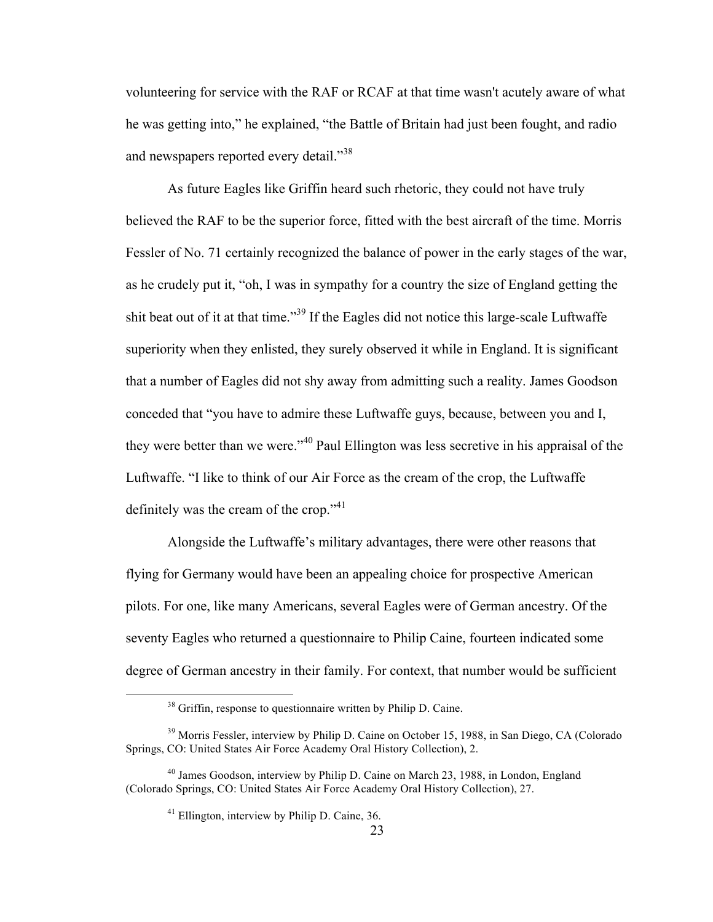volunteering for service with the RAF or RCAF at that time wasn't acutely aware of what he was getting into," he explained, "the Battle of Britain had just been fought, and radio and newspapers reported every detail."[38]

As future Eagles like Griffin heard such rhetoric, they could not have truly believed the RAF to be the superior force, fitted with the best aircraft of the time. Morris Fessler of No. 71 certainly recognized the balance of power in the early stages of the war, as he crudely put it, "oh, I was in sympathy for a country the size of England getting the shit beat out of it at that time."[39] If the Eagles did not notice this large-scale Luftwaffe superiority when they enlisted, they surely observed it while in England. It is significant that a number of Eagles did not shy away from admitting such a reality. James Goodson conceded that "you have to admire these Luftwaffe guys, because, between you and I, they were better than we were."[40] Paul Ellington was less secretive in his appraisal of the Luftwaffe. "I like to think of our Air Force as the cream of the crop, the Luftwaffe definitely was the cream of the crop."[41]

Alongside the Luftwaffe's military advantages, there were other reasons that flying for Germany would have been an appealing choice for prospective American pilots. For one, like many Americans, several Eagles were of German ancestry. Of the seventy Eagles who returned a questionnaire to Philip Caine, fourteen indicated some degree of German ancestry in their family. For context, that number would be sufficient

---

[38] Griffin, response to questionnaire written by Philip D. Caine.

[39] Morris Fessler, interview by Philip D. Caine on October 15, 1988, in San Diego, CA (Colorado Springs, CO: United States Air Force Academy Oral History Collection), 2.

[40] James Goodson, interview by Philip D. Caine on March 23, 1988, in London, England (Colorado Springs, CO: United States Air Force Academy Oral History Collection), 27.

[41] Ellington, interview by Philip D. Caine, 36.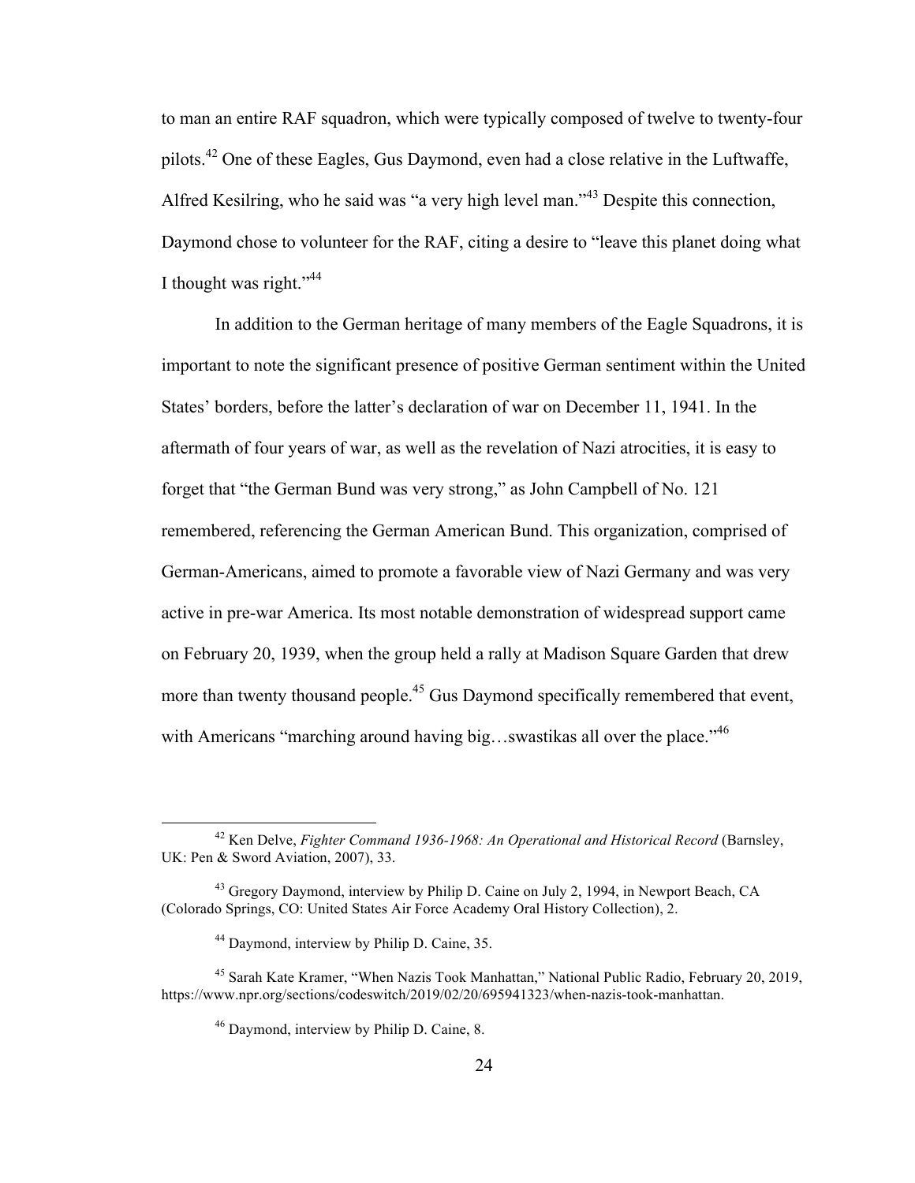to man an entire RAF squadron, which were typically composed of twelve to twenty-four pilots.[42] One of these Eagles, Gus Daymond, even had a close relative in the Luftwaffe, Alfred Kesilring, who he said was "a very high level man."[43] Despite this connection, Daymond chose to volunteer for the RAF, citing a desire to "leave this planet doing what I thought was right."[44]

In addition to the German heritage of many members of the Eagle Squadrons, it is important to note the significant presence of positive German sentiment within the United States' borders, before the latter's declaration of war on December 11, 1941. In the aftermath of four years of war, as well as the revelation of Nazi atrocities, it is easy to forget that "the German Bund was very strong," as John Campbell of No. 121 remembered, referencing the German American Bund. This organization, comprised of German-Americans, aimed to promote a favorable view of Nazi Germany and was very active in pre-war America. Its most notable demonstration of widespread support came on February 20, 1939, when the group held a rally at Madison Square Garden that drew more than twenty thousand people.[45] Gus Daymond specifically remembered that event, with Americans "marching around having big…swastikas all over the place."[46]

---

[42] Ken Delve, *Fighter Command 1936-1968: An Operational and Historical Record* (Barnsley, UK: Pen & Sword Aviation, 2007), 33.

[43] Gregory Daymond, interview by Philip D. Caine on July 2, 1994, in Newport Beach, CA (Colorado Springs, CO: United States Air Force Academy Oral History Collection), 2.

[44] Daymond, interview by Philip D. Caine, 35.

[45] Sarah Kate Kramer, "When Nazis Took Manhattan," National Public Radio, February 20, 2019, https://www.npr.org/sections/codeswitch/2019/02/20/695941323/when-nazis-took-manhattan.

[46] Daymond, interview by Philip D. Caine, 8.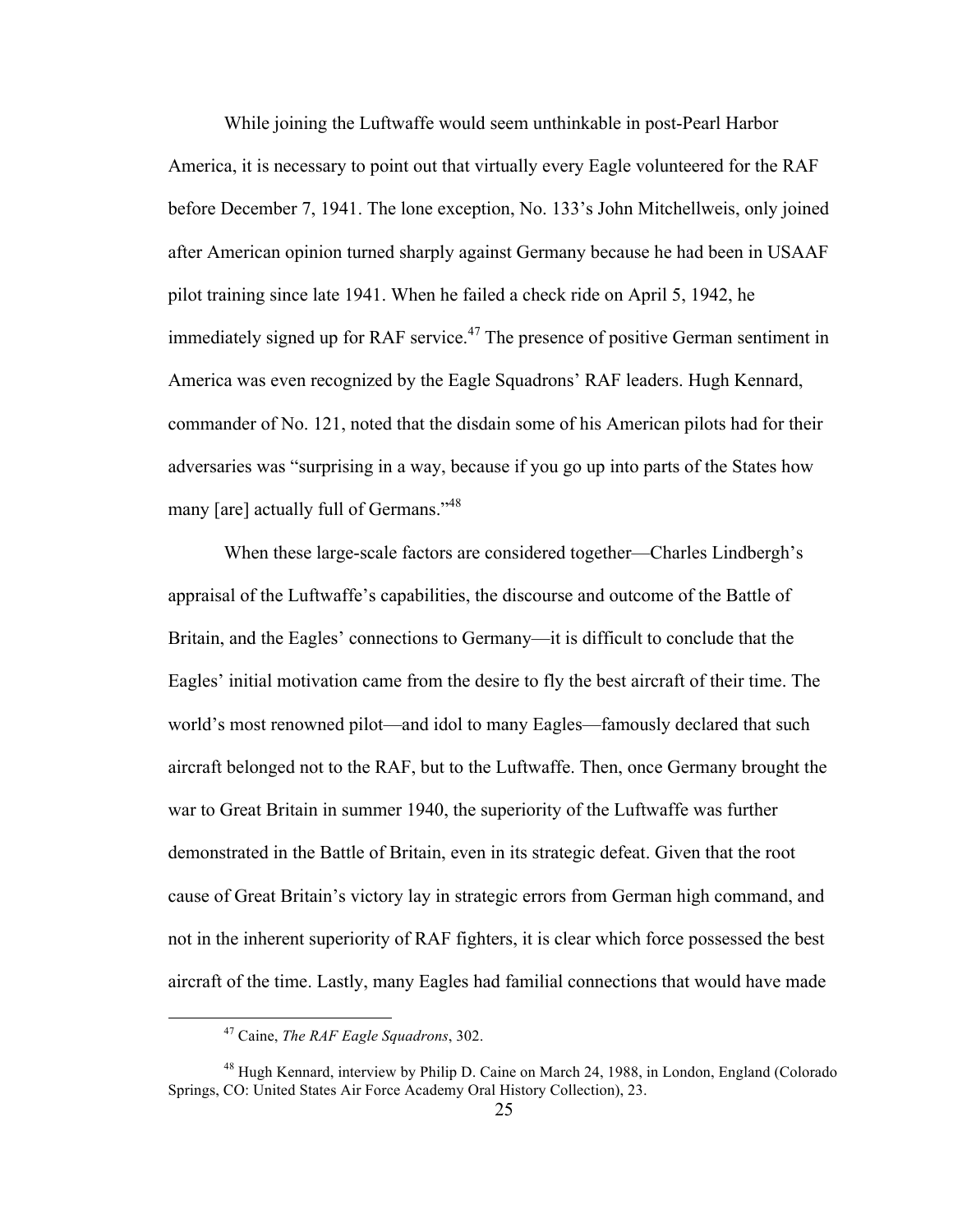While joining the Luftwaffe would seem unthinkable in post-Pearl Harbor America, it is necessary to point out that virtually every Eagle volunteered for the RAF before December 7, 1941. The lone exception, No. 133's John Mitchellweis, only joined after American opinion turned sharply against Germany because he had been in USAAF pilot training since late 1941. When he failed a check ride on April 5, 1942, he immediately signed up for RAF service.[47] The presence of positive German sentiment in America was even recognized by the Eagle Squadrons' RAF leaders. Hugh Kennard, commander of No. 121, noted that the disdain some of his American pilots had for their adversaries was "surprising in a way, because if you go up into parts of the States how many [are] actually full of Germans."[48]

When these large-scale factors are considered together—Charles Lindbergh's appraisal of the Luftwaffe's capabilities, the discourse and outcome of the Battle of Britain, and the Eagles' connections to Germany—it is difficult to conclude that the Eagles' initial motivation came from the desire to fly the best aircraft of their time. The world's most renowned pilot—and idol to many Eagles—famously declared that such aircraft belonged not to the RAF, but to the Luftwaffe. Then, once Germany brought the war to Great Britain in summer 1940, the superiority of the Luftwaffe was further demonstrated in the Battle of Britain, even in its strategic defeat. Given that the root cause of Great Britain's victory lay in strategic errors from German high command, and not in the inherent superiority of RAF fighters, it is clear which force possessed the best aircraft of the time. Lastly, many Eagles had familial connections that would have made

---

[47] Caine, *The RAF Eagle Squadrons*, 302.

[48] Hugh Kennard, interview by Philip D. Caine on March 24, 1988, in London, England (Colorado Springs, CO: United States Air Force Academy Oral History Collection), 23.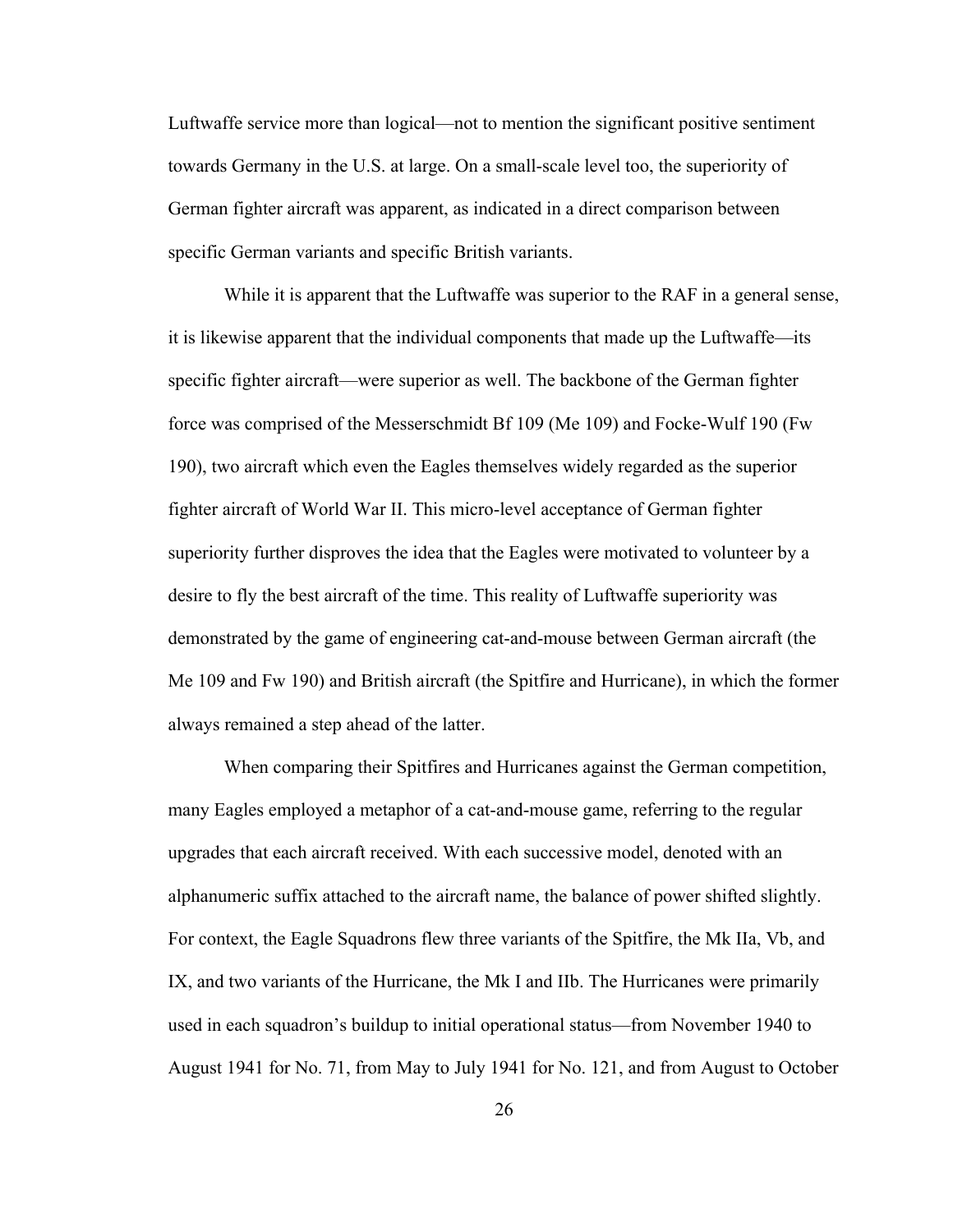Luftwaffe service more than logical—not to mention the significant positive sentiment towards Germany in the U.S. at large. On a small-scale level too, the superiority of German fighter aircraft was apparent, as indicated in a direct comparison between specific German variants and specific British variants.

While it is apparent that the Luftwaffe was superior to the RAF in a general sense, it is likewise apparent that the individual components that made up the Luftwaffe—its specific fighter aircraft—were superior as well. The backbone of the German fighter force was comprised of the Messerschmidt Bf 109 (Me 109) and Focke-Wulf 190 (Fw 190), two aircraft which even the Eagles themselves widely regarded as the superior fighter aircraft of World War II. This micro-level acceptance of German fighter superiority further disproves the idea that the Eagles were motivated to volunteer by a desire to fly the best aircraft of the time. This reality of Luftwaffe superiority was demonstrated by the game of engineering cat-and-mouse between German aircraft (the Me 109 and Fw 190) and British aircraft (the Spitfire and Hurricane), in which the former always remained a step ahead of the latter.

When comparing their Spitfires and Hurricanes against the German competition, many Eagles employed a metaphor of a cat-and-mouse game, referring to the regular upgrades that each aircraft received. With each successive model, denoted with an alphanumeric suffix attached to the aircraft name, the balance of power shifted slightly. For context, the Eagle Squadrons flew three variants of the Spitfire, the Mk IIa, Vb, and IX, and two variants of the Hurricane, the Mk I and IIb. The Hurricanes were primarily used in each squadron's buildup to initial operational status—from November 1940 to August 1941 for No. 71, from May to July 1941 for No. 121, and from August to October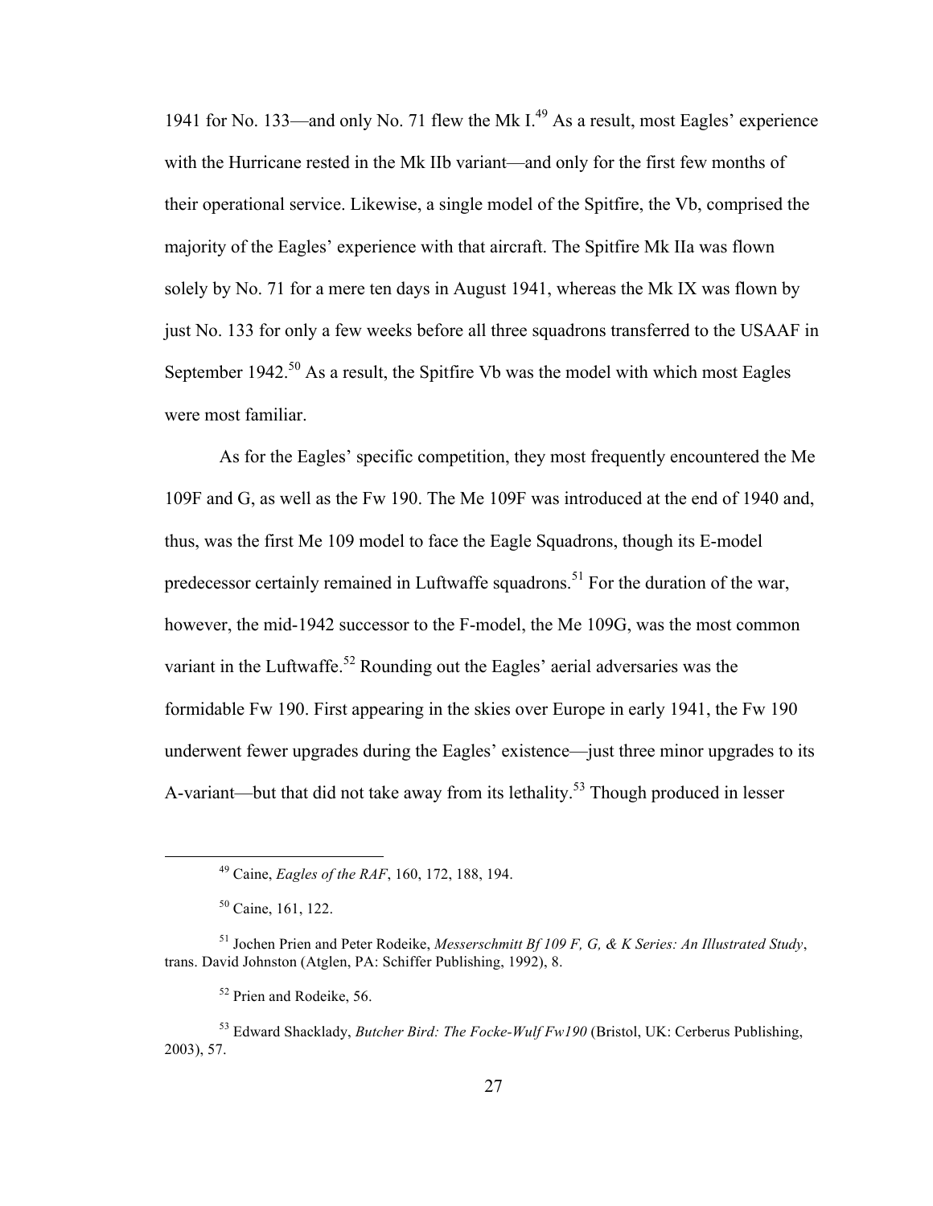1941 for No. 133—and only No. 71 flew the Mk I.[49] As a result, most Eagles' experience with the Hurricane rested in the Mk IIb variant—and only for the first few months of their operational service. Likewise, a single model of the Spitfire, the Vb, comprised the majority of the Eagles' experience with that aircraft. The Spitfire Mk IIa was flown solely by No. 71 for a mere ten days in August 1941, whereas the Mk IX was flown by just No. 133 for only a few weeks before all three squadrons transferred to the USAAF in September 1942.[50] As a result, the Spitfire Vb was the model with which most Eagles were most familiar.

As for the Eagles' specific competition, they most frequently encountered the Me 109F and G, as well as the Fw 190. The Me 109F was introduced at the end of 1940 and, thus, was the first Me 109 model to face the Eagle Squadrons, though its E-model predecessor certainly remained in Luftwaffe squadrons.[51] For the duration of the war, however, the mid-1942 successor to the F-model, the Me 109G, was the most common variant in the Luftwaffe.[52] Rounding out the Eagles' aerial adversaries was the formidable Fw 190. First appearing in the skies over Europe in early 1941, the Fw 190 underwent fewer upgrades during the Eagles' existence—just three minor upgrades to its A-variant—but that did not take away from its lethality.[53] Though produced in lesser

---

[49] Caine, *Eagles of the RAF*, 160, 172, 188, 194.

[50] Caine, 161, 122.

[51] Jochen Prien and Peter Rodeike, *Messerschmitt Bf 109 F, G, & K Series: An Illustrated Study*, trans. David Johnston (Atglen, PA: Schiffer Publishing, 1992), 8.

[52] Prien and Rodeike, 56.

[53] Edward Shacklady, *Butcher Bird: The Focke-Wulf Fw190* (Bristol, UK: Cerberus Publishing, 2003), 57.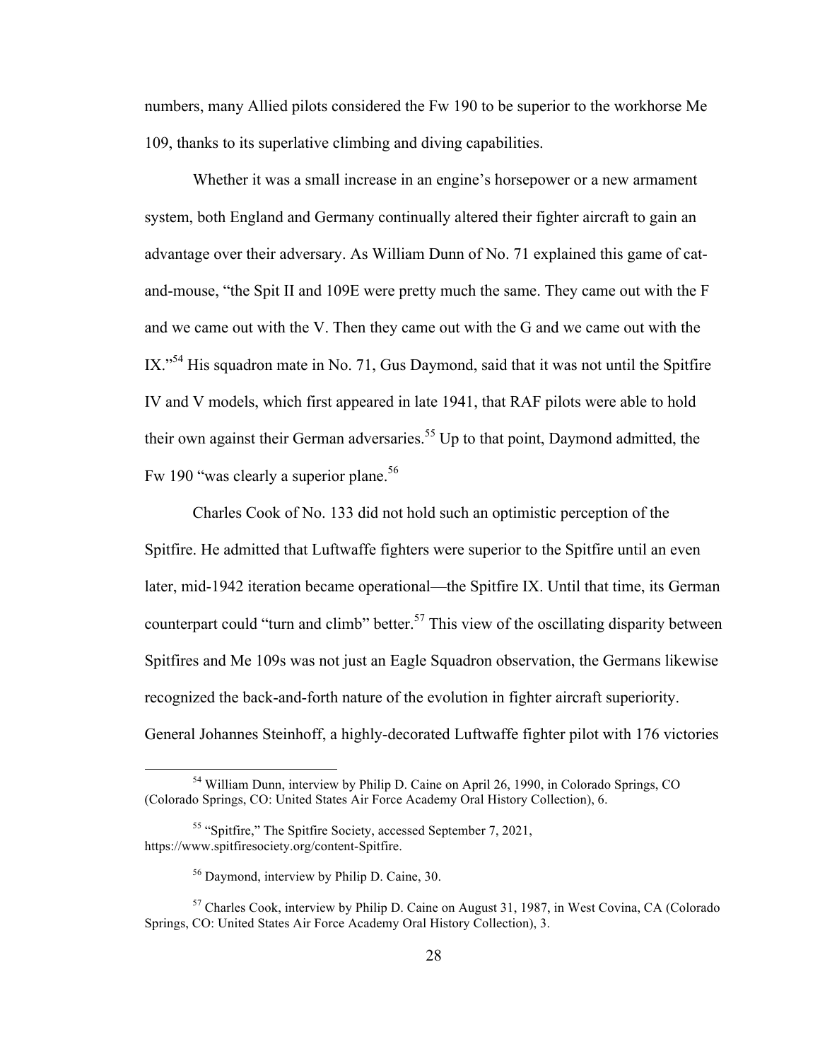numbers, many Allied pilots considered the Fw 190 to be superior to the workhorse Me 109, thanks to its superlative climbing and diving capabilities.

Whether it was a small increase in an engine's horsepower or a new armament system, both England and Germany continually altered their fighter aircraft to gain an advantage over their adversary. As William Dunn of No. 71 explained this game of cat-and-mouse, "the Spit II and 109E were pretty much the same. They came out with the F and we came out with the V. Then they came out with the G and we came out with the IX."[54] His squadron mate in No. 71, Gus Daymond, said that it was not until the Spitfire IV and V models, which first appeared in late 1941, that RAF pilots were able to hold their own against their German adversaries.[55] Up to that point, Daymond admitted, the Fw 190 "was clearly a superior plane.[56]

Charles Cook of No. 133 did not hold such an optimistic perception of the Spitfire. He admitted that Luftwaffe fighters were superior to the Spitfire until an even later, mid-1942 iteration became operational—the Spitfire IX. Until that time, its German counterpart could "turn and climb" better.[57] This view of the oscillating disparity between Spitfires and Me 109s was not just an Eagle Squadron observation, the Germans likewise recognized the back-and-forth nature of the evolution in fighter aircraft superiority. General Johannes Steinhoff, a highly-decorated Luftwaffe fighter pilot with 176 victories

---

[54] William Dunn, interview by Philip D. Caine on April 26, 1990, in Colorado Springs, CO (Colorado Springs, CO: United States Air Force Academy Oral History Collection), 6.

[55] "Spitfire," The Spitfire Society, accessed September 7, 2021, https://www.spitfiresociety.org/content-Spitfire.

[56] Daymond, interview by Philip D. Caine, 30.

[57] Charles Cook, interview by Philip D. Caine on August 31, 1987, in West Covina, CA (Colorado Springs, CO: United States Air Force Academy Oral History Collection), 3.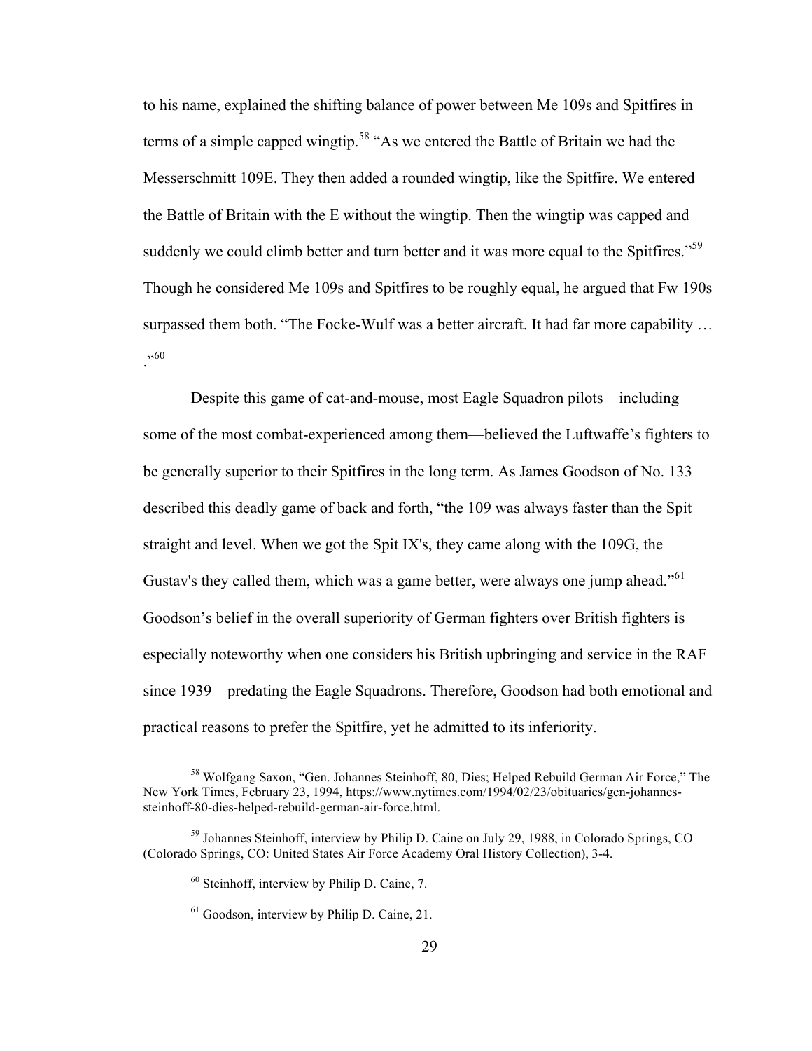to his name, explained the shifting balance of power between Me 109s and Spitfires in terms of a simple capped wingtip.[58] "As we entered the Battle of Britain we had the Messerschmitt 109E. They then added a rounded wingtip, like the Spitfire. We entered the Battle of Britain with the E without the wingtip. Then the wingtip was capped and suddenly we could climb better and turn better and it was more equal to the Spitfires."[59] Though he considered Me 109s and Spitfires to be roughly equal, he argued that Fw 190s surpassed them both. "The Focke-Wulf was a better aircraft. It had far more capability … ."[60]

Despite this game of cat-and-mouse, most Eagle Squadron pilots—including some of the most combat-experienced among them—believed the Luftwaffe's fighters to be generally superior to their Spitfires in the long term. As James Goodson of No. 133 described this deadly game of back and forth, "the 109 was always faster than the Spit straight and level. When we got the Spit IX's, they came along with the 109G, the Gustav's they called them, which was a game better, were always one jump ahead."[61] Goodson's belief in the overall superiority of German fighters over British fighters is especially noteworthy when one considers his British upbringing and service in the RAF since 1939—predating the Eagle Squadrons. Therefore, Goodson had both emotional and practical reasons to prefer the Spitfire, yet he admitted to its inferiority.

---

[58] Wolfgang Saxon, "Gen. Johannes Steinhoff, 80, Dies; Helped Rebuild German Air Force," The New York Times, February 23, 1994, https://www.nytimes.com/1994/02/23/obituaries/gen-johannes-steinhoff-80-dies-helped-rebuild-german-air-force.html.

[59] Johannes Steinhoff, interview by Philip D. Caine on July 29, 1988, in Colorado Springs, CO (Colorado Springs, CO: United States Air Force Academy Oral History Collection), 3-4.

[60] Steinhoff, interview by Philip D. Caine, 7.

[61] Goodson, interview by Philip D. Caine, 21.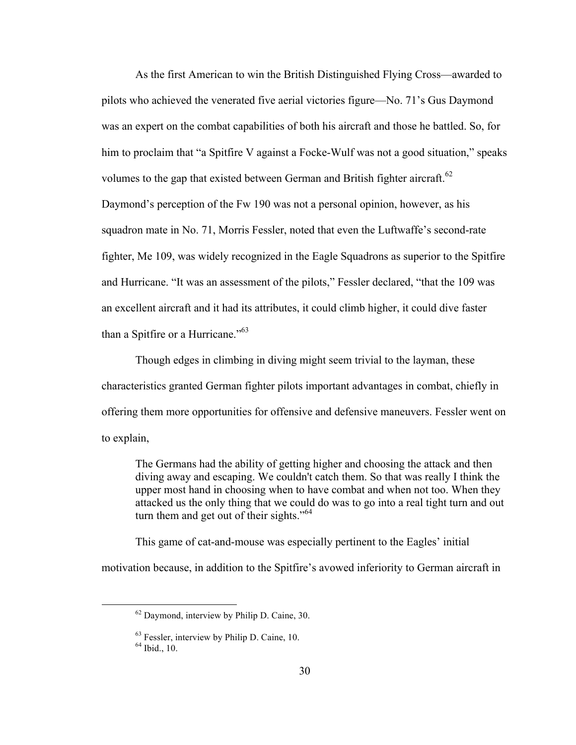As the first American to win the British Distinguished Flying Cross—awarded to pilots who achieved the venerated five aerial victories figure—No. 71's Gus Daymond was an expert on the combat capabilities of both his aircraft and those he battled. So, for him to proclaim that "a Spitfire V against a Focke-Wulf was not a good situation," speaks volumes to the gap that existed between German and British fighter aircraft.[62] Daymond's perception of the Fw 190 was not a personal opinion, however, as his squadron mate in No. 71, Morris Fessler, noted that even the Luftwaffe's second-rate fighter, Me 109, was widely recognized in the Eagle Squadrons as superior to the Spitfire and Hurricane. "It was an assessment of the pilots," Fessler declared, "that the 109 was an excellent aircraft and it had its attributes, it could climb higher, it could dive faster than a Spitfire or a Hurricane."[63]

Though edges in climbing in diving might seem trivial to the layman, these characteristics granted German fighter pilots important advantages in combat, chiefly in offering them more opportunities for offensive and defensive maneuvers. Fessler went on to explain,

> The Germans had the ability of getting higher and choosing the attack and then diving away and escaping. We couldn't catch them. So that was really I think the upper most hand in choosing when to have combat and when not too. When they attacked us the only thing that we could do was to go into a real tight turn and out turn them and get out of their sights."[64]

This game of cat-and-mouse was especially pertinent to the Eagles' initial motivation because, in addition to the Spitfire's avowed inferiority to German aircraft in

[62] Daymond, interview by Philip D. Caine, 30.

[63] Fessler, interview by Philip D. Caine, 10.

[64] Ibid., 10.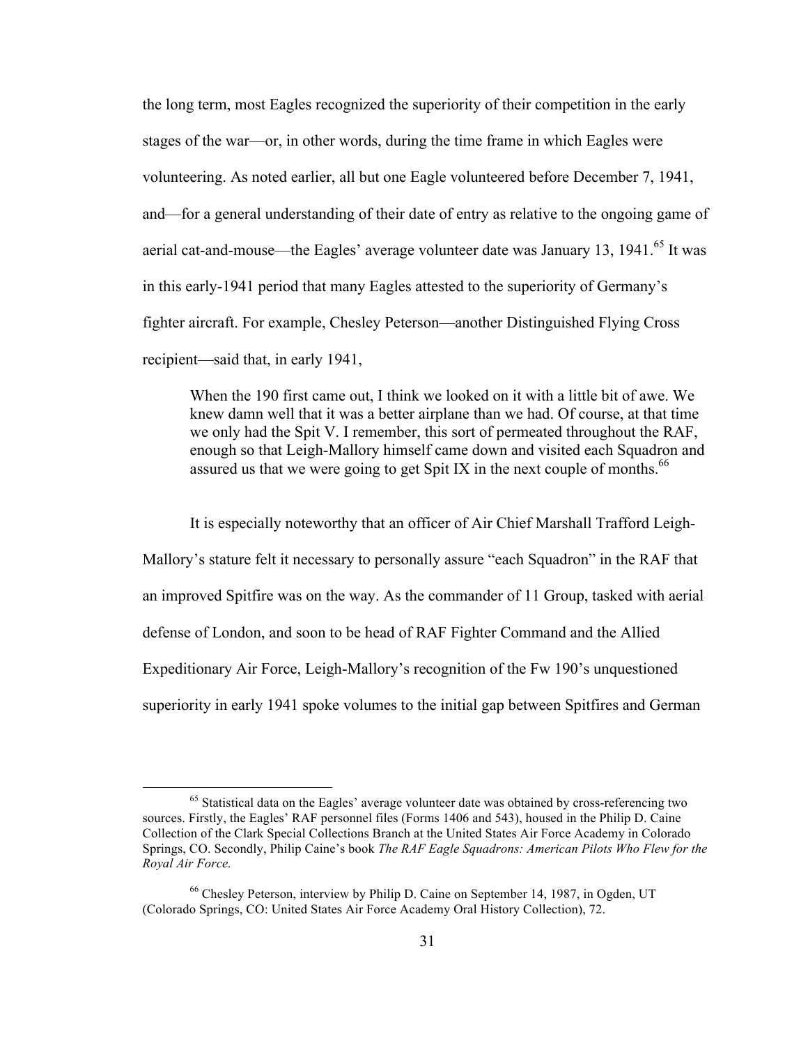the long term, most Eagles recognized the superiority of their competition in the early stages of the war—or, in other words, during the time frame in which Eagles were volunteering. As noted earlier, all but one Eagle volunteered before December 7, 1941, and—for a general understanding of their date of entry as relative to the ongoing game of aerial cat-and-mouse—the Eagles' average volunteer date was January 13, 1941.[65] It was in this early-1941 period that many Eagles attested to the superiority of Germany's fighter aircraft. For example, Chesley Peterson—another Distinguished Flying Cross recipient—said that, in early 1941,

> When the 190 first came out, I think we looked on it with a little bit of awe. We knew damn well that it was a better airplane than we had. Of course, at that time we only had the Spit V. I remember, this sort of permeated throughout the RAF, enough so that Leigh-Mallory himself came down and visited each Squadron and assured us that we were going to get Spit IX in the next couple of months.[66]

It is especially noteworthy that an officer of Air Chief Marshall Trafford Leigh-Mallory's stature felt it necessary to personally assure "each Squadron" in the RAF that an improved Spitfire was on the way. As the commander of 11 Group, tasked with aerial defense of London, and soon to be head of RAF Fighter Command and the Allied Expeditionary Air Force, Leigh-Mallory's recognition of the Fw 190's unquestioned superiority in early 1941 spoke volumes to the initial gap between Spitfires and German

---

[65] Statistical data on the Eagles' average volunteer date was obtained by cross-referencing two sources. Firstly, the Eagles' RAF personnel files (Forms 1406 and 543), housed in the Philip D. Caine Collection of the Clark Special Collections Branch at the United States Air Force Academy in Colorado Springs, CO. Secondly, Philip Caine's book *The RAF Eagle Squadrons: American Pilots Who Flew for the Royal Air Force.*

[66] Chesley Peterson, interview by Philip D. Caine on September 14, 1987, in Ogden, UT (Colorado Springs, CO: United States Air Force Academy Oral History Collection), 72.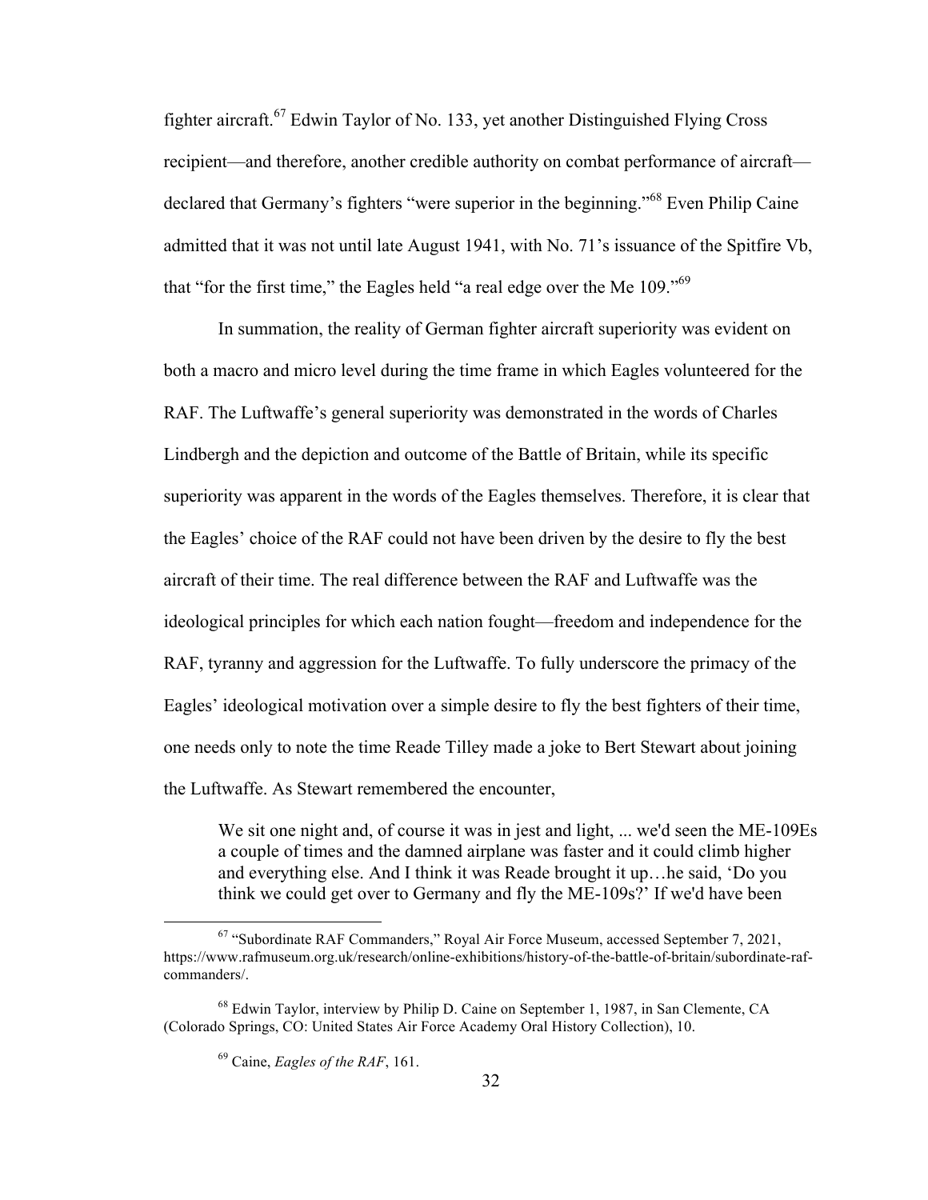fighter aircraft.[67] Edwin Taylor of No. 133, yet another Distinguished Flying Cross recipient—and therefore, another credible authority on combat performance of aircraft—declared that Germany's fighters "were superior in the beginning."[68] Even Philip Caine admitted that it was not until late August 1941, with No. 71's issuance of the Spitfire Vb, that "for the first time," the Eagles held "a real edge over the Me 109."[69]

In summation, the reality of German fighter aircraft superiority was evident on both a macro and micro level during the time frame in which Eagles volunteered for the RAF. The Luftwaffe's general superiority was demonstrated in the words of Charles Lindbergh and the depiction and outcome of the Battle of Britain, while its specific superiority was apparent in the words of the Eagles themselves. Therefore, it is clear that the Eagles' choice of the RAF could not have been driven by the desire to fly the best aircraft of their time. The real difference between the RAF and Luftwaffe was the ideological principles for which each nation fought—freedom and independence for the RAF, tyranny and aggression for the Luftwaffe. To fully underscore the primacy of the Eagles' ideological motivation over a simple desire to fly the best fighters of their time, one needs only to note the time Reade Tilley made a joke to Bert Stewart about joining the Luftwaffe. As Stewart remembered the encounter,

> We sit one night and, of course it was in jest and light, ... we'd seen the ME-109Es a couple of times and the damned airplane was faster and it could climb higher and everything else. And I think it was Reade brought it up…he said, 'Do you think we could get over to Germany and fly the ME-109s?' If we'd have been

---

[67] "Subordinate RAF Commanders," Royal Air Force Museum, accessed September 7, 2021, https://www.rafmuseum.org.uk/research/online-exhibitions/history-of-the-battle-of-britain/subordinate-raf-commanders/.

[68] Edwin Taylor, interview by Philip D. Caine on September 1, 1987, in San Clemente, CA (Colorado Springs, CO: United States Air Force Academy Oral History Collection), 10.

[69] Caine, *Eagles of the RAF*, 161.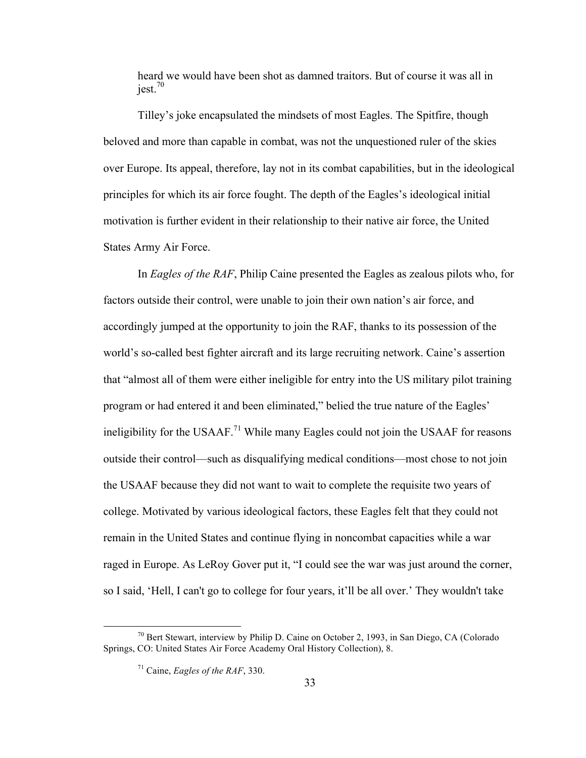heard we would have been shot as damned traitors. But of course it was all in jest.[70]

Tilley's joke encapsulated the mindsets of most Eagles. The Spitfire, though beloved and more than capable in combat, was not the unquestioned ruler of the skies over Europe. Its appeal, therefore, lay not in its combat capabilities, but in the ideological principles for which its air force fought. The depth of the Eagles's ideological initial motivation is further evident in their relationship to their native air force, the United States Army Air Force.

In *Eagles of the RAF*, Philip Caine presented the Eagles as zealous pilots who, for factors outside their control, were unable to join their own nation's air force, and accordingly jumped at the opportunity to join the RAF, thanks to its possession of the world's so-called best fighter aircraft and its large recruiting network. Caine's assertion that "almost all of them were either ineligible for entry into the US military pilot training program or had entered it and been eliminated," belied the true nature of the Eagles' ineligibility for the USAAF.[71] While many Eagles could not join the USAAF for reasons outside their control—such as disqualifying medical conditions—most chose to not join the USAAF because they did not want to wait to complete the requisite two years of college. Motivated by various ideological factors, these Eagles felt that they could not remain in the United States and continue flying in noncombat capacities while a war raged in Europe. As LeRoy Gover put it, "I could see the war was just around the corner, so I said, 'Hell, I can't go to college for four years, it'll be all over.' They wouldn't take

---

[70] Bert Stewart, interview by Philip D. Caine on October 2, 1993, in San Diego, CA (Colorado Springs, CO: United States Air Force Academy Oral History Collection), 8.

[71] Caine, *Eagles of the RAF*, 330.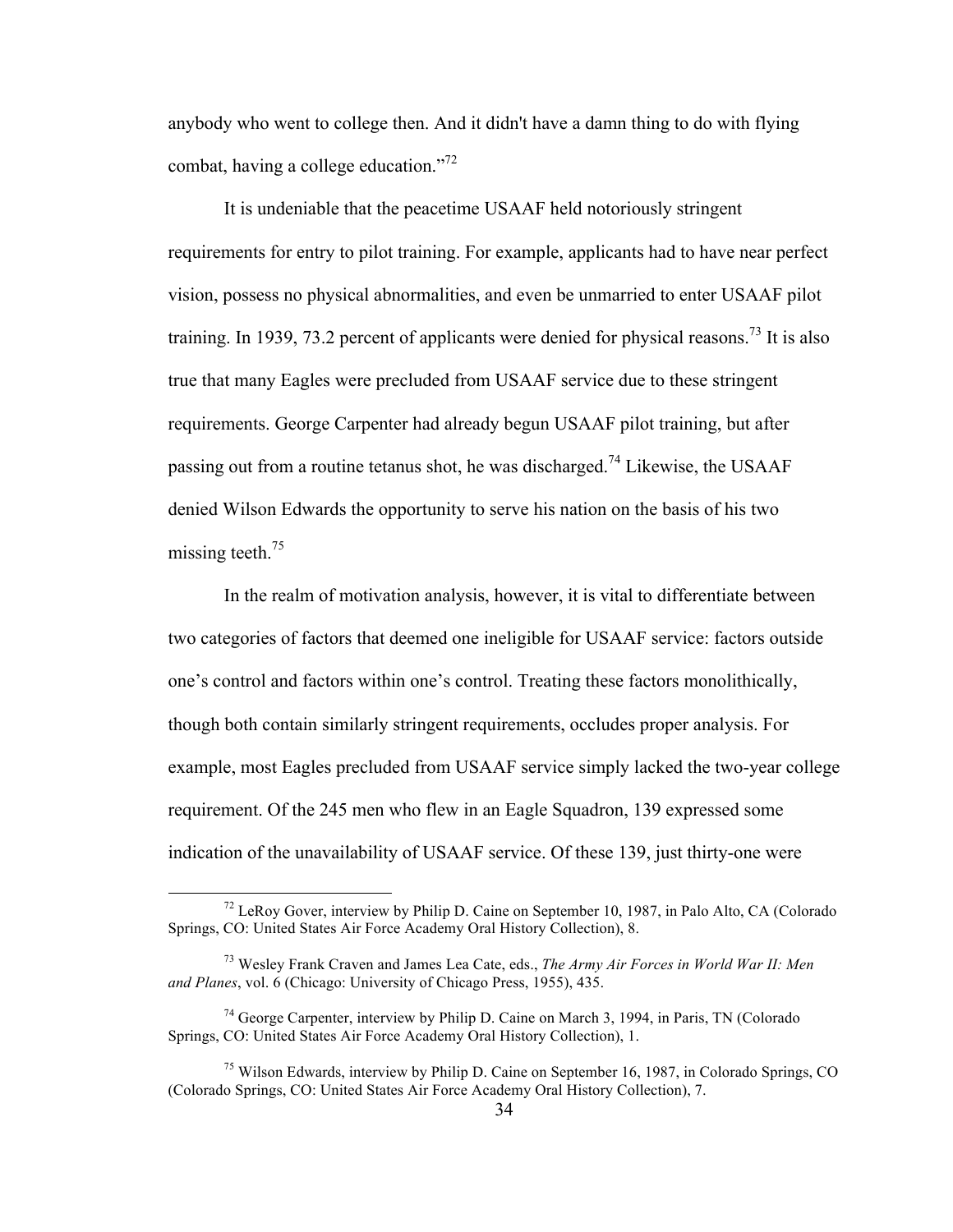anybody who went to college then. And it didn't have a damn thing to do with flying combat, having a college education."[72]

It is undeniable that the peacetime USAAF held notoriously stringent requirements for entry to pilot training. For example, applicants had to have near perfect vision, possess no physical abnormalities, and even be unmarried to enter USAAF pilot training. In 1939, 73.2 percent of applicants were denied for physical reasons.[73] It is also true that many Eagles were precluded from USAAF service due to these stringent requirements. George Carpenter had already begun USAAF pilot training, but after passing out from a routine tetanus shot, he was discharged.[74] Likewise, the USAAF denied Wilson Edwards the opportunity to serve his nation on the basis of his two missing teeth.[75]

In the realm of motivation analysis, however, it is vital to differentiate between two categories of factors that deemed one ineligible for USAAF service: factors outside one's control and factors within one's control. Treating these factors monolithically, though both contain similarly stringent requirements, occludes proper analysis. For example, most Eagles precluded from USAAF service simply lacked the two-year college requirement. Of the 245 men who flew in an Eagle Squadron, 139 expressed some indication of the unavailability of USAAF service. Of these 139, just thirty-one were

---

[72] LeRoy Gover, interview by Philip D. Caine on September 10, 1987, in Palo Alto, CA (Colorado Springs, CO: United States Air Force Academy Oral History Collection), 8.

[73] Wesley Frank Craven and James Lea Cate, eds., *The Army Air Forces in World War II: Men and Planes*, vol. 6 (Chicago: University of Chicago Press, 1955), 435.

[74] George Carpenter, interview by Philip D. Caine on March 3, 1994, in Paris, TN (Colorado Springs, CO: United States Air Force Academy Oral History Collection), 1.

[75] Wilson Edwards, interview by Philip D. Caine on September 16, 1987, in Colorado Springs, CO (Colorado Springs, CO: United States Air Force Academy Oral History Collection), 7.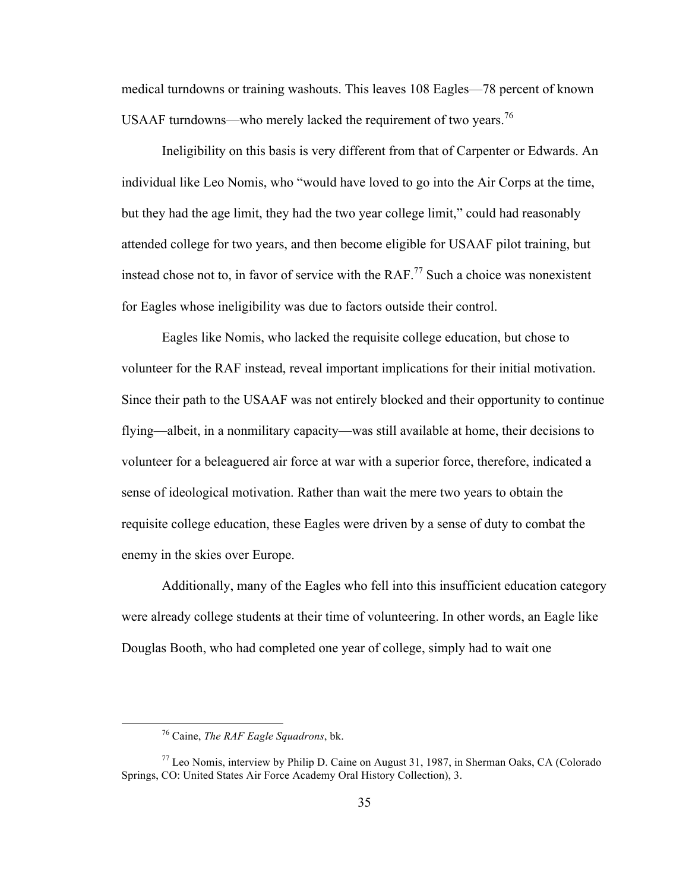medical turndowns or training washouts. This leaves 108 Eagles—78 percent of known USAAF turndowns—who merely lacked the requirement of two years.[76]

Ineligibility on this basis is very different from that of Carpenter or Edwards. An individual like Leo Nomis, who "would have loved to go into the Air Corps at the time, but they had the age limit, they had the two year college limit," could had reasonably attended college for two years, and then become eligible for USAAF pilot training, but instead chose not to, in favor of service with the RAF.[77] Such a choice was nonexistent for Eagles whose ineligibility was due to factors outside their control.

Eagles like Nomis, who lacked the requisite college education, but chose to volunteer for the RAF instead, reveal important implications for their initial motivation. Since their path to the USAAF was not entirely blocked and their opportunity to continue flying—albeit, in a nonmilitary capacity—was still available at home, their decisions to volunteer for a beleaguered air force at war with a superior force, therefore, indicated a sense of ideological motivation. Rather than wait the mere two years to obtain the requisite college education, these Eagles were driven by a sense of duty to combat the enemy in the skies over Europe.

Additionally, many of the Eagles who fell into this insufficient education category were already college students at their time of volunteering. In other words, an Eagle like Douglas Booth, who had completed one year of college, simply had to wait one

---

[76] Caine, *The RAF Eagle Squadrons*, bk.

[77] Leo Nomis, interview by Philip D. Caine on August 31, 1987, in Sherman Oaks, CA (Colorado Springs, CO: United States Air Force Academy Oral History Collection), 3.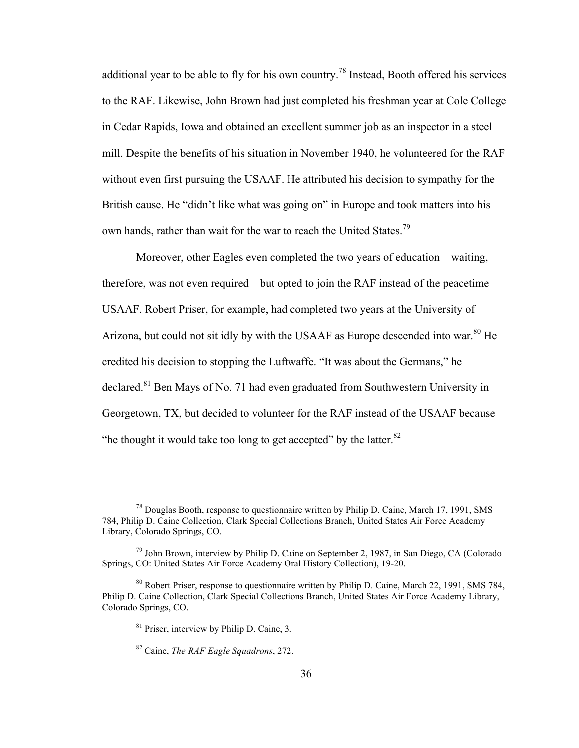additional year to be able to fly for his own country.[78] Instead, Booth offered his services to the RAF. Likewise, John Brown had just completed his freshman year at Cole College in Cedar Rapids, Iowa and obtained an excellent summer job as an inspector in a steel mill. Despite the benefits of his situation in November 1940, he volunteered for the RAF without even first pursuing the USAAF. He attributed his decision to sympathy for the British cause. He "didn't like what was going on" in Europe and took matters into his own hands, rather than wait for the war to reach the United States.[79]

Moreover, other Eagles even completed the two years of education—waiting, therefore, was not even required—but opted to join the RAF instead of the peacetime USAAF. Robert Priser, for example, had completed two years at the University of Arizona, but could not sit idly by with the USAAF as Europe descended into war.[80] He credited his decision to stopping the Luftwaffe. "It was about the Germans," he declared.[81] Ben Mays of No. 71 had even graduated from Southwestern University in Georgetown, TX, but decided to volunteer for the RAF instead of the USAAF because "he thought it would take too long to get accepted" by the latter.[82]

---

[78] Douglas Booth, response to questionnaire written by Philip D. Caine, March 17, 1991, SMS 784, Philip D. Caine Collection, Clark Special Collections Branch, United States Air Force Academy Library, Colorado Springs, CO.

[79] John Brown, interview by Philip D. Caine on September 2, 1987, in San Diego, CA (Colorado Springs, CO: United States Air Force Academy Oral History Collection), 19-20.

[80] Robert Priser, response to questionnaire written by Philip D. Caine, March 22, 1991, SMS 784, Philip D. Caine Collection, Clark Special Collections Branch, United States Air Force Academy Library, Colorado Springs, CO.

[81] Priser, interview by Philip D. Caine, 3.

[82] Caine, *The RAF Eagle Squadrons*, 272.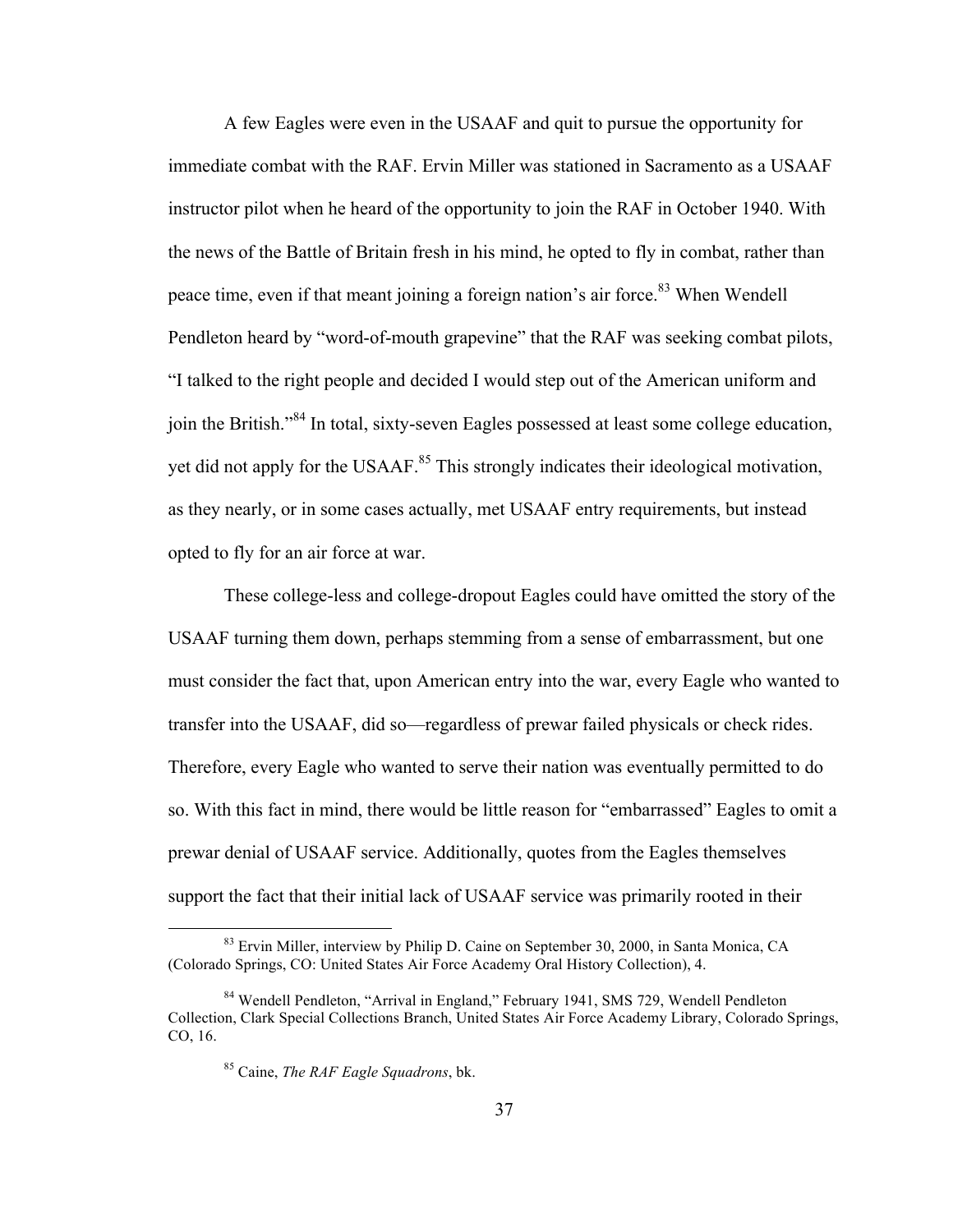A few Eagles were even in the USAAF and quit to pursue the opportunity for immediate combat with the RAF. Ervin Miller was stationed in Sacramento as a USAAF instructor pilot when he heard of the opportunity to join the RAF in October 1940. With the news of the Battle of Britain fresh in his mind, he opted to fly in combat, rather than peace time, even if that meant joining a foreign nation's air force.[83] When Wendell Pendleton heard by "word-of-mouth grapevine" that the RAF was seeking combat pilots, "I talked to the right people and decided I would step out of the American uniform and join the British."[84] In total, sixty-seven Eagles possessed at least some college education, yet did not apply for the USAAF.[85] This strongly indicates their ideological motivation, as they nearly, or in some cases actually, met USAAF entry requirements, but instead opted to fly for an air force at war.

These college-less and college-dropout Eagles could have omitted the story of the USAAF turning them down, perhaps stemming from a sense of embarrassment, but one must consider the fact that, upon American entry into the war, every Eagle who wanted to transfer into the USAAF, did so—regardless of prewar failed physicals or check rides. Therefore, every Eagle who wanted to serve their nation was eventually permitted to do so. With this fact in mind, there would be little reason for "embarrassed" Eagles to omit a prewar denial of USAAF service. Additionally, quotes from the Eagles themselves support the fact that their initial lack of USAAF service was primarily rooted in their

---

[83] Ervin Miller, interview by Philip D. Caine on September 30, 2000, in Santa Monica, CA (Colorado Springs, CO: United States Air Force Academy Oral History Collection), 4.

[84] Wendell Pendleton, "Arrival in England," February 1941, SMS 729, Wendell Pendleton Collection, Clark Special Collections Branch, United States Air Force Academy Library, Colorado Springs, CO, 16.

[85] Caine, *The RAF Eagle Squadrons*, bk.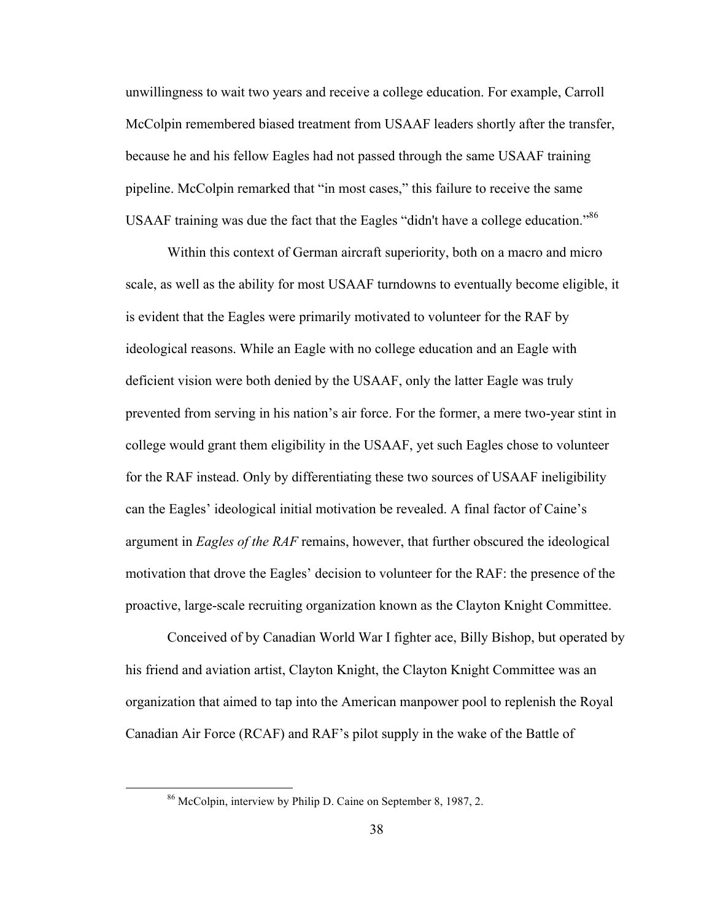unwillingness to wait two years and receive a college education. For example, Carroll McColpin remembered biased treatment from USAAF leaders shortly after the transfer, because he and his fellow Eagles had not passed through the same USAAF training pipeline. McColpin remarked that "in most cases," this failure to receive the same USAAF training was due the fact that the Eagles "didn't have a college education."[86]

Within this context of German aircraft superiority, both on a macro and micro scale, as well as the ability for most USAAF turndowns to eventually become eligible, it is evident that the Eagles were primarily motivated to volunteer for the RAF by ideological reasons. While an Eagle with no college education and an Eagle with deficient vision were both denied by the USAAF, only the latter Eagle was truly prevented from serving in his nation's air force. For the former, a mere two-year stint in college would grant them eligibility in the USAAF, yet such Eagles chose to volunteer for the RAF instead. Only by differentiating these two sources of USAAF ineligibility can the Eagles' ideological initial motivation be revealed. A final factor of Caine's argument in *Eagles of the RAF* remains, however, that further obscured the ideological motivation that drove the Eagles' decision to volunteer for the RAF: the presence of the proactive, large-scale recruiting organization known as the Clayton Knight Committee.

Conceived of by Canadian World War I fighter ace, Billy Bishop, but operated by his friend and aviation artist, Clayton Knight, the Clayton Knight Committee was an organization that aimed to tap into the American manpower pool to replenish the Royal Canadian Air Force (RCAF) and RAF's pilot supply in the wake of the Battle of

[86] McColpin, interview by Philip D. Caine on September 8, 1987, 2.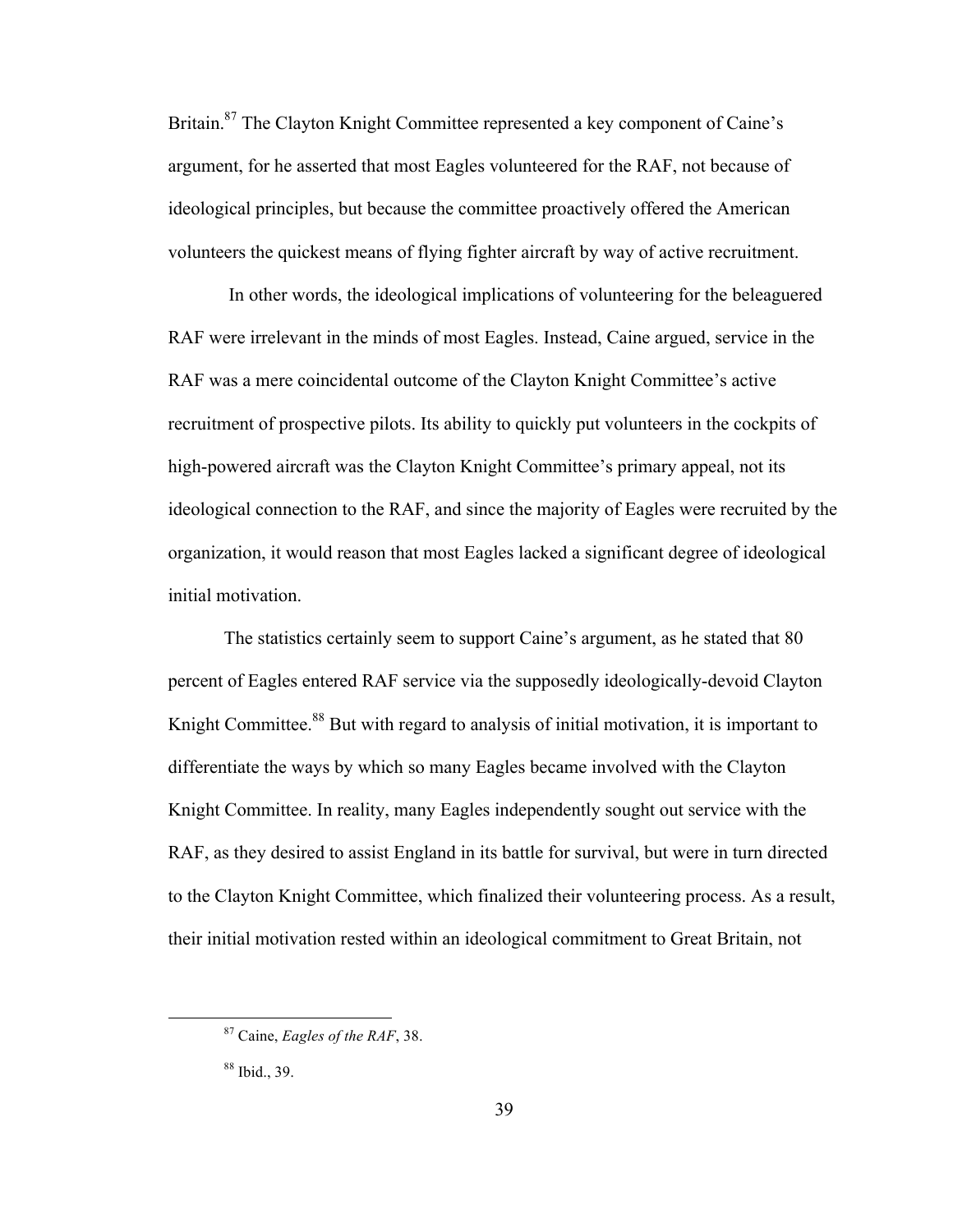Britain.[87] The Clayton Knight Committee represented a key component of Caine's argument, for he asserted that most Eagles volunteered for the RAF, not because of ideological principles, but because the committee proactively offered the American volunteers the quickest means of flying fighter aircraft by way of active recruitment.

In other words, the ideological implications of volunteering for the beleaguered RAF were irrelevant in the minds of most Eagles. Instead, Caine argued, service in the RAF was a mere coincidental outcome of the Clayton Knight Committee's active recruitment of prospective pilots. Its ability to quickly put volunteers in the cockpits of high-powered aircraft was the Clayton Knight Committee's primary appeal, not its ideological connection to the RAF, and since the majority of Eagles were recruited by the organization, it would reason that most Eagles lacked a significant degree of ideological initial motivation.

The statistics certainly seem to support Caine's argument, as he stated that 80 percent of Eagles entered RAF service via the supposedly ideologically-devoid Clayton Knight Committee.[88] But with regard to analysis of initial motivation, it is important to differentiate the ways by which so many Eagles became involved with the Clayton Knight Committee. In reality, many Eagles independently sought out service with the RAF, as they desired to assist England in its battle for survival, but were in turn directed to the Clayton Knight Committee, which finalized their volunteering process. As a result, their initial motivation rested within an ideological commitment to Great Britain, not

---

[87] Caine, *Eagles of the RAF*, 38.

[88] Ibid., 39.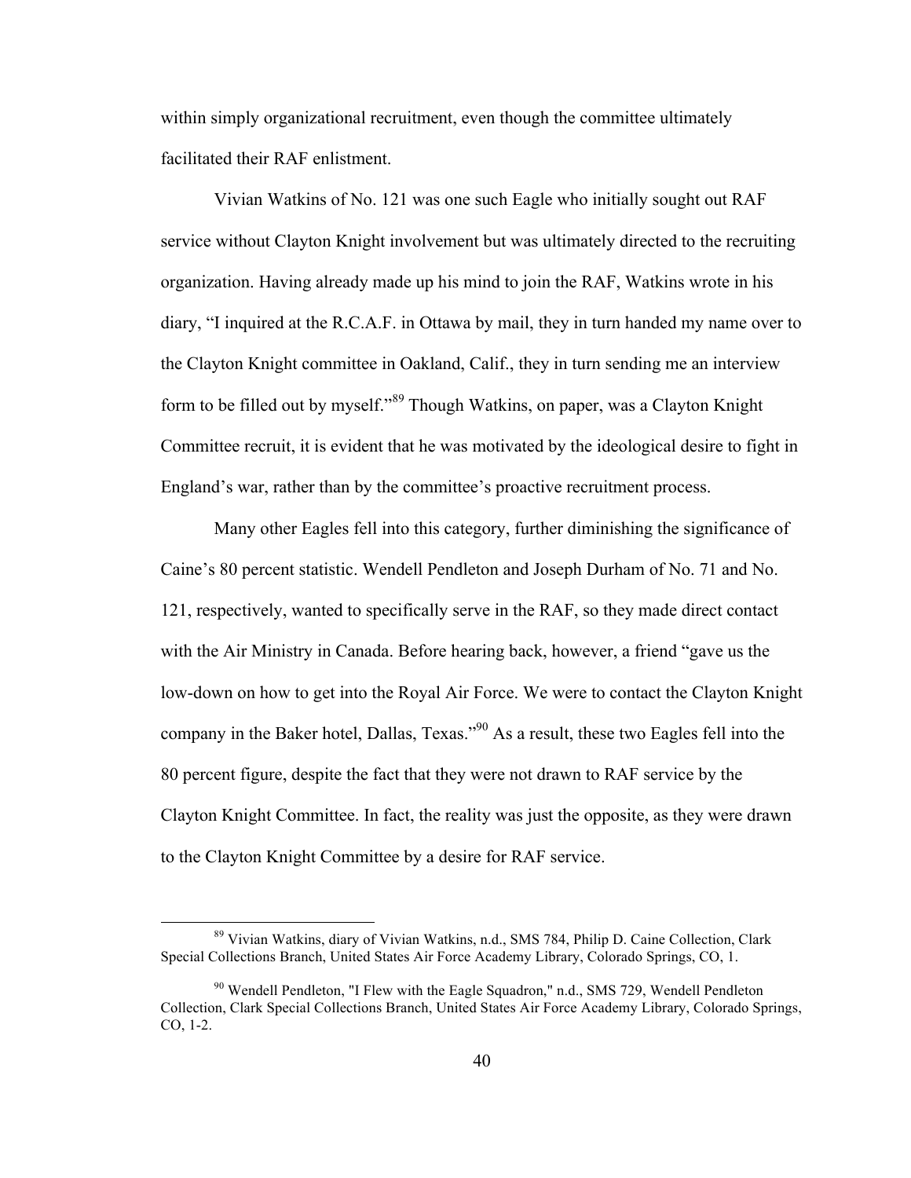within simply organizational recruitment, even though the committee ultimately facilitated their RAF enlistment.

Vivian Watkins of No. 121 was one such Eagle who initially sought out RAF service without Clayton Knight involvement but was ultimately directed to the recruiting organization. Having already made up his mind to join the RAF, Watkins wrote in his diary, "I inquired at the R.C.A.F. in Ottawa by mail, they in turn handed my name over to the Clayton Knight committee in Oakland, Calif., they in turn sending me an interview form to be filled out by myself."[89] Though Watkins, on paper, was a Clayton Knight Committee recruit, it is evident that he was motivated by the ideological desire to fight in England's war, rather than by the committee's proactive recruitment process.

Many other Eagles fell into this category, further diminishing the significance of Caine's 80 percent statistic. Wendell Pendleton and Joseph Durham of No. 71 and No. 121, respectively, wanted to specifically serve in the RAF, so they made direct contact with the Air Ministry in Canada. Before hearing back, however, a friend "gave us the low-down on how to get into the Royal Air Force. We were to contact the Clayton Knight company in the Baker hotel, Dallas, Texas."[90] As a result, these two Eagles fell into the 80 percent figure, despite the fact that they were not drawn to RAF service by the Clayton Knight Committee. In fact, the reality was just the opposite, as they were drawn to the Clayton Knight Committee by a desire for RAF service.

---

[89] Vivian Watkins, diary of Vivian Watkins, n.d., SMS 784, Philip D. Caine Collection, Clark Special Collections Branch, United States Air Force Academy Library, Colorado Springs, CO, 1.

[90] Wendell Pendleton, "I Flew with the Eagle Squadron," n.d., SMS 729, Wendell Pendleton Collection, Clark Special Collections Branch, United States Air Force Academy Library, Colorado Springs, CO, 1-2.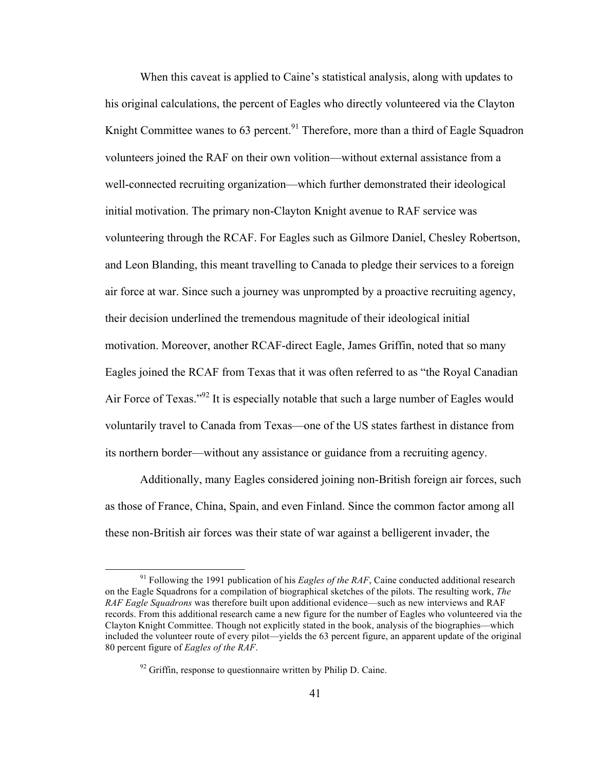When this caveat is applied to Caine's statistical analysis, along with updates to his original calculations, the percent of Eagles who directly volunteered via the Clayton Knight Committee wanes to 63 percent.[91] Therefore, more than a third of Eagle Squadron volunteers joined the RAF on their own volition—without external assistance from a well-connected recruiting organization—which further demonstrated their ideological initial motivation. The primary non-Clayton Knight avenue to RAF service was volunteering through the RCAF. For Eagles such as Gilmore Daniel, Chesley Robertson, and Leon Blanding, this meant travelling to Canada to pledge their services to a foreign air force at war. Since such a journey was unprompted by a proactive recruiting agency, their decision underlined the tremendous magnitude of their ideological initial motivation. Moreover, another RCAF-direct Eagle, James Griffin, noted that so many Eagles joined the RCAF from Texas that it was often referred to as "the Royal Canadian Air Force of Texas."[92] It is especially notable that such a large number of Eagles would voluntarily travel to Canada from Texas—one of the US states farthest in distance from its northern border—without any assistance or guidance from a recruiting agency.

Additionally, many Eagles considered joining non-British foreign air forces, such as those of France, China, Spain, and even Finland. Since the common factor among all these non-British air forces was their state of war against a belligerent invader, the

---

[91] Following the 1991 publication of his *Eagles of the RAF*, Caine conducted additional research on the Eagle Squadrons for a compilation of biographical sketches of the pilots. The resulting work, *The RAF Eagle Squadrons* was therefore built upon additional evidence—such as new interviews and RAF records. From this additional research came a new figure for the number of Eagles who volunteered via the Clayton Knight Committee. Though not explicitly stated in the book, analysis of the biographies—which included the volunteer route of every pilot—yields the 63 percent figure, an apparent update of the original 80 percent figure of *Eagles of the RAF*.

[92] Griffin, response to questionnaire written by Philip D. Caine.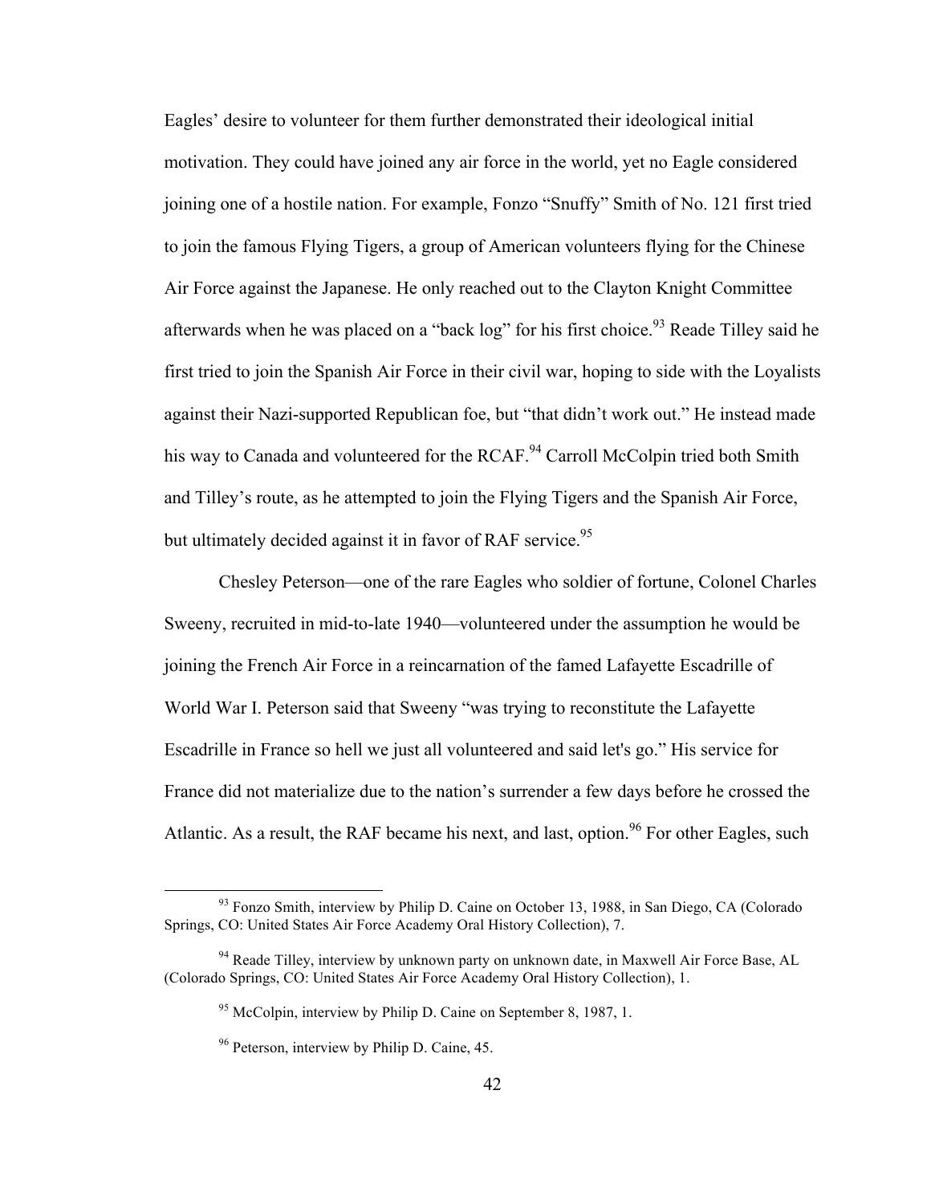Eagles' desire to volunteer for them further demonstrated their ideological initial motivation. They could have joined any air force in the world, yet no Eagle considered joining one of a hostile nation. For example, Fonzo "Snuffy" Smith of No. 121 first tried to join the famous Flying Tigers, a group of American volunteers flying for the Chinese Air Force against the Japanese. He only reached out to the Clayton Knight Committee afterwards when he was placed on a "back log" for his first choice.[93] Reade Tilley said he first tried to join the Spanish Air Force in their civil war, hoping to side with the Loyalists against their Nazi-supported Republican foe, but "that didn't work out." He instead made his way to Canada and volunteered for the RCAF.[94] Carroll McColpin tried both Smith and Tilley's route, as he attempted to join the Flying Tigers and the Spanish Air Force, but ultimately decided against it in favor of RAF service.[95]

Chesley Peterson—one of the rare Eagles who soldier of fortune, Colonel Charles Sweeny, recruited in mid-to-late 1940—volunteered under the assumption he would be joining the French Air Force in a reincarnation of the famed Lafayette Escadrille of World War I. Peterson said that Sweeny "was trying to reconstitute the Lafayette Escadrille in France so hell we just all volunteered and said let's go." His service for France did not materialize due to the nation's surrender a few days before he crossed the Atlantic. As a result, the RAF became his next, and last, option.[96] For other Eagles, such

[93] Fonzo Smith, interview by Philip D. Caine on October 13, 1988, in San Diego, CA (Colorado Springs, CO: United States Air Force Academy Oral History Collection), 7.

[94] Reade Tilley, interview by unknown party on unknown date, in Maxwell Air Force Base, AL (Colorado Springs, CO: United States Air Force Academy Oral History Collection), 1.

[95] McColpin, interview by Philip D. Caine on September 8, 1987, 1.

[96] Peterson, interview by Philip D. Caine, 45.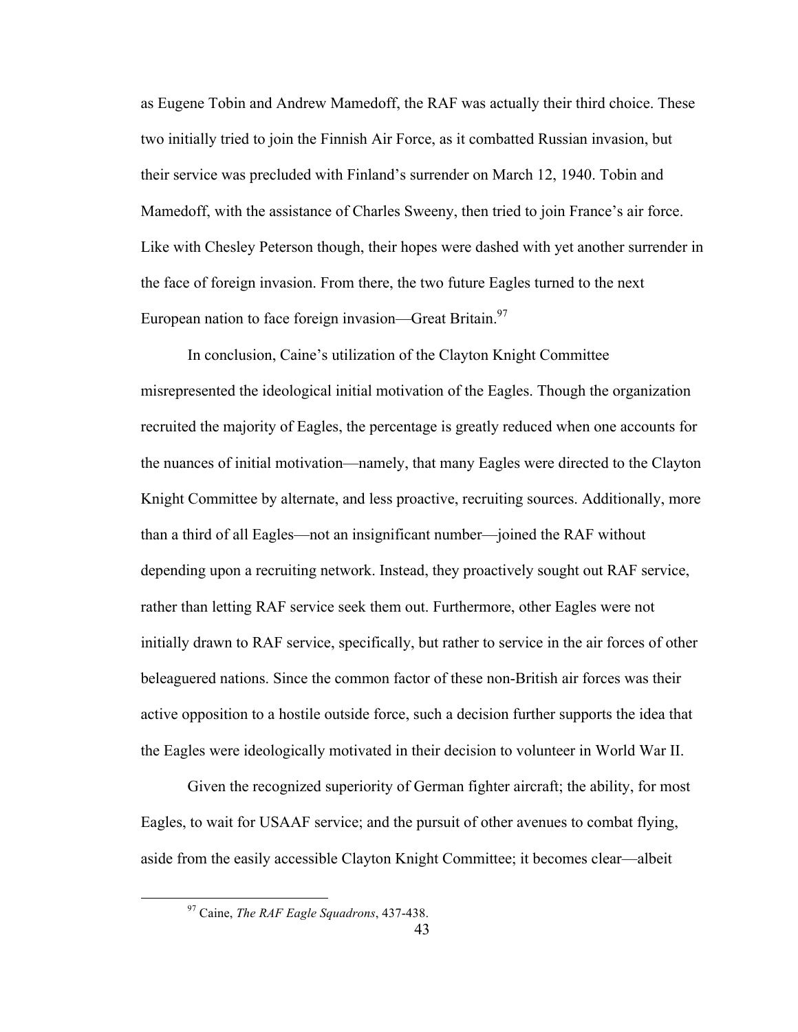as Eugene Tobin and Andrew Mamedoff, the RAF was actually their third choice. These two initially tried to join the Finnish Air Force, as it combatted Russian invasion, but their service was precluded with Finland's surrender on March 12, 1940. Tobin and Mamedoff, with the assistance of Charles Sweeny, then tried to join France's air force. Like with Chesley Peterson though, their hopes were dashed with yet another surrender in the face of foreign invasion. From there, the two future Eagles turned to the next European nation to face foreign invasion—Great Britain.[97]

In conclusion, Caine's utilization of the Clayton Knight Committee misrepresented the ideological initial motivation of the Eagles. Though the organization recruited the majority of Eagles, the percentage is greatly reduced when one accounts for the nuances of initial motivation—namely, that many Eagles were directed to the Clayton Knight Committee by alternate, and less proactive, recruiting sources. Additionally, more than a third of all Eagles—not an insignificant number—joined the RAF without depending upon a recruiting network. Instead, they proactively sought out RAF service, rather than letting RAF service seek them out. Furthermore, other Eagles were not initially drawn to RAF service, specifically, but rather to service in the air forces of other beleaguered nations. Since the common factor of these non-British air forces was their active opposition to a hostile outside force, such a decision further supports the idea that the Eagles were ideologically motivated in their decision to volunteer in World War II.

Given the recognized superiority of German fighter aircraft; the ability, for most Eagles, to wait for USAAF service; and the pursuit of other avenues to combat flying, aside from the easily accessible Clayton Knight Committee; it becomes clear—albeit

[97] Caine, *The RAF Eagle Squadrons*, 437-438.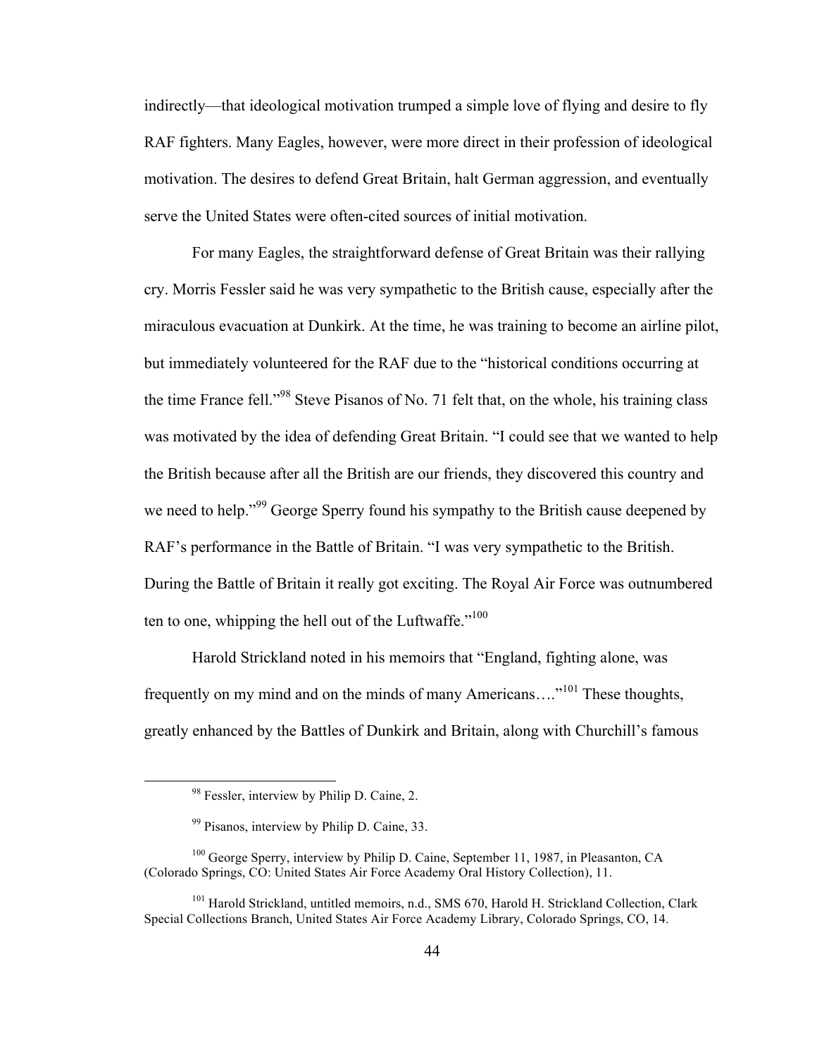indirectly—that ideological motivation trumped a simple love of flying and desire to fly RAF fighters. Many Eagles, however, were more direct in their profession of ideological motivation. The desires to defend Great Britain, halt German aggression, and eventually serve the United States were often-cited sources of initial motivation.

For many Eagles, the straightforward defense of Great Britain was their rallying cry. Morris Fessler said he was very sympathetic to the British cause, especially after the miraculous evacuation at Dunkirk. At the time, he was training to become an airline pilot, but immediately volunteered for the RAF due to the "historical conditions occurring at the time France fell."[98] Steve Pisanos of No. 71 felt that, on the whole, his training class was motivated by the idea of defending Great Britain. "I could see that we wanted to help the British because after all the British are our friends, they discovered this country and we need to help."[99] George Sperry found his sympathy to the British cause deepened by RAF's performance in the Battle of Britain. "I was very sympathetic to the British. During the Battle of Britain it really got exciting. The Royal Air Force was outnumbered ten to one, whipping the hell out of the Luftwaffe."[100]

Harold Strickland noted in his memoirs that "England, fighting alone, was frequently on my mind and on the minds of many Americans…."[101] These thoughts, greatly enhanced by the Battles of Dunkirk and Britain, along with Churchill's famous

---

[98] Fessler, interview by Philip D. Caine, 2.

[99] Pisanos, interview by Philip D. Caine, 33.

[100] George Sperry, interview by Philip D. Caine, September 11, 1987, in Pleasanton, CA (Colorado Springs, CO: United States Air Force Academy Oral History Collection), 11.

[101] Harold Strickland, untitled memoirs, n.d., SMS 670, Harold H. Strickland Collection, Clark Special Collections Branch, United States Air Force Academy Library, Colorado Springs, CO, 14.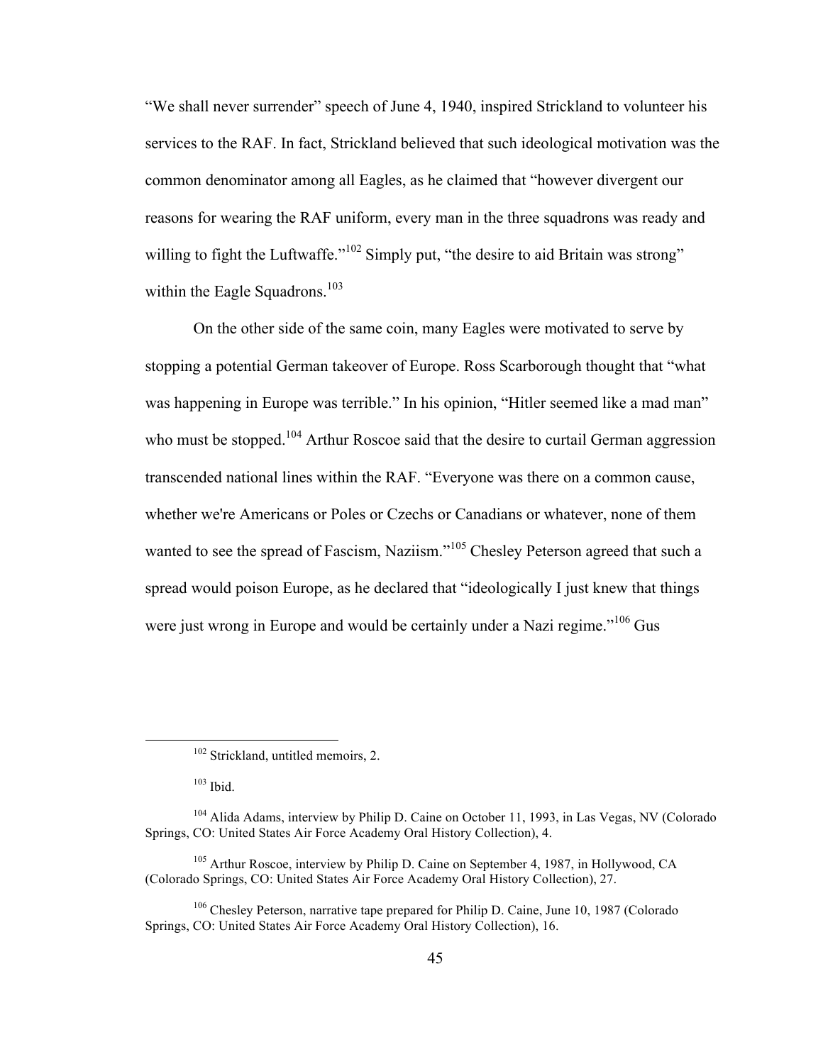"We shall never surrender" speech of June 4, 1940, inspired Strickland to volunteer his services to the RAF. In fact, Strickland believed that such ideological motivation was the common denominator among all Eagles, as he claimed that "however divergent our reasons for wearing the RAF uniform, every man in the three squadrons was ready and willing to fight the Luftwaffe."[102] Simply put, "the desire to aid Britain was strong" within the Eagle Squadrons.[103]

On the other side of the same coin, many Eagles were motivated to serve by stopping a potential German takeover of Europe. Ross Scarborough thought that "what was happening in Europe was terrible." In his opinion, "Hitler seemed like a mad man" who must be stopped.[104] Arthur Roscoe said that the desire to curtail German aggression transcended national lines within the RAF. "Everyone was there on a common cause, whether we're Americans or Poles or Czechs or Canadians or whatever, none of them wanted to see the spread of Fascism, Naziism."[105] Chesley Peterson agreed that such a spread would poison Europe, as he declared that "ideologically I just knew that things were just wrong in Europe and would be certainly under a Nazi regime."[106] Gus

---

[102] Strickland, untitled memoirs, 2.

[103] Ibid.

[104] Alida Adams, interview by Philip D. Caine on October 11, 1993, in Las Vegas, NV (Colorado Springs, CO: United States Air Force Academy Oral History Collection), 4.

[105] Arthur Roscoe, interview by Philip D. Caine on September 4, 1987, in Hollywood, CA (Colorado Springs, CO: United States Air Force Academy Oral History Collection), 27.

[106] Chesley Peterson, narrative tape prepared for Philip D. Caine, June 10, 1987 (Colorado Springs, CO: United States Air Force Academy Oral History Collection), 16.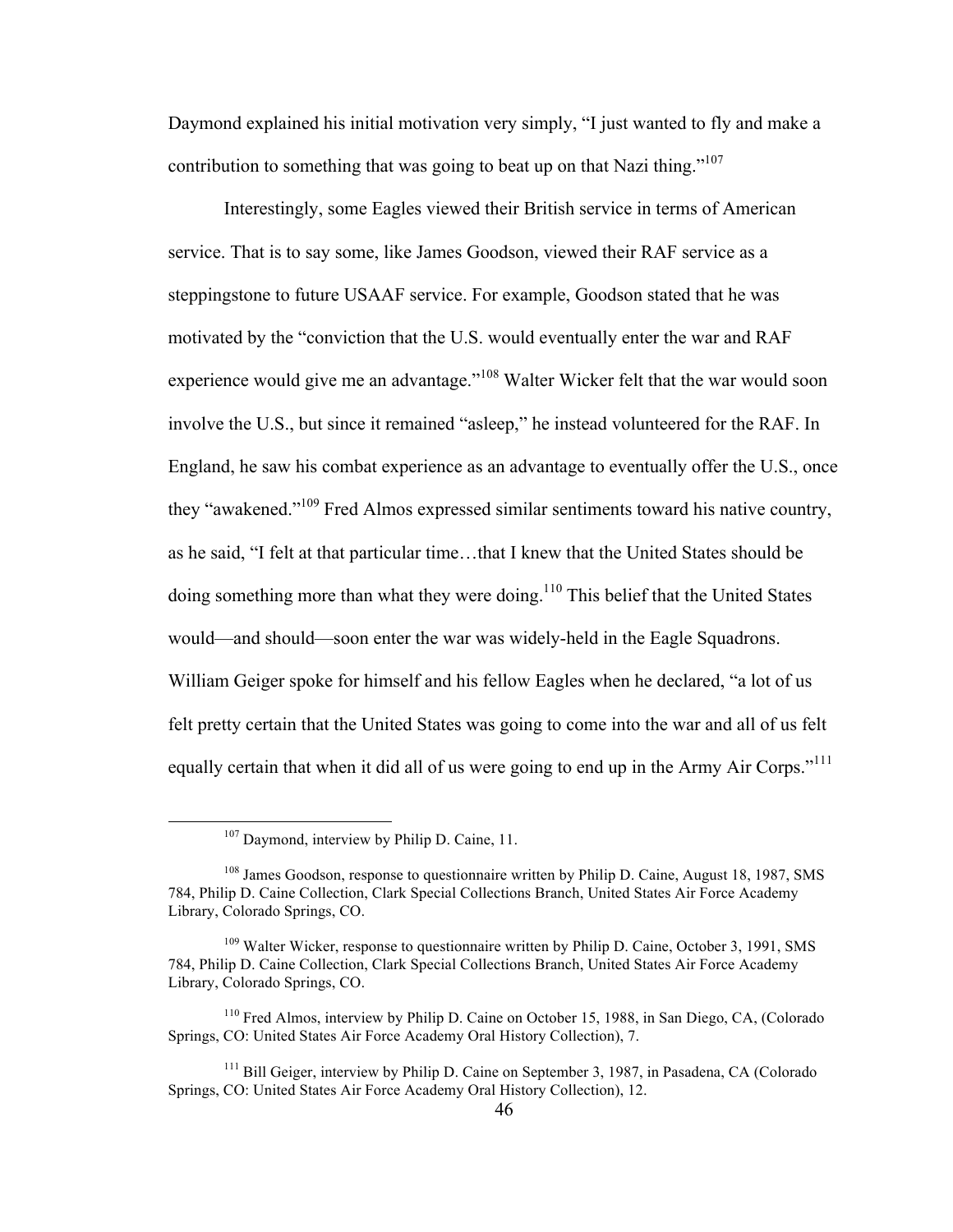Daymond explained his initial motivation very simply, "I just wanted to fly and make a contribution to something that was going to beat up on that Nazi thing."[107]

Interestingly, some Eagles viewed their British service in terms of American service. That is to say some, like James Goodson, viewed their RAF service as a steppingstone to future USAAF service. For example, Goodson stated that he was motivated by the "conviction that the U.S. would eventually enter the war and RAF experience would give me an advantage."[108] Walter Wicker felt that the war would soon involve the U.S., but since it remained "asleep," he instead volunteered for the RAF. In England, he saw his combat experience as an advantage to eventually offer the U.S., once they "awakened."[109] Fred Almos expressed similar sentiments toward his native country, as he said, "I felt at that particular time…that I knew that the United States should be doing something more than what they were doing.[110] This belief that the United States would—and should—soon enter the war was widely-held in the Eagle Squadrons. William Geiger spoke for himself and his fellow Eagles when he declared, "a lot of us felt pretty certain that the United States was going to come into the war and all of us felt equally certain that when it did all of us were going to end up in the Army Air Corps."[111]

---

[107] Daymond, interview by Philip D. Caine, 11.

[108] James Goodson, response to questionnaire written by Philip D. Caine, August 18, 1987, SMS 784, Philip D. Caine Collection, Clark Special Collections Branch, United States Air Force Academy Library, Colorado Springs, CO.

[109] Walter Wicker, response to questionnaire written by Philip D. Caine, October 3, 1991, SMS 784, Philip D. Caine Collection, Clark Special Collections Branch, United States Air Force Academy Library, Colorado Springs, CO.

[110] Fred Almos, interview by Philip D. Caine on October 15, 1988, in San Diego, CA, (Colorado Springs, CO: United States Air Force Academy Oral History Collection), 7.

[111] Bill Geiger, interview by Philip D. Caine on September 3, 1987, in Pasadena, CA (Colorado Springs, CO: United States Air Force Academy Oral History Collection), 12.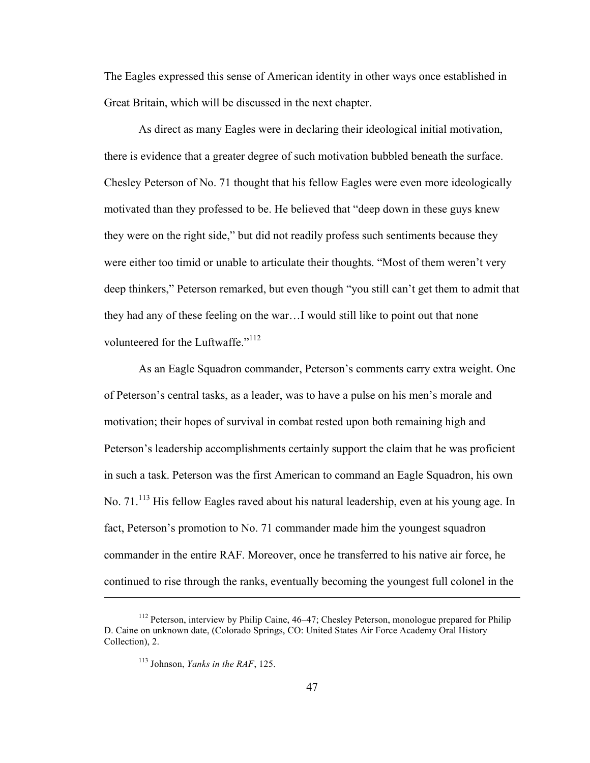The Eagles expressed this sense of American identity in other ways once established in Great Britain, which will be discussed in the next chapter.

As direct as many Eagles were in declaring their ideological initial motivation, there is evidence that a greater degree of such motivation bubbled beneath the surface. Chesley Peterson of No. 71 thought that his fellow Eagles were even more ideologically motivated than they professed to be. He believed that "deep down in these guys knew they were on the right side," but did not readily profess such sentiments because they were either too timid or unable to articulate their thoughts. "Most of them weren't very deep thinkers," Peterson remarked, but even though "you still can't get them to admit that they had any of these feeling on the war…I would still like to point out that none volunteered for the Luftwaffe."[112]

As an Eagle Squadron commander, Peterson's comments carry extra weight. One of Peterson's central tasks, as a leader, was to have a pulse on his men's morale and motivation; their hopes of survival in combat rested upon both remaining high and Peterson's leadership accomplishments certainly support the claim that he was proficient in such a task. Peterson was the first American to command an Eagle Squadron, his own No. 71.[113] His fellow Eagles raved about his natural leadership, even at his young age. In fact, Peterson's promotion to No. 71 commander made him the youngest squadron commander in the entire RAF. Moreover, once he transferred to his native air force, he continued to rise through the ranks, eventually becoming the youngest full colonel in the

---

[112] Peterson, interview by Philip Caine, 46–47; Chesley Peterson, monologue prepared for Philip D. Caine on unknown date, (Colorado Springs, CO: United States Air Force Academy Oral History Collection), 2.

[113] Johnson, *Yanks in the RAF*, 125.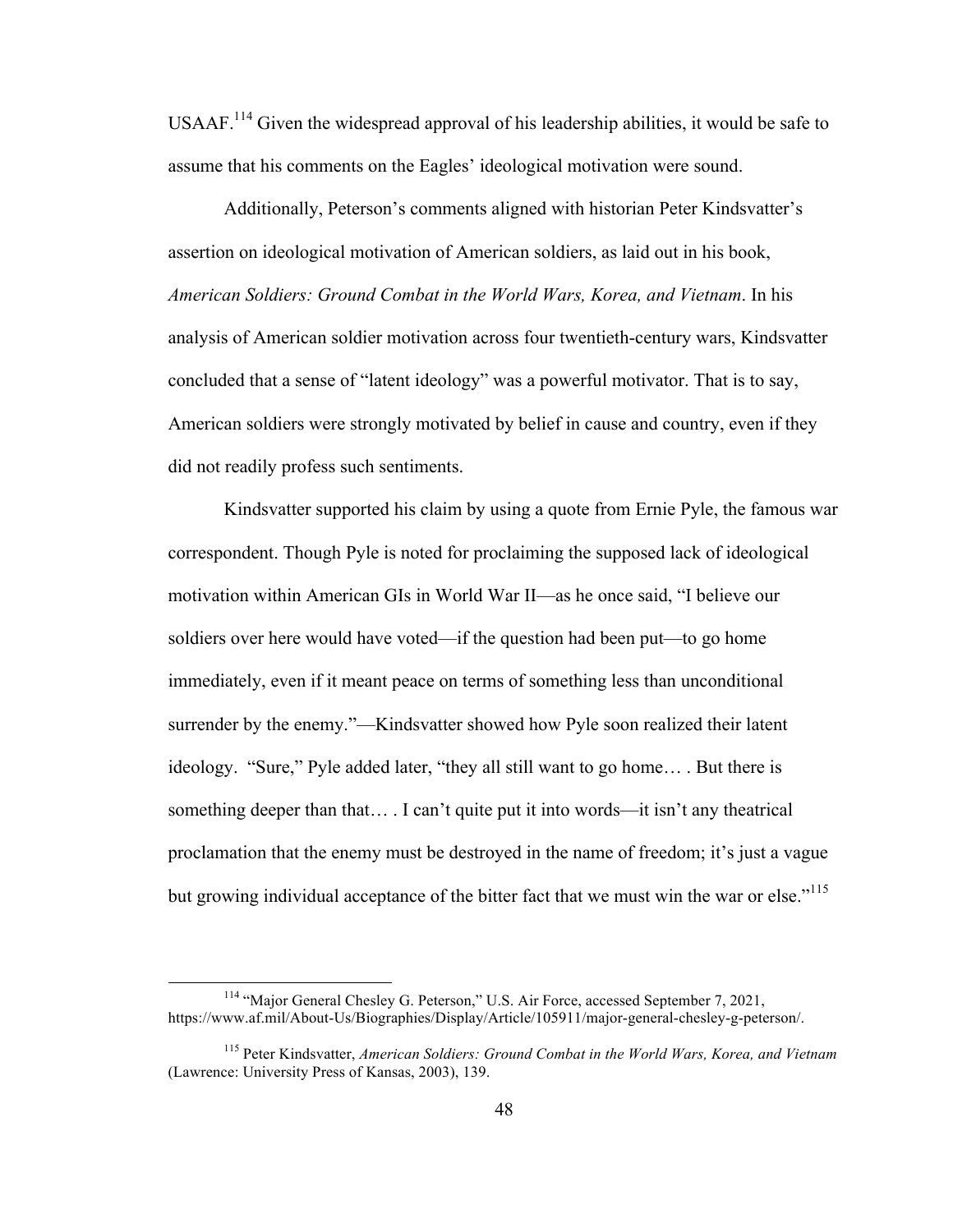USAAF.[114] Given the widespread approval of his leadership abilities, it would be safe to assume that his comments on the Eagles' ideological motivation were sound.

Additionally, Peterson's comments aligned with historian Peter Kindsvatter's assertion on ideological motivation of American soldiers, as laid out in his book, *American Soldiers: Ground Combat in the World Wars, Korea, and Vietnam*. In his analysis of American soldier motivation across four twentieth-century wars, Kindsvatter concluded that a sense of "latent ideology" was a powerful motivator. That is to say, American soldiers were strongly motivated by belief in cause and country, even if they did not readily profess such sentiments.

Kindsvatter supported his claim by using a quote from Ernie Pyle, the famous war correspondent. Though Pyle is noted for proclaiming the supposed lack of ideological motivation within American GIs in World War II—as he once said, "I believe our soldiers over here would have voted—if the question had been put—to go home immediately, even if it meant peace on terms of something less than unconditional surrender by the enemy."—Kindsvatter showed how Pyle soon realized their latent ideology. "Sure," Pyle added later, "they all still want to go home… . But there is something deeper than that… . I can't quite put it into words—it isn't any theatrical proclamation that the enemy must be destroyed in the name of freedom; it's just a vague but growing individual acceptance of the bitter fact that we must win the war or else."[115]

---

[114] "Major General Chesley G. Peterson," U.S. Air Force, accessed September 7, 2021, https://www.af.mil/About-Us/Biographies/Display/Article/105911/major-general-chesley-g-peterson/.

[115] Peter Kindsvatter, *American Soldiers: Ground Combat in the World Wars, Korea, and Vietnam* (Lawrence: University Press of Kansas, 2003), 139.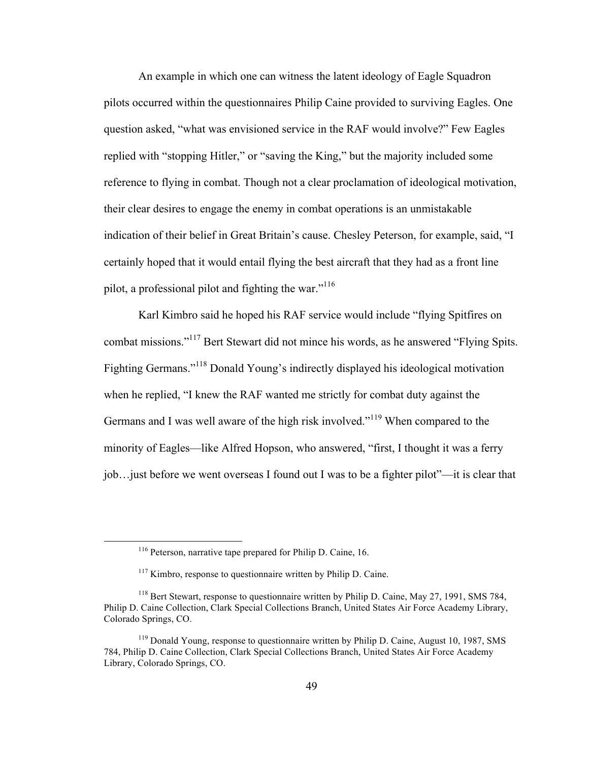An example in which one can witness the latent ideology of Eagle Squadron pilots occurred within the questionnaires Philip Caine provided to surviving Eagles. One question asked, "what was envisioned service in the RAF would involve?" Few Eagles replied with "stopping Hitler," or "saving the King," but the majority included some reference to flying in combat. Though not a clear proclamation of ideological motivation, their clear desires to engage the enemy in combat operations is an unmistakable indication of their belief in Great Britain's cause. Chesley Peterson, for example, said, "I certainly hoped that it would entail flying the best aircraft that they had as a front line pilot, a professional pilot and fighting the war."[116]

Karl Kimbro said he hoped his RAF service would include "flying Spitfires on combat missions."[117] Bert Stewart did not mince his words, as he answered "Flying Spits. Fighting Germans."[118] Donald Young's indirectly displayed his ideological motivation when he replied, "I knew the RAF wanted me strictly for combat duty against the Germans and I was well aware of the high risk involved."[119] When compared to the minority of Eagles—like Alfred Hopson, who answered, "first, I thought it was a ferry job…just before we went overseas I found out I was to be a fighter pilot"—it is clear that

---

[116] Peterson, narrative tape prepared for Philip D. Caine, 16.

[117] Kimbro, response to questionnaire written by Philip D. Caine.

[118] Bert Stewart, response to questionnaire written by Philip D. Caine, May 27, 1991, SMS 784, Philip D. Caine Collection, Clark Special Collections Branch, United States Air Force Academy Library, Colorado Springs, CO.

[119] Donald Young, response to questionnaire written by Philip D. Caine, August 10, 1987, SMS 784, Philip D. Caine Collection, Clark Special Collections Branch, United States Air Force Academy Library, Colorado Springs, CO.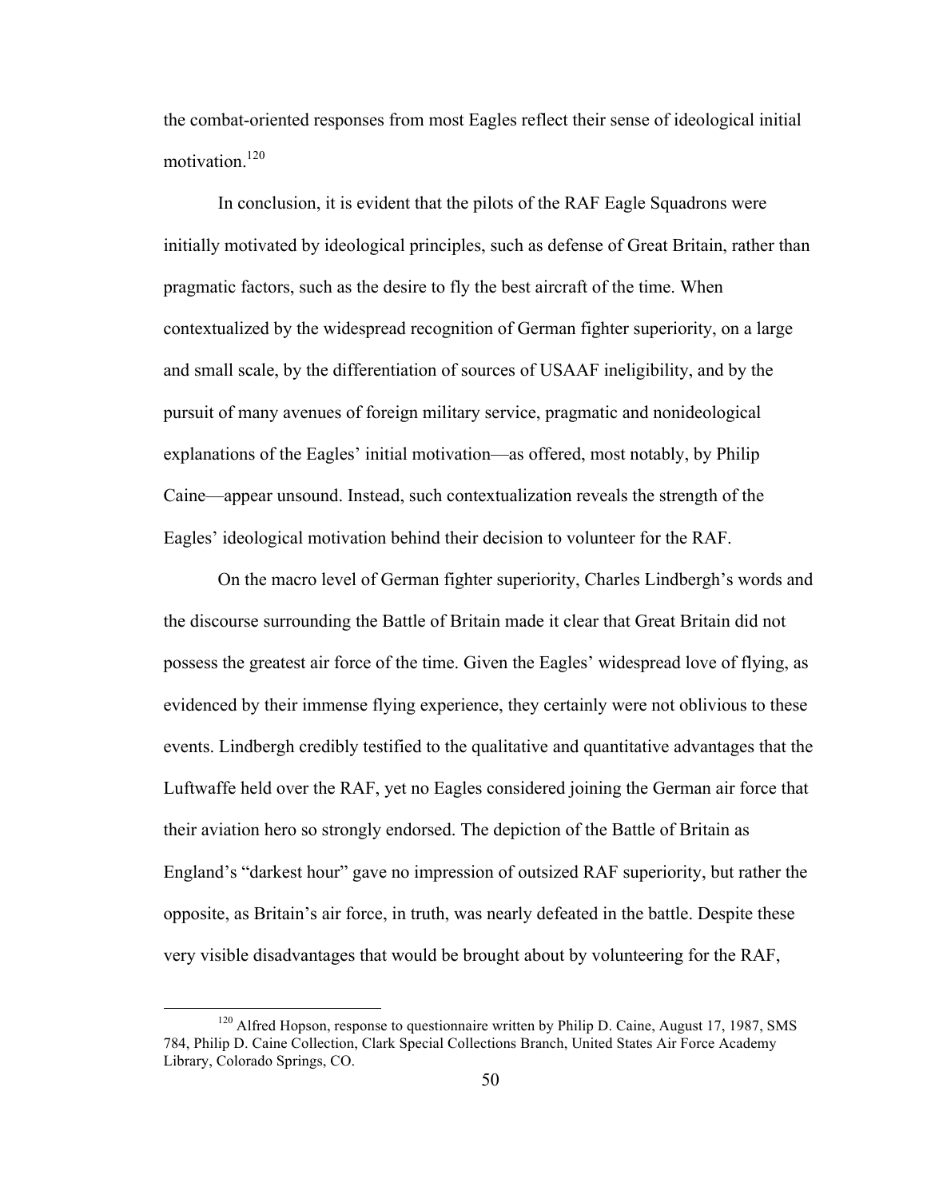the combat-oriented responses from most Eagles reflect their sense of ideological initial motivation.[120]

In conclusion, it is evident that the pilots of the RAF Eagle Squadrons were initially motivated by ideological principles, such as defense of Great Britain, rather than pragmatic factors, such as the desire to fly the best aircraft of the time. When contextualized by the widespread recognition of German fighter superiority, on a large and small scale, by the differentiation of sources of USAAF ineligibility, and by the pursuit of many avenues of foreign military service, pragmatic and nonideological explanations of the Eagles' initial motivation—as offered, most notably, by Philip Caine—appear unsound. Instead, such contextualization reveals the strength of the Eagles' ideological motivation behind their decision to volunteer for the RAF.

On the macro level of German fighter superiority, Charles Lindbergh's words and the discourse surrounding the Battle of Britain made it clear that Great Britain did not possess the greatest air force of the time. Given the Eagles' widespread love of flying, as evidenced by their immense flying experience, they certainly were not oblivious to these events. Lindbergh credibly testified to the qualitative and quantitative advantages that the Luftwaffe held over the RAF, yet no Eagles considered joining the German air force that their aviation hero so strongly endorsed. The depiction of the Battle of Britain as England's "darkest hour" gave no impression of outsized RAF superiority, but rather the opposite, as Britain's air force, in truth, was nearly defeated in the battle. Despite these very visible disadvantages that would be brought about by volunteering for the RAF,

[120] Alfred Hopson, response to questionnaire written by Philip D. Caine, August 17, 1987, SMS 784, Philip D. Caine Collection, Clark Special Collections Branch, United States Air Force Academy Library, Colorado Springs, CO.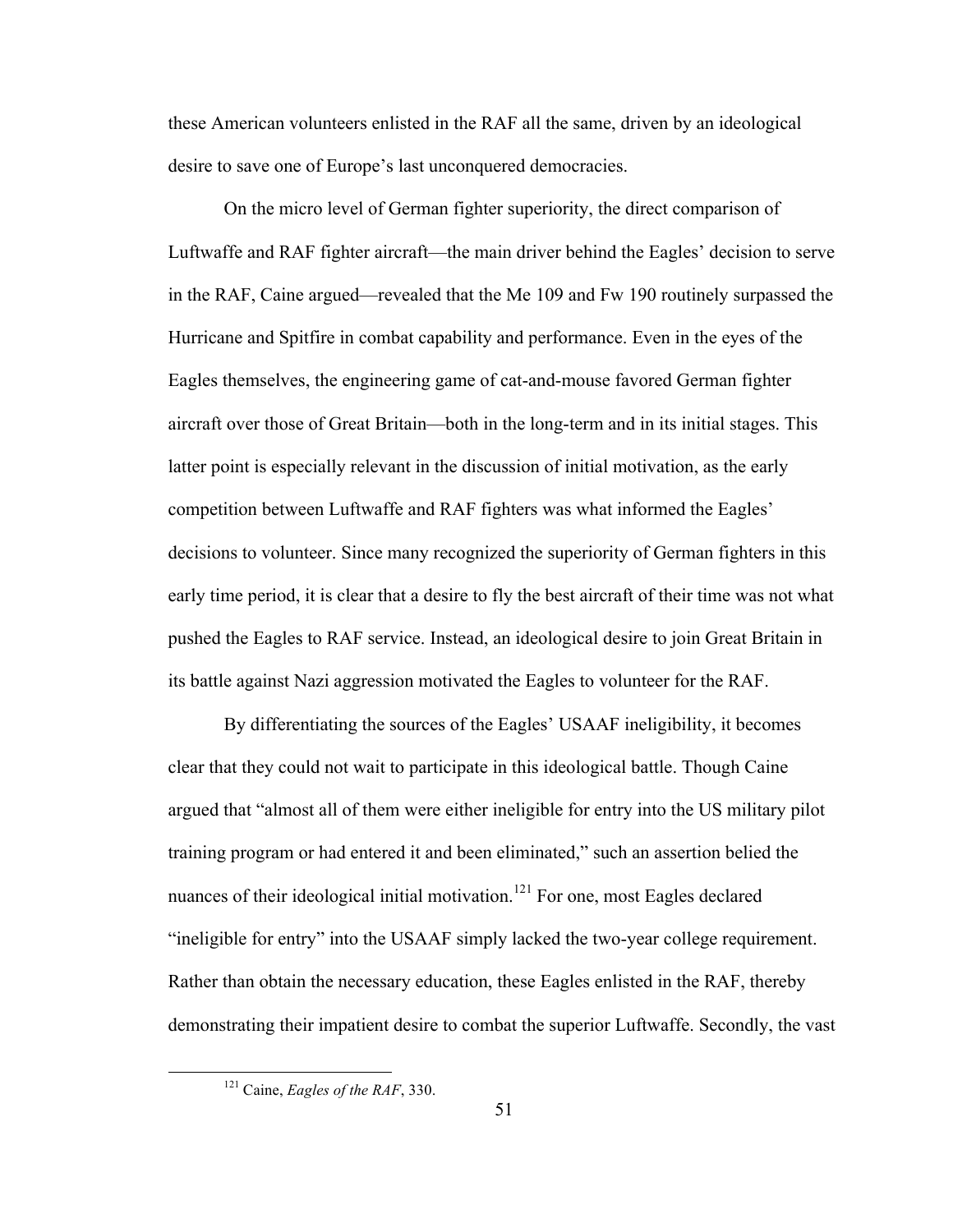these American volunteers enlisted in the RAF all the same, driven by an ideological desire to save one of Europe's last unconquered democracies.

On the micro level of German fighter superiority, the direct comparison of Luftwaffe and RAF fighter aircraft—the main driver behind the Eagles' decision to serve in the RAF, Caine argued—revealed that the Me 109 and Fw 190 routinely surpassed the Hurricane and Spitfire in combat capability and performance. Even in the eyes of the Eagles themselves, the engineering game of cat-and-mouse favored German fighter aircraft over those of Great Britain—both in the long-term and in its initial stages. This latter point is especially relevant in the discussion of initial motivation, as the early competition between Luftwaffe and RAF fighters was what informed the Eagles' decisions to volunteer. Since many recognized the superiority of German fighters in this early time period, it is clear that a desire to fly the best aircraft of their time was not what pushed the Eagles to RAF service. Instead, an ideological desire to join Great Britain in its battle against Nazi aggression motivated the Eagles to volunteer for the RAF.

By differentiating the sources of the Eagles' USAAF ineligibility, it becomes clear that they could not wait to participate in this ideological battle. Though Caine argued that "almost all of them were either ineligible for entry into the US military pilot training program or had entered it and been eliminated," such an assertion belied the nuances of their ideological initial motivation.[121] For one, most Eagles declared "ineligible for entry" into the USAAF simply lacked the two-year college requirement. Rather than obtain the necessary education, these Eagles enlisted in the RAF, thereby demonstrating their impatient desire to combat the superior Luftwaffe. Secondly, the vast

[121] Caine, *Eagles of the RAF*, 330.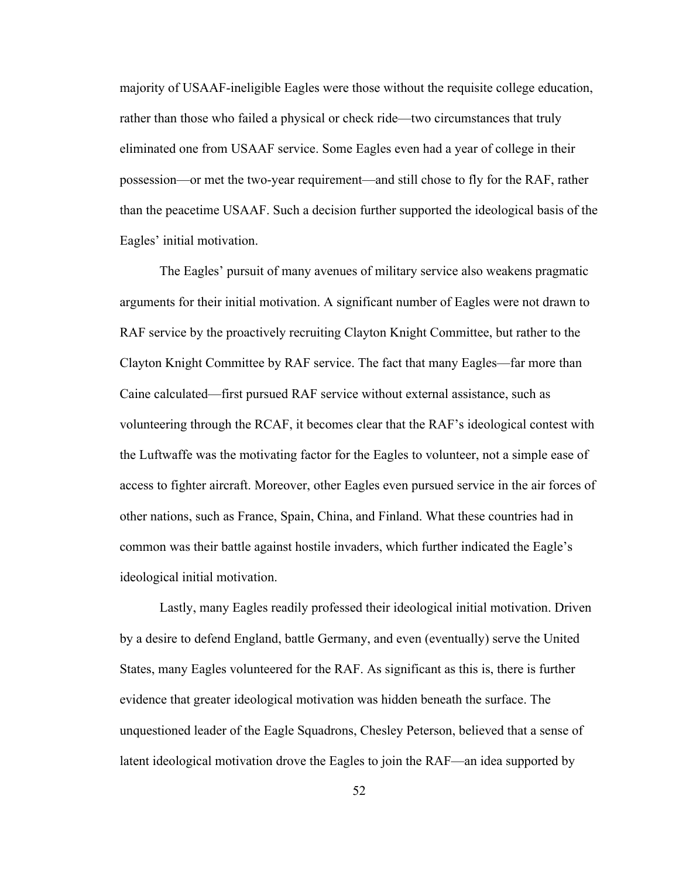majority of USAAF-ineligible Eagles were those without the requisite college education, rather than those who failed a physical or check ride—two circumstances that truly eliminated one from USAAF service. Some Eagles even had a year of college in their possession—or met the two-year requirement—and still chose to fly for the RAF, rather than the peacetime USAAF. Such a decision further supported the ideological basis of the Eagles' initial motivation.

The Eagles' pursuit of many avenues of military service also weakens pragmatic arguments for their initial motivation. A significant number of Eagles were not drawn to RAF service by the proactively recruiting Clayton Knight Committee, but rather to the Clayton Knight Committee by RAF service. The fact that many Eagles—far more than Caine calculated—first pursued RAF service without external assistance, such as volunteering through the RCAF, it becomes clear that the RAF's ideological contest with the Luftwaffe was the motivating factor for the Eagles to volunteer, not a simple ease of access to fighter aircraft. Moreover, other Eagles even pursued service in the air forces of other nations, such as France, Spain, China, and Finland. What these countries had in common was their battle against hostile invaders, which further indicated the Eagle's ideological initial motivation.

Lastly, many Eagles readily professed their ideological initial motivation. Driven by a desire to defend England, battle Germany, and even (eventually) serve the United States, many Eagles volunteered for the RAF. As significant as this is, there is further evidence that greater ideological motivation was hidden beneath the surface. The unquestioned leader of the Eagle Squadrons, Chesley Peterson, believed that a sense of latent ideological motivation drove the Eagles to join the RAF—an idea supported by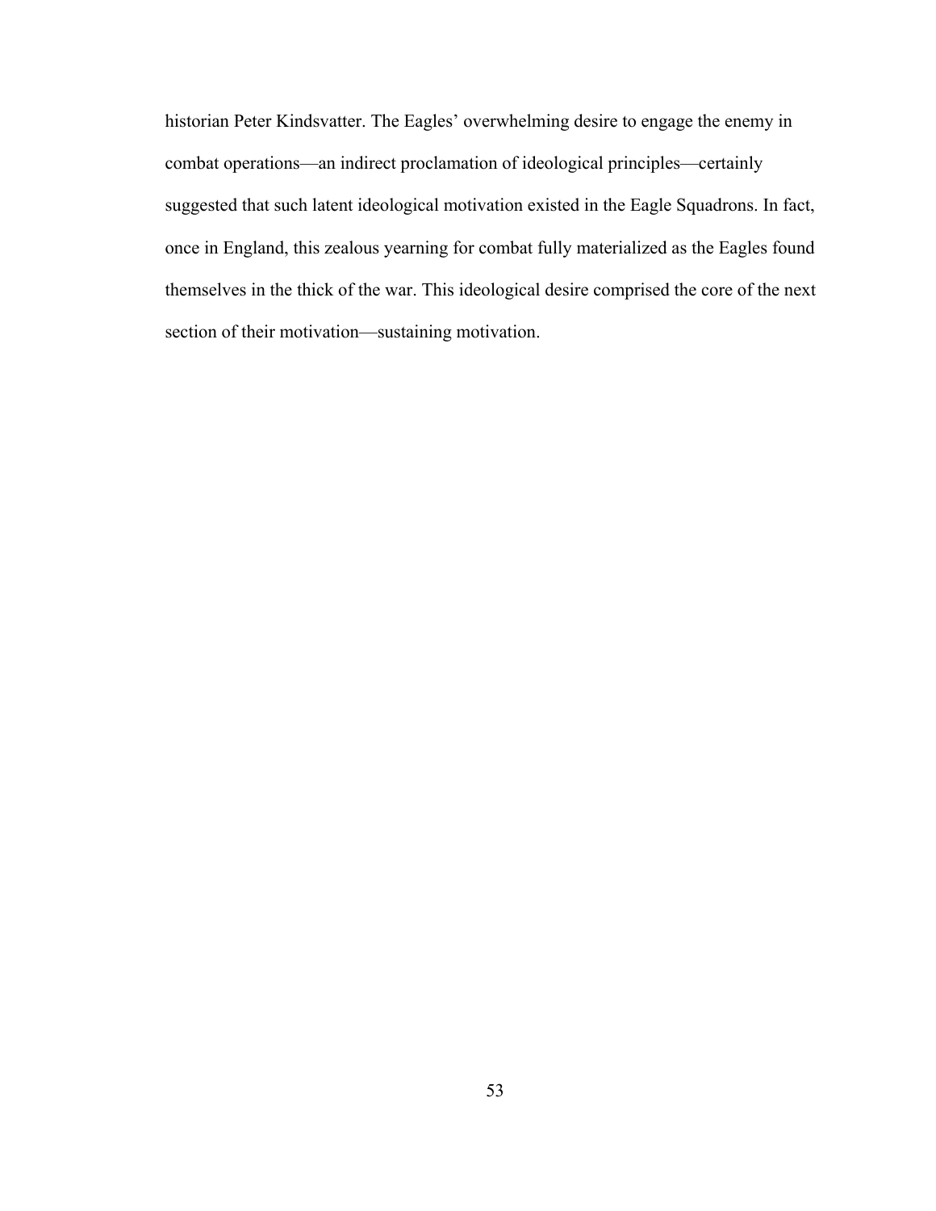historian Peter Kindsvatter. The Eagles' overwhelming desire to engage the enemy in combat operations—an indirect proclamation of ideological principles—certainly suggested that such latent ideological motivation existed in the Eagle Squadrons. In fact, once in England, this zealous yearning for combat fully materialized as the Eagles found themselves in the thick of the war. This ideological desire comprised the core of the next section of their motivation—sustaining motivation.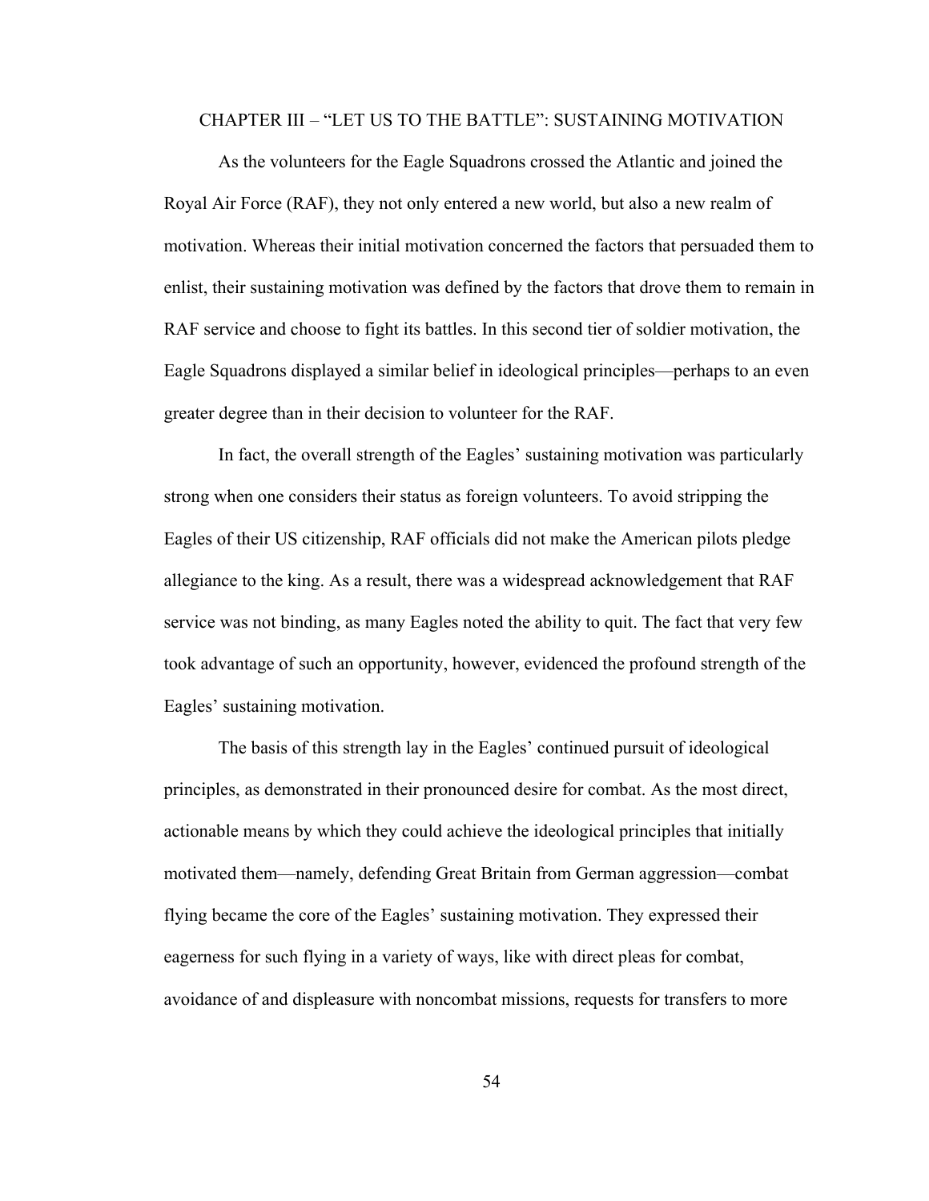## CHAPTER III – "LET US TO THE BATTLE": SUSTAINING MOTIVATION

As the volunteers for the Eagle Squadrons crossed the Atlantic and joined the Royal Air Force (RAF), they not only entered a new world, but also a new realm of motivation. Whereas their initial motivation concerned the factors that persuaded them to enlist, their sustaining motivation was defined by the factors that drove them to remain in RAF service and choose to fight its battles. In this second tier of soldier motivation, the Eagle Squadrons displayed a similar belief in ideological principles—perhaps to an even greater degree than in their decision to volunteer for the RAF.

In fact, the overall strength of the Eagles' sustaining motivation was particularly strong when one considers their status as foreign volunteers. To avoid stripping the Eagles of their US citizenship, RAF officials did not make the American pilots pledge allegiance to the king. As a result, there was a widespread acknowledgement that RAF service was not binding, as many Eagles noted the ability to quit. The fact that very few took advantage of such an opportunity, however, evidenced the profound strength of the Eagles' sustaining motivation.

The basis of this strength lay in the Eagles' continued pursuit of ideological principles, as demonstrated in their pronounced desire for combat. As the most direct, actionable means by which they could achieve the ideological principles that initially motivated them—namely, defending Great Britain from German aggression—combat flying became the core of the Eagles' sustaining motivation. They expressed their eagerness for such flying in a variety of ways, like with direct pleas for combat, avoidance of and displeasure with noncombat missions, requests for transfers to more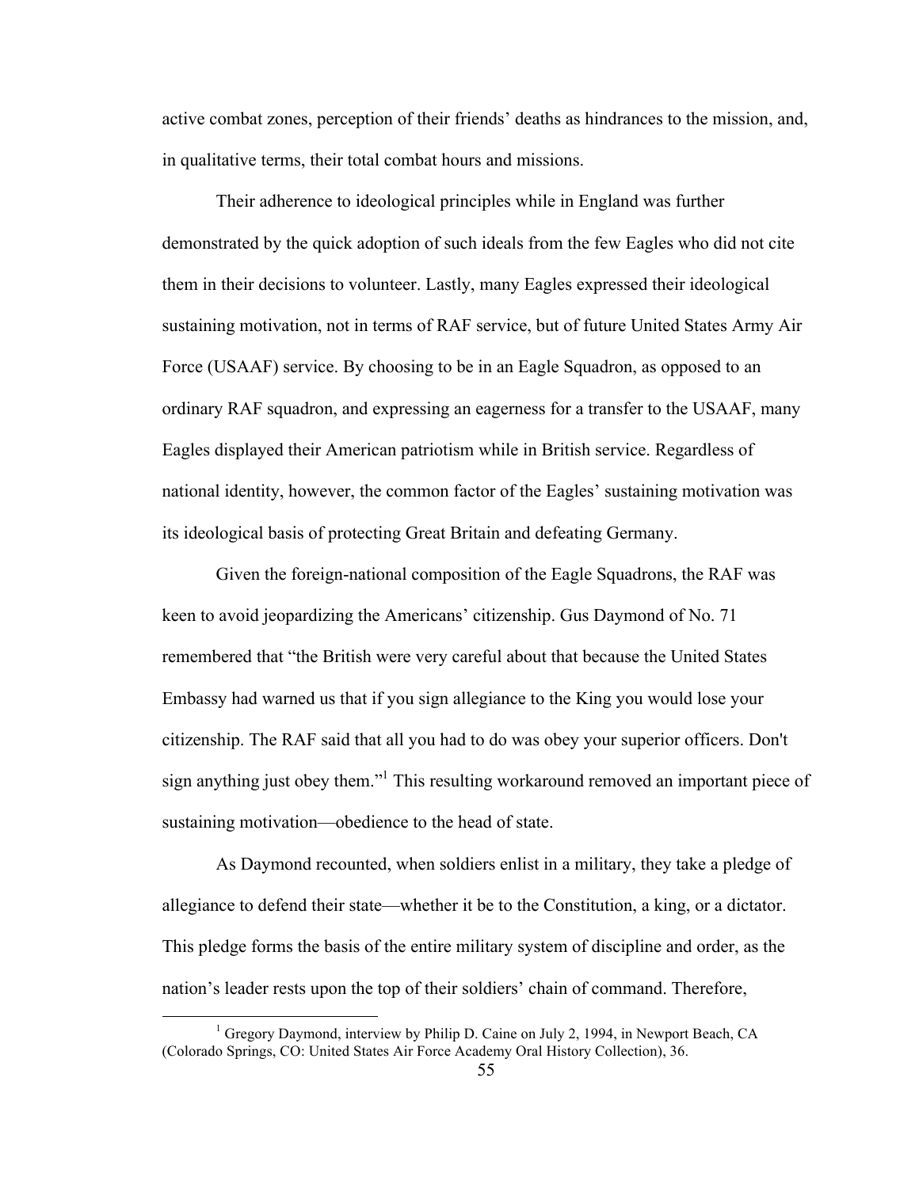active combat zones, perception of their friends' deaths as hindrances to the mission, and, in qualitative terms, their total combat hours and missions.

Their adherence to ideological principles while in England was further demonstrated by the quick adoption of such ideals from the few Eagles who did not cite them in their decisions to volunteer. Lastly, many Eagles expressed their ideological sustaining motivation, not in terms of RAF service, but of future United States Army Air Force (USAAF) service. By choosing to be in an Eagle Squadron, as opposed to an ordinary RAF squadron, and expressing an eagerness for a transfer to the USAAF, many Eagles displayed their American patriotism while in British service. Regardless of national identity, however, the common factor of the Eagles' sustaining motivation was its ideological basis of protecting Great Britain and defeating Germany.

Given the foreign-national composition of the Eagle Squadrons, the RAF was keen to avoid jeopardizing the Americans' citizenship. Gus Daymond of No. 71 remembered that "the British were very careful about that because the United States Embassy had warned us that if you sign allegiance to the King you would lose your citizenship. The RAF said that all you had to do was obey your superior officers. Don't sign anything just obey them."[1] This resulting workaround removed an important piece of sustaining motivation—obedience to the head of state.

As Daymond recounted, when soldiers enlist in a military, they take a pledge of allegiance to defend their state—whether it be to the Constitution, a king, or a dictator. This pledge forms the basis of the entire military system of discipline and order, as the nation's leader rests upon the top of their soldiers' chain of command. Therefore,

---

[1] Gregory Daymond, interview by Philip D. Caine on July 2, 1994, in Newport Beach, CA (Colorado Springs, CO: United States Air Force Academy Oral History Collection), 36.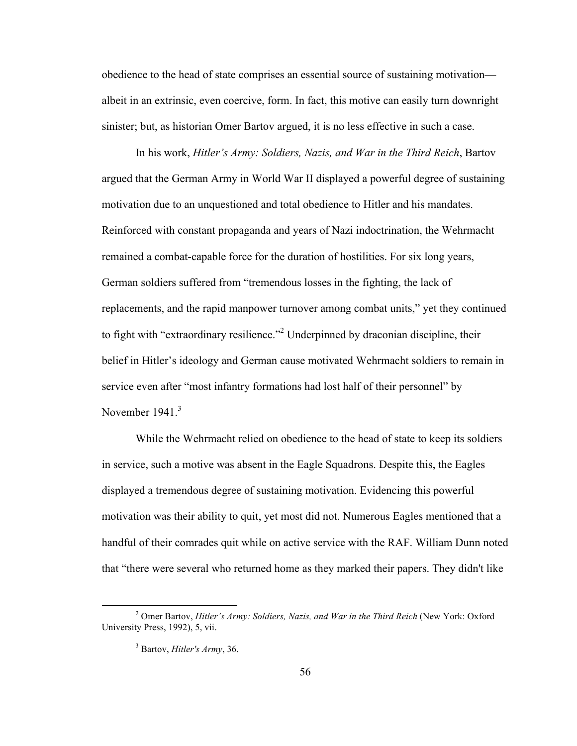obedience to the head of state comprises an essential source of sustaining motivation—albeit in an extrinsic, even coercive, form. In fact, this motive can easily turn downright sinister; but, as historian Omer Bartov argued, it is no less effective in such a case.

In his work, *Hitler's Army: Soldiers, Nazis, and War in the Third Reich*, Bartov argued that the German Army in World War II displayed a powerful degree of sustaining motivation due to an unquestioned and total obedience to Hitler and his mandates. Reinforced with constant propaganda and years of Nazi indoctrination, the Wehrmacht remained a combat-capable force for the duration of hostilities. For six long years, German soldiers suffered from "tremendous losses in the fighting, the lack of replacements, and the rapid manpower turnover among combat units," yet they continued to fight with "extraordinary resilience."[2] Underpinned by draconian discipline, their belief in Hitler's ideology and German cause motivated Wehrmacht soldiers to remain in service even after "most infantry formations had lost half of their personnel" by November 1941.[3]

While the Wehrmacht relied on obedience to the head of state to keep its soldiers in service, such a motive was absent in the Eagle Squadrons. Despite this, the Eagles displayed a tremendous degree of sustaining motivation. Evidencing this powerful motivation was their ability to quit, yet most did not. Numerous Eagles mentioned that a handful of their comrades quit while on active service with the RAF. William Dunn noted that "there were several who returned home as they marked their papers. They didn't like

---

[2] Omer Bartov, *Hitler's Army: Soldiers, Nazis, and War in the Third Reich* (New York: Oxford University Press, 1992), 5, vii.

[3] Bartov, *Hitler's Army*, 36.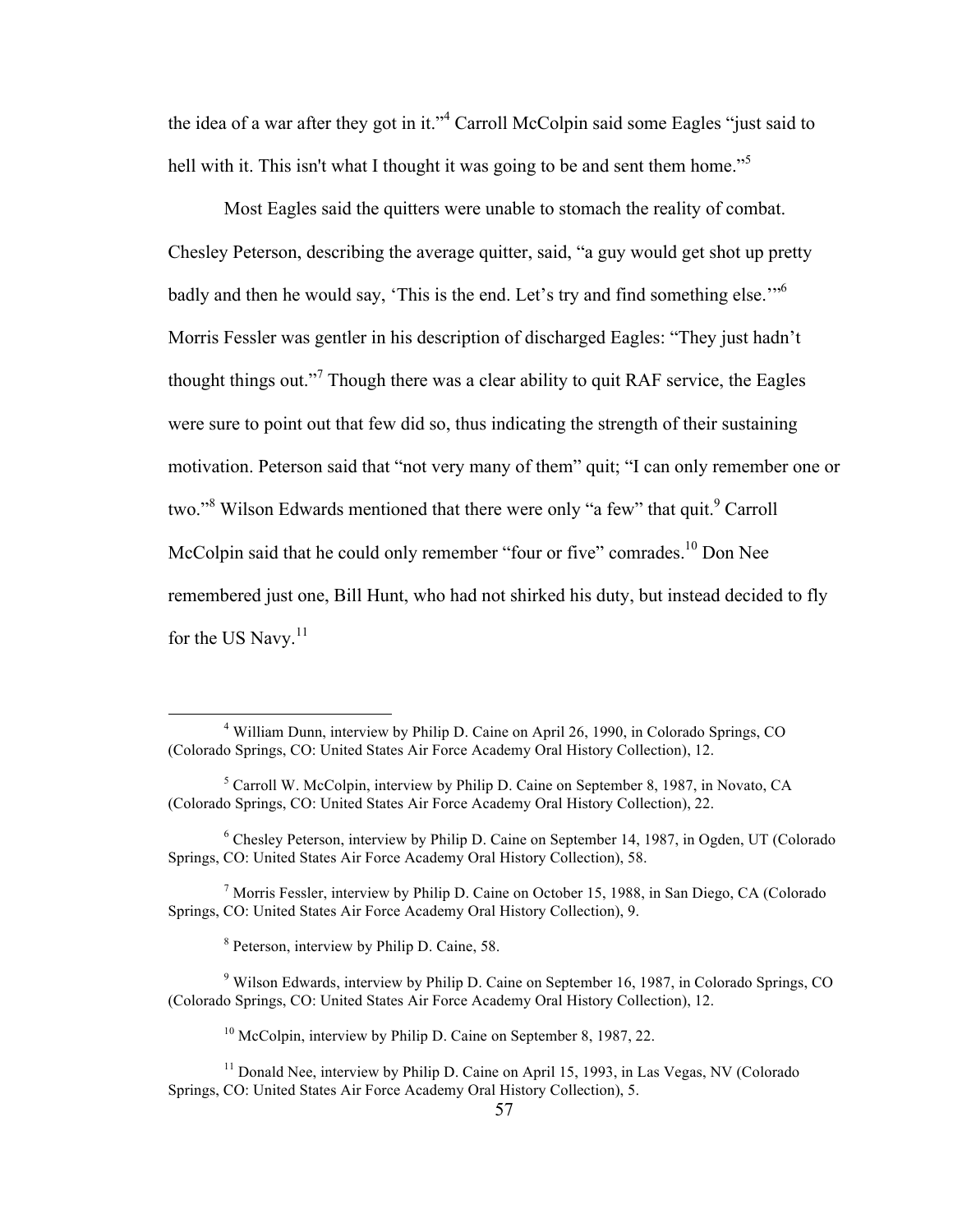the idea of a war after they got in it."[4] Carroll McColpin said some Eagles "just said to hell with it. This isn't what I thought it was going to be and sent them home."[5]

Most Eagles said the quitters were unable to stomach the reality of combat. Chesley Peterson, describing the average quitter, said, "a guy would get shot up pretty badly and then he would say, 'This is the end. Let's try and find something else.'"[6] Morris Fessler was gentler in his description of discharged Eagles: "They just hadn't thought things out."[7] Though there was a clear ability to quit RAF service, the Eagles were sure to point out that few did so, thus indicating the strength of their sustaining motivation. Peterson said that "not very many of them" quit; "I can only remember one or two."[8] Wilson Edwards mentioned that there were only "a few" that quit.[9] Carroll McColpin said that he could only remember "four or five" comrades.[10] Don Nee remembered just one, Bill Hunt, who had not shirked his duty, but instead decided to fly for the US Navy.[11]

---

[4] William Dunn, interview by Philip D. Caine on April 26, 1990, in Colorado Springs, CO (Colorado Springs, CO: United States Air Force Academy Oral History Collection), 12.

[5] Carroll W. McColpin, interview by Philip D. Caine on September 8, 1987, in Novato, CA (Colorado Springs, CO: United States Air Force Academy Oral History Collection), 22.

[6] Chesley Peterson, interview by Philip D. Caine on September 14, 1987, in Ogden, UT (Colorado Springs, CO: United States Air Force Academy Oral History Collection), 58.

[7] Morris Fessler, interview by Philip D. Caine on October 15, 1988, in San Diego, CA (Colorado Springs, CO: United States Air Force Academy Oral History Collection), 9.

[8] Peterson, interview by Philip D. Caine, 58.

[9] Wilson Edwards, interview by Philip D. Caine on September 16, 1987, in Colorado Springs, CO (Colorado Springs, CO: United States Air Force Academy Oral History Collection), 12.

[10] McColpin, interview by Philip D. Caine on September 8, 1987, 22.

[11] Donald Nee, interview by Philip D. Caine on April 15, 1993, in Las Vegas, NV (Colorado Springs, CO: United States Air Force Academy Oral History Collection), 5.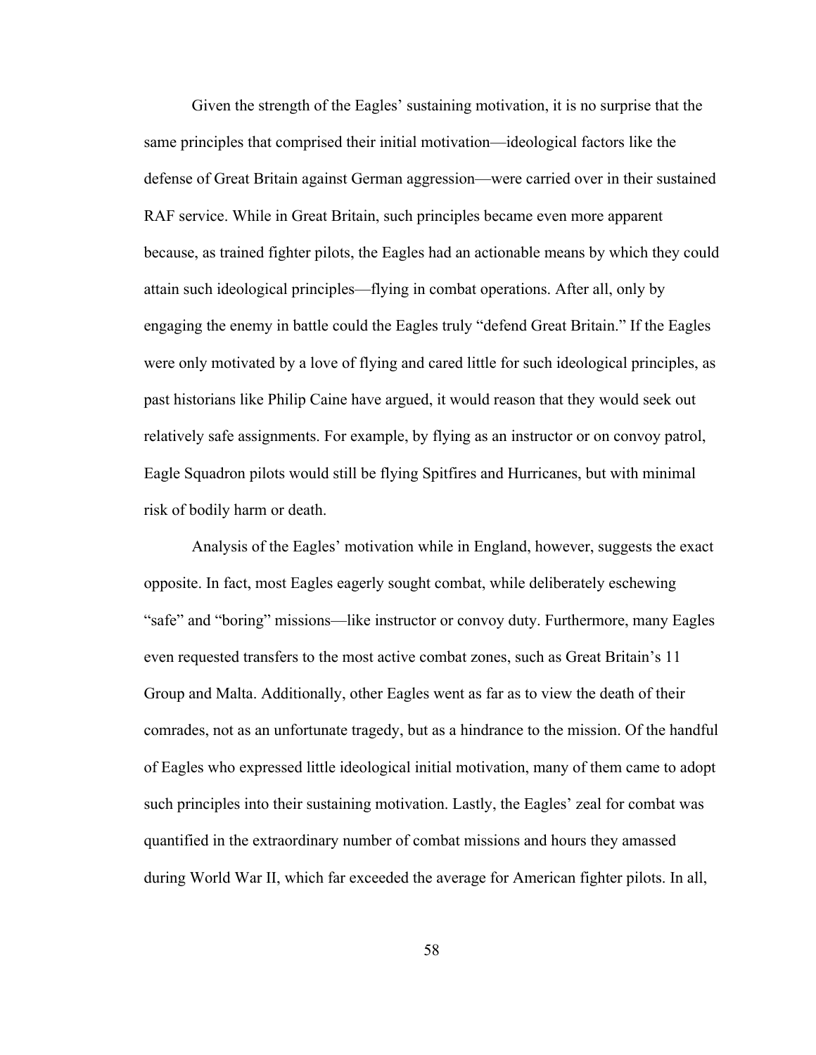Given the strength of the Eagles' sustaining motivation, it is no surprise that the same principles that comprised their initial motivation—ideological factors like the defense of Great Britain against German aggression—were carried over in their sustained RAF service. While in Great Britain, such principles became even more apparent because, as trained fighter pilots, the Eagles had an actionable means by which they could attain such ideological principles—flying in combat operations. After all, only by engaging the enemy in battle could the Eagles truly "defend Great Britain." If the Eagles were only motivated by a love of flying and cared little for such ideological principles, as past historians like Philip Caine have argued, it would reason that they would seek out relatively safe assignments. For example, by flying as an instructor or on convoy patrol, Eagle Squadron pilots would still be flying Spitfires and Hurricanes, but with minimal risk of bodily harm or death.

Analysis of the Eagles' motivation while in England, however, suggests the exact opposite. In fact, most Eagles eagerly sought combat, while deliberately eschewing "safe" and "boring" missions—like instructor or convoy duty. Furthermore, many Eagles even requested transfers to the most active combat zones, such as Great Britain's 11 Group and Malta. Additionally, other Eagles went as far as to view the death of their comrades, not as an unfortunate tragedy, but as a hindrance to the mission. Of the handful of Eagles who expressed little ideological initial motivation, many of them came to adopt such principles into their sustaining motivation. Lastly, the Eagles' zeal for combat was quantified in the extraordinary number of combat missions and hours they amassed during World War II, which far exceeded the average for American fighter pilots. In all,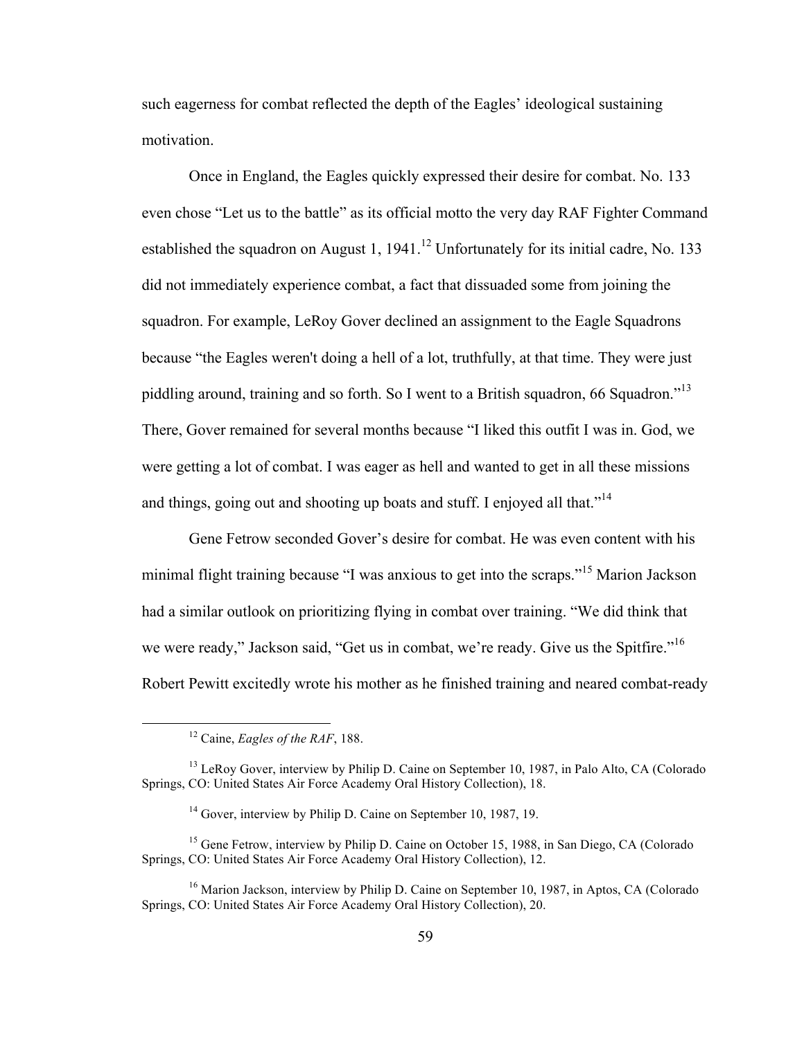such eagerness for combat reflected the depth of the Eagles' ideological sustaining motivation.

Once in England, the Eagles quickly expressed their desire for combat. No. 133 even chose "Let us to the battle" as its official motto the very day RAF Fighter Command established the squadron on August 1, 1941.[12] Unfortunately for its initial cadre, No. 133 did not immediately experience combat, a fact that dissuaded some from joining the squadron. For example, LeRoy Gover declined an assignment to the Eagle Squadrons because "the Eagles weren't doing a hell of a lot, truthfully, at that time. They were just piddling around, training and so forth. So I went to a British squadron, 66 Squadron."[13] There, Gover remained for several months because "I liked this outfit I was in. God, we were getting a lot of combat. I was eager as hell and wanted to get in all these missions and things, going out and shooting up boats and stuff. I enjoyed all that."[14]

Gene Fetrow seconded Gover's desire for combat. He was even content with his minimal flight training because "I was anxious to get into the scraps."[15] Marion Jackson had a similar outlook on prioritizing flying in combat over training. "We did think that we were ready," Jackson said, "Get us in combat, we're ready. Give us the Spitfire."[16] Robert Pewitt excitedly wrote his mother as he finished training and neared combat-ready

---

[12] Caine, *Eagles of the RAF*, 188.

[13] LeRoy Gover, interview by Philip D. Caine on September 10, 1987, in Palo Alto, CA (Colorado Springs, CO: United States Air Force Academy Oral History Collection), 18.

[14] Gover, interview by Philip D. Caine on September 10, 1987, 19.

[15] Gene Fetrow, interview by Philip D. Caine on October 15, 1988, in San Diego, CA (Colorado Springs, CO: United States Air Force Academy Oral History Collection), 12.

[16] Marion Jackson, interview by Philip D. Caine on September 10, 1987, in Aptos, CA (Colorado Springs, CO: United States Air Force Academy Oral History Collection), 20.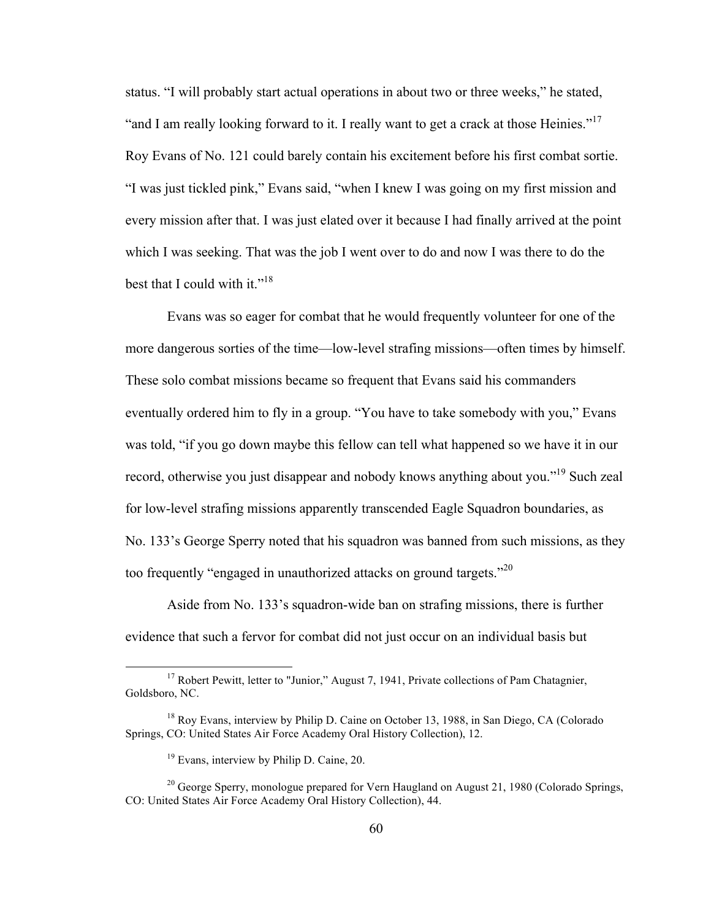status. "I will probably start actual operations in about two or three weeks," he stated, "and I am really looking forward to it. I really want to get a crack at those Heinies."[17] Roy Evans of No. 121 could barely contain his excitement before his first combat sortie. "I was just tickled pink," Evans said, "when I knew I was going on my first mission and every mission after that. I was just elated over it because I had finally arrived at the point which I was seeking. That was the job I went over to do and now I was there to do the best that I could with it."[18]

Evans was so eager for combat that he would frequently volunteer for one of the more dangerous sorties of the time—low-level strafing missions—often times by himself. These solo combat missions became so frequent that Evans said his commanders eventually ordered him to fly in a group. "You have to take somebody with you," Evans was told, "if you go down maybe this fellow can tell what happened so we have it in our record, otherwise you just disappear and nobody knows anything about you."[19] Such zeal for low-level strafing missions apparently transcended Eagle Squadron boundaries, as No. 133's George Sperry noted that his squadron was banned from such missions, as they too frequently "engaged in unauthorized attacks on ground targets."[20]

Aside from No. 133's squadron-wide ban on strafing missions, there is further evidence that such a fervor for combat did not just occur on an individual basis but

---

[17] Robert Pewitt, letter to "Junior," August 7, 1941, Private collections of Pam Chatagnier, Goldsboro, NC.

[18] Roy Evans, interview by Philip D. Caine on October 13, 1988, in San Diego, CA (Colorado Springs, CO: United States Air Force Academy Oral History Collection), 12.

[19] Evans, interview by Philip D. Caine, 20.

[20] George Sperry, monologue prepared for Vern Haugland on August 21, 1980 (Colorado Springs, CO: United States Air Force Academy Oral History Collection), 44.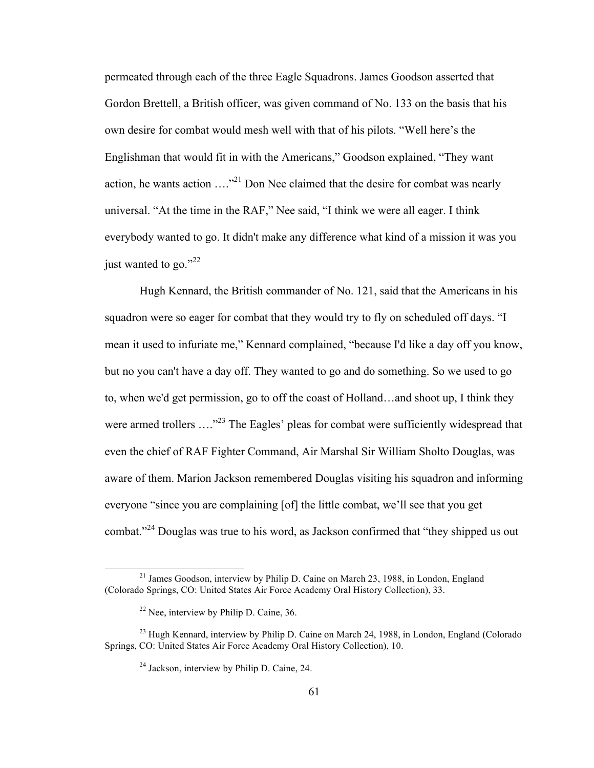permeated through each of the three Eagle Squadrons. James Goodson asserted that Gordon Brettell, a British officer, was given command of No. 133 on the basis that his own desire for combat would mesh well with that of his pilots. "Well here's the Englishman that would fit in with the Americans," Goodson explained, "They want action, he wants action …."[21] Don Nee claimed that the desire for combat was nearly universal. "At the time in the RAF," Nee said, "I think we were all eager. I think everybody wanted to go. It didn't make any difference what kind of a mission it was you just wanted to go."[22]

Hugh Kennard, the British commander of No. 121, said that the Americans in his squadron were so eager for combat that they would try to fly on scheduled off days. "I mean it used to infuriate me," Kennard complained, "because I'd like a day off you know, but no you can't have a day off. They wanted to go and do something. So we used to go to, when we'd get permission, go to off the coast of Holland…and shoot up, I think they were armed trollers …."[23] The Eagles' pleas for combat were sufficiently widespread that even the chief of RAF Fighter Command, Air Marshal Sir William Sholto Douglas, was aware of them. Marion Jackson remembered Douglas visiting his squadron and informing everyone "since you are complaining [of] the little combat, we'll see that you get combat."[24] Douglas was true to his word, as Jackson confirmed that "they shipped us out

---

[21] James Goodson, interview by Philip D. Caine on March 23, 1988, in London, England (Colorado Springs, CO: United States Air Force Academy Oral History Collection), 33.

[22] Nee, interview by Philip D. Caine, 36.

[23] Hugh Kennard, interview by Philip D. Caine on March 24, 1988, in London, England (Colorado Springs, CO: United States Air Force Academy Oral History Collection), 10.

[24] Jackson, interview by Philip D. Caine, 24.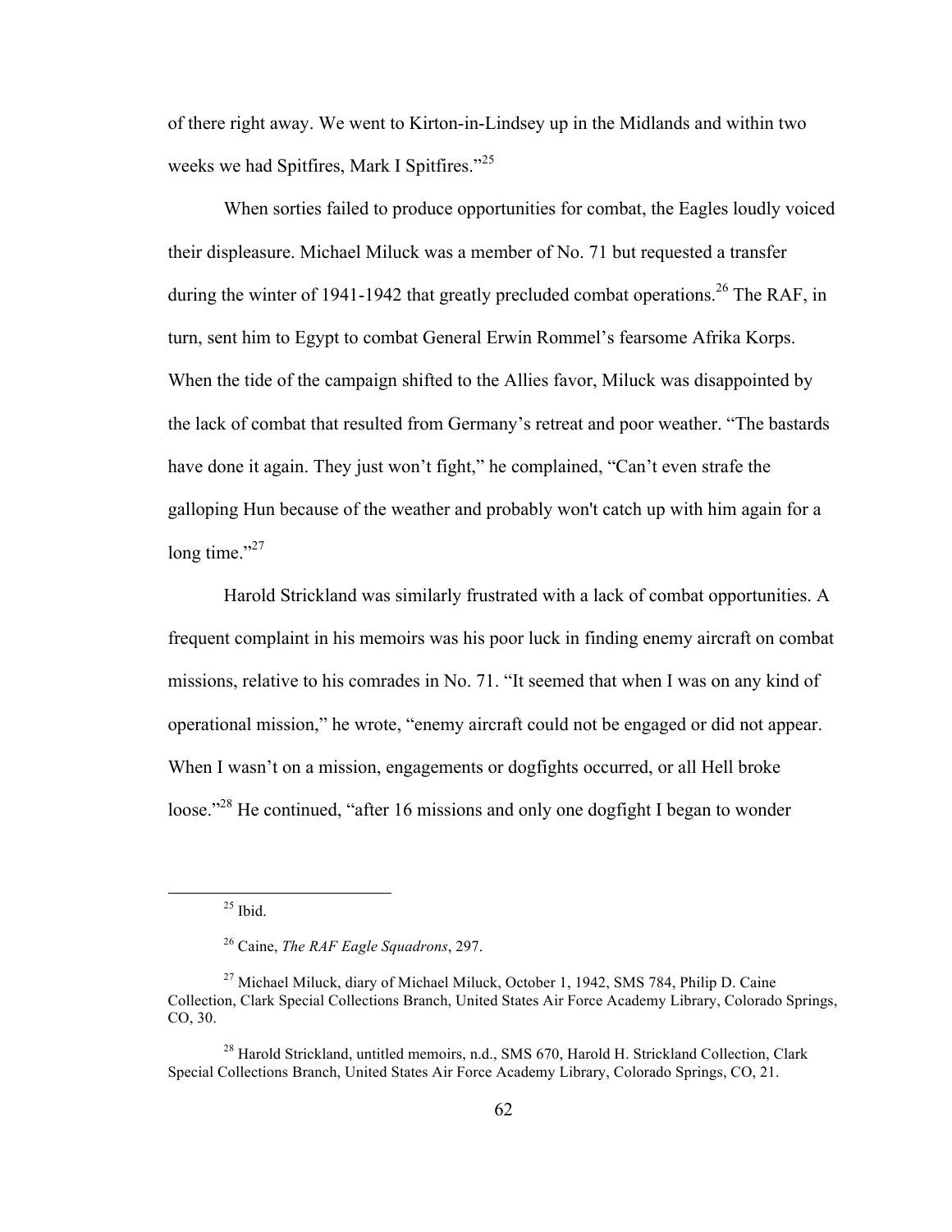of there right away. We went to Kirton-in-Lindsey up in the Midlands and within two weeks we had Spitfires, Mark I Spitfires."[25]

When sorties failed to produce opportunities for combat, the Eagles loudly voiced their displeasure. Michael Miluck was a member of No. 71 but requested a transfer during the winter of 1941-1942 that greatly precluded combat operations.[26] The RAF, in turn, sent him to Egypt to combat General Erwin Rommel's fearsome Afrika Korps. When the tide of the campaign shifted to the Allies favor, Miluck was disappointed by the lack of combat that resulted from Germany's retreat and poor weather. "The bastards have done it again. They just won't fight," he complained, "Can't even strafe the galloping Hun because of the weather and probably won't catch up with him again for a long time."[27]

Harold Strickland was similarly frustrated with a lack of combat opportunities. A frequent complaint in his memoirs was his poor luck in finding enemy aircraft on combat missions, relative to his comrades in No. 71. "It seemed that when I was on any kind of operational mission," he wrote, "enemy aircraft could not be engaged or did not appear. When I wasn't on a mission, engagements or dogfights occurred, or all Hell broke loose."[28] He continued, "after 16 missions and only one dogfight I began to wonder

---

[25] Ibid.

[26] Caine, *The RAF Eagle Squadrons*, 297.

[27] Michael Miluck, diary of Michael Miluck, October 1, 1942, SMS 784, Philip D. Caine Collection, Clark Special Collections Branch, United States Air Force Academy Library, Colorado Springs, CO, 30.

[28] Harold Strickland, untitled memoirs, n.d., SMS 670, Harold H. Strickland Collection, Clark Special Collections Branch, United States Air Force Academy Library, Colorado Springs, CO, 21.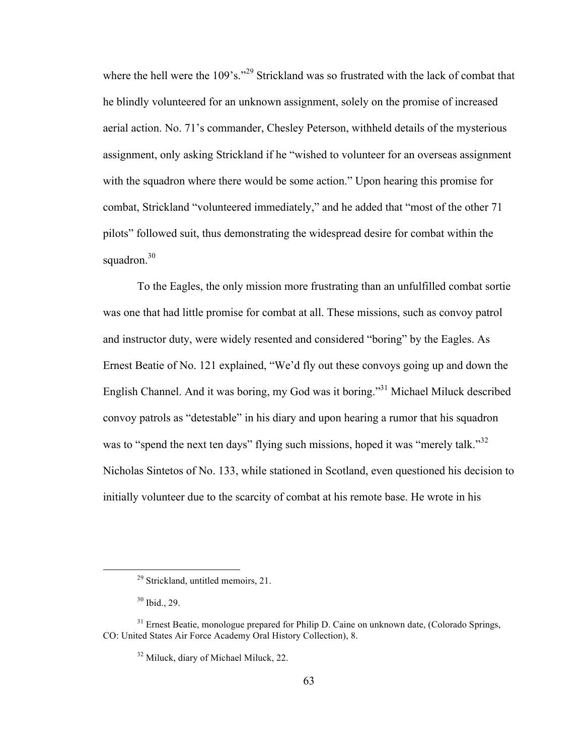where the hell were the 109's."[29] Strickland was so frustrated with the lack of combat that he blindly volunteered for an unknown assignment, solely on the promise of increased aerial action. No. 71's commander, Chesley Peterson, withheld details of the mysterious assignment, only asking Strickland if he "wished to volunteer for an overseas assignment with the squadron where there would be some action." Upon hearing this promise for combat, Strickland "volunteered immediately," and he added that "most of the other 71 pilots" followed suit, thus demonstrating the widespread desire for combat within the squadron.[30]

To the Eagles, the only mission more frustrating than an unfulfilled combat sortie was one that had little promise for combat at all. These missions, such as convoy patrol and instructor duty, were widely resented and considered "boring" by the Eagles. As Ernest Beatie of No. 121 explained, "We'd fly out these convoys going up and down the English Channel. And it was boring, my God was it boring."[31] Michael Miluck described convoy patrols as "detestable" in his diary and upon hearing a rumor that his squadron was to "spend the next ten days" flying such missions, hoped it was "merely talk."[32] Nicholas Sintetos of No. 133, while stationed in Scotland, even questioned his decision to initially volunteer due to the scarcity of combat at his remote base. He wrote in his

---

[29] Strickland, untitled memoirs, 21.

[30] Ibid., 29.

[31] Ernest Beatie, monologue prepared for Philip D. Caine on unknown date, (Colorado Springs, CO: United States Air Force Academy Oral History Collection), 8.

[32] Miluck, diary of Michael Miluck, 22.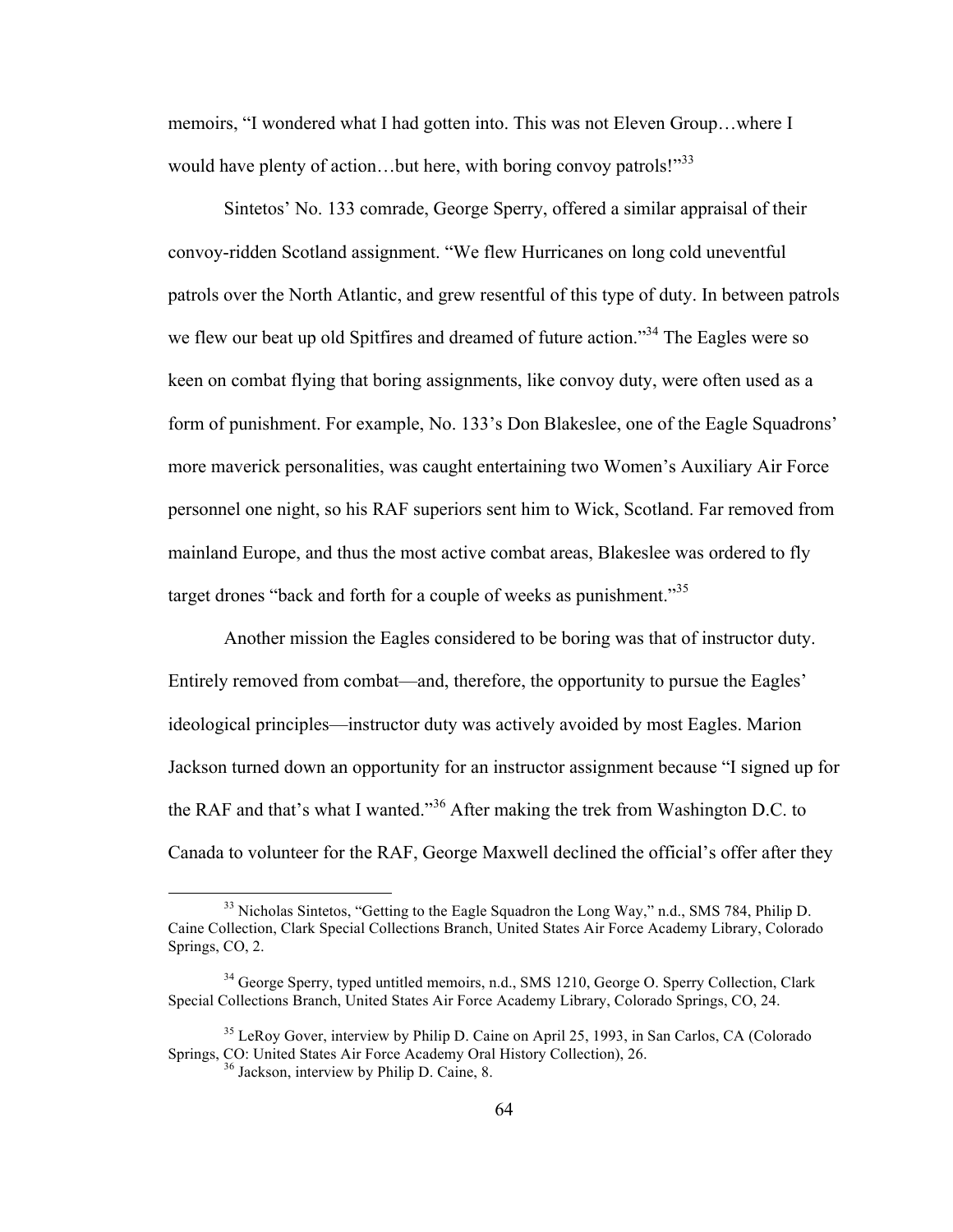memoirs, "I wondered what I had gotten into. This was not Eleven Group…where I would have plenty of action…but here, with boring convoy patrols!"[33]

Sintetos' No. 133 comrade, George Sperry, offered a similar appraisal of their convoy-ridden Scotland assignment. "We flew Hurricanes on long cold uneventful patrols over the North Atlantic, and grew resentful of this type of duty. In between patrols we flew our beat up old Spitfires and dreamed of future action."[34] The Eagles were so keen on combat flying that boring assignments, like convoy duty, were often used as a form of punishment. For example, No. 133's Don Blakeslee, one of the Eagle Squadrons' more maverick personalities, was caught entertaining two Women's Auxiliary Air Force personnel one night, so his RAF superiors sent him to Wick, Scotland. Far removed from mainland Europe, and thus the most active combat areas, Blakeslee was ordered to fly target drones "back and forth for a couple of weeks as punishment."[35]

Another mission the Eagles considered to be boring was that of instructor duty. Entirely removed from combat—and, therefore, the opportunity to pursue the Eagles' ideological principles—instructor duty was actively avoided by most Eagles. Marion Jackson turned down an opportunity for an instructor assignment because "I signed up for the RAF and that's what I wanted."[36] After making the trek from Washington D.C. to Canada to volunteer for the RAF, George Maxwell declined the official's offer after they

---

[33] Nicholas Sintetos, "Getting to the Eagle Squadron the Long Way," n.d., SMS 784, Philip D. Caine Collection, Clark Special Collections Branch, United States Air Force Academy Library, Colorado Springs, CO, 2.

[34] George Sperry, typed untitled memoirs, n.d., SMS 1210, George O. Sperry Collection, Clark Special Collections Branch, United States Air Force Academy Library, Colorado Springs, CO, 24.

[35] LeRoy Gover, interview by Philip D. Caine on April 25, 1993, in San Carlos, CA (Colorado Springs, CO: United States Air Force Academy Oral History Collection), 26.

[36] Jackson, interview by Philip D. Caine, 8.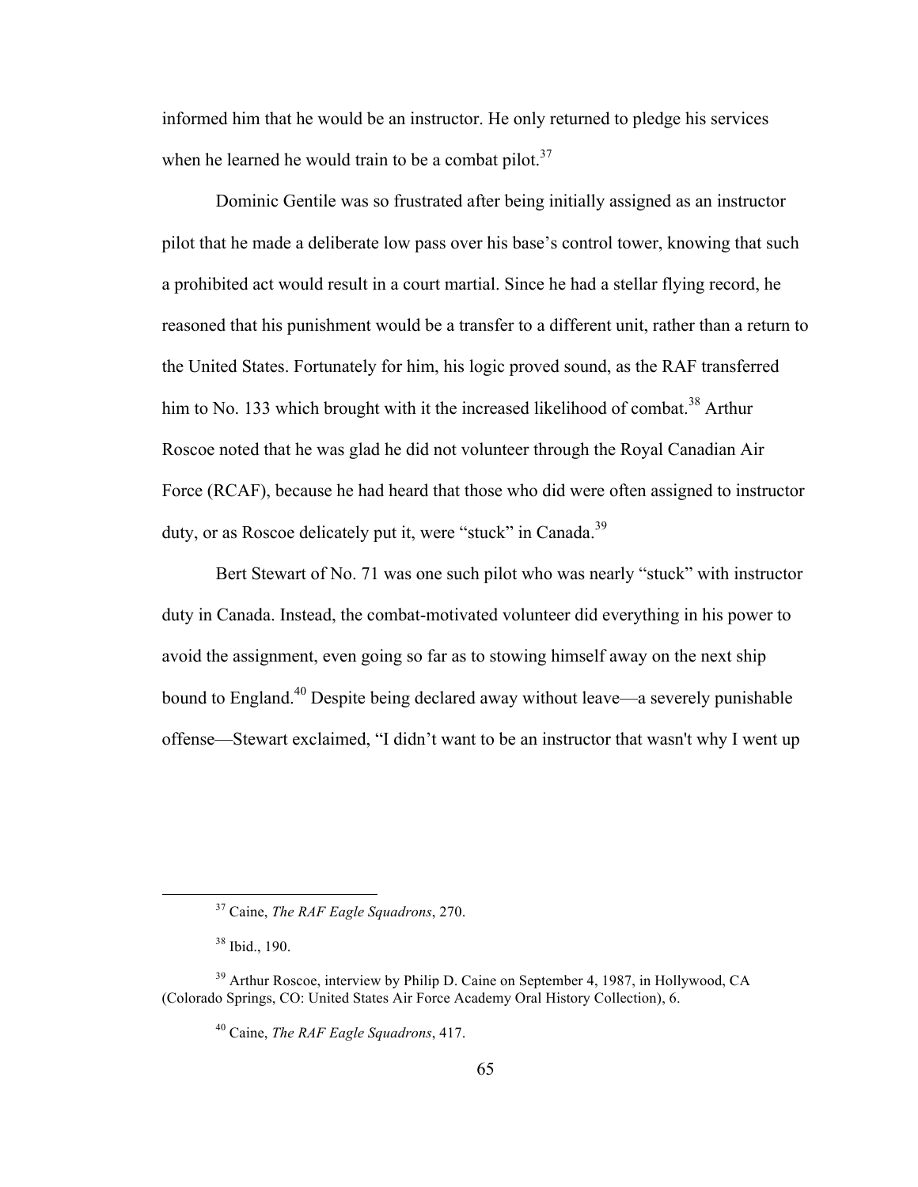informed him that he would be an instructor. He only returned to pledge his services when he learned he would train to be a combat pilot.[37]

Dominic Gentile was so frustrated after being initially assigned as an instructor pilot that he made a deliberate low pass over his base's control tower, knowing that such a prohibited act would result in a court martial. Since he had a stellar flying record, he reasoned that his punishment would be a transfer to a different unit, rather than a return to the United States. Fortunately for him, his logic proved sound, as the RAF transferred him to No. 133 which brought with it the increased likelihood of combat.[38] Arthur Roscoe noted that he was glad he did not volunteer through the Royal Canadian Air Force (RCAF), because he had heard that those who did were often assigned to instructor duty, or as Roscoe delicately put it, were "stuck" in Canada.[39]

Bert Stewart of No. 71 was one such pilot who was nearly "stuck" with instructor duty in Canada. Instead, the combat-motivated volunteer did everything in his power to avoid the assignment, even going so far as to stowing himself away on the next ship bound to England.[40] Despite being declared away without leave—a severely punishable offense—Stewart exclaimed, "I didn't want to be an instructor that wasn't why I went up

---

[37] Caine, *The RAF Eagle Squadrons*, 270.

[38] Ibid., 190.

[39] Arthur Roscoe, interview by Philip D. Caine on September 4, 1987, in Hollywood, CA (Colorado Springs, CO: United States Air Force Academy Oral History Collection), 6.

[40] Caine, *The RAF Eagle Squadrons*, 417.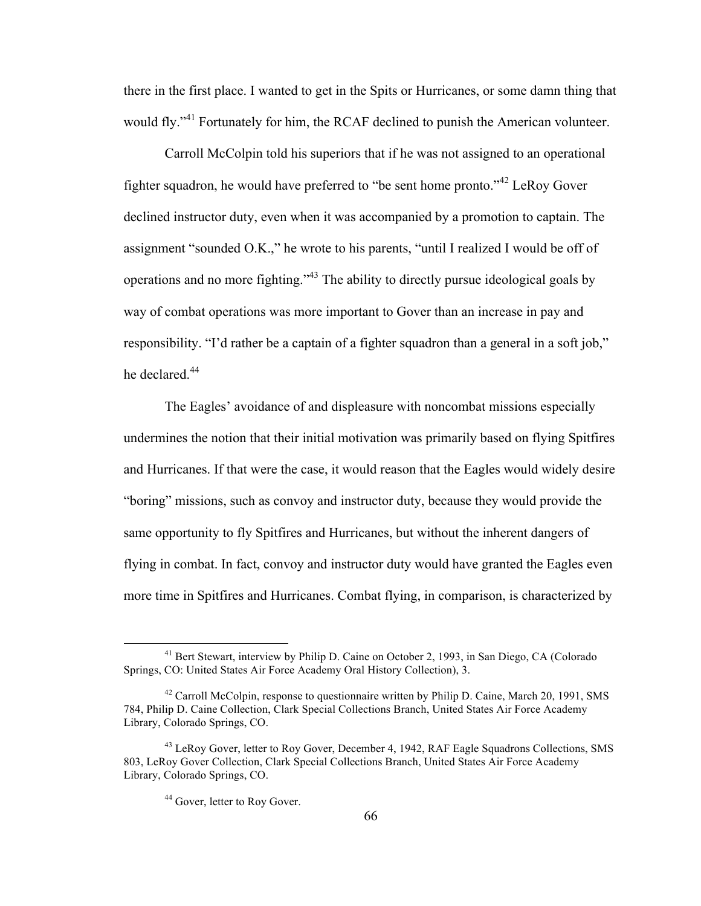there in the first place. I wanted to get in the Spits or Hurricanes, or some damn thing that would fly."[41] Fortunately for him, the RCAF declined to punish the American volunteer.

Carroll McColpin told his superiors that if he was not assigned to an operational fighter squadron, he would have preferred to "be sent home pronto."[42] LeRoy Gover declined instructor duty, even when it was accompanied by a promotion to captain. The assignment "sounded O.K.," he wrote to his parents, "until I realized I would be off of operations and no more fighting."[43] The ability to directly pursue ideological goals by way of combat operations was more important to Gover than an increase in pay and responsibility. "I'd rather be a captain of a fighter squadron than a general in a soft job," he declared.[44]

The Eagles' avoidance of and displeasure with noncombat missions especially undermines the notion that their initial motivation was primarily based on flying Spitfires and Hurricanes. If that were the case, it would reason that the Eagles would widely desire "boring" missions, such as convoy and instructor duty, because they would provide the same opportunity to fly Spitfires and Hurricanes, but without the inherent dangers of flying in combat. In fact, convoy and instructor duty would have granted the Eagles even more time in Spitfires and Hurricanes. Combat flying, in comparison, is characterized by

---

[41] Bert Stewart, interview by Philip D. Caine on October 2, 1993, in San Diego, CA (Colorado Springs, CO: United States Air Force Academy Oral History Collection), 3.

[42] Carroll McColpin, response to questionnaire written by Philip D. Caine, March 20, 1991, SMS 784, Philip D. Caine Collection, Clark Special Collections Branch, United States Air Force Academy Library, Colorado Springs, CO.

[43] LeRoy Gover, letter to Roy Gover, December 4, 1942, RAF Eagle Squadrons Collections, SMS 803, LeRoy Gover Collection, Clark Special Collections Branch, United States Air Force Academy Library, Colorado Springs, CO.

[44] Gover, letter to Roy Gover.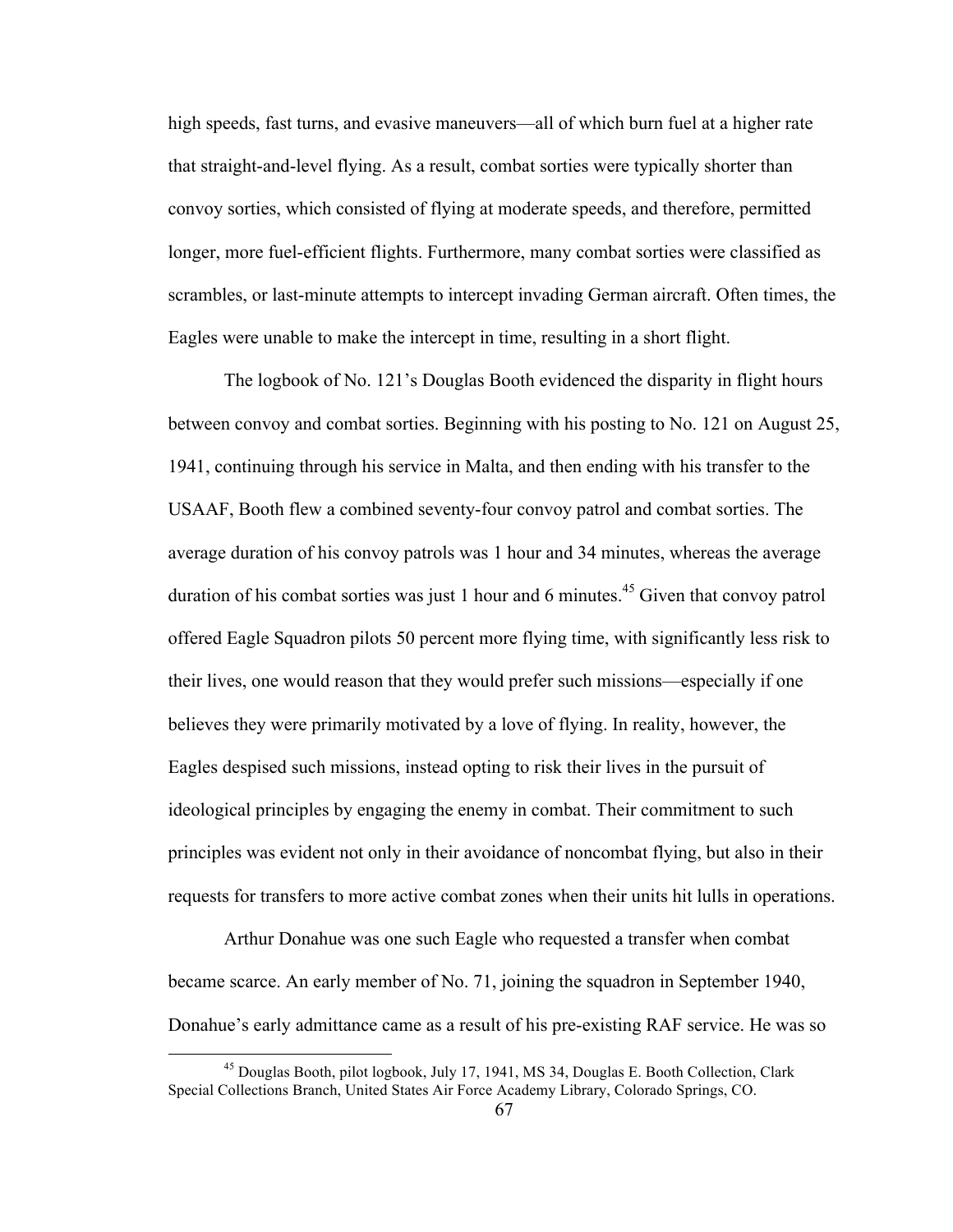high speeds, fast turns, and evasive maneuvers—all of which burn fuel at a higher rate that straight-and-level flying. As a result, combat sorties were typically shorter than convoy sorties, which consisted of flying at moderate speeds, and therefore, permitted longer, more fuel-efficient flights. Furthermore, many combat sorties were classified as scrambles, or last-minute attempts to intercept invading German aircraft. Often times, the Eagles were unable to make the intercept in time, resulting in a short flight.

The logbook of No. 121's Douglas Booth evidenced the disparity in flight hours between convoy and combat sorties. Beginning with his posting to No. 121 on August 25, 1941, continuing through his service in Malta, and then ending with his transfer to the USAAF, Booth flew a combined seventy-four convoy patrol and combat sorties. The average duration of his convoy patrols was 1 hour and 34 minutes, whereas the average duration of his combat sorties was just 1 hour and 6 minutes.[45] Given that convoy patrol offered Eagle Squadron pilots 50 percent more flying time, with significantly less risk to their lives, one would reason that they would prefer such missions—especially if one believes they were primarily motivated by a love of flying. In reality, however, the Eagles despised such missions, instead opting to risk their lives in the pursuit of ideological principles by engaging the enemy in combat. Their commitment to such principles was evident not only in their avoidance of noncombat flying, but also in their requests for transfers to more active combat zones when their units hit lulls in operations.

Arthur Donahue was one such Eagle who requested a transfer when combat became scarce. An early member of No. 71, joining the squadron in September 1940, Donahue's early admittance came as a result of his pre-existing RAF service. He was so

[45] Douglas Booth, pilot logbook, July 17, 1941, MS 34, Douglas E. Booth Collection, Clark Special Collections Branch, United States Air Force Academy Library, Colorado Springs, CO.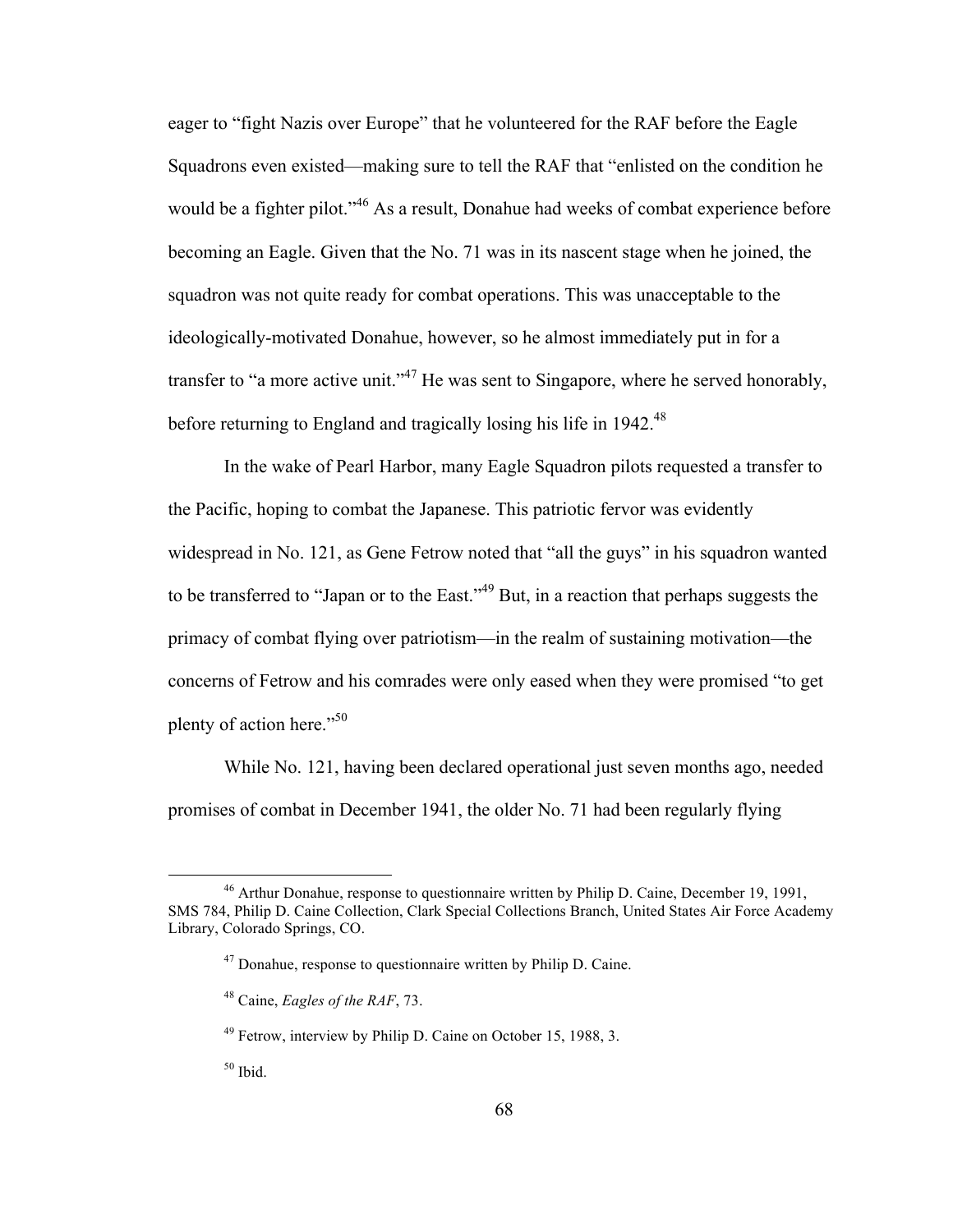eager to "fight Nazis over Europe" that he volunteered for the RAF before the Eagle Squadrons even existed—making sure to tell the RAF that "enlisted on the condition he would be a fighter pilot."[46] As a result, Donahue had weeks of combat experience before becoming an Eagle. Given that the No. 71 was in its nascent stage when he joined, the squadron was not quite ready for combat operations. This was unacceptable to the ideologically-motivated Donahue, however, so he almost immediately put in for a transfer to "a more active unit."[47] He was sent to Singapore, where he served honorably, before returning to England and tragically losing his life in 1942.[48]

In the wake of Pearl Harbor, many Eagle Squadron pilots requested a transfer to the Pacific, hoping to combat the Japanese. This patriotic fervor was evidently widespread in No. 121, as Gene Fetrow noted that "all the guys" in his squadron wanted to be transferred to "Japan or to the East."[49] But, in a reaction that perhaps suggests the primacy of combat flying over patriotism—in the realm of sustaining motivation—the concerns of Fetrow and his comrades were only eased when they were promised "to get plenty of action here."[50]

While No. 121, having been declared operational just seven months ago, needed promises of combat in December 1941, the older No. 71 had been regularly flying

---

[46] Arthur Donahue, response to questionnaire written by Philip D. Caine, December 19, 1991, SMS 784, Philip D. Caine Collection, Clark Special Collections Branch, United States Air Force Academy Library, Colorado Springs, CO.

[47] Donahue, response to questionnaire written by Philip D. Caine.

[48] Caine, *Eagles of the RAF*, 73.

[49] Fetrow, interview by Philip D. Caine on October 15, 1988, 3.

[50] Ibid.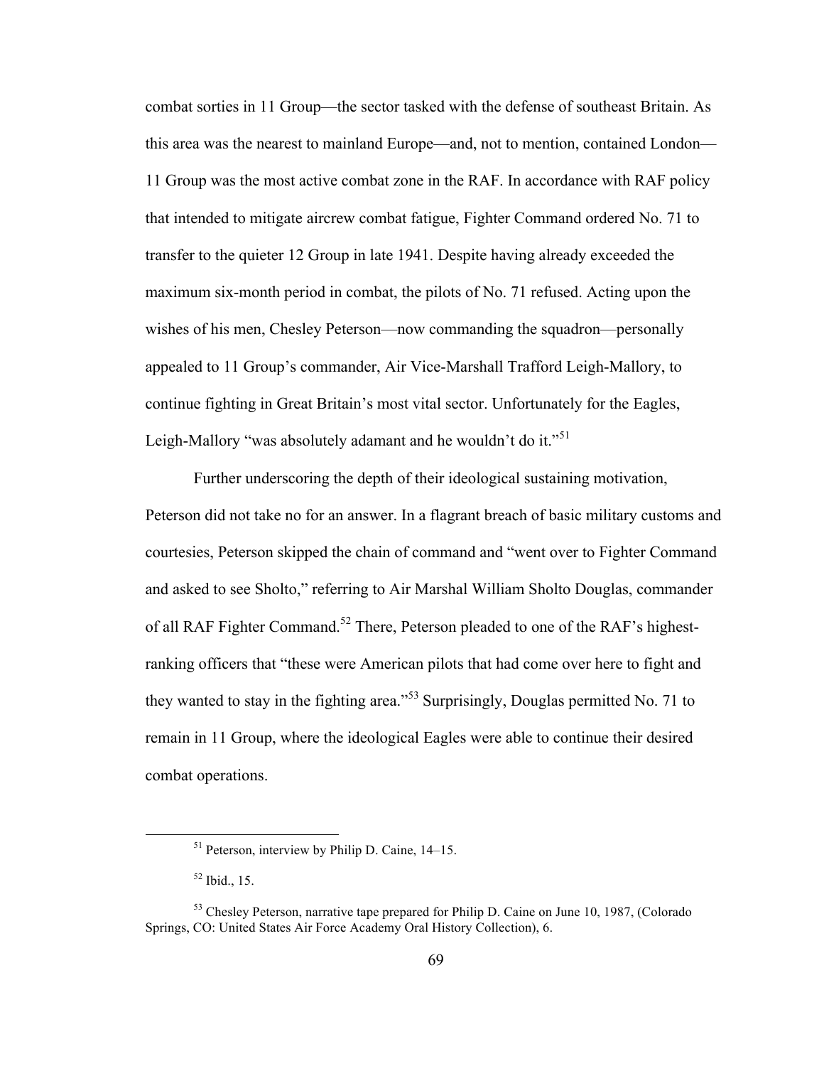combat sorties in 11 Group—the sector tasked with the defense of southeast Britain. As this area was the nearest to mainland Europe—and, not to mention, contained London—11 Group was the most active combat zone in the RAF. In accordance with RAF policy that intended to mitigate aircrew combat fatigue, Fighter Command ordered No. 71 to transfer to the quieter 12 Group in late 1941. Despite having already exceeded the maximum six-month period in combat, the pilots of No. 71 refused. Acting upon the wishes of his men, Chesley Peterson—now commanding the squadron—personally appealed to 11 Group's commander, Air Vice-Marshall Trafford Leigh-Mallory, to continue fighting in Great Britain's most vital sector. Unfortunately for the Eagles, Leigh-Mallory "was absolutely adamant and he wouldn't do it."[51]

Further underscoring the depth of their ideological sustaining motivation, Peterson did not take no for an answer. In a flagrant breach of basic military customs and courtesies, Peterson skipped the chain of command and "went over to Fighter Command and asked to see Sholto," referring to Air Marshal William Sholto Douglas, commander of all RAF Fighter Command.[52] There, Peterson pleaded to one of the RAF's highest-ranking officers that "these were American pilots that had come over here to fight and they wanted to stay in the fighting area."[53] Surprisingly, Douglas permitted No. 71 to remain in 11 Group, where the ideological Eagles were able to continue their desired combat operations.

---

[51] Peterson, interview by Philip D. Caine, 14–15.

[52] Ibid., 15.

[53] Chesley Peterson, narrative tape prepared for Philip D. Caine on June 10, 1987, (Colorado Springs, CO: United States Air Force Academy Oral History Collection), 6.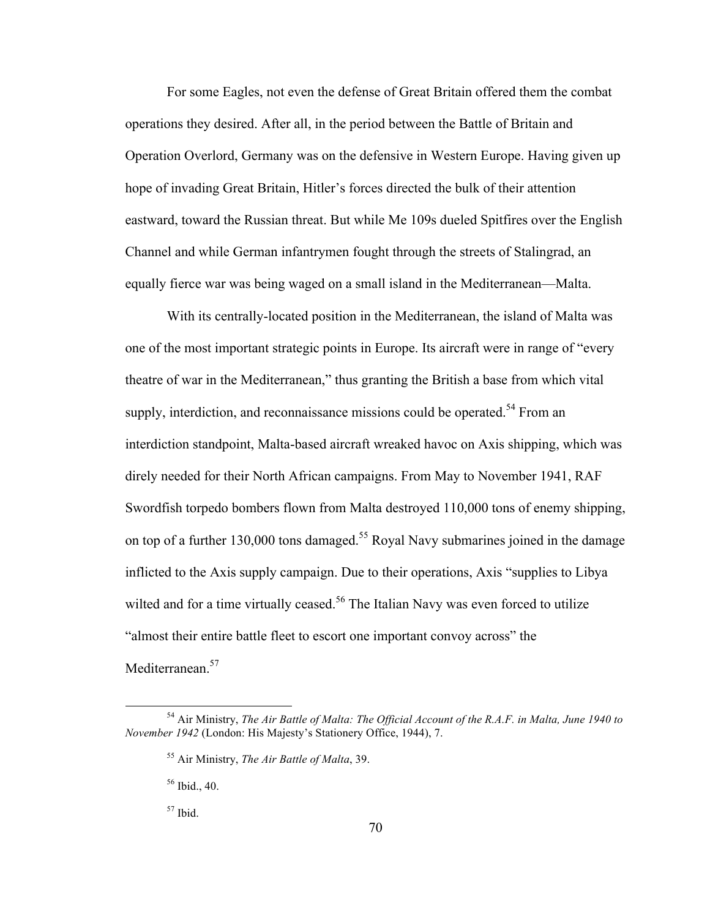For some Eagles, not even the defense of Great Britain offered them the combat operations they desired. After all, in the period between the Battle of Britain and Operation Overlord, Germany was on the defensive in Western Europe. Having given up hope of invading Great Britain, Hitler's forces directed the bulk of their attention eastward, toward the Russian threat. But while Me 109s dueled Spitfires over the English Channel and while German infantrymen fought through the streets of Stalingrad, an equally fierce war was being waged on a small island in the Mediterranean—Malta.

With its centrally-located position in the Mediterranean, the island of Malta was one of the most important strategic points in Europe. Its aircraft were in range of "every theatre of war in the Mediterranean," thus granting the British a base from which vital supply, interdiction, and reconnaissance missions could be operated.[54] From an interdiction standpoint, Malta-based aircraft wreaked havoc on Axis shipping, which was direly needed for their North African campaigns. From May to November 1941, RAF Swordfish torpedo bombers flown from Malta destroyed 110,000 tons of enemy shipping, on top of a further 130,000 tons damaged.[55] Royal Navy submarines joined in the damage inflicted to the Axis supply campaign. Due to their operations, Axis "supplies to Libya wilted and for a time virtually ceased.[56] The Italian Navy was even forced to utilize "almost their entire battle fleet to escort one important convoy across" the Mediterranean.[57]

---

[54] Air Ministry, *The Air Battle of Malta: The Official Account of the R.A.F. in Malta, June 1940 to November 1942* (London: His Majesty's Stationery Office, 1944), 7.

[55] Air Ministry, *The Air Battle of Malta*, 39.

[56] Ibid., 40.

[57] Ibid.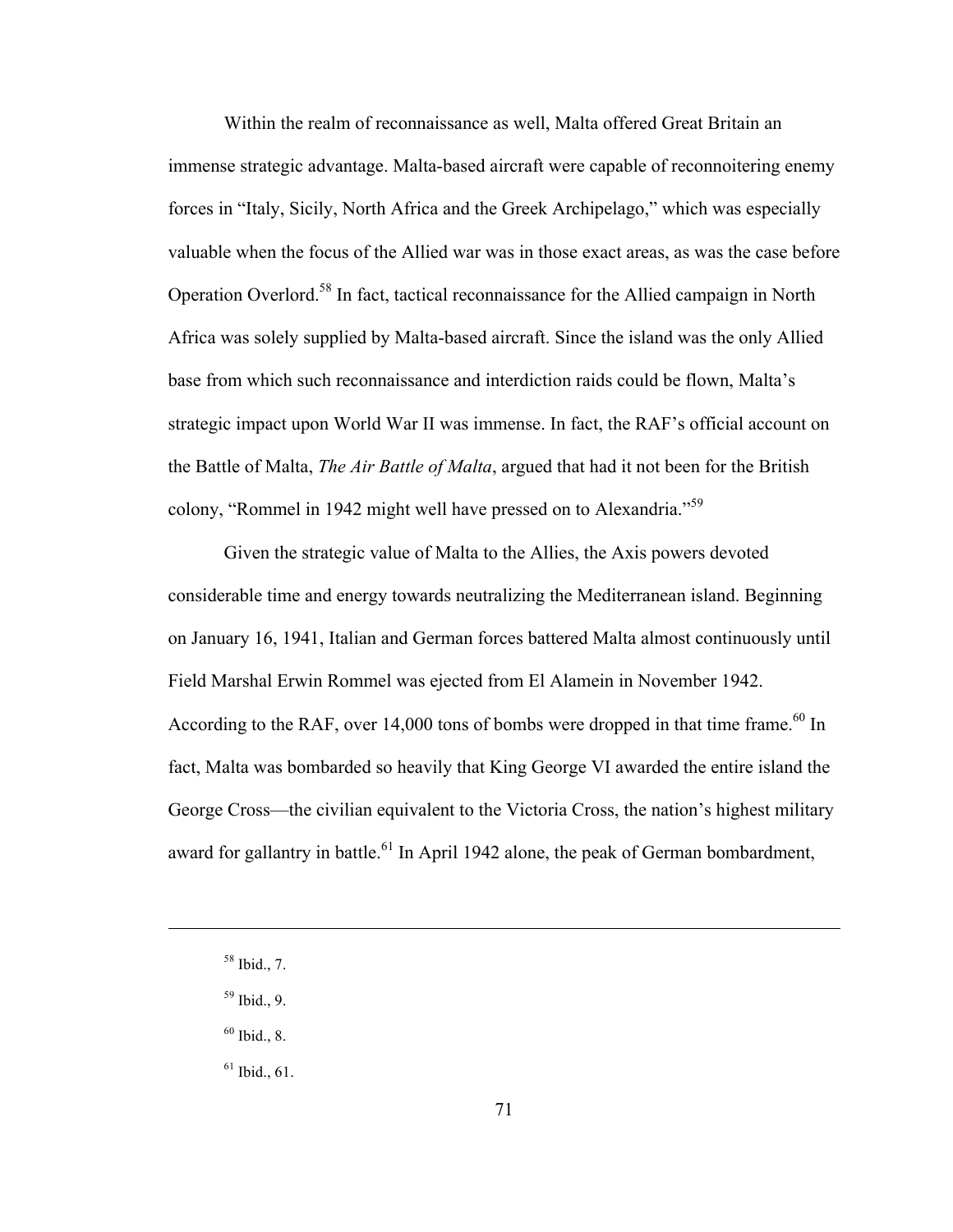Within the realm of reconnaissance as well, Malta offered Great Britain an immense strategic advantage. Malta-based aircraft were capable of reconnoitering enemy forces in "Italy, Sicily, North Africa and the Greek Archipelago," which was especially valuable when the focus of the Allied war was in those exact areas, as was the case before Operation Overlord.[58] In fact, tactical reconnaissance for the Allied campaign in North Africa was solely supplied by Malta-based aircraft. Since the island was the only Allied base from which such reconnaissance and interdiction raids could be flown, Malta's strategic impact upon World War II was immense. In fact, the RAF's official account on the Battle of Malta, *The Air Battle of Malta*, argued that had it not been for the British colony, "Rommel in 1942 might well have pressed on to Alexandria."[59]

Given the strategic value of Malta to the Allies, the Axis powers devoted considerable time and energy towards neutralizing the Mediterranean island. Beginning on January 16, 1941, Italian and German forces battered Malta almost continuously until Field Marshal Erwin Rommel was ejected from El Alamein in November 1942. According to the RAF, over 14,000 tons of bombs were dropped in that time frame.[60] In fact, Malta was bombarded so heavily that King George VI awarded the entire island the George Cross—the civilian equivalent to the Victoria Cross, the nation's highest military award for gallantry in battle.[61] In April 1942 alone, the peak of German bombardment,

---

[58] Ibid., 7.

[59] Ibid., 9.

[60] Ibid., 8.

[61] Ibid., 61.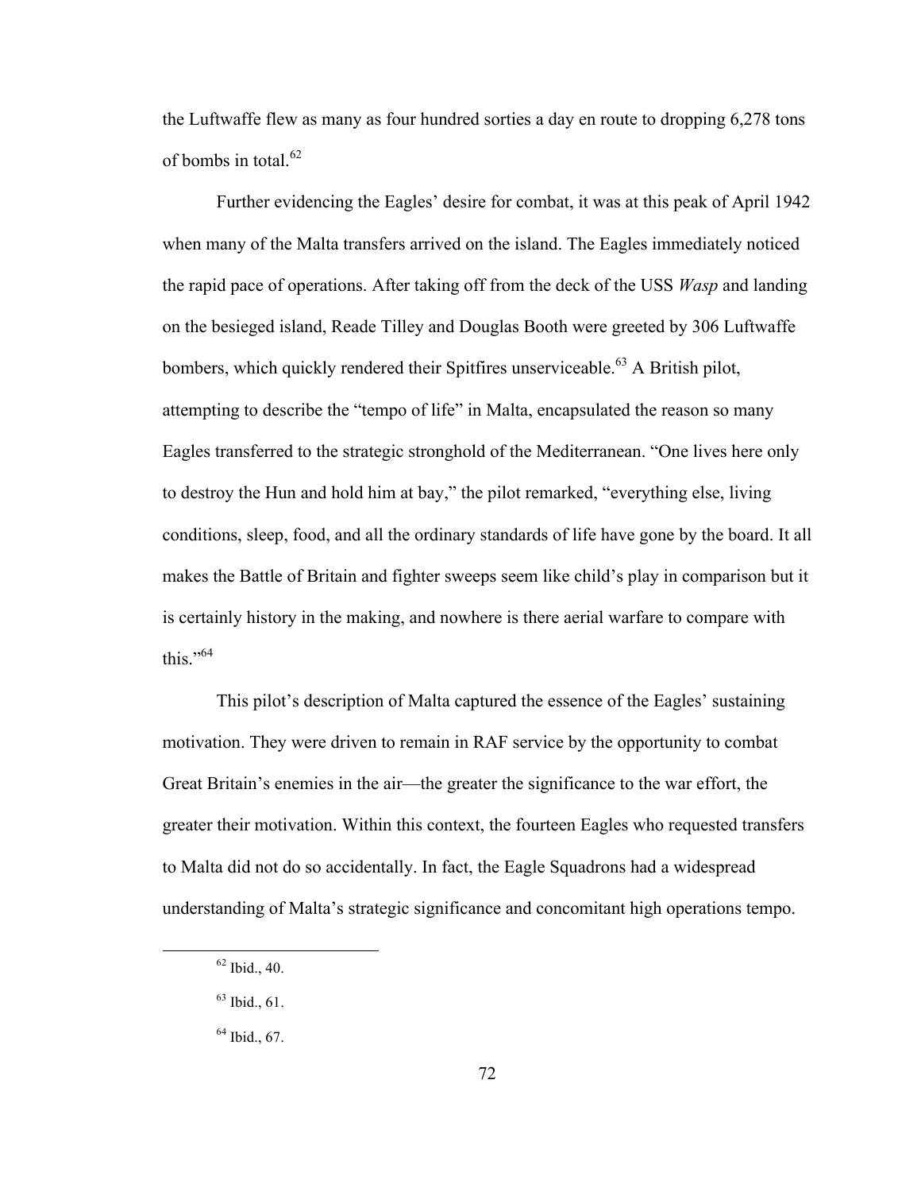the Luftwaffe flew as many as four hundred sorties a day en route to dropping 6,278 tons of bombs in total.[62]

Further evidencing the Eagles' desire for combat, it was at this peak of April 1942 when many of the Malta transfers arrived on the island. The Eagles immediately noticed the rapid pace of operations. After taking off from the deck of the USS *Wasp* and landing on the besieged island, Reade Tilley and Douglas Booth were greeted by 306 Luftwaffe bombers, which quickly rendered their Spitfires unserviceable.[63] A British pilot, attempting to describe the "tempo of life" in Malta, encapsulated the reason so many Eagles transferred to the strategic stronghold of the Mediterranean. "One lives here only to destroy the Hun and hold him at bay," the pilot remarked, "everything else, living conditions, sleep, food, and all the ordinary standards of life have gone by the board. It all makes the Battle of Britain and fighter sweeps seem like child's play in comparison but it is certainly history in the making, and nowhere is there aerial warfare to compare with this."[64]

This pilot's description of Malta captured the essence of the Eagles' sustaining motivation. They were driven to remain in RAF service by the opportunity to combat Great Britain's enemies in the air—the greater the significance to the war effort, the greater their motivation. Within this context, the fourteen Eagles who requested transfers to Malta did not do so accidentally. In fact, the Eagle Squadrons had a widespread understanding of Malta's strategic significance and concomitant high operations tempo.

---

[62] Ibid., 40.

[63] Ibid., 61.

[64] Ibid., 67.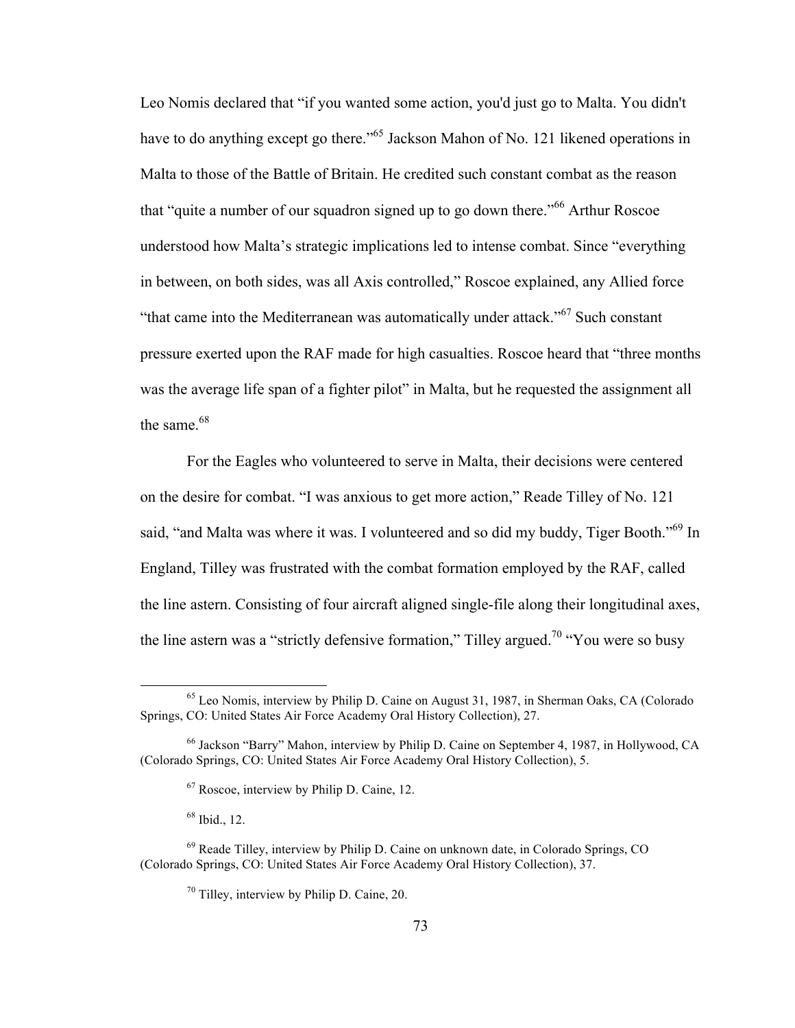Leo Nomis declared that "if you wanted some action, you'd just go to Malta. You didn't have to do anything except go there."[65] Jackson Mahon of No. 121 likened operations in Malta to those of the Battle of Britain. He credited such constant combat as the reason that "quite a number of our squadron signed up to go down there."[66] Arthur Roscoe understood how Malta's strategic implications led to intense combat. Since "everything in between, on both sides, was all Axis controlled," Roscoe explained, any Allied force "that came into the Mediterranean was automatically under attack."[67] Such constant pressure exerted upon the RAF made for high casualties. Roscoe heard that "three months was the average life span of a fighter pilot" in Malta, but he requested the assignment all the same.[68]

For the Eagles who volunteered to serve in Malta, their decisions were centered on the desire for combat. "I was anxious to get more action," Reade Tilley of No. 121 said, "and Malta was where it was. I volunteered and so did my buddy, Tiger Booth."[69] In England, Tilley was frustrated with the combat formation employed by the RAF, called the line astern. Consisting of four aircraft aligned single-file along their longitudinal axes, the line astern was a "strictly defensive formation," Tilley argued.[70] "You were so busy

---

[65] Leo Nomis, interview by Philip D. Caine on August 31, 1987, in Sherman Oaks, CA (Colorado Springs, CO: United States Air Force Academy Oral History Collection), 27.

[66] Jackson "Barry" Mahon, interview by Philip D. Caine on September 4, 1987, in Hollywood, CA (Colorado Springs, CO: United States Air Force Academy Oral History Collection), 5.

[67] Roscoe, interview by Philip D. Caine, 12.

[68] Ibid., 12.

[69] Reade Tilley, interview by Philip D. Caine on unknown date, in Colorado Springs, CO (Colorado Springs, CO: United States Air Force Academy Oral History Collection), 37.

[70] Tilley, interview by Philip D. Caine, 20.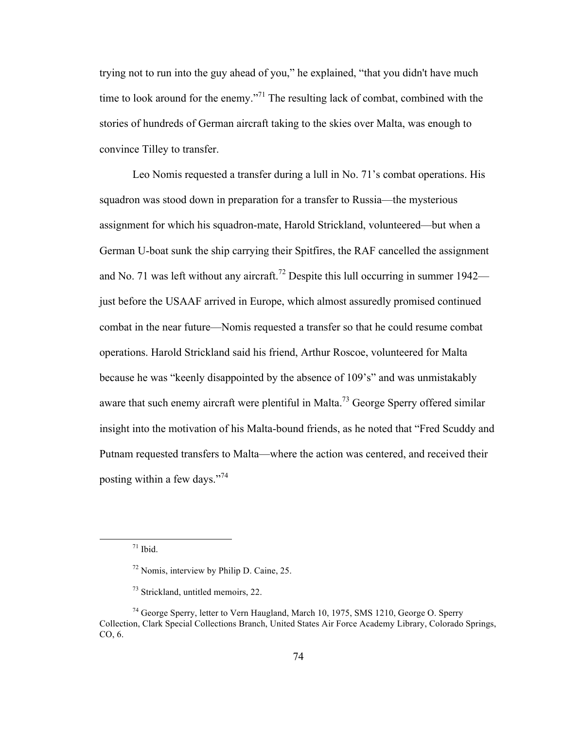trying not to run into the guy ahead of you," he explained, "that you didn't have much time to look around for the enemy."[71] The resulting lack of combat, combined with the stories of hundreds of German aircraft taking to the skies over Malta, was enough to convince Tilley to transfer.

Leo Nomis requested a transfer during a lull in No. 71's combat operations. His squadron was stood down in preparation for a transfer to Russia—the mysterious assignment for which his squadron-mate, Harold Strickland, volunteered—but when a German U-boat sunk the ship carrying their Spitfires, the RAF cancelled the assignment and No. 71 was left without any aircraft.[72] Despite this lull occurring in summer 1942—just before the USAAF arrived in Europe, which almost assuredly promised continued combat in the near future—Nomis requested a transfer so that he could resume combat operations. Harold Strickland said his friend, Arthur Roscoe, volunteered for Malta because he was "keenly disappointed by the absence of 109's" and was unmistakably aware that such enemy aircraft were plentiful in Malta.[73] George Sperry offered similar insight into the motivation of his Malta-bound friends, as he noted that "Fred Scuddy and Putnam requested transfers to Malta—where the action was centered, and received their posting within a few days."[74]

---

[71] Ibid.

[72] Nomis, interview by Philip D. Caine, 25.

[73] Strickland, untitled memoirs, 22.

[74] George Sperry, letter to Vern Haugland, March 10, 1975, SMS 1210, George O. Sperry Collection, Clark Special Collections Branch, United States Air Force Academy Library, Colorado Springs, CO, 6.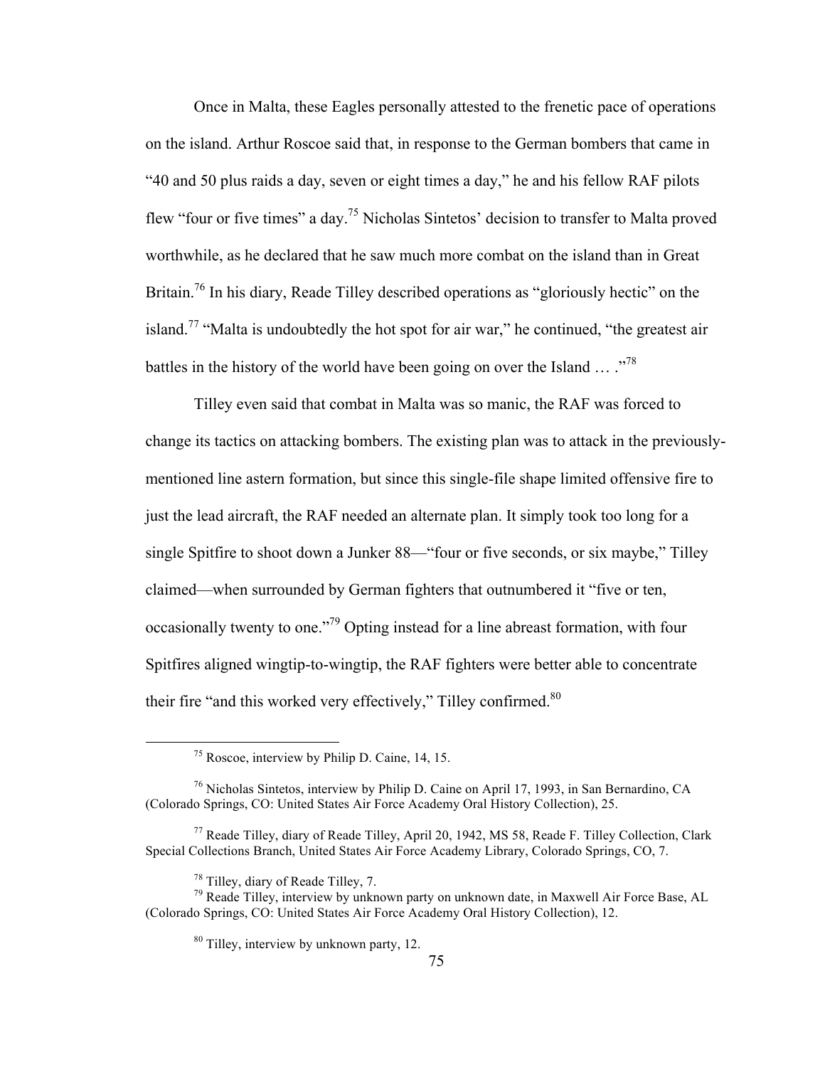Once in Malta, these Eagles personally attested to the frenetic pace of operations on the island. Arthur Roscoe said that, in response to the German bombers that came in "40 and 50 plus raids a day, seven or eight times a day," he and his fellow RAF pilots flew "four or five times" a day.[75] Nicholas Sintetos' decision to transfer to Malta proved worthwhile, as he declared that he saw much more combat on the island than in Great Britain.[76] In his diary, Reade Tilley described operations as "gloriously hectic" on the island.[77] "Malta is undoubtedly the hot spot for air war," he continued, "the greatest air battles in the history of the world have been going on over the Island … ."[78]

Tilley even said that combat in Malta was so manic, the RAF was forced to change its tactics on attacking bombers. The existing plan was to attack in the previously-mentioned line astern formation, but since this single-file shape limited offensive fire to just the lead aircraft, the RAF needed an alternate plan. It simply took too long for a single Spitfire to shoot down a Junker 88—"four or five seconds, or six maybe," Tilley claimed—when surrounded by German fighters that outnumbered it "five or ten, occasionally twenty to one."[79] Opting instead for a line abreast formation, with four Spitfires aligned wingtip-to-wingtip, the RAF fighters were better able to concentrate their fire "and this worked very effectively," Tilley confirmed.[80]

---

[75] Roscoe, interview by Philip D. Caine, 14, 15.

[76] Nicholas Sintetos, interview by Philip D. Caine on April 17, 1993, in San Bernardino, CA (Colorado Springs, CO: United States Air Force Academy Oral History Collection), 25.

[77] Reade Tilley, diary of Reade Tilley, April 20, 1942, MS 58, Reade F. Tilley Collection, Clark Special Collections Branch, United States Air Force Academy Library, Colorado Springs, CO, 7.

[78] Tilley, diary of Reade Tilley, 7.

[79] Reade Tilley, interview by unknown party on unknown date, in Maxwell Air Force Base, AL (Colorado Springs, CO: United States Air Force Academy Oral History Collection), 12.

[80] Tilley, interview by unknown party, 12.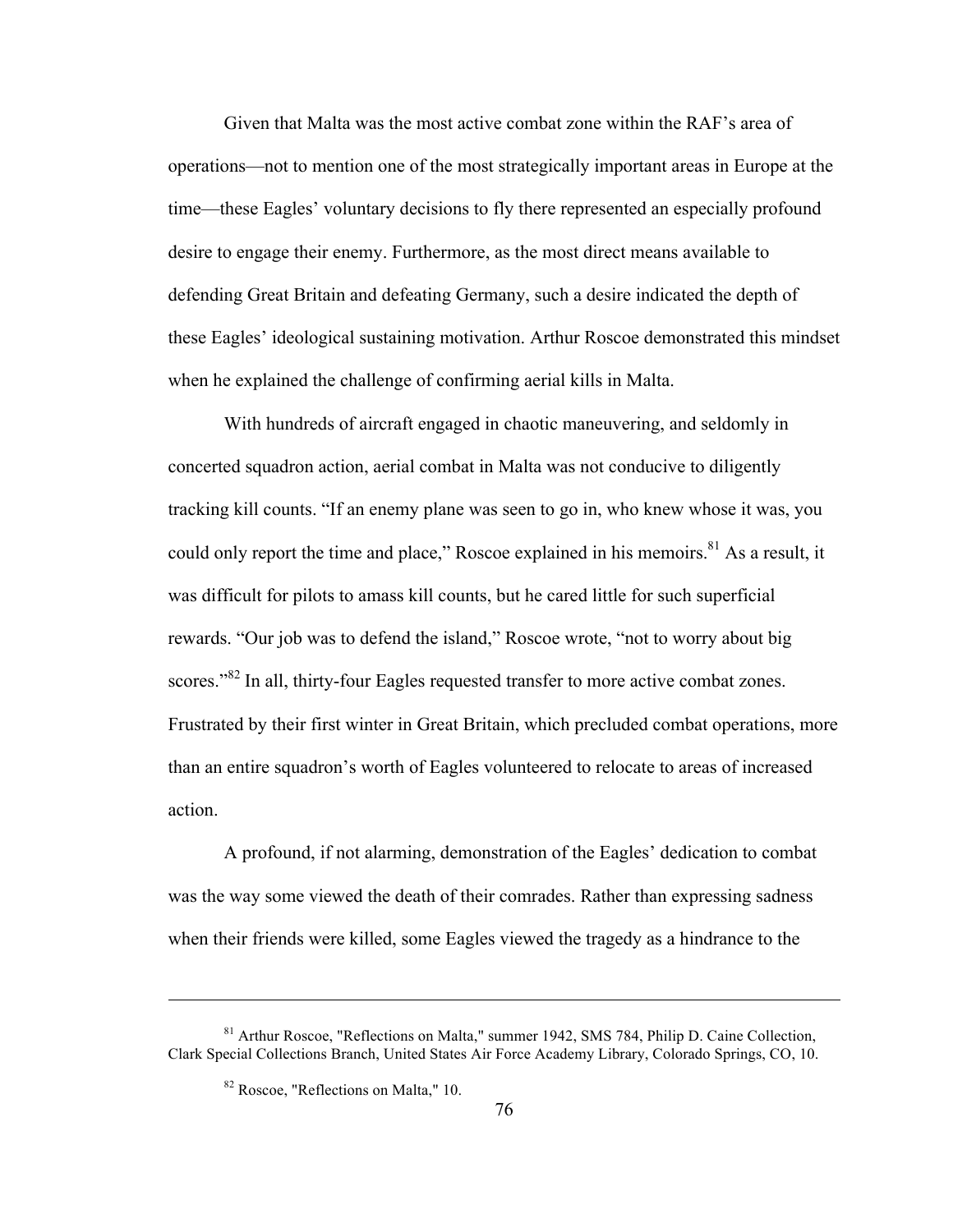Given that Malta was the most active combat zone within the RAF's area of operations—not to mention one of the most strategically important areas in Europe at the time—these Eagles' voluntary decisions to fly there represented an especially profound desire to engage their enemy. Furthermore, as the most direct means available to defending Great Britain and defeating Germany, such a desire indicated the depth of these Eagles' ideological sustaining motivation. Arthur Roscoe demonstrated this mindset when he explained the challenge of confirming aerial kills in Malta.

With hundreds of aircraft engaged in chaotic maneuvering, and seldomly in concerted squadron action, aerial combat in Malta was not conducive to diligently tracking kill counts. "If an enemy plane was seen to go in, who knew whose it was, you could only report the time and place," Roscoe explained in his memoirs.[81] As a result, it was difficult for pilots to amass kill counts, but he cared little for such superficial rewards. "Our job was to defend the island," Roscoe wrote, "not to worry about big scores."[82] In all, thirty-four Eagles requested transfer to more active combat zones. Frustrated by their first winter in Great Britain, which precluded combat operations, more than an entire squadron's worth of Eagles volunteered to relocate to areas of increased action.

A profound, if not alarming, demonstration of the Eagles' dedication to combat was the way some viewed the death of their comrades. Rather than expressing sadness when their friends were killed, some Eagles viewed the tragedy as a hindrance to the

---

[81] Arthur Roscoe, "Reflections on Malta," summer 1942, SMS 784, Philip D. Caine Collection, Clark Special Collections Branch, United States Air Force Academy Library, Colorado Springs, CO, 10.

[82] Roscoe, "Reflections on Malta," 10.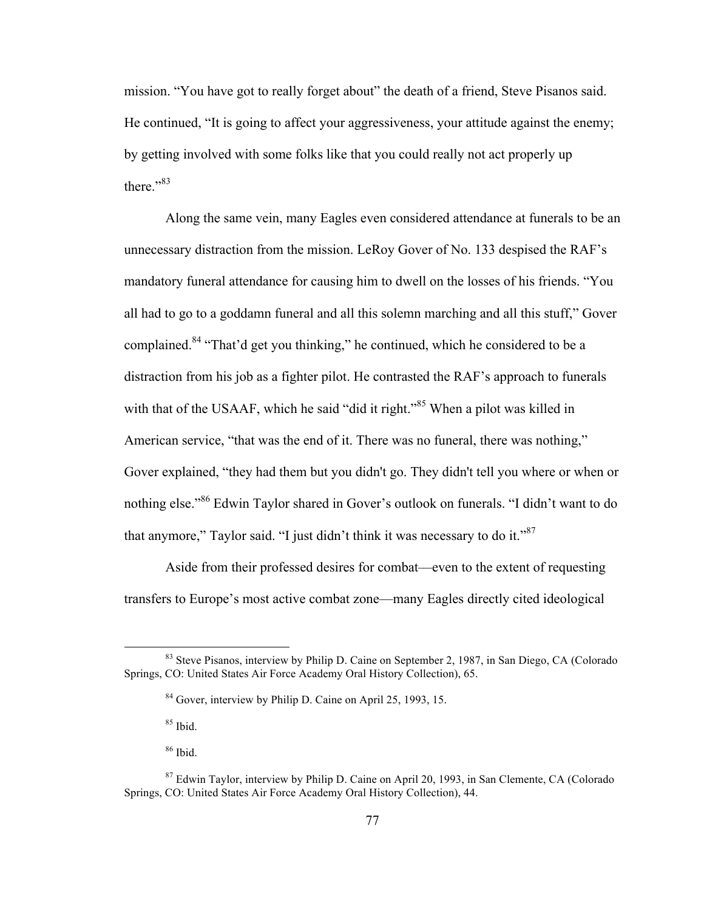mission. "You have got to really forget about" the death of a friend, Steve Pisanos said. He continued, "It is going to affect your aggressiveness, your attitude against the enemy; by getting involved with some folks like that you could really not act properly up there."[83]

Along the same vein, many Eagles even considered attendance at funerals to be an unnecessary distraction from the mission. LeRoy Gover of No. 133 despised the RAF's mandatory funeral attendance for causing him to dwell on the losses of his friends. "You all had to go to a goddamn funeral and all this solemn marching and all this stuff," Gover complained.[84] "That'd get you thinking," he continued, which he considered to be a distraction from his job as a fighter pilot. He contrasted the RAF's approach to funerals with that of the USAAF, which he said "did it right."[85] When a pilot was killed in American service, "that was the end of it. There was no funeral, there was nothing," Gover explained, "they had them but you didn't go. They didn't tell you where or when or nothing else."[86] Edwin Taylor shared in Gover's outlook on funerals. "I didn't want to do that anymore," Taylor said. "I just didn't think it was necessary to do it."[87]

Aside from their professed desires for combat—even to the extent of requesting transfers to Europe's most active combat zone—many Eagles directly cited ideological

---

[83] Steve Pisanos, interview by Philip D. Caine on September 2, 1987, in San Diego, CA (Colorado Springs, CO: United States Air Force Academy Oral History Collection), 65.

[84] Gover, interview by Philip D. Caine on April 25, 1993, 15.

[85] Ibid.

[86] Ibid.

[87] Edwin Taylor, interview by Philip D. Caine on April 20, 1993, in San Clemente, CA (Colorado Springs, CO: United States Air Force Academy Oral History Collection), 44.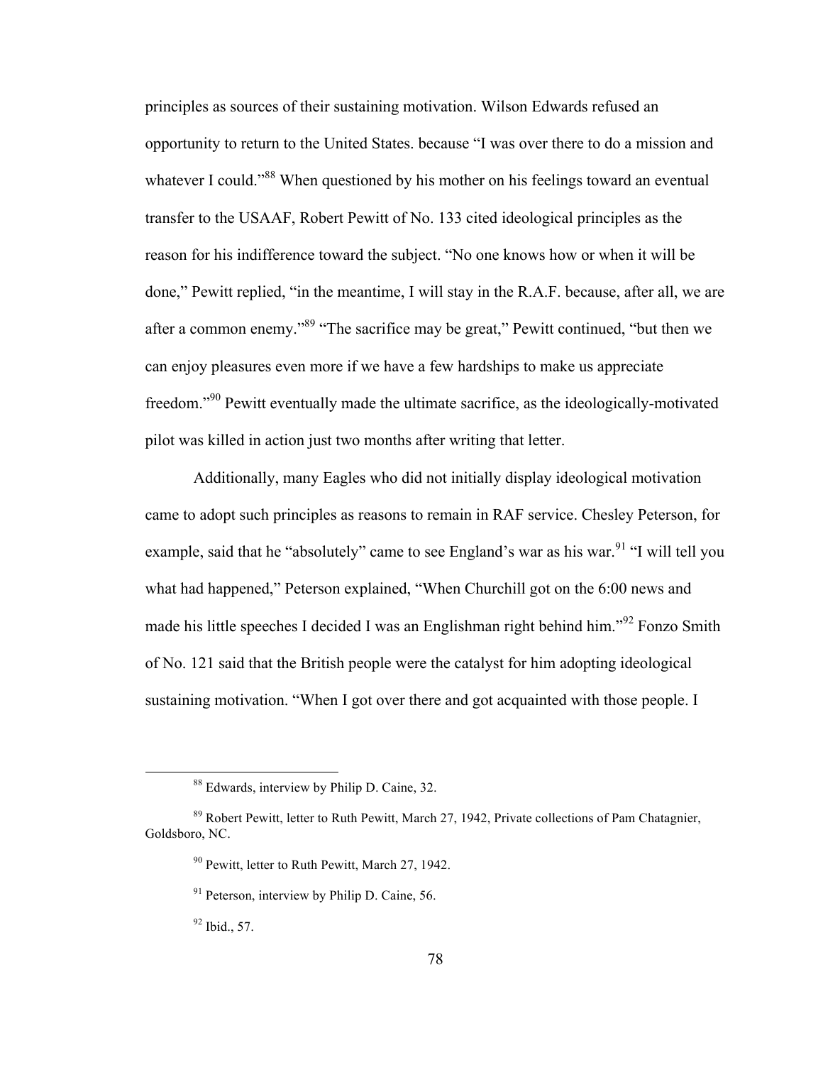principles as sources of their sustaining motivation. Wilson Edwards refused an opportunity to return to the United States. because "I was over there to do a mission and whatever I could."[88] When questioned by his mother on his feelings toward an eventual transfer to the USAAF, Robert Pewitt of No. 133 cited ideological principles as the reason for his indifference toward the subject. "No one knows how or when it will be done," Pewitt replied, "in the meantime, I will stay in the R.A.F. because, after all, we are after a common enemy."[89] "The sacrifice may be great," Pewitt continued, "but then we can enjoy pleasures even more if we have a few hardships to make us appreciate freedom."[90] Pewitt eventually made the ultimate sacrifice, as the ideologically-motivated pilot was killed in action just two months after writing that letter.

Additionally, many Eagles who did not initially display ideological motivation came to adopt such principles as reasons to remain in RAF service. Chesley Peterson, for example, said that he "absolutely" came to see England's war as his war.[91] "I will tell you what had happened," Peterson explained, "When Churchill got on the 6:00 news and made his little speeches I decided I was an Englishman right behind him."[92] Fonzo Smith of No. 121 said that the British people were the catalyst for him adopting ideological sustaining motivation. "When I got over there and got acquainted with those people. I

---

[88] Edwards, interview by Philip D. Caine, 32.

[89] Robert Pewitt, letter to Ruth Pewitt, March 27, 1942, Private collections of Pam Chatagnier, Goldsboro, NC.

[90] Pewitt, letter to Ruth Pewitt, March 27, 1942.

[91] Peterson, interview by Philip D. Caine, 56.

[92] Ibid., 57.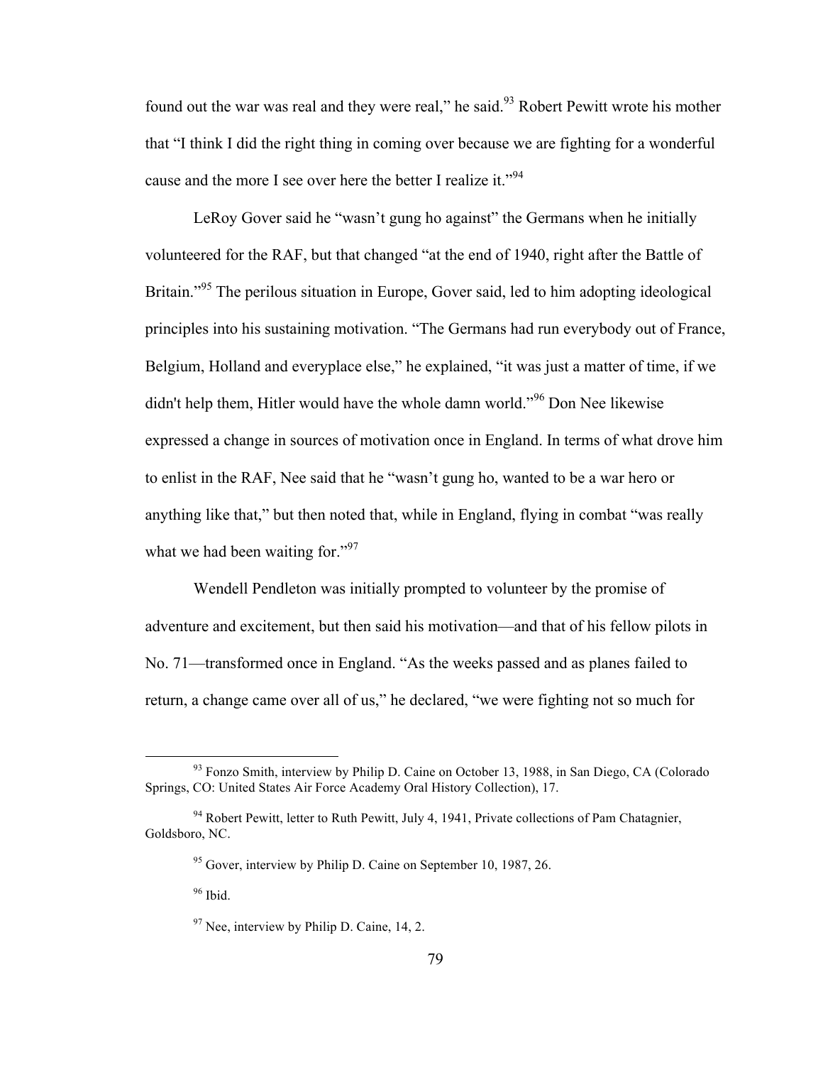found out the war was real and they were real," he said.[93] Robert Pewitt wrote his mother that "I think I did the right thing in coming over because we are fighting for a wonderful cause and the more I see over here the better I realize it."[94]

LeRoy Gover said he "wasn't gung ho against" the Germans when he initially volunteered for the RAF, but that changed "at the end of 1940, right after the Battle of Britain."[95] The perilous situation in Europe, Gover said, led to him adopting ideological principles into his sustaining motivation. "The Germans had run everybody out of France, Belgium, Holland and everyplace else," he explained, "it was just a matter of time, if we didn't help them, Hitler would have the whole damn world."[96] Don Nee likewise expressed a change in sources of motivation once in England. In terms of what drove him to enlist in the RAF, Nee said that he "wasn't gung ho, wanted to be a war hero or anything like that," but then noted that, while in England, flying in combat "was really what we had been waiting for."[97]

Wendell Pendleton was initially prompted to volunteer by the promise of adventure and excitement, but then said his motivation—and that of his fellow pilots in No. 71—transformed once in England. "As the weeks passed and as planes failed to return, a change came over all of us," he declared, "we were fighting not so much for

---

[93] Fonzo Smith, interview by Philip D. Caine on October 13, 1988, in San Diego, CA (Colorado Springs, CO: United States Air Force Academy Oral History Collection), 17.

[94] Robert Pewitt, letter to Ruth Pewitt, July 4, 1941, Private collections of Pam Chatagnier, Goldsboro, NC.

[95] Gover, interview by Philip D. Caine on September 10, 1987, 26.

[96] Ibid.

[97] Nee, interview by Philip D. Caine, 14, 2.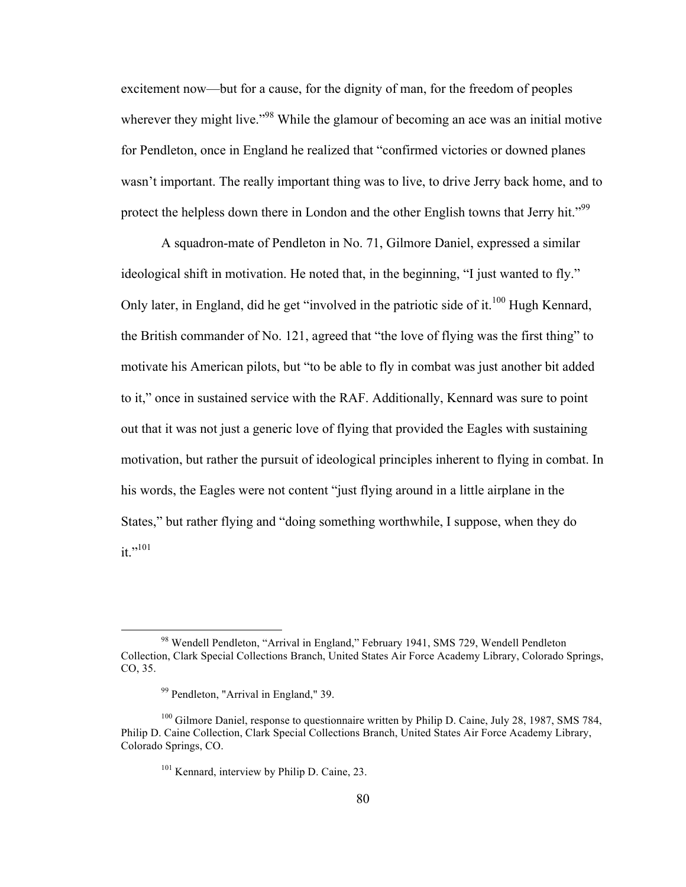excitement now—but for a cause, for the dignity of man, for the freedom of peoples wherever they might live."[98] While the glamour of becoming an ace was an initial motive for Pendleton, once in England he realized that "confirmed victories or downed planes wasn't important. The really important thing was to live, to drive Jerry back home, and to protect the helpless down there in London and the other English towns that Jerry hit."[99]

A squadron-mate of Pendleton in No. 71, Gilmore Daniel, expressed a similar ideological shift in motivation. He noted that, in the beginning, "I just wanted to fly." Only later, in England, did he get "involved in the patriotic side of it.[100] Hugh Kennard, the British commander of No. 121, agreed that "the love of flying was the first thing" to motivate his American pilots, but "to be able to fly in combat was just another bit added to it," once in sustained service with the RAF. Additionally, Kennard was sure to point out that it was not just a generic love of flying that provided the Eagles with sustaining motivation, but rather the pursuit of ideological principles inherent to flying in combat. In his words, the Eagles were not content "just flying around in a little airplane in the States," but rather flying and "doing something worthwhile, I suppose, when they do it."[101]

---

[98] Wendell Pendleton, "Arrival in England," February 1941, SMS 729, Wendell Pendleton Collection, Clark Special Collections Branch, United States Air Force Academy Library, Colorado Springs, CO, 35.

[99] Pendleton, "Arrival in England," 39.

[100] Gilmore Daniel, response to questionnaire written by Philip D. Caine, July 28, 1987, SMS 784, Philip D. Caine Collection, Clark Special Collections Branch, United States Air Force Academy Library, Colorado Springs, CO.

[101] Kennard, interview by Philip D. Caine, 23.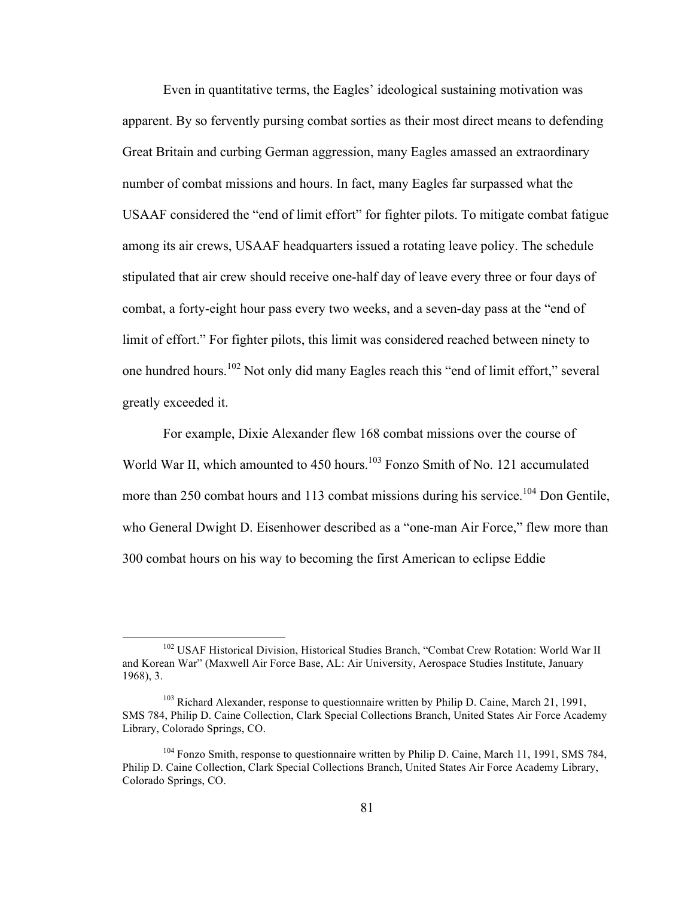Even in quantitative terms, the Eagles' ideological sustaining motivation was apparent. By so fervently pursing combat sorties as their most direct means to defending Great Britain and curbing German aggression, many Eagles amassed an extraordinary number of combat missions and hours. In fact, many Eagles far surpassed what the USAAF considered the "end of limit effort" for fighter pilots. To mitigate combat fatigue among its air crews, USAAF headquarters issued a rotating leave policy. The schedule stipulated that air crew should receive one-half day of leave every three or four days of combat, a forty-eight hour pass every two weeks, and a seven-day pass at the "end of limit of effort." For fighter pilots, this limit was considered reached between ninety to one hundred hours.[102] Not only did many Eagles reach this "end of limit effort," several greatly exceeded it.

For example, Dixie Alexander flew 168 combat missions over the course of World War II, which amounted to 450 hours.[103] Fonzo Smith of No. 121 accumulated more than 250 combat hours and 113 combat missions during his service.[104] Don Gentile, who General Dwight D. Eisenhower described as a "one-man Air Force," flew more than 300 combat hours on his way to becoming the first American to eclipse Eddie

---

[102] USAF Historical Division, Historical Studies Branch, "Combat Crew Rotation: World War II and Korean War" (Maxwell Air Force Base, AL: Air University, Aerospace Studies Institute, January 1968), 3.

[103] Richard Alexander, response to questionnaire written by Philip D. Caine, March 21, 1991, SMS 784, Philip D. Caine Collection, Clark Special Collections Branch, United States Air Force Academy Library, Colorado Springs, CO.

[104] Fonzo Smith, response to questionnaire written by Philip D. Caine, March 11, 1991, SMS 784, Philip D. Caine Collection, Clark Special Collections Branch, United States Air Force Academy Library, Colorado Springs, CO.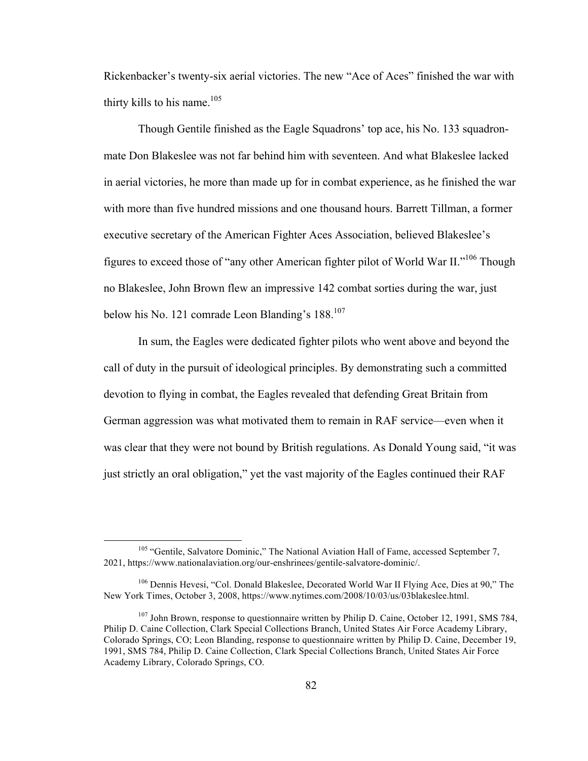Rickenbacker's twenty-six aerial victories. The new "Ace of Aces" finished the war with thirty kills to his name.[105]

Though Gentile finished as the Eagle Squadrons' top ace, his No. 133 squadron-mate Don Blakeslee was not far behind him with seventeen. And what Blakeslee lacked in aerial victories, he more than made up for in combat experience, as he finished the war with more than five hundred missions and one thousand hours. Barrett Tillman, a former executive secretary of the American Fighter Aces Association, believed Blakeslee's figures to exceed those of "any other American fighter pilot of World War II."[106] Though no Blakeslee, John Brown flew an impressive 142 combat sorties during the war, just below his No. 121 comrade Leon Blanding's 188.[107]

In sum, the Eagles were dedicated fighter pilots who went above and beyond the call of duty in the pursuit of ideological principles. By demonstrating such a committed devotion to flying in combat, the Eagles revealed that defending Great Britain from German aggression was what motivated them to remain in RAF service—even when it was clear that they were not bound by British regulations. As Donald Young said, "it was just strictly an oral obligation," yet the vast majority of the Eagles continued their RAF

---

[105] "Gentile, Salvatore Dominic," The National Aviation Hall of Fame, accessed September 7, 2021, https://www.nationalaviation.org/our-enshrinees/gentile-salvatore-dominic/.

[106] Dennis Hevesi, "Col. Donald Blakeslee, Decorated World War II Flying Ace, Dies at 90," The New York Times, October 3, 2008, https://www.nytimes.com/2008/10/03/us/03blakeslee.html.

[107] John Brown, response to questionnaire written by Philip D. Caine, October 12, 1991, SMS 784, Philip D. Caine Collection, Clark Special Collections Branch, United States Air Force Academy Library, Colorado Springs, CO; Leon Blanding, response to questionnaire written by Philip D. Caine, December 19, 1991, SMS 784, Philip D. Caine Collection, Clark Special Collections Branch, United States Air Force Academy Library, Colorado Springs, CO.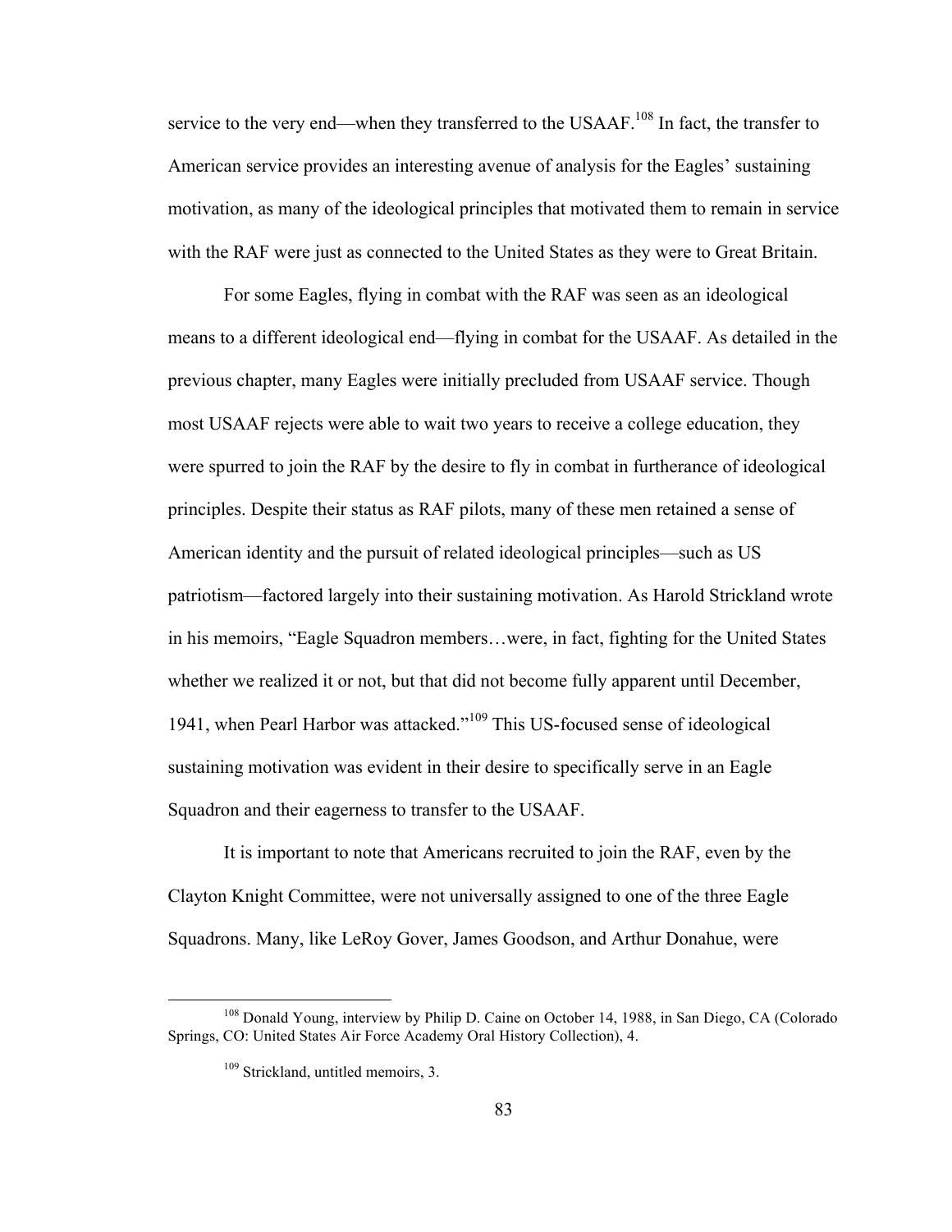service to the very end—when they transferred to the USAAF.[108] In fact, the transfer to American service provides an interesting avenue of analysis for the Eagles' sustaining motivation, as many of the ideological principles that motivated them to remain in service with the RAF were just as connected to the United States as they were to Great Britain.

For some Eagles, flying in combat with the RAF was seen as an ideological means to a different ideological end—flying in combat for the USAAF. As detailed in the previous chapter, many Eagles were initially precluded from USAAF service. Though most USAAF rejects were able to wait two years to receive a college education, they were spurred to join the RAF by the desire to fly in combat in furtherance of ideological principles. Despite their status as RAF pilots, many of these men retained a sense of American identity and the pursuit of related ideological principles—such as US patriotism—factored largely into their sustaining motivation. As Harold Strickland wrote in his memoirs, "Eagle Squadron members…were, in fact, fighting for the United States whether we realized it or not, but that did not become fully apparent until December, 1941, when Pearl Harbor was attacked."[109] This US-focused sense of ideological sustaining motivation was evident in their desire to specifically serve in an Eagle Squadron and their eagerness to transfer to the USAAF.

It is important to note that Americans recruited to join the RAF, even by the Clayton Knight Committee, were not universally assigned to one of the three Eagle Squadrons. Many, like LeRoy Gover, James Goodson, and Arthur Donahue, were

---

[108] Donald Young, interview by Philip D. Caine on October 14, 1988, in San Diego, CA (Colorado Springs, CO: United States Air Force Academy Oral History Collection), 4.

[109] Strickland, untitled memoirs, 3.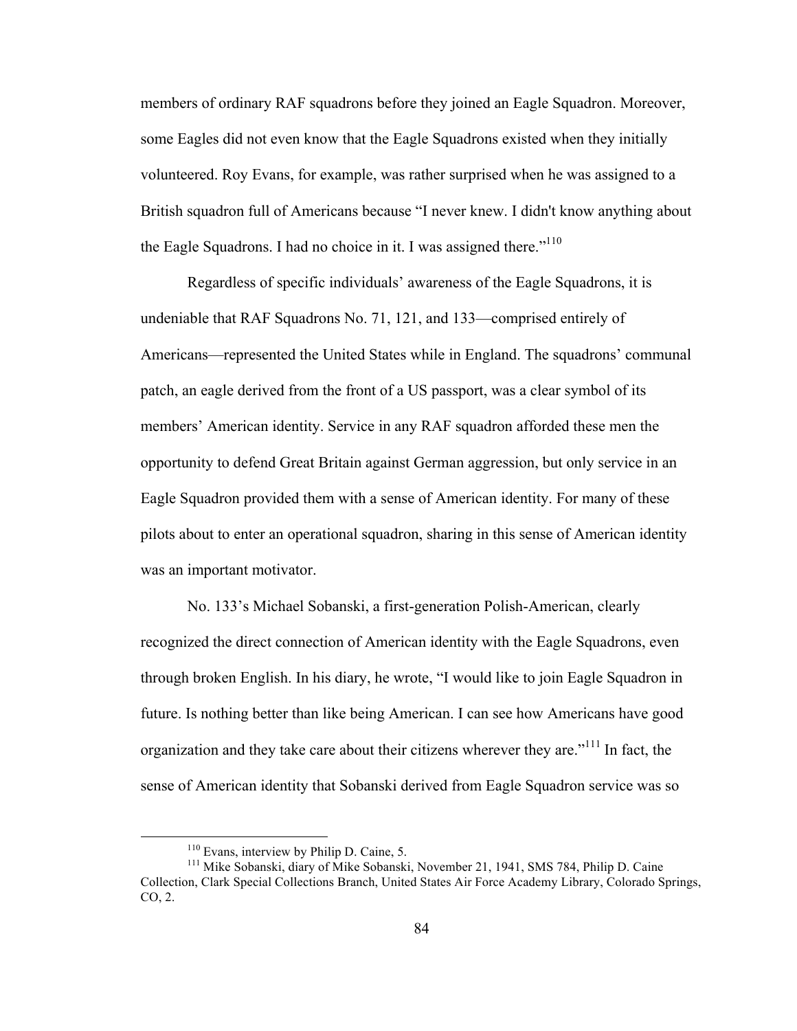members of ordinary RAF squadrons before they joined an Eagle Squadron. Moreover, some Eagles did not even know that the Eagle Squadrons existed when they initially volunteered. Roy Evans, for example, was rather surprised when he was assigned to a British squadron full of Americans because "I never knew. I didn't know anything about the Eagle Squadrons. I had no choice in it. I was assigned there."[110]

Regardless of specific individuals' awareness of the Eagle Squadrons, it is undeniable that RAF Squadrons No. 71, 121, and 133—comprised entirely of Americans—represented the United States while in England. The squadrons' communal patch, an eagle derived from the front of a US passport, was a clear symbol of its members' American identity. Service in any RAF squadron afforded these men the opportunity to defend Great Britain against German aggression, but only service in an Eagle Squadron provided them with a sense of American identity. For many of these pilots about to enter an operational squadron, sharing in this sense of American identity was an important motivator.

No. 133's Michael Sobanski, a first-generation Polish-American, clearly recognized the direct connection of American identity with the Eagle Squadrons, even through broken English. In his diary, he wrote, "I would like to join Eagle Squadron in future. Is nothing better than like being American. I can see how Americans have good organization and they take care about their citizens wherever they are."[111] In fact, the sense of American identity that Sobanski derived from Eagle Squadron service was so

---

[110] Evans, interview by Philip D. Caine, 5.

[111] Mike Sobanski, diary of Mike Sobanski, November 21, 1941, SMS 784, Philip D. Caine Collection, Clark Special Collections Branch, United States Air Force Academy Library, Colorado Springs, CO, 2.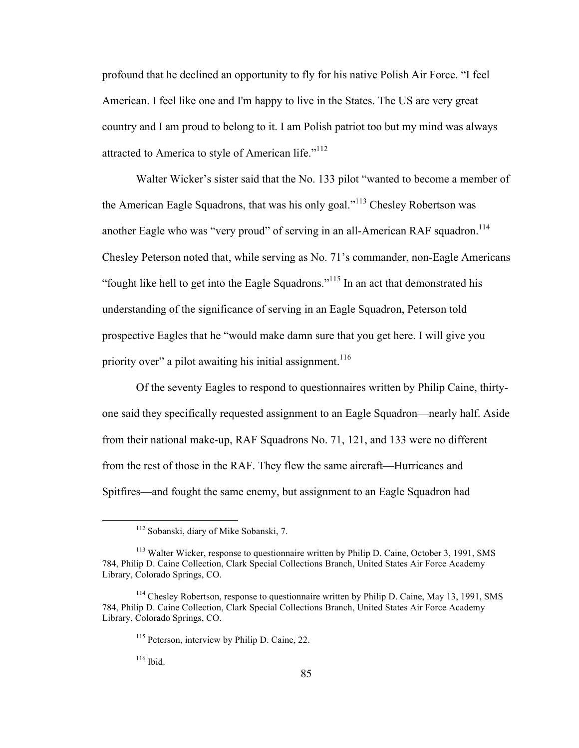profound that he declined an opportunity to fly for his native Polish Air Force. "I feel American. I feel like one and I'm happy to live in the States. The US are very great country and I am proud to belong to it. I am Polish patriot too but my mind was always attracted to America to style of American life."[112]

Walter Wicker's sister said that the No. 133 pilot "wanted to become a member of the American Eagle Squadrons, that was his only goal."[113] Chesley Robertson was another Eagle who was "very proud" of serving in an all-American RAF squadron.[114] Chesley Peterson noted that, while serving as No. 71's commander, non-Eagle Americans "fought like hell to get into the Eagle Squadrons."[115] In an act that demonstrated his understanding of the significance of serving in an Eagle Squadron, Peterson told prospective Eagles that he "would make damn sure that you get here. I will give you priority over" a pilot awaiting his initial assignment.[116]

Of the seventy Eagles to respond to questionnaires written by Philip Caine, thirty-one said they specifically requested assignment to an Eagle Squadron—nearly half. Aside from their national make-up, RAF Squadrons No. 71, 121, and 133 were no different from the rest of those in the RAF. They flew the same aircraft—Hurricanes and Spitfires—and fought the same enemy, but assignment to an Eagle Squadron had

---

[112] Sobanski, diary of Mike Sobanski, 7.

[113] Walter Wicker, response to questionnaire written by Philip D. Caine, October 3, 1991, SMS 784, Philip D. Caine Collection, Clark Special Collections Branch, United States Air Force Academy Library, Colorado Springs, CO.

[114] Chesley Robertson, response to questionnaire written by Philip D. Caine, May 13, 1991, SMS 784, Philip D. Caine Collection, Clark Special Collections Branch, United States Air Force Academy Library, Colorado Springs, CO.

[115] Peterson, interview by Philip D. Caine, 22.

[116] Ibid.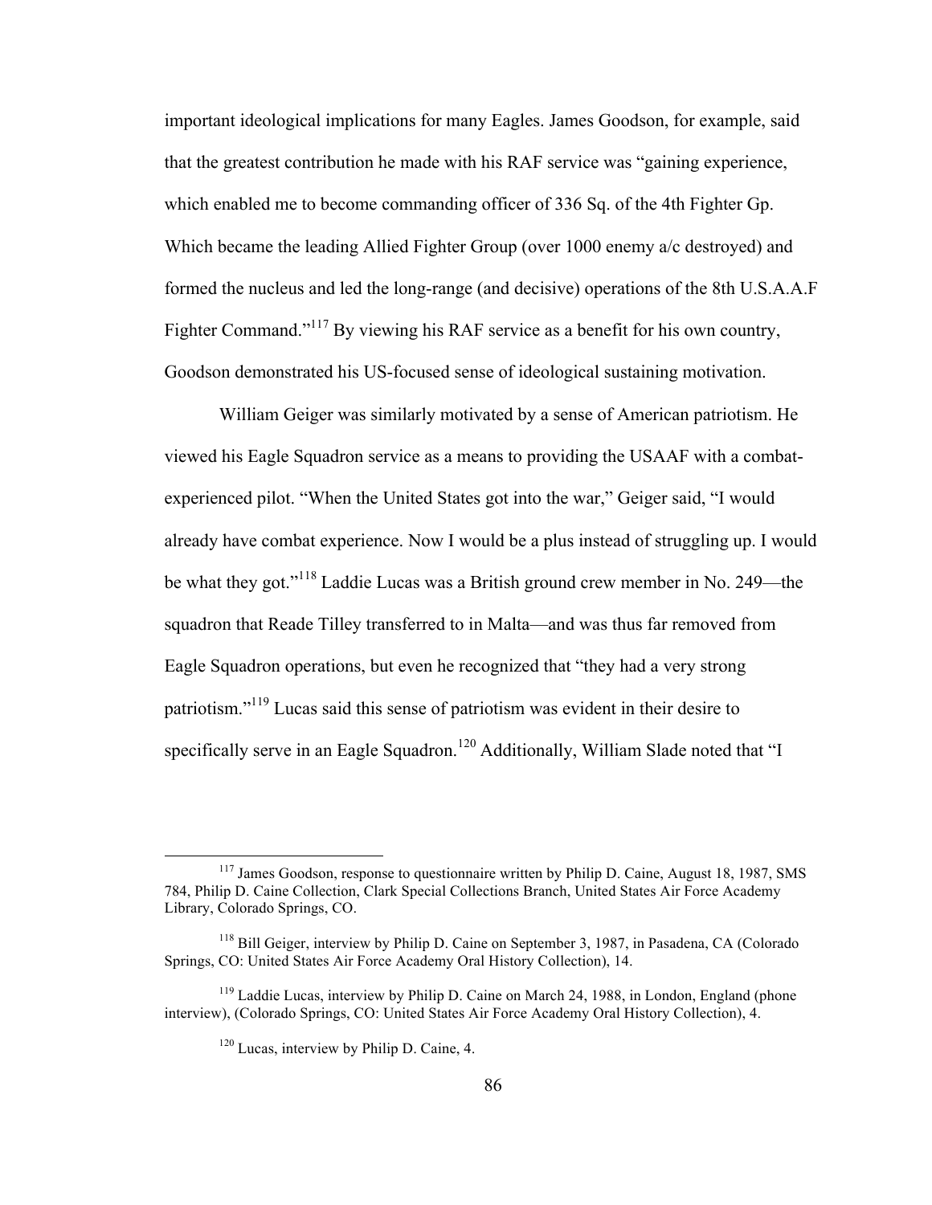important ideological implications for many Eagles. James Goodson, for example, said that the greatest contribution he made with his RAF service was "gaining experience, which enabled me to become commanding officer of 336 Sq. of the 4th Fighter Gp. Which became the leading Allied Fighter Group (over 1000 enemy a/c destroyed) and formed the nucleus and led the long-range (and decisive) operations of the 8th U.S.A.A.F Fighter Command."[117] By viewing his RAF service as a benefit for his own country, Goodson demonstrated his US-focused sense of ideological sustaining motivation.

William Geiger was similarly motivated by a sense of American patriotism. He viewed his Eagle Squadron service as a means to providing the USAAF with a combat-experienced pilot. "When the United States got into the war," Geiger said, "I would already have combat experience. Now I would be a plus instead of struggling up. I would be what they got."[118] Laddie Lucas was a British ground crew member in No. 249—the squadron that Reade Tilley transferred to in Malta—and was thus far removed from Eagle Squadron operations, but even he recognized that "they had a very strong patriotism."[119] Lucas said this sense of patriotism was evident in their desire to specifically serve in an Eagle Squadron.[120] Additionally, William Slade noted that "I

---

[117] James Goodson, response to questionnaire written by Philip D. Caine, August 18, 1987, SMS 784, Philip D. Caine Collection, Clark Special Collections Branch, United States Air Force Academy Library, Colorado Springs, CO.

[118] Bill Geiger, interview by Philip D. Caine on September 3, 1987, in Pasadena, CA (Colorado Springs, CO: United States Air Force Academy Oral History Collection), 14.

[119] Laddie Lucas, interview by Philip D. Caine on March 24, 1988, in London, England (phone interview), (Colorado Springs, CO: United States Air Force Academy Oral History Collection), 4.

[120] Lucas, interview by Philip D. Caine, 4.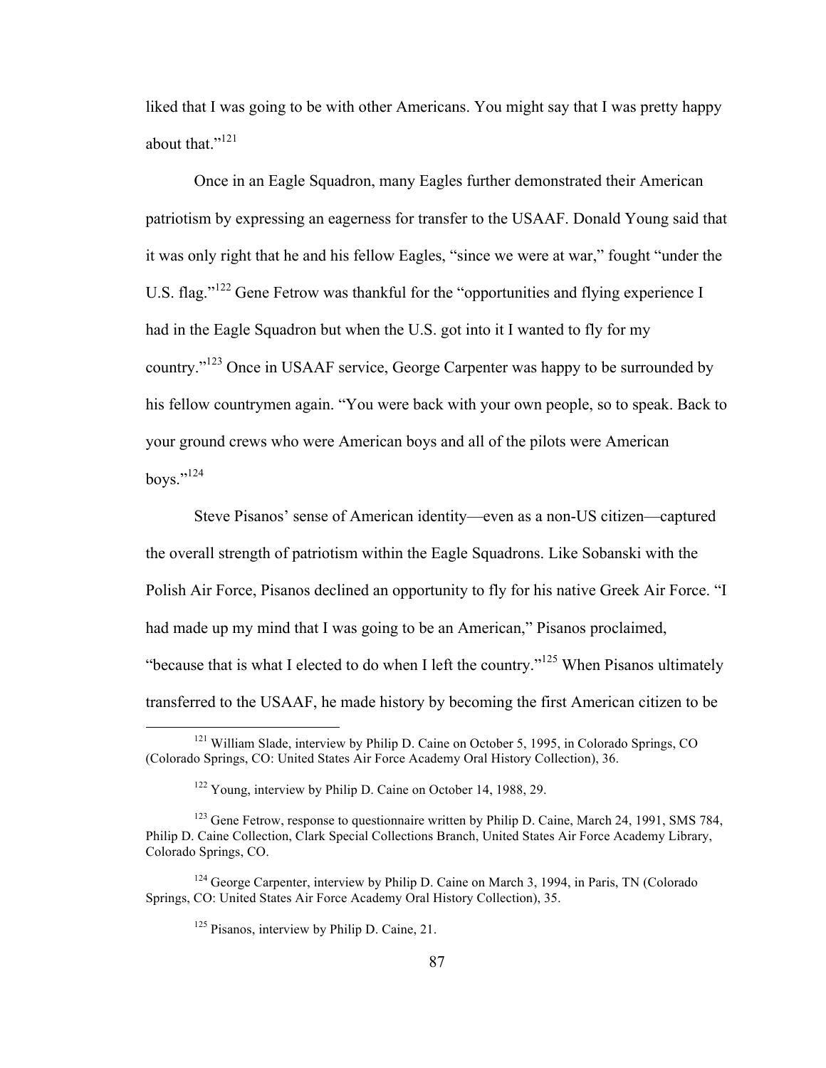liked that I was going to be with other Americans. You might say that I was pretty happy about that."[121]

Once in an Eagle Squadron, many Eagles further demonstrated their American patriotism by expressing an eagerness for transfer to the USAAF. Donald Young said that it was only right that he and his fellow Eagles, "since we were at war," fought "under the U.S. flag."[122] Gene Fetrow was thankful for the "opportunities and flying experience I had in the Eagle Squadron but when the U.S. got into it I wanted to fly for my country."[123] Once in USAAF service, George Carpenter was happy to be surrounded by his fellow countrymen again. "You were back with your own people, so to speak. Back to your ground crews who were American boys and all of the pilots were American boys."[124]

Steve Pisanos' sense of American identity—even as a non-US citizen—captured the overall strength of patriotism within the Eagle Squadrons. Like Sobanski with the Polish Air Force, Pisanos declined an opportunity to fly for his native Greek Air Force. "I had made up my mind that I was going to be an American," Pisanos proclaimed, "because that is what I elected to do when I left the country."[125] When Pisanos ultimately transferred to the USAAF, he made history by becoming the first American citizen to be

---

[121] William Slade, interview by Philip D. Caine on October 5, 1995, in Colorado Springs, CO (Colorado Springs, CO: United States Air Force Academy Oral History Collection), 36.

[122] Young, interview by Philip D. Caine on October 14, 1988, 29.

[123] Gene Fetrow, response to questionnaire written by Philip D. Caine, March 24, 1991, SMS 784, Philip D. Caine Collection, Clark Special Collections Branch, United States Air Force Academy Library, Colorado Springs, CO.

[124] George Carpenter, interview by Philip D. Caine on March 3, 1994, in Paris, TN (Colorado Springs, CO: United States Air Force Academy Oral History Collection), 35.

[125] Pisanos, interview by Philip D. Caine, 21.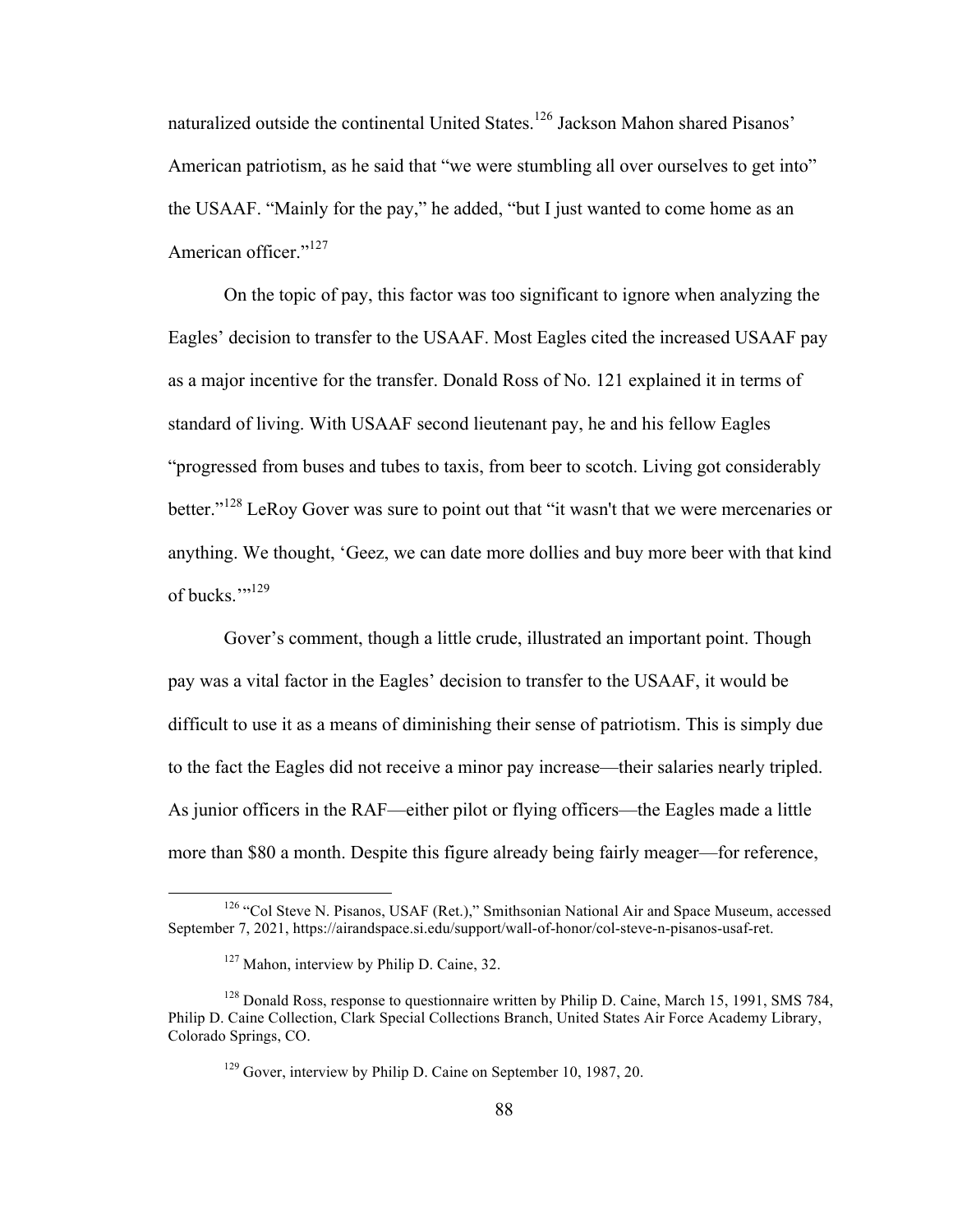naturalized outside the continental United States.[126] Jackson Mahon shared Pisanos' American patriotism, as he said that "we were stumbling all over ourselves to get into" the USAAF. "Mainly for the pay," he added, "but I just wanted to come home as an American officer."[127]

On the topic of pay, this factor was too significant to ignore when analyzing the Eagles' decision to transfer to the USAAF. Most Eagles cited the increased USAAF pay as a major incentive for the transfer. Donald Ross of No. 121 explained it in terms of standard of living. With USAAF second lieutenant pay, he and his fellow Eagles "progressed from buses and tubes to taxis, from beer to scotch. Living got considerably better."[128] LeRoy Gover was sure to point out that "it wasn't that we were mercenaries or anything. We thought, 'Geez, we can date more dollies and buy more beer with that kind of bucks.'"[129]

Gover's comment, though a little crude, illustrated an important point. Though pay was a vital factor in the Eagles' decision to transfer to the USAAF, it would be difficult to use it as a means of diminishing their sense of patriotism. This is simply due to the fact the Eagles did not receive a minor pay increase—their salaries nearly tripled. As junior officers in the RAF—either pilot or flying officers—the Eagles made a little more than $80 a month. Despite this figure already being fairly meager—for reference,

---

[126] "Col Steve N. Pisanos, USAF (Ret.)," Smithsonian National Air and Space Museum, accessed September 7, 2021, https://airandspace.si.edu/support/wall-of-honor/col-steve-n-pisanos-usaf-ret.

[127] Mahon, interview by Philip D. Caine, 32.

[128] Donald Ross, response to questionnaire written by Philip D. Caine, March 15, 1991, SMS 784, Philip D. Caine Collection, Clark Special Collections Branch, United States Air Force Academy Library, Colorado Springs, CO.

[129] Gover, interview by Philip D. Caine on September 10, 1987, 20.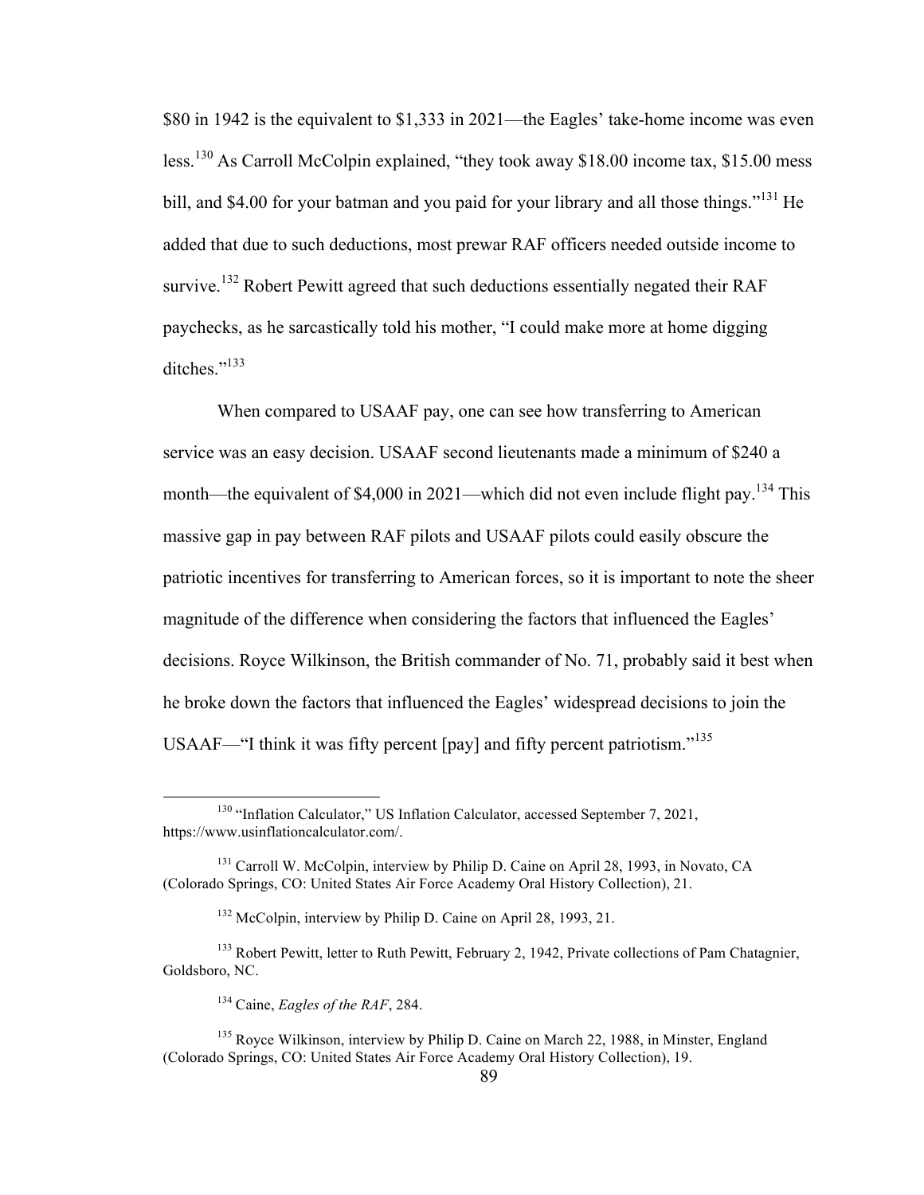$80 in 1942 is the equivalent to $1,333 in 2021—the Eagles' take-home income was even less.[130] As Carroll McColpin explained, "they took away $18.00 income tax, $15.00 mess bill, and $4.00 for your batman and you paid for your library and all those things."[131] He added that due to such deductions, most prewar RAF officers needed outside income to survive.[132] Robert Pewitt agreed that such deductions essentially negated their RAF paychecks, as he sarcastically told his mother, "I could make more at home digging ditches."[133]

When compared to USAAF pay, one can see how transferring to American service was an easy decision. USAAF second lieutenants made a minimum of $240 a month—the equivalent of $4,000 in 2021—which did not even include flight pay.[134] This massive gap in pay between RAF pilots and USAAF pilots could easily obscure the patriotic incentives for transferring to American forces, so it is important to note the sheer magnitude of the difference when considering the factors that influenced the Eagles' decisions. Royce Wilkinson, the British commander of No. 71, probably said it best when he broke down the factors that influenced the Eagles' widespread decisions to join the USAAF—"I think it was fifty percent [pay] and fifty percent patriotism."[135]

---

[130] "Inflation Calculator," US Inflation Calculator, accessed September 7, 2021, https://www.usinflationcalculator.com/.

[131] Carroll W. McColpin, interview by Philip D. Caine on April 28, 1993, in Novato, CA (Colorado Springs, CO: United States Air Force Academy Oral History Collection), 21.

[132] McColpin, interview by Philip D. Caine on April 28, 1993, 21.

[133] Robert Pewitt, letter to Ruth Pewitt, February 2, 1942, Private collections of Pam Chatagnier, Goldsboro, NC.

[134] Caine, *Eagles of the RAF*, 284.

[135] Royce Wilkinson, interview by Philip D. Caine on March 22, 1988, in Minster, England (Colorado Springs, CO: United States Air Force Academy Oral History Collection), 19.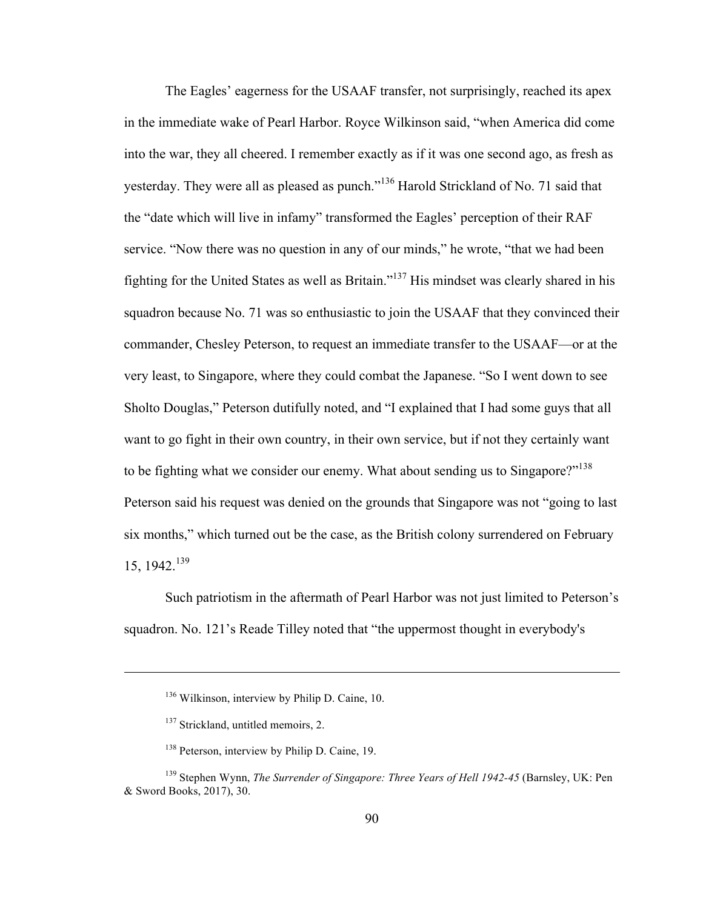The Eagles' eagerness for the USAAF transfer, not surprisingly, reached its apex in the immediate wake of Pearl Harbor. Royce Wilkinson said, "when America did come into the war, they all cheered. I remember exactly as if it was one second ago, as fresh as yesterday. They were all as pleased as punch."[136] Harold Strickland of No. 71 said that the "date which will live in infamy" transformed the Eagles' perception of their RAF service. "Now there was no question in any of our minds," he wrote, "that we had been fighting for the United States as well as Britain."[137] His mindset was clearly shared in his squadron because No. 71 was so enthusiastic to join the USAAF that they convinced their commander, Chesley Peterson, to request an immediate transfer to the USAAF—or at the very least, to Singapore, where they could combat the Japanese. "So I went down to see Sholto Douglas," Peterson dutifully noted, and "I explained that I had some guys that all want to go fight in their own country, in their own service, but if not they certainly want to be fighting what we consider our enemy. What about sending us to Singapore?"[138] Peterson said his request was denied on the grounds that Singapore was not "going to last six months," which turned out be the case, as the British colony surrendered on February 15, 1942.[139]

Such patriotism in the aftermath of Pearl Harbor was not just limited to Peterson's squadron. No. 121's Reade Tilley noted that "the uppermost thought in everybody's

---

[136] Wilkinson, interview by Philip D. Caine, 10.

[137] Strickland, untitled memoirs, 2.

[138] Peterson, interview by Philip D. Caine, 19.

[139] Stephen Wynn, *The Surrender of Singapore: Three Years of Hell 1942-45* (Barnsley, UK: Pen & Sword Books, 2017), 30.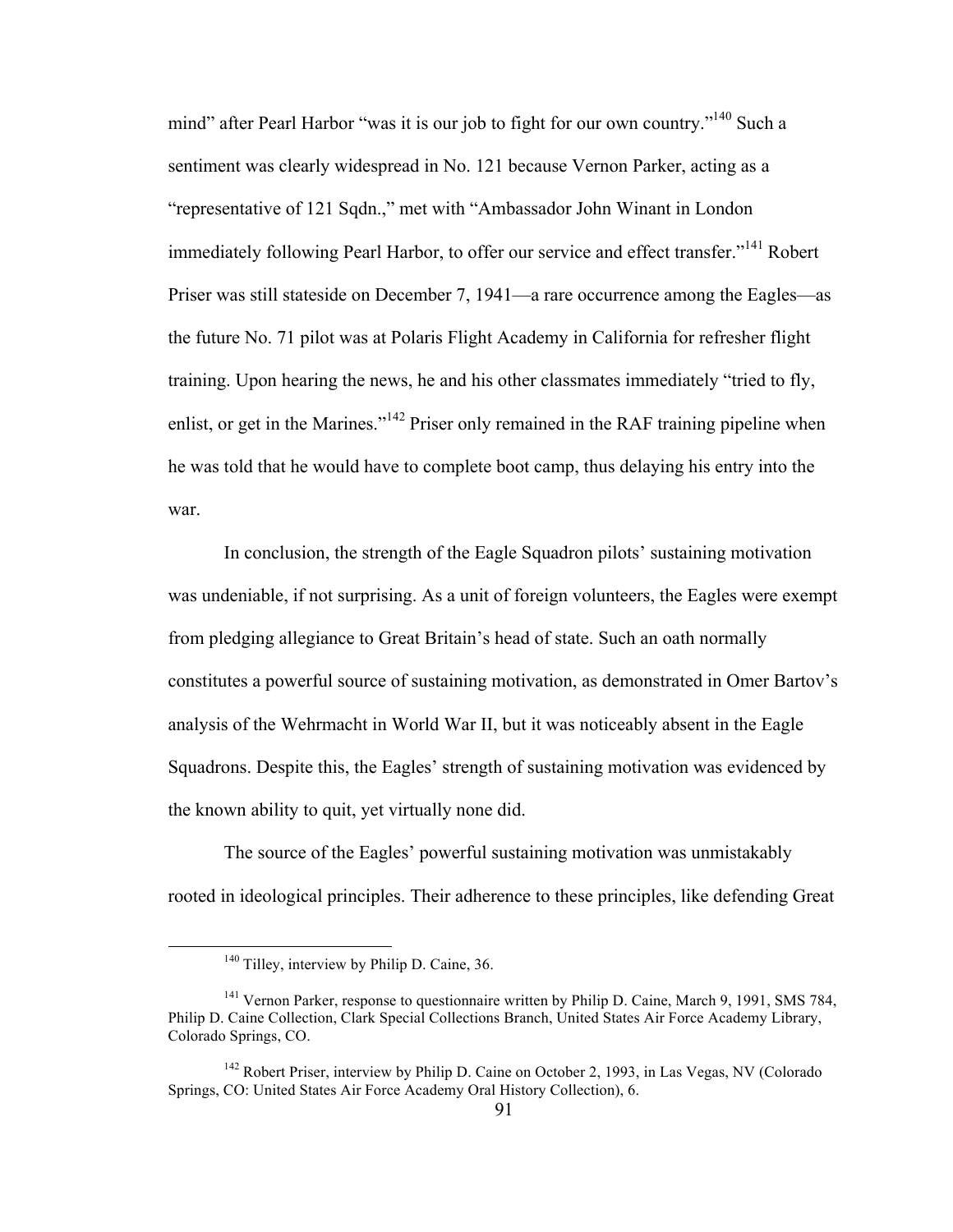mind" after Pearl Harbor "was it is our job to fight for our own country."[140] Such a sentiment was clearly widespread in No. 121 because Vernon Parker, acting as a "representative of 121 Sqdn.," met with "Ambassador John Winant in London immediately following Pearl Harbor, to offer our service and effect transfer."[141] Robert Priser was still stateside on December 7, 1941—a rare occurrence among the Eagles—as the future No. 71 pilot was at Polaris Flight Academy in California for refresher flight training. Upon hearing the news, he and his other classmates immediately "tried to fly, enlist, or get in the Marines."[142] Priser only remained in the RAF training pipeline when he was told that he would have to complete boot camp, thus delaying his entry into the war.

In conclusion, the strength of the Eagle Squadron pilots' sustaining motivation was undeniable, if not surprising. As a unit of foreign volunteers, the Eagles were exempt from pledging allegiance to Great Britain's head of state. Such an oath normally constitutes a powerful source of sustaining motivation, as demonstrated in Omer Bartov's analysis of the Wehrmacht in World War II, but it was noticeably absent in the Eagle Squadrons. Despite this, the Eagles' strength of sustaining motivation was evidenced by the known ability to quit, yet virtually none did.

The source of the Eagles' powerful sustaining motivation was unmistakably rooted in ideological principles. Their adherence to these principles, like defending Great

---

[140] Tilley, interview by Philip D. Caine, 36.

[141] Vernon Parker, response to questionnaire written by Philip D. Caine, March 9, 1991, SMS 784, Philip D. Caine Collection, Clark Special Collections Branch, United States Air Force Academy Library, Colorado Springs, CO.

[142] Robert Priser, interview by Philip D. Caine on October 2, 1993, in Las Vegas, NV (Colorado Springs, CO: United States Air Force Academy Oral History Collection), 6.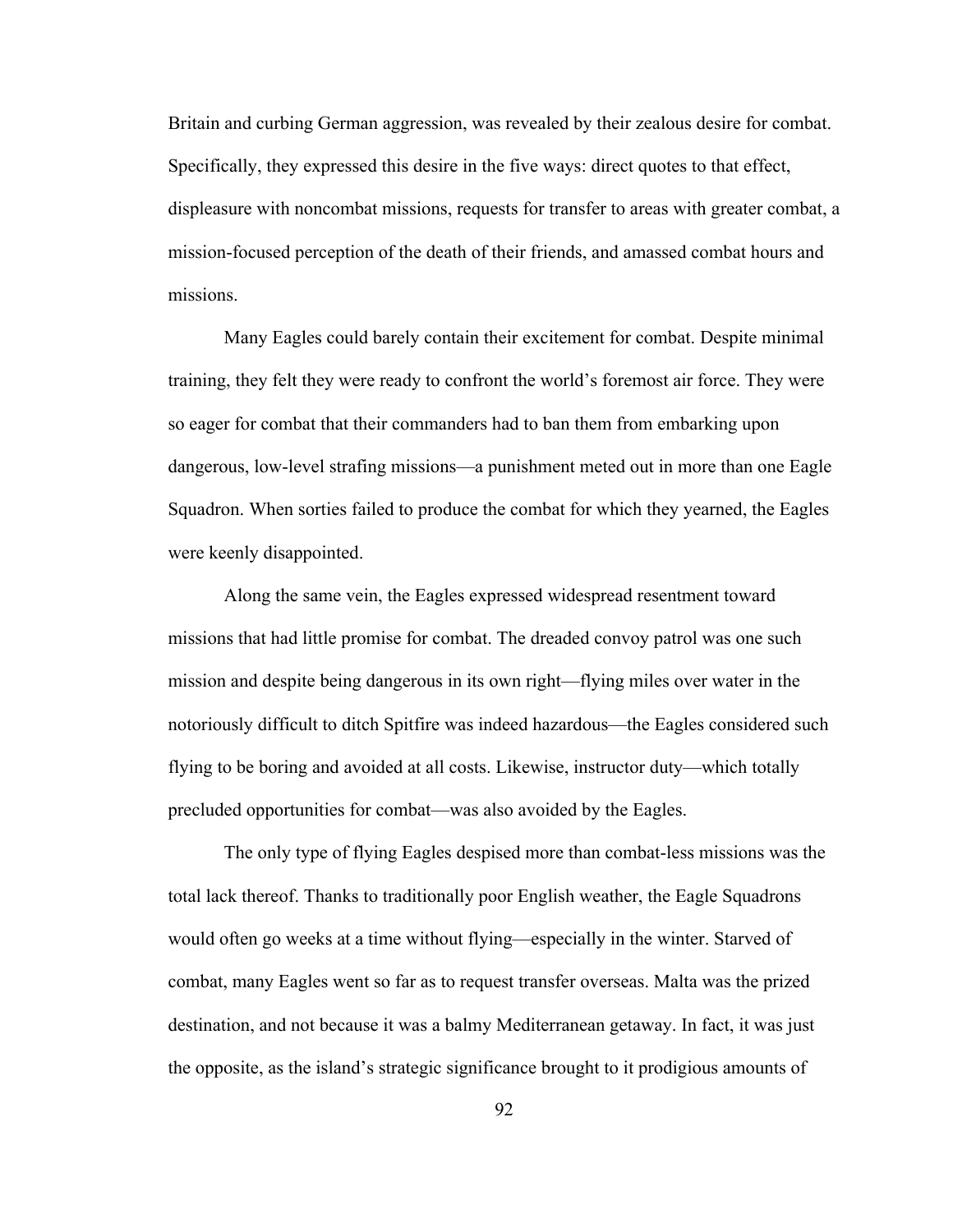Britain and curbing German aggression, was revealed by their zealous desire for combat. Specifically, they expressed this desire in the five ways: direct quotes to that effect, displeasure with noncombat missions, requests for transfer to areas with greater combat, a mission-focused perception of the death of their friends, and amassed combat hours and missions.

Many Eagles could barely contain their excitement for combat. Despite minimal training, they felt they were ready to confront the world's foremost air force. They were so eager for combat that their commanders had to ban them from embarking upon dangerous, low-level strafing missions—a punishment meted out in more than one Eagle Squadron. When sorties failed to produce the combat for which they yearned, the Eagles were keenly disappointed.

Along the same vein, the Eagles expressed widespread resentment toward missions that had little promise for combat. The dreaded convoy patrol was one such mission and despite being dangerous in its own right—flying miles over water in the notoriously difficult to ditch Spitfire was indeed hazardous—the Eagles considered such flying to be boring and avoided at all costs. Likewise, instructor duty—which totally precluded opportunities for combat—was also avoided by the Eagles.

The only type of flying Eagles despised more than combat-less missions was the total lack thereof. Thanks to traditionally poor English weather, the Eagle Squadrons would often go weeks at a time without flying—especially in the winter. Starved of combat, many Eagles went so far as to request transfer overseas. Malta was the prized destination, and not because it was a balmy Mediterranean getaway. In fact, it was just the opposite, as the island's strategic significance brought to it prodigious amounts of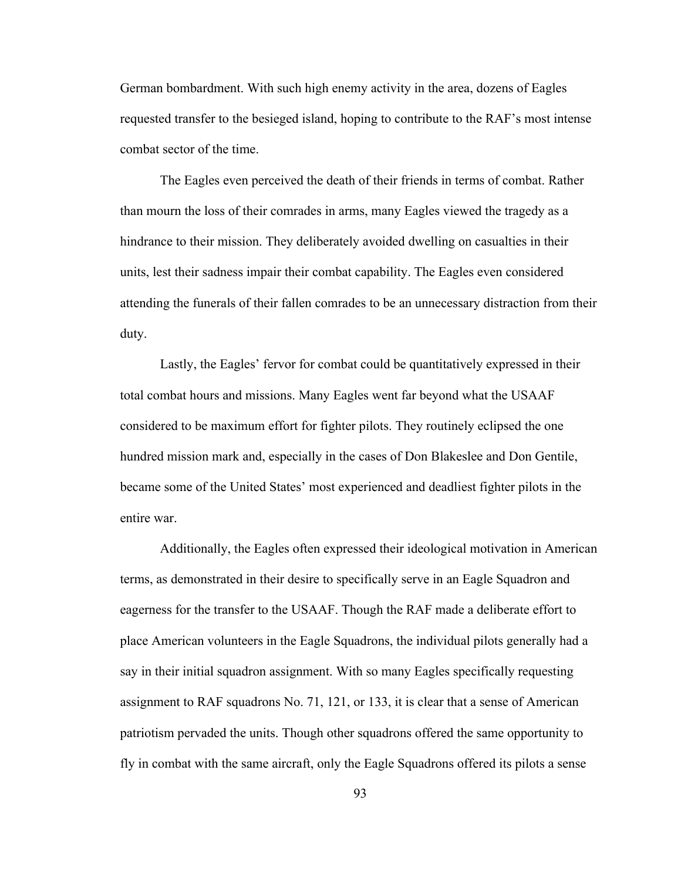German bombardment. With such high enemy activity in the area, dozens of Eagles requested transfer to the besieged island, hoping to contribute to the RAF's most intense combat sector of the time.

The Eagles even perceived the death of their friends in terms of combat. Rather than mourn the loss of their comrades in arms, many Eagles viewed the tragedy as a hindrance to their mission. They deliberately avoided dwelling on casualties in their units, lest their sadness impair their combat capability. The Eagles even considered attending the funerals of their fallen comrades to be an unnecessary distraction from their duty.

Lastly, the Eagles' fervor for combat could be quantitatively expressed in their total combat hours and missions. Many Eagles went far beyond what the USAAF considered to be maximum effort for fighter pilots. They routinely eclipsed the one hundred mission mark and, especially in the cases of Don Blakeslee and Don Gentile, became some of the United States' most experienced and deadliest fighter pilots in the entire war.

Additionally, the Eagles often expressed their ideological motivation in American terms, as demonstrated in their desire to specifically serve in an Eagle Squadron and eagerness for the transfer to the USAAF. Though the RAF made a deliberate effort to place American volunteers in the Eagle Squadrons, the individual pilots generally had a say in their initial squadron assignment. With so many Eagles specifically requesting assignment to RAF squadrons No. 71, 121, or 133, it is clear that a sense of American patriotism pervaded the units. Though other squadrons offered the same opportunity to fly in combat with the same aircraft, only the Eagle Squadrons offered its pilots a sense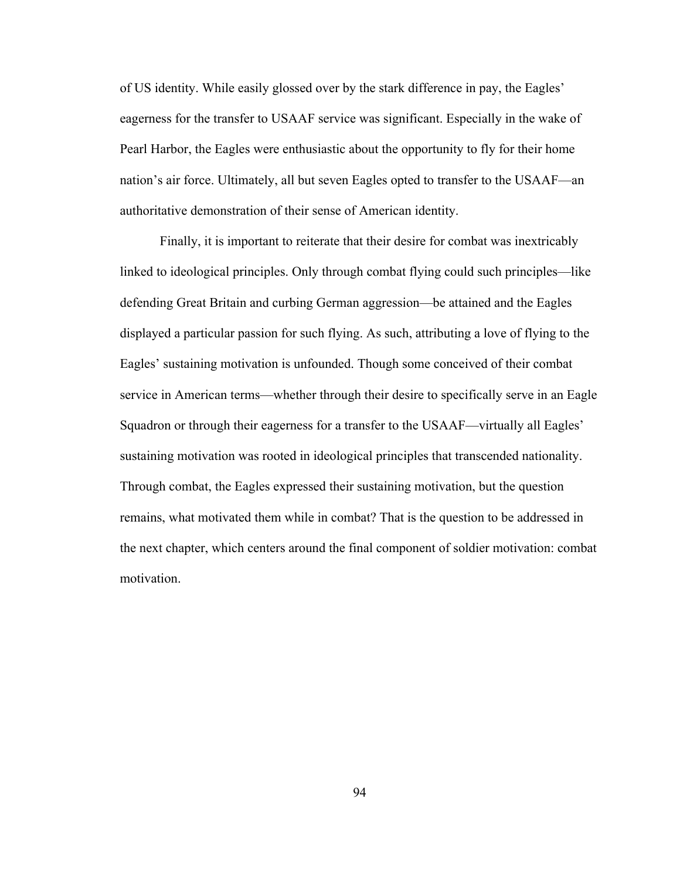of US identity. While easily glossed over by the stark difference in pay, the Eagles' eagerness for the transfer to USAAF service was significant. Especially in the wake of Pearl Harbor, the Eagles were enthusiastic about the opportunity to fly for their home nation's air force. Ultimately, all but seven Eagles opted to transfer to the USAAF—an authoritative demonstration of their sense of American identity.

Finally, it is important to reiterate that their desire for combat was inextricably linked to ideological principles. Only through combat flying could such principles—like defending Great Britain and curbing German aggression—be attained and the Eagles displayed a particular passion for such flying. As such, attributing a love of flying to the Eagles' sustaining motivation is unfounded. Though some conceived of their combat service in American terms—whether through their desire to specifically serve in an Eagle Squadron or through their eagerness for a transfer to the USAAF—virtually all Eagles' sustaining motivation was rooted in ideological principles that transcended nationality. Through combat, the Eagles expressed their sustaining motivation, but the question remains, what motivated them while in combat? That is the question to be addressed in the next chapter, which centers around the final component of soldier motivation: combat motivation.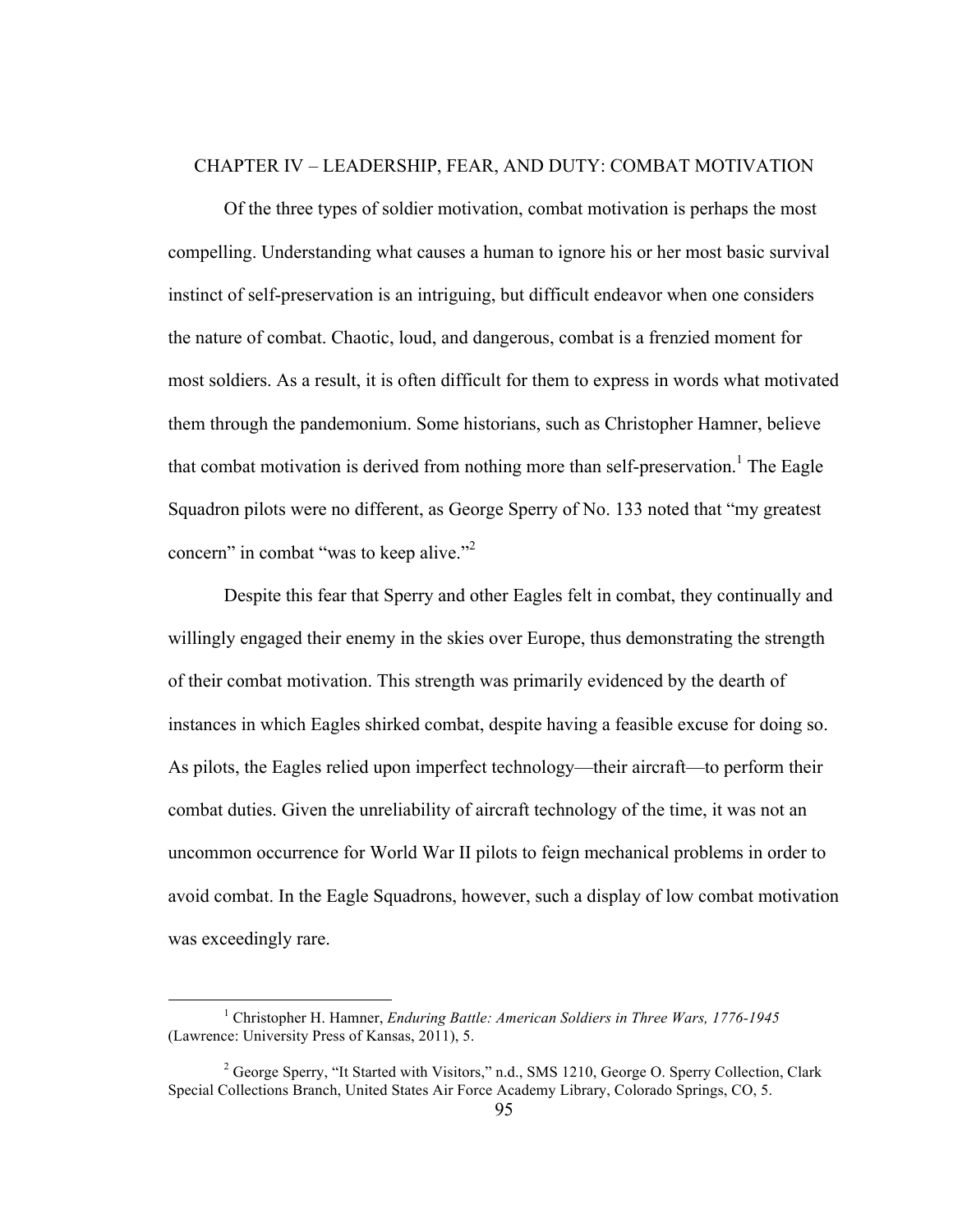# CHAPTER IV – LEADERSHIP, FEAR, AND DUTY: COMBAT MOTIVATION

Of the three types of soldier motivation, combat motivation is perhaps the most compelling. Understanding what causes a human to ignore his or her most basic survival instinct of self-preservation is an intriguing, but difficult endeavor when one considers the nature of combat. Chaotic, loud, and dangerous, combat is a frenzied moment for most soldiers. As a result, it is often difficult for them to express in words what motivated them through the pandemonium. Some historians, such as Christopher Hamner, believe that combat motivation is derived from nothing more than self-preservation.[1] The Eagle Squadron pilots were no different, as George Sperry of No. 133 noted that "my greatest concern" in combat "was to keep alive."[2]

Despite this fear that Sperry and other Eagles felt in combat, they continually and willingly engaged their enemy in the skies over Europe, thus demonstrating the strength of their combat motivation. This strength was primarily evidenced by the dearth of instances in which Eagles shirked combat, despite having a feasible excuse for doing so. As pilots, the Eagles relied upon imperfect technology—their aircraft—to perform their combat duties. Given the unreliability of aircraft technology of the time, it was not an uncommon occurrence for World War II pilots to feign mechanical problems in order to avoid combat. In the Eagle Squadrons, however, such a display of low combat motivation was exceedingly rare.

---

[1] Christopher H. Hamner, *Enduring Battle: American Soldiers in Three Wars, 1776-1945* (Lawrence: University Press of Kansas, 2011), 5.

[2] George Sperry, "It Started with Visitors," n.d., SMS 1210, George O. Sperry Collection, Clark Special Collections Branch, United States Air Force Academy Library, Colorado Springs, CO, 5.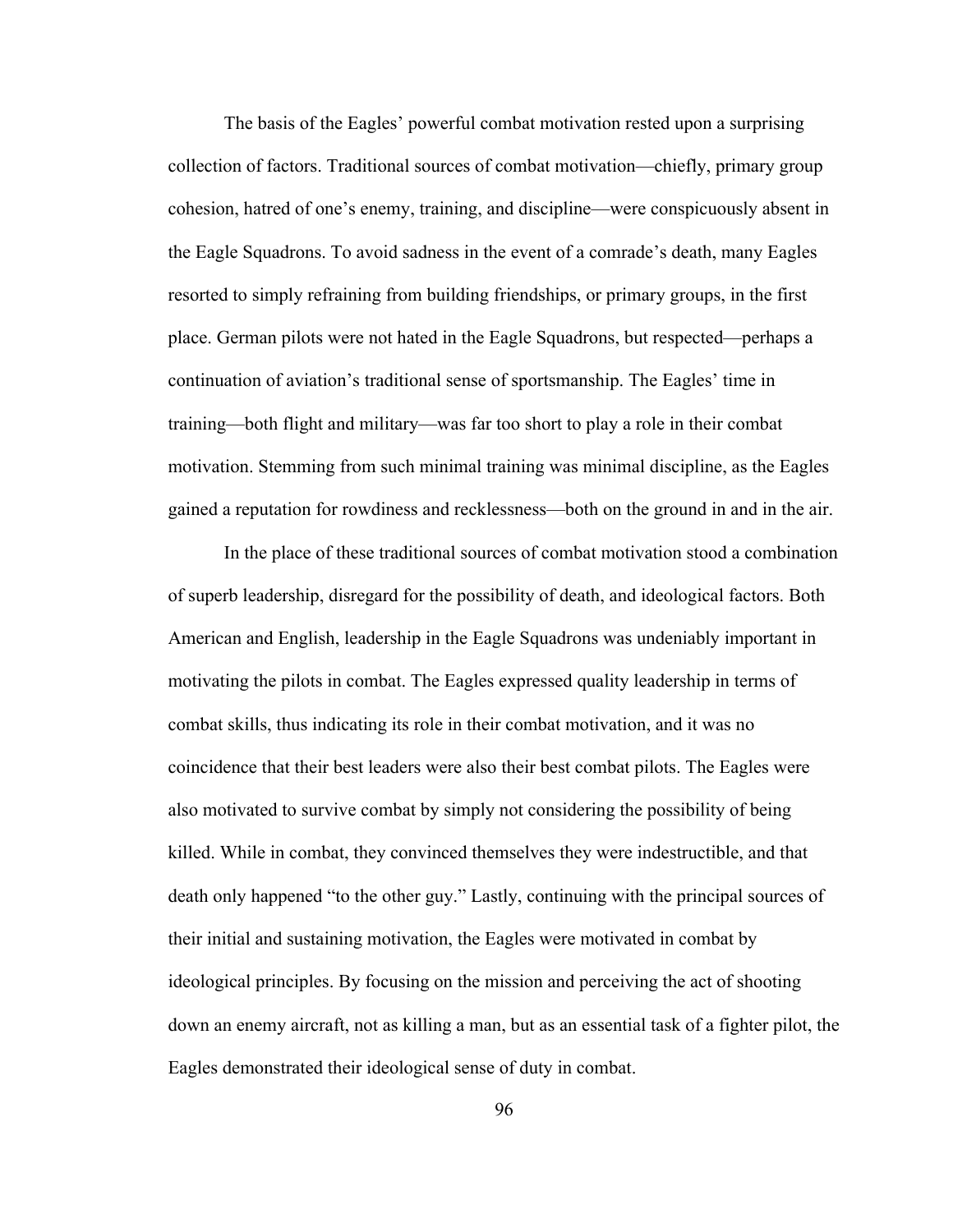The basis of the Eagles' powerful combat motivation rested upon a surprising collection of factors. Traditional sources of combat motivation—chiefly, primary group cohesion, hatred of one's enemy, training, and discipline—were conspicuously absent in the Eagle Squadrons. To avoid sadness in the event of a comrade's death, many Eagles resorted to simply refraining from building friendships, or primary groups, in the first place. German pilots were not hated in the Eagle Squadrons, but respected—perhaps a continuation of aviation's traditional sense of sportsmanship. The Eagles' time in training—both flight and military—was far too short to play a role in their combat motivation. Stemming from such minimal training was minimal discipline, as the Eagles gained a reputation for rowdiness and recklessness—both on the ground in and in the air.

In the place of these traditional sources of combat motivation stood a combination of superb leadership, disregard for the possibility of death, and ideological factors. Both American and English, leadership in the Eagle Squadrons was undeniably important in motivating the pilots in combat. The Eagles expressed quality leadership in terms of combat skills, thus indicating its role in their combat motivation, and it was no coincidence that their best leaders were also their best combat pilots. The Eagles were also motivated to survive combat by simply not considering the possibility of being killed. While in combat, they convinced themselves they were indestructible, and that death only happened "to the other guy." Lastly, continuing with the principal sources of their initial and sustaining motivation, the Eagles were motivated in combat by ideological principles. By focusing on the mission and perceiving the act of shooting down an enemy aircraft, not as killing a man, but as an essential task of a fighter pilot, the Eagles demonstrated their ideological sense of duty in combat.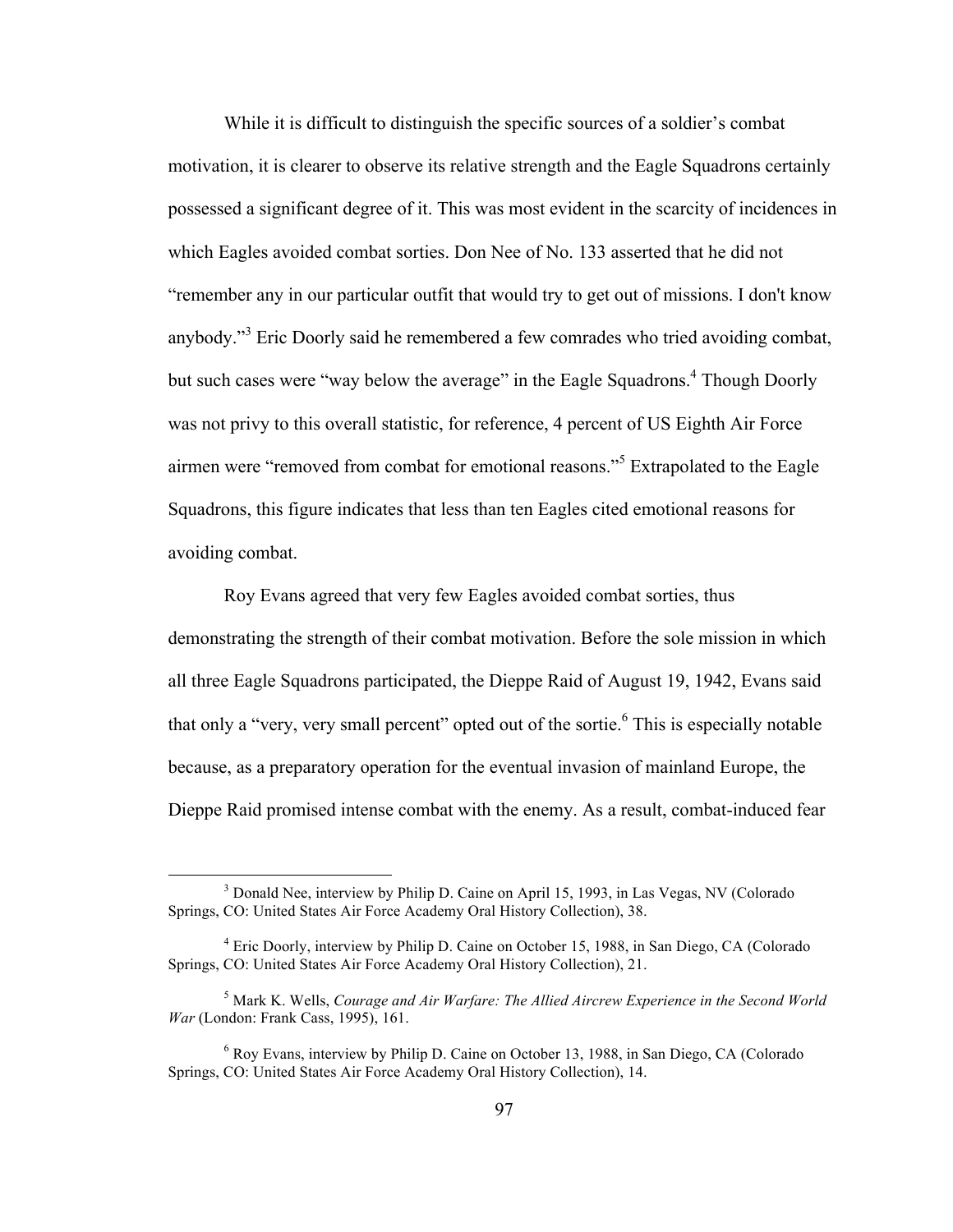While it is difficult to distinguish the specific sources of a soldier's combat motivation, it is clearer to observe its relative strength and the Eagle Squadrons certainly possessed a significant degree of it. This was most evident in the scarcity of incidences in which Eagles avoided combat sorties. Don Nee of No. 133 asserted that he did not "remember any in our particular outfit that would try to get out of missions. I don't know anybody."[3] Eric Doorly said he remembered a few comrades who tried avoiding combat, but such cases were "way below the average" in the Eagle Squadrons.[4] Though Doorly was not privy to this overall statistic, for reference, 4 percent of US Eighth Air Force airmen were "removed from combat for emotional reasons."[5] Extrapolated to the Eagle Squadrons, this figure indicates that less than ten Eagles cited emotional reasons for avoiding combat.

Roy Evans agreed that very few Eagles avoided combat sorties, thus demonstrating the strength of their combat motivation. Before the sole mission in which all three Eagle Squadrons participated, the Dieppe Raid of August 19, 1942, Evans said that only a "very, very small percent" opted out of the sortie.[6] This is especially notable because, as a preparatory operation for the eventual invasion of mainland Europe, the Dieppe Raid promised intense combat with the enemy. As a result, combat-induced fear

---

[3] Donald Nee, interview by Philip D. Caine on April 15, 1993, in Las Vegas, NV (Colorado Springs, CO: United States Air Force Academy Oral History Collection), 38.

[4] Eric Doorly, interview by Philip D. Caine on October 15, 1988, in San Diego, CA (Colorado Springs, CO: United States Air Force Academy Oral History Collection), 21.

[5] Mark K. Wells, *Courage and Air Warfare: The Allied Aircrew Experience in the Second World War* (London: Frank Cass, 1995), 161.

[6] Roy Evans, interview by Philip D. Caine on October 13, 1988, in San Diego, CA (Colorado Springs, CO: United States Air Force Academy Oral History Collection), 14.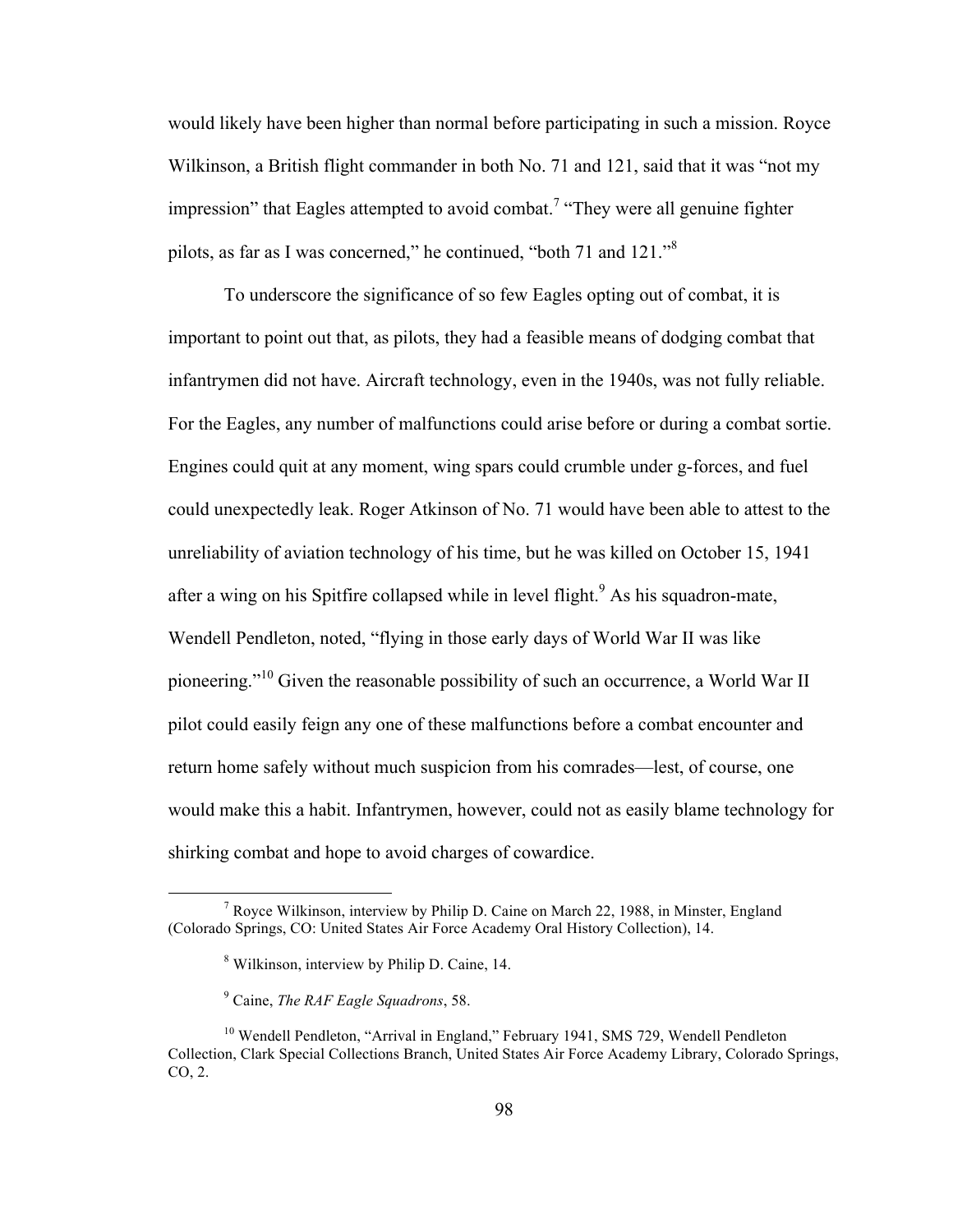would likely have been higher than normal before participating in such a mission. Royce Wilkinson, a British flight commander in both No. 71 and 121, said that it was "not my impression" that Eagles attempted to avoid combat.[7] "They were all genuine fighter pilots, as far as I was concerned," he continued, "both 71 and 121."[8]

To underscore the significance of so few Eagles opting out of combat, it is important to point out that, as pilots, they had a feasible means of dodging combat that infantrymen did not have. Aircraft technology, even in the 1940s, was not fully reliable. For the Eagles, any number of malfunctions could arise before or during a combat sortie. Engines could quit at any moment, wing spars could crumble under g-forces, and fuel could unexpectedly leak. Roger Atkinson of No. 71 would have been able to attest to the unreliability of aviation technology of his time, but he was killed on October 15, 1941 after a wing on his Spitfire collapsed while in level flight.[9] As his squadron-mate, Wendell Pendleton, noted, "flying in those early days of World War II was like pioneering."[10] Given the reasonable possibility of such an occurrence, a World War II pilot could easily feign any one of these malfunctions before a combat encounter and return home safely without much suspicion from his comrades—lest, of course, one would make this a habit. Infantrymen, however, could not as easily blame technology for shirking combat and hope to avoid charges of cowardice.

---

[7] Royce Wilkinson, interview by Philip D. Caine on March 22, 1988, in Minster, England (Colorado Springs, CO: United States Air Force Academy Oral History Collection), 14.

[8] Wilkinson, interview by Philip D. Caine, 14.

[9] Caine, *The RAF Eagle Squadrons*, 58.

[10] Wendell Pendleton, "Arrival in England," February 1941, SMS 729, Wendell Pendleton Collection, Clark Special Collections Branch, United States Air Force Academy Library, Colorado Springs, CO, 2.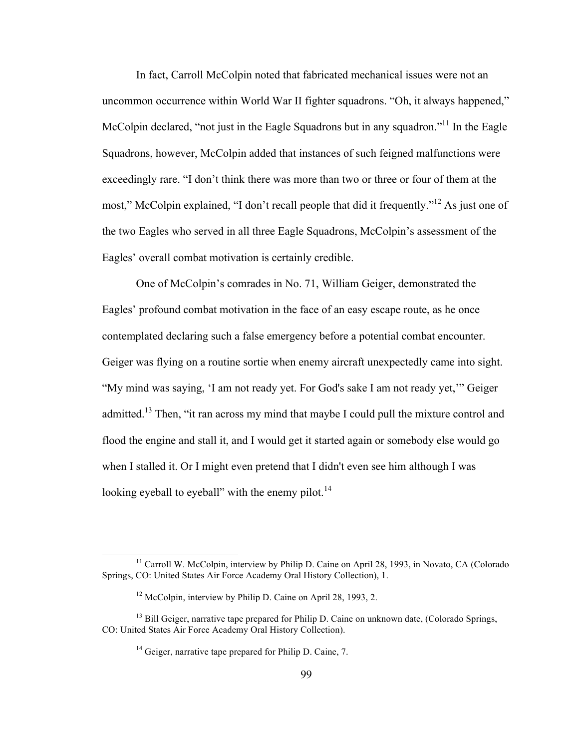In fact, Carroll McColpin noted that fabricated mechanical issues were not an uncommon occurrence within World War II fighter squadrons. "Oh, it always happened," McColpin declared, "not just in the Eagle Squadrons but in any squadron."[11] In the Eagle Squadrons, however, McColpin added that instances of such feigned malfunctions were exceedingly rare. "I don't think there was more than two or three or four of them at the most," McColpin explained, "I don't recall people that did it frequently."[12] As just one of the two Eagles who served in all three Eagle Squadrons, McColpin's assessment of the Eagles' overall combat motivation is certainly credible.

One of McColpin's comrades in No. 71, William Geiger, demonstrated the Eagles' profound combat motivation in the face of an easy escape route, as he once contemplated declaring such a false emergency before a potential combat encounter. Geiger was flying on a routine sortie when enemy aircraft unexpectedly came into sight. "My mind was saying, 'I am not ready yet. For God's sake I am not ready yet,'" Geiger admitted.[13] Then, "it ran across my mind that maybe I could pull the mixture control and flood the engine and stall it, and I would get it started again or somebody else would go when I stalled it. Or I might even pretend that I didn't even see him although I was looking eyeball to eyeball" with the enemy pilot.[14]

---

[11] Carroll W. McColpin, interview by Philip D. Caine on April 28, 1993, in Novato, CA (Colorado Springs, CO: United States Air Force Academy Oral History Collection), 1.

[12] McColpin, interview by Philip D. Caine on April 28, 1993, 2.

[13] Bill Geiger, narrative tape prepared for Philip D. Caine on unknown date, (Colorado Springs, CO: United States Air Force Academy Oral History Collection).

[14] Geiger, narrative tape prepared for Philip D. Caine, 7.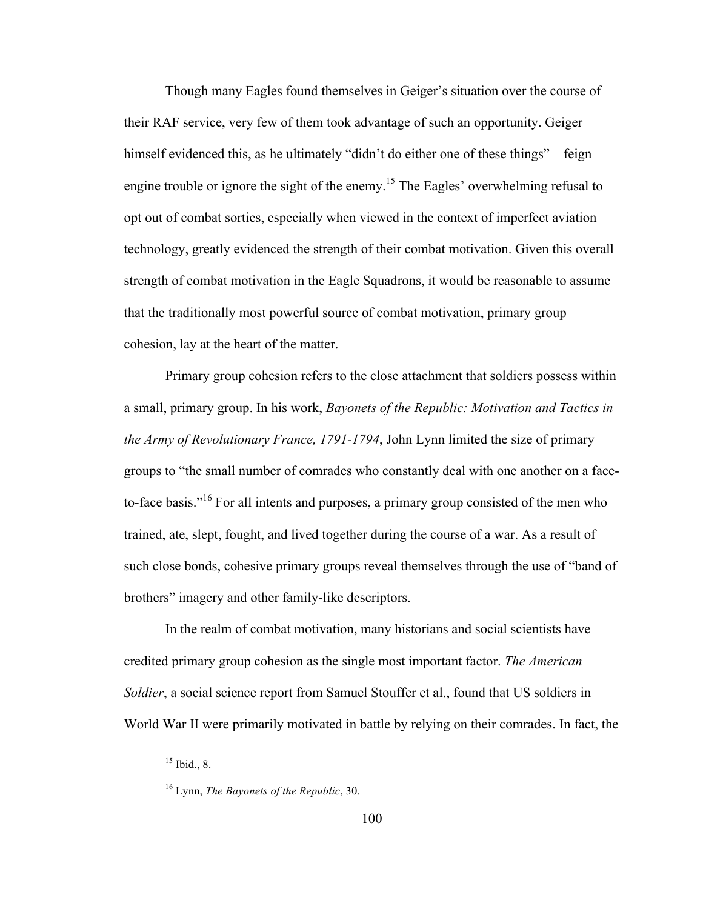Though many Eagles found themselves in Geiger's situation over the course of their RAF service, very few of them took advantage of such an opportunity. Geiger himself evidenced this, as he ultimately "didn't do either one of these things"—feign engine trouble or ignore the sight of the enemy.[15] The Eagles' overwhelming refusal to opt out of combat sorties, especially when viewed in the context of imperfect aviation technology, greatly evidenced the strength of their combat motivation. Given this overall strength of combat motivation in the Eagle Squadrons, it would be reasonable to assume that the traditionally most powerful source of combat motivation, primary group cohesion, lay at the heart of the matter.

Primary group cohesion refers to the close attachment that soldiers possess within a small, primary group. In his work, *Bayonets of the Republic: Motivation and Tactics in the Army of Revolutionary France, 1791-1794*, John Lynn limited the size of primary groups to "the small number of comrades who constantly deal with one another on a face-to-face basis."[16] For all intents and purposes, a primary group consisted of the men who trained, ate, slept, fought, and lived together during the course of a war. As a result of such close bonds, cohesive primary groups reveal themselves through the use of "band of brothers" imagery and other family-like descriptors.

In the realm of combat motivation, many historians and social scientists have credited primary group cohesion as the single most important factor. *The American Soldier*, a social science report from Samuel Stouffer et al., found that US soldiers in World War II were primarily motivated in battle by relying on their comrades. In fact, the

---

[15] Ibid., 8.

[16] Lynn, *The Bayonets of the Republic*, 30.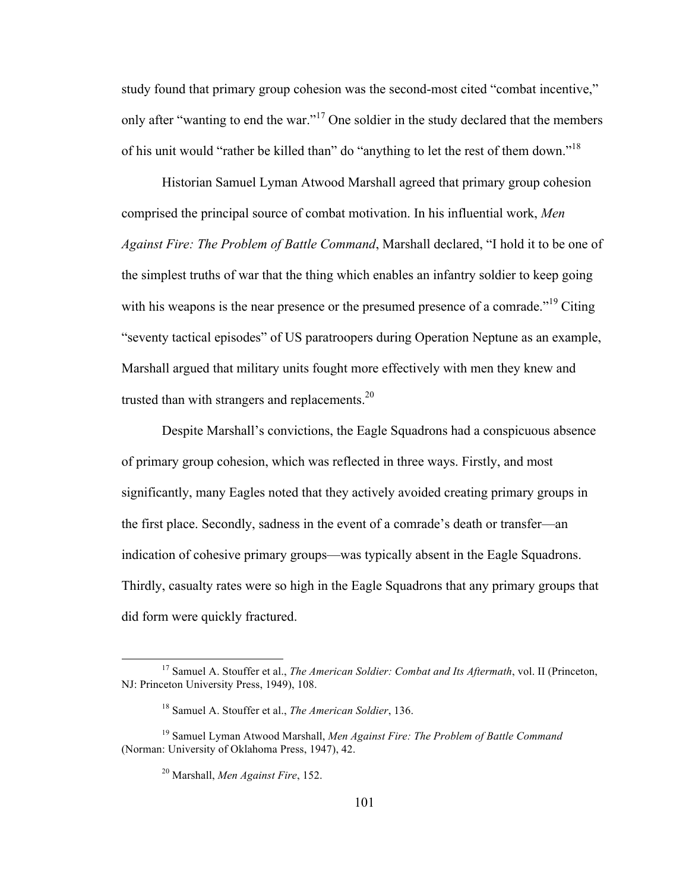study found that primary group cohesion was the second-most cited "combat incentive," only after "wanting to end the war."[17] One soldier in the study declared that the members of his unit would "rather be killed than" do "anything to let the rest of them down."[18]

Historian Samuel Lyman Atwood Marshall agreed that primary group cohesion comprised the principal source of combat motivation. In his influential work, *Men Against Fire: The Problem of Battle Command*, Marshall declared, "I hold it to be one of the simplest truths of war that the thing which enables an infantry soldier to keep going with his weapons is the near presence or the presumed presence of a comrade."[19] Citing "seventy tactical episodes" of US paratroopers during Operation Neptune as an example, Marshall argued that military units fought more effectively with men they knew and trusted than with strangers and replacements.[20]

Despite Marshall's convictions, the Eagle Squadrons had a conspicuous absence of primary group cohesion, which was reflected in three ways. Firstly, and most significantly, many Eagles noted that they actively avoided creating primary groups in the first place. Secondly, sadness in the event of a comrade's death or transfer—an indication of cohesive primary groups—was typically absent in the Eagle Squadrons. Thirdly, casualty rates were so high in the Eagle Squadrons that any primary groups that did form were quickly fractured.

---

[17] Samuel A. Stouffer et al., *The American Soldier: Combat and Its Aftermath*, vol. II (Princeton, NJ: Princeton University Press, 1949), 108.

[18] Samuel A. Stouffer et al., *The American Soldier*, 136.

[19] Samuel Lyman Atwood Marshall, *Men Against Fire: The Problem of Battle Command* (Norman: University of Oklahoma Press, 1947), 42.

[20] Marshall, *Men Against Fire*, 152.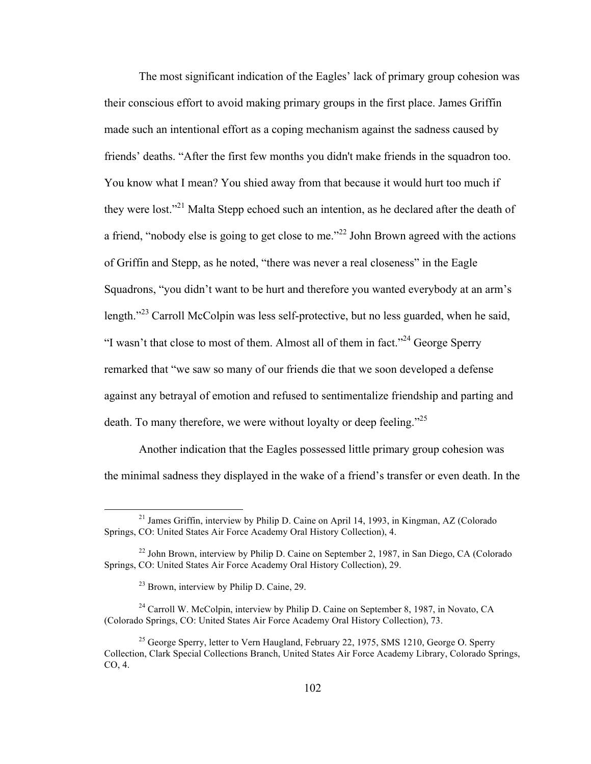The most significant indication of the Eagles' lack of primary group cohesion was their conscious effort to avoid making primary groups in the first place. James Griffin made such an intentional effort as a coping mechanism against the sadness caused by friends' deaths. "After the first few months you didn't make friends in the squadron too. You know what I mean? You shied away from that because it would hurt too much if they were lost."[21] Malta Stepp echoed such an intention, as he declared after the death of a friend, "nobody else is going to get close to me."[22] John Brown agreed with the actions of Griffin and Stepp, as he noted, "there was never a real closeness" in the Eagle Squadrons, "you didn't want to be hurt and therefore you wanted everybody at an arm's length."[23] Carroll McColpin was less self-protective, but no less guarded, when he said, "I wasn't that close to most of them. Almost all of them in fact."[24] George Sperry remarked that "we saw so many of our friends die that we soon developed a defense against any betrayal of emotion and refused to sentimentalize friendship and parting and death. To many therefore, we were without loyalty or deep feeling."[25]

Another indication that the Eagles possessed little primary group cohesion was the minimal sadness they displayed in the wake of a friend's transfer or even death. In the

---

[21] James Griffin, interview by Philip D. Caine on April 14, 1993, in Kingman, AZ (Colorado Springs, CO: United States Air Force Academy Oral History Collection), 4.

[22] John Brown, interview by Philip D. Caine on September 2, 1987, in San Diego, CA (Colorado Springs, CO: United States Air Force Academy Oral History Collection), 29.

[23] Brown, interview by Philip D. Caine, 29.

[24] Carroll W. McColpin, interview by Philip D. Caine on September 8, 1987, in Novato, CA (Colorado Springs, CO: United States Air Force Academy Oral History Collection), 73.

[25] George Sperry, letter to Vern Haugland, February 22, 1975, SMS 1210, George O. Sperry Collection, Clark Special Collections Branch, United States Air Force Academy Library, Colorado Springs, CO, 4.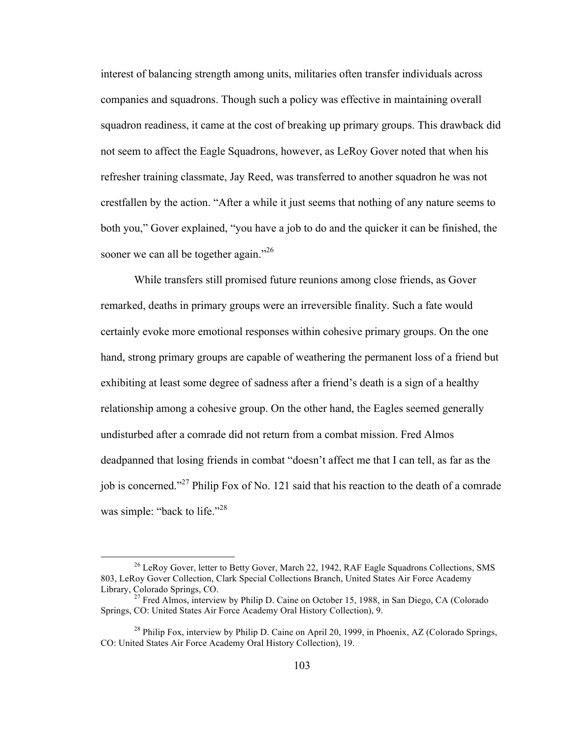interest of balancing strength among units, militaries often transfer individuals across companies and squadrons. Though such a policy was effective in maintaining overall squadron readiness, it came at the cost of breaking up primary groups. This drawback did not seem to affect the Eagle Squadrons, however, as LeRoy Gover noted that when his refresher training classmate, Jay Reed, was transferred to another squadron he was not crestfallen by the action. "After a while it just seems that nothing of any nature seems to both you," Gover explained, "you have a job to do and the quicker it can be finished, the sooner we can all be together again."[26]

While transfers still promised future reunions among close friends, as Gover remarked, deaths in primary groups were an irreversible finality. Such a fate would certainly evoke more emotional responses within cohesive primary groups. On the one hand, strong primary groups are capable of weathering the permanent loss of a friend but exhibiting at least some degree of sadness after a friend's death is a sign of a healthy relationship among a cohesive group. On the other hand, the Eagles seemed generally undisturbed after a comrade did not return from a combat mission. Fred Almos deadpanned that losing friends in combat "doesn't affect me that I can tell, as far as the job is concerned."[27] Philip Fox of No. 121 said that his reaction to the death of a comrade was simple: "back to life."[28]

---

[26] LeRoy Gover, letter to Betty Gover, March 22, 1942, RAF Eagle Squadrons Collections, SMS 803, LeRoy Gover Collection, Clark Special Collections Branch, United States Air Force Academy Library, Colorado Springs, CO.

[27] Fred Almos, interview by Philip D. Caine on October 15, 1988, in San Diego, CA (Colorado Springs, CO: United States Air Force Academy Oral History Collection), 9.

[28] Philip Fox, interview by Philip D. Caine on April 20, 1999, in Phoenix, AZ (Colorado Springs, CO: United States Air Force Academy Oral History Collection), 19.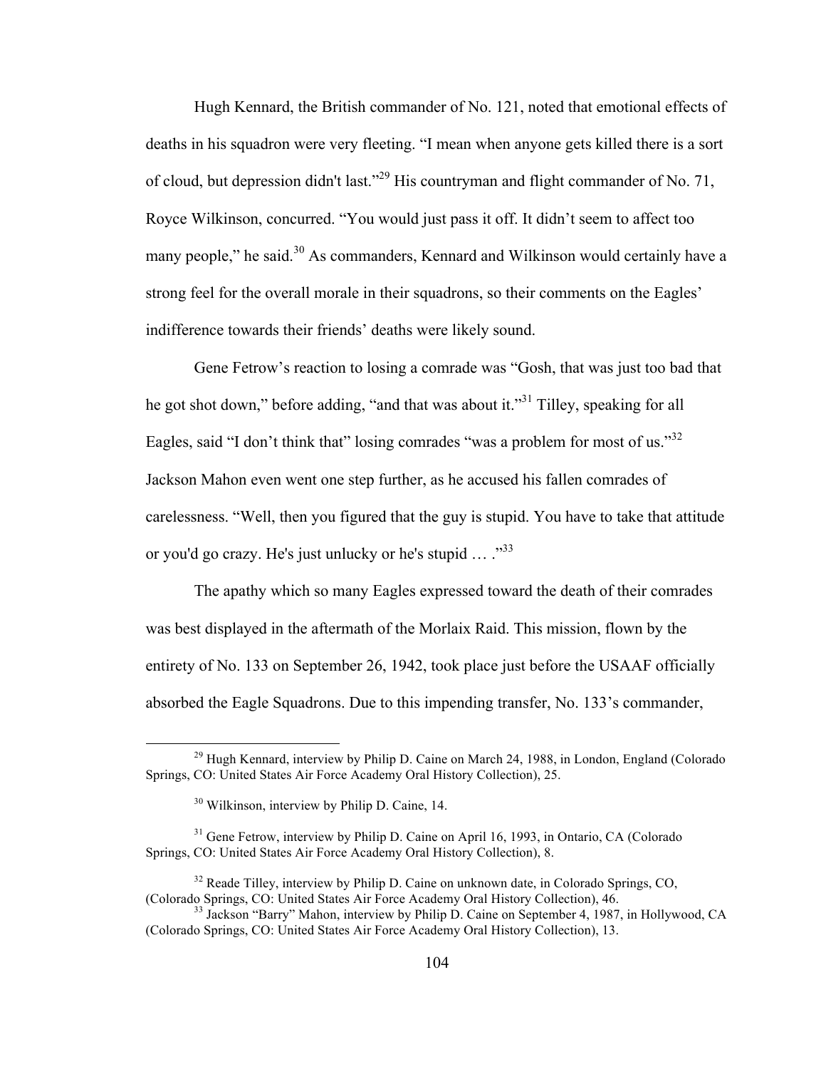Hugh Kennard, the British commander of No. 121, noted that emotional effects of deaths in his squadron were very fleeting. "I mean when anyone gets killed there is a sort of cloud, but depression didn't last."[29] His countryman and flight commander of No. 71, Royce Wilkinson, concurred. "You would just pass it off. It didn't seem to affect too many people," he said.[30] As commanders, Kennard and Wilkinson would certainly have a strong feel for the overall morale in their squadrons, so their comments on the Eagles' indifference towards their friends' deaths were likely sound.

Gene Fetrow's reaction to losing a comrade was "Gosh, that was just too bad that he got shot down," before adding, "and that was about it."[31] Tilley, speaking for all Eagles, said "I don't think that" losing comrades "was a problem for most of us."[32] Jackson Mahon even went one step further, as he accused his fallen comrades of carelessness. "Well, then you figured that the guy is stupid. You have to take that attitude or you'd go crazy. He's just unlucky or he's stupid … ."[33]

The apathy which so many Eagles expressed toward the death of their comrades was best displayed in the aftermath of the Morlaix Raid. This mission, flown by the entirety of No. 133 on September 26, 1942, took place just before the USAAF officially absorbed the Eagle Squadrons. Due to this impending transfer, No. 133's commander,

---

[29] Hugh Kennard, interview by Philip D. Caine on March 24, 1988, in London, England (Colorado Springs, CO: United States Air Force Academy Oral History Collection), 25.

[30] Wilkinson, interview by Philip D. Caine, 14.

[31] Gene Fetrow, interview by Philip D. Caine on April 16, 1993, in Ontario, CA (Colorado Springs, CO: United States Air Force Academy Oral History Collection), 8.

[32] Reade Tilley, interview by Philip D. Caine on unknown date, in Colorado Springs, CO, (Colorado Springs, CO: United States Air Force Academy Oral History Collection), 46.

[33] Jackson "Barry" Mahon, interview by Philip D. Caine on September 4, 1987, in Hollywood, CA (Colorado Springs, CO: United States Air Force Academy Oral History Collection), 13.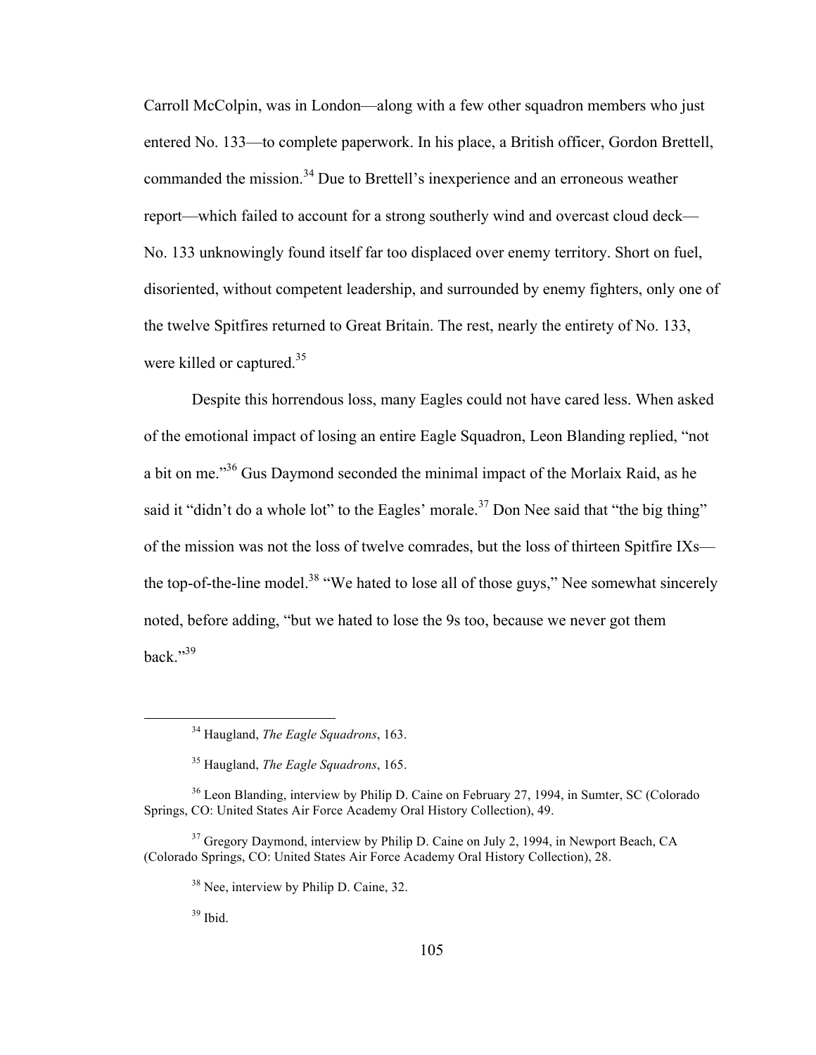Carroll McColpin, was in London—along with a few other squadron members who just entered No. 133—to complete paperwork. In his place, a British officer, Gordon Brettell, commanded the mission.[34] Due to Brettell's inexperience and an erroneous weather report—which failed to account for a strong southerly wind and overcast cloud deck—No. 133 unknowingly found itself far too displaced over enemy territory. Short on fuel, disoriented, without competent leadership, and surrounded by enemy fighters, only one of the twelve Spitfires returned to Great Britain. The rest, nearly the entirety of No. 133, were killed or captured.[35]

Despite this horrendous loss, many Eagles could not have cared less. When asked of the emotional impact of losing an entire Eagle Squadron, Leon Blanding replied, "not a bit on me."[36] Gus Daymond seconded the minimal impact of the Morlaix Raid, as he said it "didn't do a whole lot" to the Eagles' morale.[37] Don Nee said that "the big thing" of the mission was not the loss of twelve comrades, but the loss of thirteen Spitfire IXs—the top-of-the-line model.[38] "We hated to lose all of those guys," Nee somewhat sincerely noted, before adding, "but we hated to lose the 9s too, because we never got them back."[39]

---

[34] Haugland, *The Eagle Squadrons*, 163.

[35] Haugland, *The Eagle Squadrons*, 165.

[36] Leon Blanding, interview by Philip D. Caine on February 27, 1994, in Sumter, SC (Colorado Springs, CO: United States Air Force Academy Oral History Collection), 49.

[37] Gregory Daymond, interview by Philip D. Caine on July 2, 1994, in Newport Beach, CA (Colorado Springs, CO: United States Air Force Academy Oral History Collection), 28.

[38] Nee, interview by Philip D. Caine, 32.

[39] Ibid.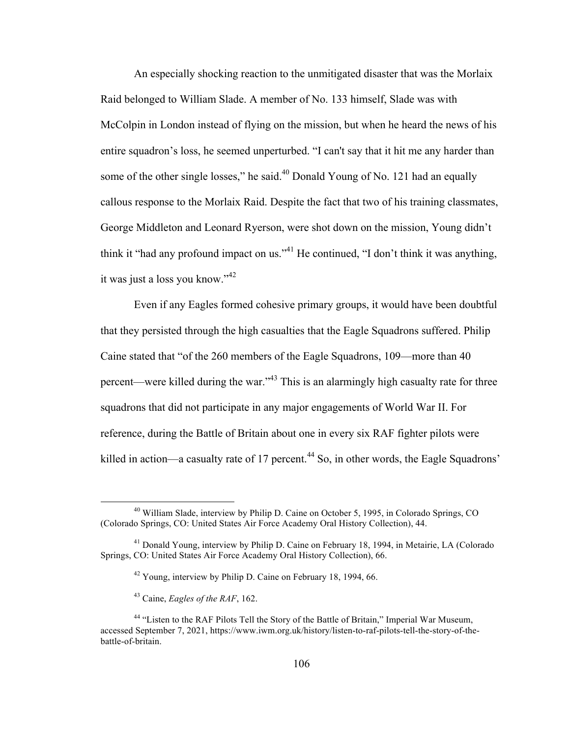An especially shocking reaction to the unmitigated disaster that was the Morlaix Raid belonged to William Slade. A member of No. 133 himself, Slade was with McColpin in London instead of flying on the mission, but when he heard the news of his entire squadron's loss, he seemed unperturbed. "I can't say that it hit me any harder than some of the other single losses," he said.[40] Donald Young of No. 121 had an equally callous response to the Morlaix Raid. Despite the fact that two of his training classmates, George Middleton and Leonard Ryerson, were shot down on the mission, Young didn't think it "had any profound impact on us."[41] He continued, "I don't think it was anything, it was just a loss you know."[42]

Even if any Eagles formed cohesive primary groups, it would have been doubtful that they persisted through the high casualties that the Eagle Squadrons suffered. Philip Caine stated that "of the 260 members of the Eagle Squadrons, 109—more than 40 percent—were killed during the war."[43] This is an alarmingly high casualty rate for three squadrons that did not participate in any major engagements of World War II. For reference, during the Battle of Britain about one in every six RAF fighter pilots were killed in action—a casualty rate of 17 percent.[44] So, in other words, the Eagle Squadrons'

---

[40] William Slade, interview by Philip D. Caine on October 5, 1995, in Colorado Springs, CO (Colorado Springs, CO: United States Air Force Academy Oral History Collection), 44.

[41] Donald Young, interview by Philip D. Caine on February 18, 1994, in Metairie, LA (Colorado Springs, CO: United States Air Force Academy Oral History Collection), 66.

[42] Young, interview by Philip D. Caine on February 18, 1994, 66.

[43] Caine, *Eagles of the RAF*, 162.

[44] "Listen to the RAF Pilots Tell the Story of the Battle of Britain," Imperial War Museum, accessed September 7, 2021, https://www.iwm.org.uk/history/listen-to-raf-pilots-tell-the-story-of-the-battle-of-britain.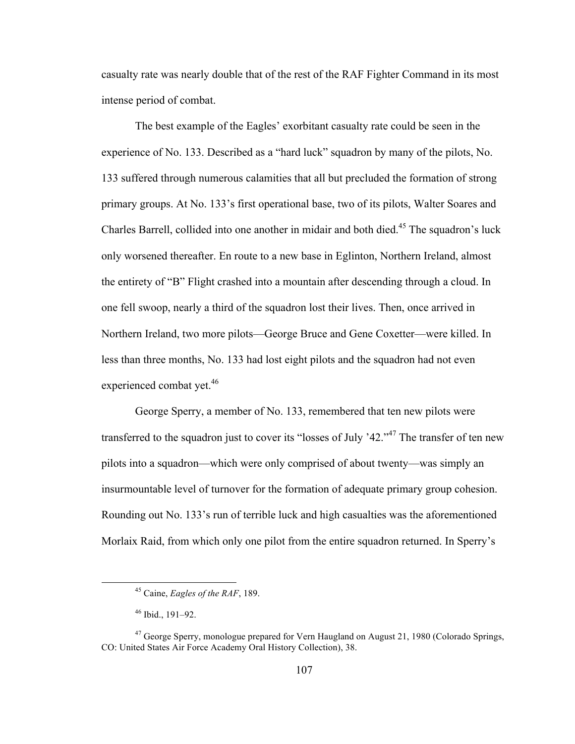casualty rate was nearly double that of the rest of the RAF Fighter Command in its most intense period of combat.

The best example of the Eagles' exorbitant casualty rate could be seen in the experience of No. 133. Described as a "hard luck" squadron by many of the pilots, No. 133 suffered through numerous calamities that all but precluded the formation of strong primary groups. At No. 133's first operational base, two of its pilots, Walter Soares and Charles Barrell, collided into one another in midair and both died.[45] The squadron's luck only worsened thereafter. En route to a new base in Eglinton, Northern Ireland, almost the entirety of "B" Flight crashed into a mountain after descending through a cloud. In one fell swoop, nearly a third of the squadron lost their lives. Then, once arrived in Northern Ireland, two more pilots—George Bruce and Gene Coxetter—were killed. In less than three months, No. 133 had lost eight pilots and the squadron had not even experienced combat yet.[46]

George Sperry, a member of No. 133, remembered that ten new pilots were transferred to the squadron just to cover its "losses of July '42."[47] The transfer of ten new pilots into a squadron—which were only comprised of about twenty—was simply an insurmountable level of turnover for the formation of adequate primary group cohesion. Rounding out No. 133's run of terrible luck and high casualties was the aforementioned Morlaix Raid, from which only one pilot from the entire squadron returned. In Sperry's

---

[45] Caine, *Eagles of the RAF*, 189.

[46] Ibid., 191–92.

[47] George Sperry, monologue prepared for Vern Haugland on August 21, 1980 (Colorado Springs, CO: United States Air Force Academy Oral History Collection), 38.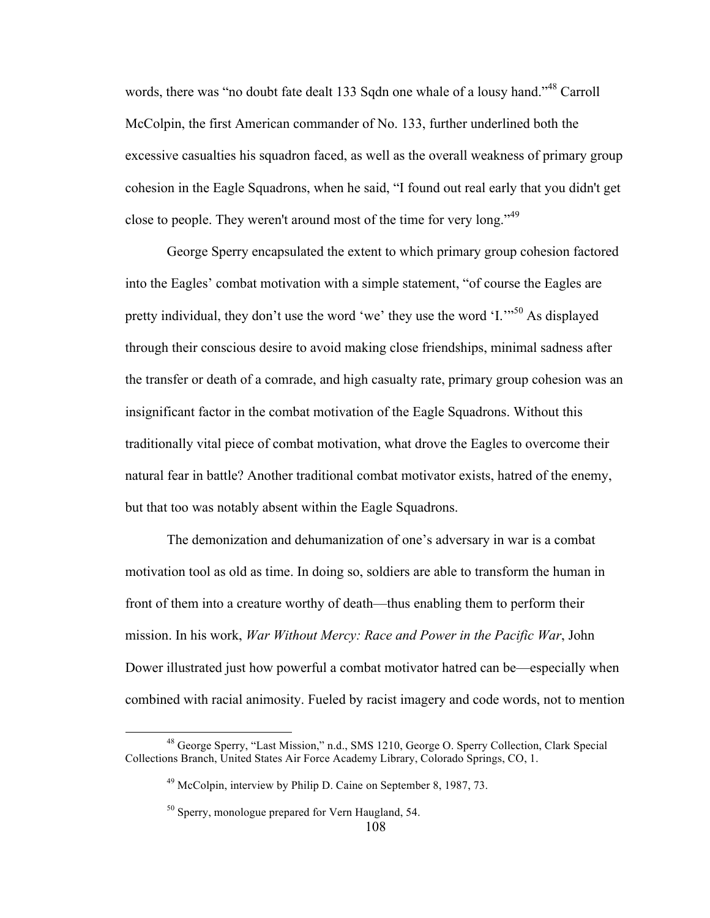words, there was "no doubt fate dealt 133 Sqdn one whale of a lousy hand."[48] Carroll McColpin, the first American commander of No. 133, further underlined both the excessive casualties his squadron faced, as well as the overall weakness of primary group cohesion in the Eagle Squadrons, when he said, "I found out real early that you didn't get close to people. They weren't around most of the time for very long."[49]

George Sperry encapsulated the extent to which primary group cohesion factored into the Eagles' combat motivation with a simple statement, "of course the Eagles are pretty individual, they don't use the word 'we' they use the word 'I.'"[50] As displayed through their conscious desire to avoid making close friendships, minimal sadness after the transfer or death of a comrade, and high casualty rate, primary group cohesion was an insignificant factor in the combat motivation of the Eagle Squadrons. Without this traditionally vital piece of combat motivation, what drove the Eagles to overcome their natural fear in battle? Another traditional combat motivator exists, hatred of the enemy, but that too was notably absent within the Eagle Squadrons.

The demonization and dehumanization of one's adversary in war is a combat motivation tool as old as time. In doing so, soldiers are able to transform the human in front of them into a creature worthy of death—thus enabling them to perform their mission. In his work, *War Without Mercy: Race and Power in the Pacific War*, John Dower illustrated just how powerful a combat motivator hatred can be—especially when combined with racial animosity. Fueled by racist imagery and code words, not to mention

---

[48] George Sperry, "Last Mission," n.d., SMS 1210, George O. Sperry Collection, Clark Special Collections Branch, United States Air Force Academy Library, Colorado Springs, CO, 1.

[49] McColpin, interview by Philip D. Caine on September 8, 1987, 73.

[50] Sperry, monologue prepared for Vern Haugland, 54.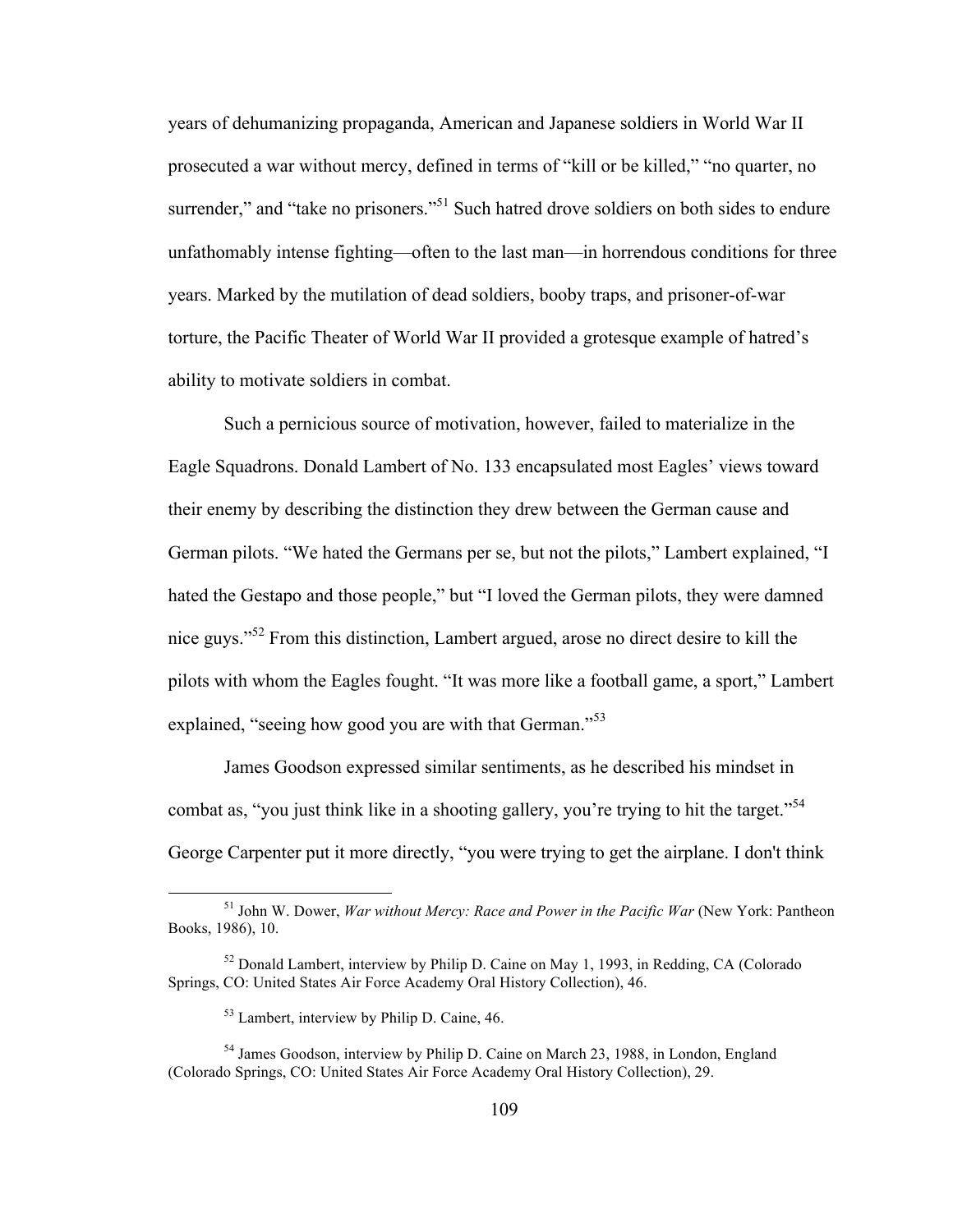years of dehumanizing propaganda, American and Japanese soldiers in World War II prosecuted a war without mercy, defined in terms of "kill or be killed," "no quarter, no surrender," and "take no prisoners."[51] Such hatred drove soldiers on both sides to endure unfathomably intense fighting—often to the last man—in horrendous conditions for three years. Marked by the mutilation of dead soldiers, booby traps, and prisoner-of-war torture, the Pacific Theater of World War II provided a grotesque example of hatred's ability to motivate soldiers in combat.

Such a pernicious source of motivation, however, failed to materialize in the Eagle Squadrons. Donald Lambert of No. 133 encapsulated most Eagles' views toward their enemy by describing the distinction they drew between the German cause and German pilots. "We hated the Germans per se, but not the pilots," Lambert explained, "I hated the Gestapo and those people," but "I loved the German pilots, they were damned nice guys."[52] From this distinction, Lambert argued, arose no direct desire to kill the pilots with whom the Eagles fought. "It was more like a football game, a sport," Lambert explained, "seeing how good you are with that German."[53]

James Goodson expressed similar sentiments, as he described his mindset in combat as, "you just think like in a shooting gallery, you're trying to hit the target."[54] George Carpenter put it more directly, "you were trying to get the airplane. I don't think

---

[51] John W. Dower, *War without Mercy: Race and Power in the Pacific War* (New York: Pantheon Books, 1986), 10.

[52] Donald Lambert, interview by Philip D. Caine on May 1, 1993, in Redding, CA (Colorado Springs, CO: United States Air Force Academy Oral History Collection), 46.

[53] Lambert, interview by Philip D. Caine, 46.

[54] James Goodson, interview by Philip D. Caine on March 23, 1988, in London, England (Colorado Springs, CO: United States Air Force Academy Oral History Collection), 29.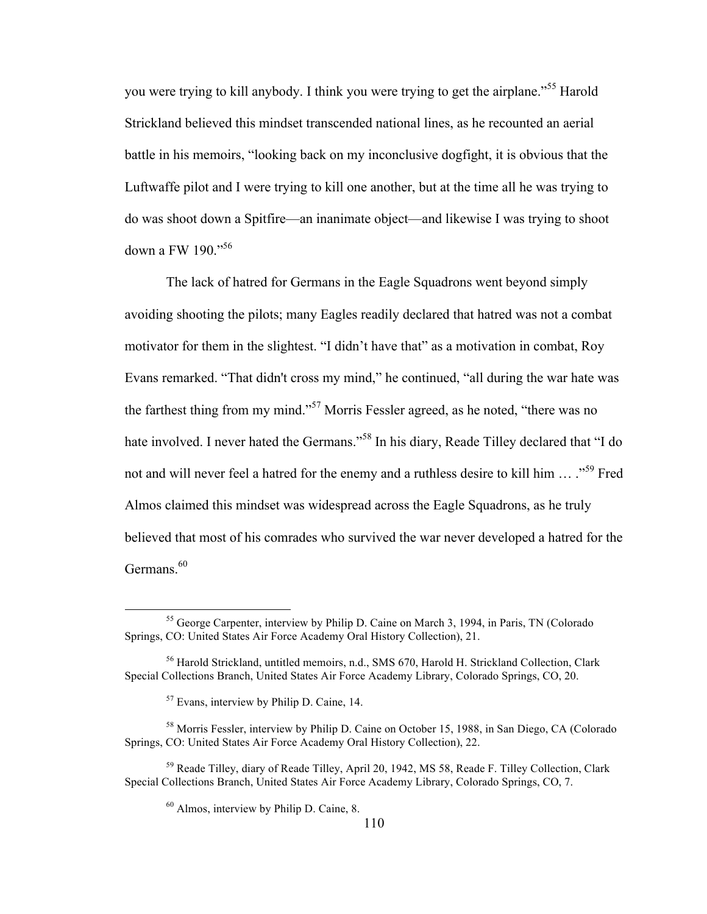you were trying to kill anybody. I think you were trying to get the airplane."[55] Harold Strickland believed this mindset transcended national lines, as he recounted an aerial battle in his memoirs, "looking back on my inconclusive dogfight, it is obvious that the Luftwaffe pilot and I were trying to kill one another, but at the time all he was trying to do was shoot down a Spitfire—an inanimate object—and likewise I was trying to shoot down a FW 190."[56]

The lack of hatred for Germans in the Eagle Squadrons went beyond simply avoiding shooting the pilots; many Eagles readily declared that hatred was not a combat motivator for them in the slightest. "I didn't have that" as a motivation in combat, Roy Evans remarked. "That didn't cross my mind," he continued, "all during the war hate was the farthest thing from my mind."[57] Morris Fessler agreed, as he noted, "there was no hate involved. I never hated the Germans."[58] In his diary, Reade Tilley declared that "I do not and will never feel a hatred for the enemy and a ruthless desire to kill him … ."[59] Fred Almos claimed this mindset was widespread across the Eagle Squadrons, as he truly believed that most of his comrades who survived the war never developed a hatred for the Germans.[60]

---

[55] George Carpenter, interview by Philip D. Caine on March 3, 1994, in Paris, TN (Colorado Springs, CO: United States Air Force Academy Oral History Collection), 21.

[56] Harold Strickland, untitled memoirs, n.d., SMS 670, Harold H. Strickland Collection, Clark Special Collections Branch, United States Air Force Academy Library, Colorado Springs, CO, 20.

[57] Evans, interview by Philip D. Caine, 14.

[58] Morris Fessler, interview by Philip D. Caine on October 15, 1988, in San Diego, CA (Colorado Springs, CO: United States Air Force Academy Oral History Collection), 22.

[59] Reade Tilley, diary of Reade Tilley, April 20, 1942, MS 58, Reade F. Tilley Collection, Clark Special Collections Branch, United States Air Force Academy Library, Colorado Springs, CO, 7.

[60] Almos, interview by Philip D. Caine, 8.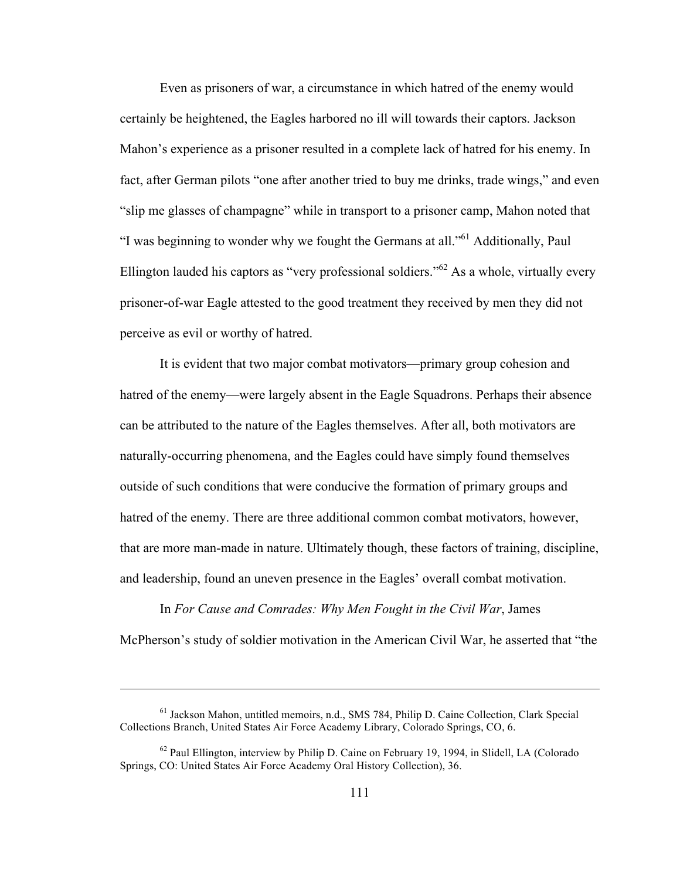Even as prisoners of war, a circumstance in which hatred of the enemy would certainly be heightened, the Eagles harbored no ill will towards their captors. Jackson Mahon's experience as a prisoner resulted in a complete lack of hatred for his enemy. In fact, after German pilots "one after another tried to buy me drinks, trade wings," and even "slip me glasses of champagne" while in transport to a prisoner camp, Mahon noted that "I was beginning to wonder why we fought the Germans at all."[61] Additionally, Paul Ellington lauded his captors as "very professional soldiers."[62] As a whole, virtually every prisoner-of-war Eagle attested to the good treatment they received by men they did not perceive as evil or worthy of hatred.

It is evident that two major combat motivators—primary group cohesion and hatred of the enemy—were largely absent in the Eagle Squadrons. Perhaps their absence can be attributed to the nature of the Eagles themselves. After all, both motivators are naturally-occurring phenomena, and the Eagles could have simply found themselves outside of such conditions that were conducive the formation of primary groups and hatred of the enemy. There are three additional common combat motivators, however, that are more man-made in nature. Ultimately though, these factors of training, discipline, and leadership, found an uneven presence in the Eagles' overall combat motivation.

In *For Cause and Comrades: Why Men Fought in the Civil War*, James McPherson's study of soldier motivation in the American Civil War, he asserted that "the

---

[61] Jackson Mahon, untitled memoirs, n.d., SMS 784, Philip D. Caine Collection, Clark Special Collections Branch, United States Air Force Academy Library, Colorado Springs, CO, 6.

[62] Paul Ellington, interview by Philip D. Caine on February 19, 1994, in Slidell, LA (Colorado Springs, CO: United States Air Force Academy Oral History Collection), 36.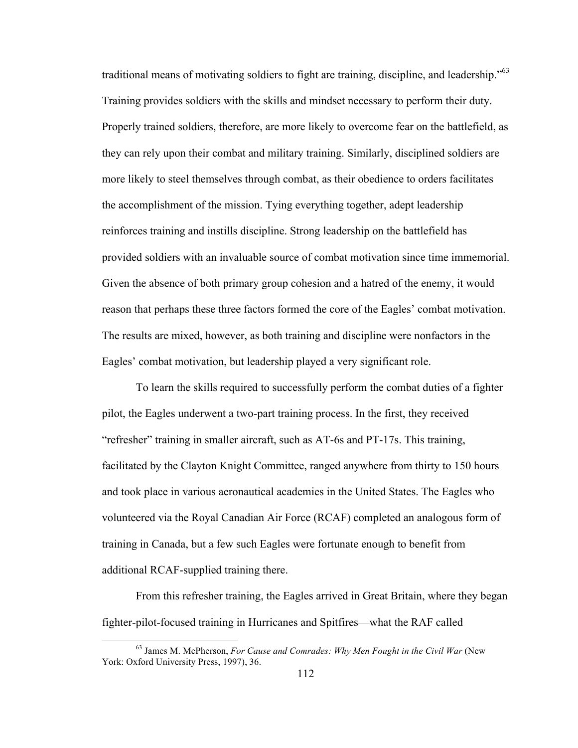traditional means of motivating soldiers to fight are training, discipline, and leadership."[63] Training provides soldiers with the skills and mindset necessary to perform their duty. Properly trained soldiers, therefore, are more likely to overcome fear on the battlefield, as they can rely upon their combat and military training. Similarly, disciplined soldiers are more likely to steel themselves through combat, as their obedience to orders facilitates the accomplishment of the mission. Tying everything together, adept leadership reinforces training and instills discipline. Strong leadership on the battlefield has provided soldiers with an invaluable source of combat motivation since time immemorial. Given the absence of both primary group cohesion and a hatred of the enemy, it would reason that perhaps these three factors formed the core of the Eagles' combat motivation. The results are mixed, however, as both training and discipline were nonfactors in the Eagles' combat motivation, but leadership played a very significant role.

To learn the skills required to successfully perform the combat duties of a fighter pilot, the Eagles underwent a two-part training process. In the first, they received "refresher" training in smaller aircraft, such as AT-6s and PT-17s. This training, facilitated by the Clayton Knight Committee, ranged anywhere from thirty to 150 hours and took place in various aeronautical academies in the United States. The Eagles who volunteered via the Royal Canadian Air Force (RCAF) completed an analogous form of training in Canada, but a few such Eagles were fortunate enough to benefit from additional RCAF-supplied training there.

From this refresher training, the Eagles arrived in Great Britain, where they began fighter-pilot-focused training in Hurricanes and Spitfires—what the RAF called

[63] James M. McPherson, *For Cause and Comrades: Why Men Fought in the Civil War* (New York: Oxford University Press, 1997), 36.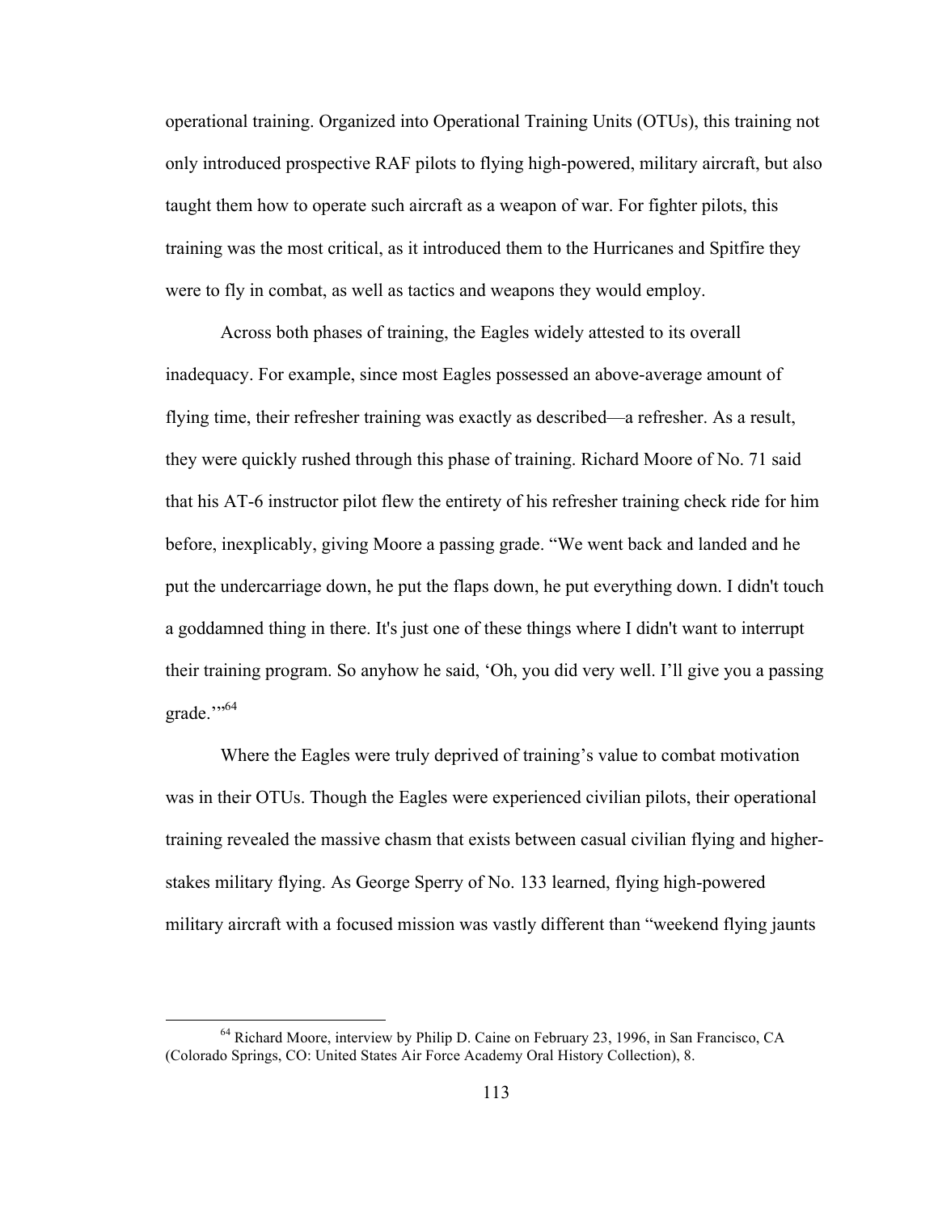operational training. Organized into Operational Training Units (OTUs), this training not only introduced prospective RAF pilots to flying high-powered, military aircraft, but also taught them how to operate such aircraft as a weapon of war. For fighter pilots, this training was the most critical, as it introduced them to the Hurricanes and Spitfire they were to fly in combat, as well as tactics and weapons they would employ.

Across both phases of training, the Eagles widely attested to its overall inadequacy. For example, since most Eagles possessed an above-average amount of flying time, their refresher training was exactly as described—a refresher. As a result, they were quickly rushed through this phase of training. Richard Moore of No. 71 said that his AT-6 instructor pilot flew the entirety of his refresher training check ride for him before, inexplicably, giving Moore a passing grade. "We went back and landed and he put the undercarriage down, he put the flaps down, he put everything down. I didn't touch a goddamned thing in there. It's just one of these things where I didn't want to interrupt their training program. So anyhow he said, 'Oh, you did very well. I'll give you a passing grade.'"[64]

Where the Eagles were truly deprived of training's value to combat motivation was in their OTUs. Though the Eagles were experienced civilian pilots, their operational training revealed the massive chasm that exists between casual civilian flying and higher-stakes military flying. As George Sperry of No. 133 learned, flying high-powered military aircraft with a focused mission was vastly different than "weekend flying jaunts

---

[64] Richard Moore, interview by Philip D. Caine on February 23, 1996, in San Francisco, CA (Colorado Springs, CO: United States Air Force Academy Oral History Collection), 8.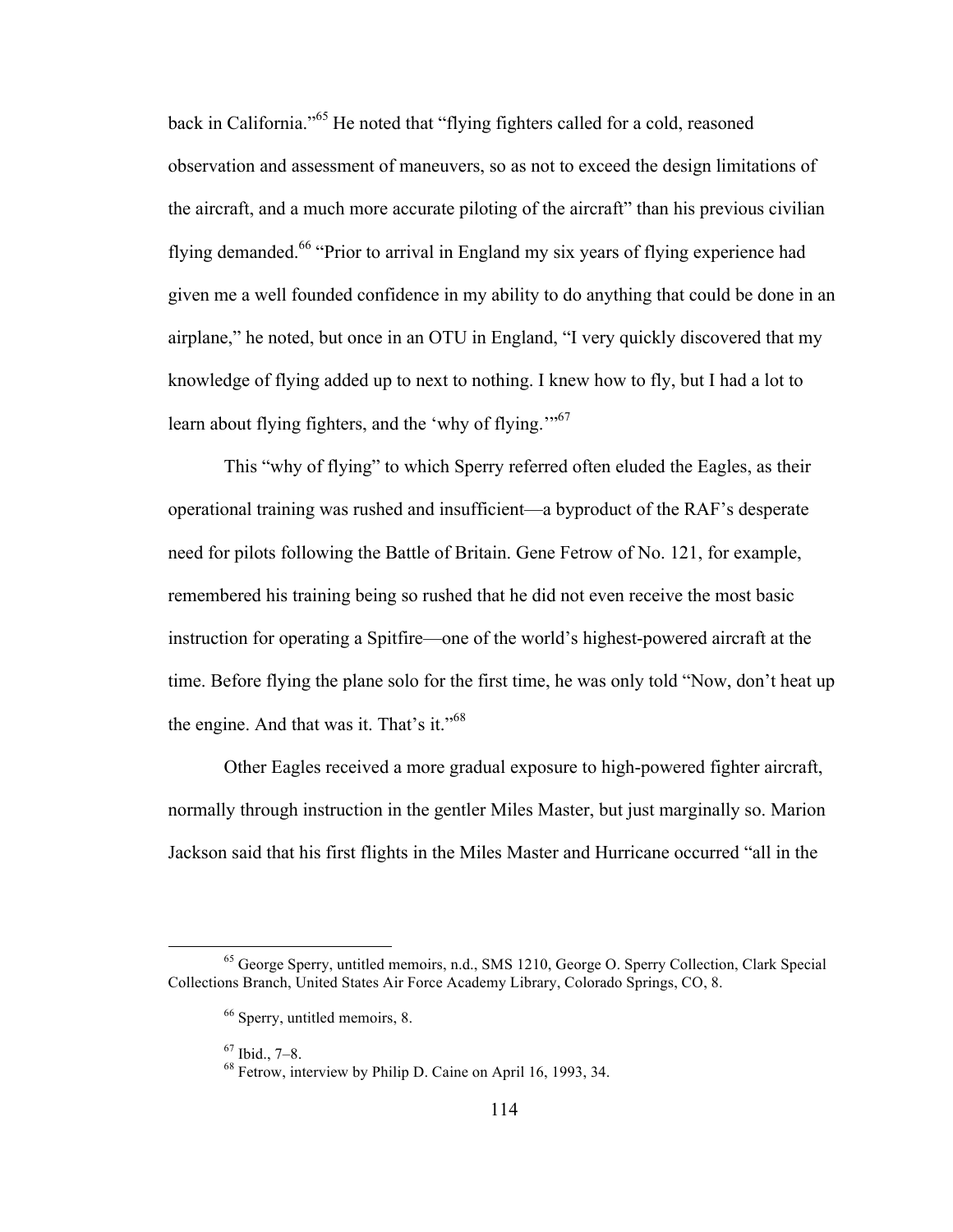back in California."[65] He noted that "flying fighters called for a cold, reasoned observation and assessment of maneuvers, so as not to exceed the design limitations of the aircraft, and a much more accurate piloting of the aircraft" than his previous civilian flying demanded.[66] "Prior to arrival in England my six years of flying experience had given me a well founded confidence in my ability to do anything that could be done in an airplane," he noted, but once in an OTU in England, "I very quickly discovered that my knowledge of flying added up to next to nothing. I knew how to fly, but I had a lot to learn about flying fighters, and the 'why of flying.'"[67]

This "why of flying" to which Sperry referred often eluded the Eagles, as their operational training was rushed and insufficient—a byproduct of the RAF's desperate need for pilots following the Battle of Britain. Gene Fetrow of No. 121, for example, remembered his training being so rushed that he did not even receive the most basic instruction for operating a Spitfire—one of the world's highest-powered aircraft at the time. Before flying the plane solo for the first time, he was only told "Now, don't heat up the engine. And that was it. That's it."[68]

Other Eagles received a more gradual exposure to high-powered fighter aircraft, normally through instruction in the gentler Miles Master, but just marginally so. Marion Jackson said that his first flights in the Miles Master and Hurricane occurred "all in the

---

[65] George Sperry, untitled memoirs, n.d., SMS 1210, George O. Sperry Collection, Clark Special Collections Branch, United States Air Force Academy Library, Colorado Springs, CO, 8.

[66] Sperry, untitled memoirs, 8.

[67] Ibid., 7–8.

[68] Fetrow, interview by Philip D. Caine on April 16, 1993, 34.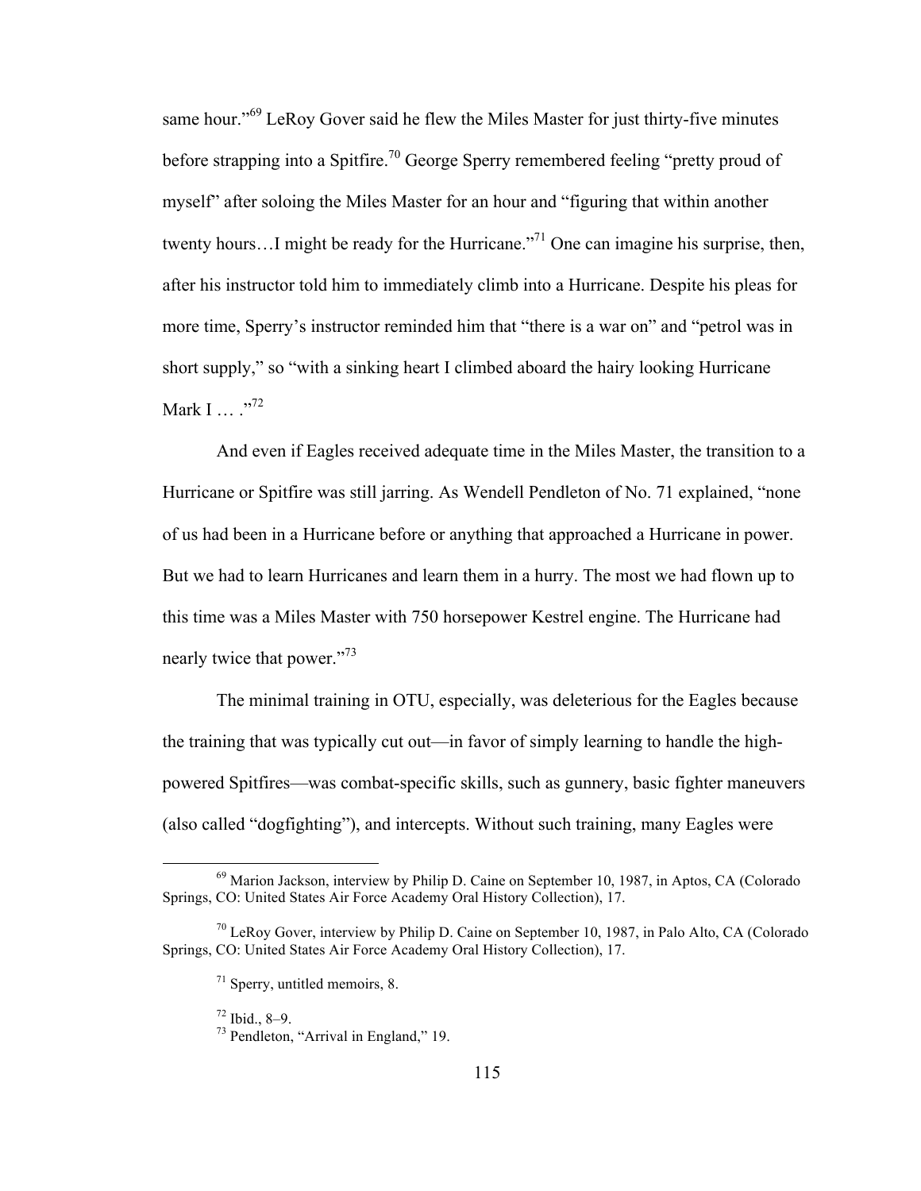same hour."[69] LeRoy Gover said he flew the Miles Master for just thirty-five minutes before strapping into a Spitfire.[70] George Sperry remembered feeling "pretty proud of myself" after soloing the Miles Master for an hour and "figuring that within another twenty hours…I might be ready for the Hurricane."[71] One can imagine his surprise, then, after his instructor told him to immediately climb into a Hurricane. Despite his pleas for more time, Sperry's instructor reminded him that "there is a war on" and "petrol was in short supply," so "with a sinking heart I climbed aboard the hairy looking Hurricane Mark I … ."[72]

And even if Eagles received adequate time in the Miles Master, the transition to a Hurricane or Spitfire was still jarring. As Wendell Pendleton of No. 71 explained, "none of us had been in a Hurricane before or anything that approached a Hurricane in power. But we had to learn Hurricanes and learn them in a hurry. The most we had flown up to this time was a Miles Master with 750 horsepower Kestrel engine. The Hurricane had nearly twice that power."[73]

The minimal training in OTU, especially, was deleterious for the Eagles because the training that was typically cut out—in favor of simply learning to handle the high-powered Spitfires—was combat-specific skills, such as gunnery, basic fighter maneuvers (also called "dogfighting"), and intercepts. Without such training, many Eagles were

---

[69] Marion Jackson, interview by Philip D. Caine on September 10, 1987, in Aptos, CA (Colorado Springs, CO: United States Air Force Academy Oral History Collection), 17.

[70] LeRoy Gover, interview by Philip D. Caine on September 10, 1987, in Palo Alto, CA (Colorado Springs, CO: United States Air Force Academy Oral History Collection), 17.

[71] Sperry, untitled memoirs, 8.

[72] Ibid., 8–9.

[73] Pendleton, "Arrival in England," 19.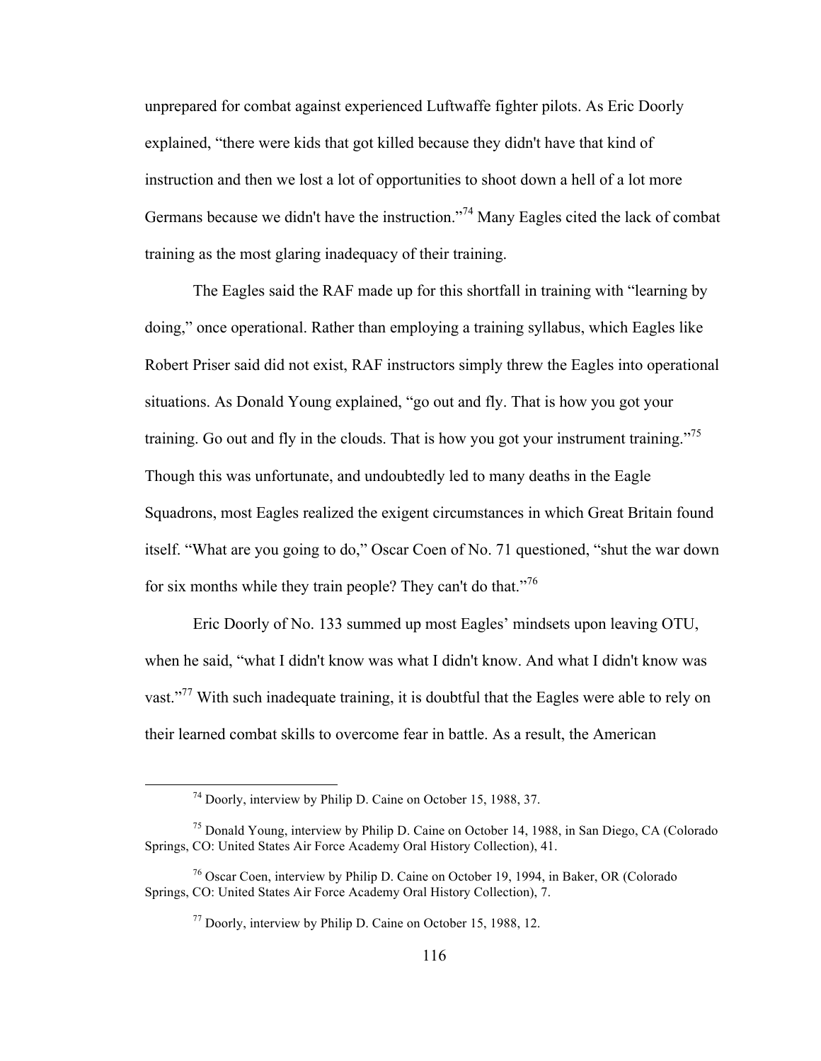unprepared for combat against experienced Luftwaffe fighter pilots. As Eric Doorly explained, "there were kids that got killed because they didn't have that kind of instruction and then we lost a lot of opportunities to shoot down a hell of a lot more Germans because we didn't have the instruction."[74] Many Eagles cited the lack of combat training as the most glaring inadequacy of their training.

The Eagles said the RAF made up for this shortfall in training with "learning by doing," once operational. Rather than employing a training syllabus, which Eagles like Robert Priser said did not exist, RAF instructors simply threw the Eagles into operational situations. As Donald Young explained, "go out and fly. That is how you got your training. Go out and fly in the clouds. That is how you got your instrument training."[75] Though this was unfortunate, and undoubtedly led to many deaths in the Eagle Squadrons, most Eagles realized the exigent circumstances in which Great Britain found itself. "What are you going to do," Oscar Coen of No. 71 questioned, "shut the war down for six months while they train people? They can't do that."[76]

Eric Doorly of No. 133 summed up most Eagles' mindsets upon leaving OTU, when he said, "what I didn't know was what I didn't know. And what I didn't know was vast."[77] With such inadequate training, it is doubtful that the Eagles were able to rely on their learned combat skills to overcome fear in battle. As a result, the American

---

[74] Doorly, interview by Philip D. Caine on October 15, 1988, 37.

[75] Donald Young, interview by Philip D. Caine on October 14, 1988, in San Diego, CA (Colorado Springs, CO: United States Air Force Academy Oral History Collection), 41.

[76] Oscar Coen, interview by Philip D. Caine on October 19, 1994, in Baker, OR (Colorado Springs, CO: United States Air Force Academy Oral History Collection), 7.

[77] Doorly, interview by Philip D. Caine on October 15, 1988, 12.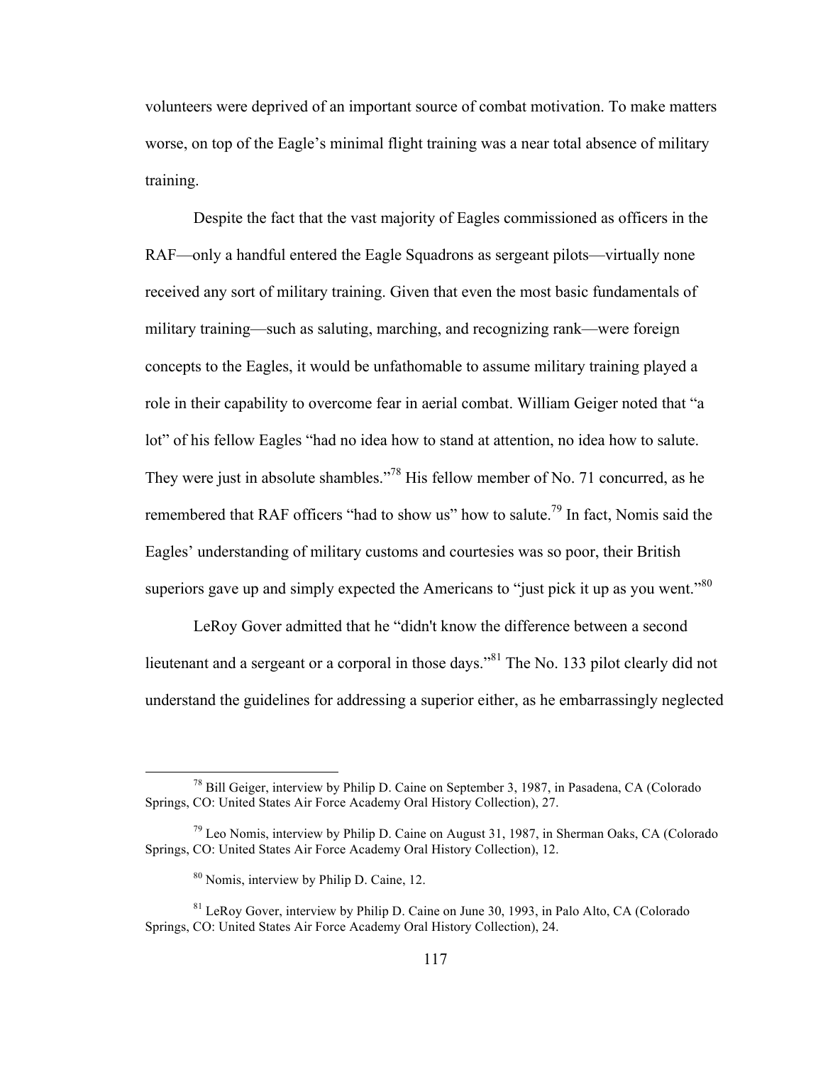volunteers were deprived of an important source of combat motivation. To make matters worse, on top of the Eagle's minimal flight training was a near total absence of military training.

Despite the fact that the vast majority of Eagles commissioned as officers in the RAF—only a handful entered the Eagle Squadrons as sergeant pilots—virtually none received any sort of military training. Given that even the most basic fundamentals of military training—such as saluting, marching, and recognizing rank—were foreign concepts to the Eagles, it would be unfathomable to assume military training played a role in their capability to overcome fear in aerial combat. William Geiger noted that "a lot" of his fellow Eagles "had no idea how to stand at attention, no idea how to salute. They were just in absolute shambles."[78] His fellow member of No. 71 concurred, as he remembered that RAF officers "had to show us" how to salute.[79] In fact, Nomis said the Eagles' understanding of military customs and courtesies was so poor, their British superiors gave up and simply expected the Americans to "just pick it up as you went."[80]

LeRoy Gover admitted that he "didn't know the difference between a second lieutenant and a sergeant or a corporal in those days."[81] The No. 133 pilot clearly did not understand the guidelines for addressing a superior either, as he embarrassingly neglected

---

[78] Bill Geiger, interview by Philip D. Caine on September 3, 1987, in Pasadena, CA (Colorado Springs, CO: United States Air Force Academy Oral History Collection), 27.

[79] Leo Nomis, interview by Philip D. Caine on August 31, 1987, in Sherman Oaks, CA (Colorado Springs, CO: United States Air Force Academy Oral History Collection), 12.

[80] Nomis, interview by Philip D. Caine, 12.

[81] LeRoy Gover, interview by Philip D. Caine on June 30, 1993, in Palo Alto, CA (Colorado Springs, CO: United States Air Force Academy Oral History Collection), 24.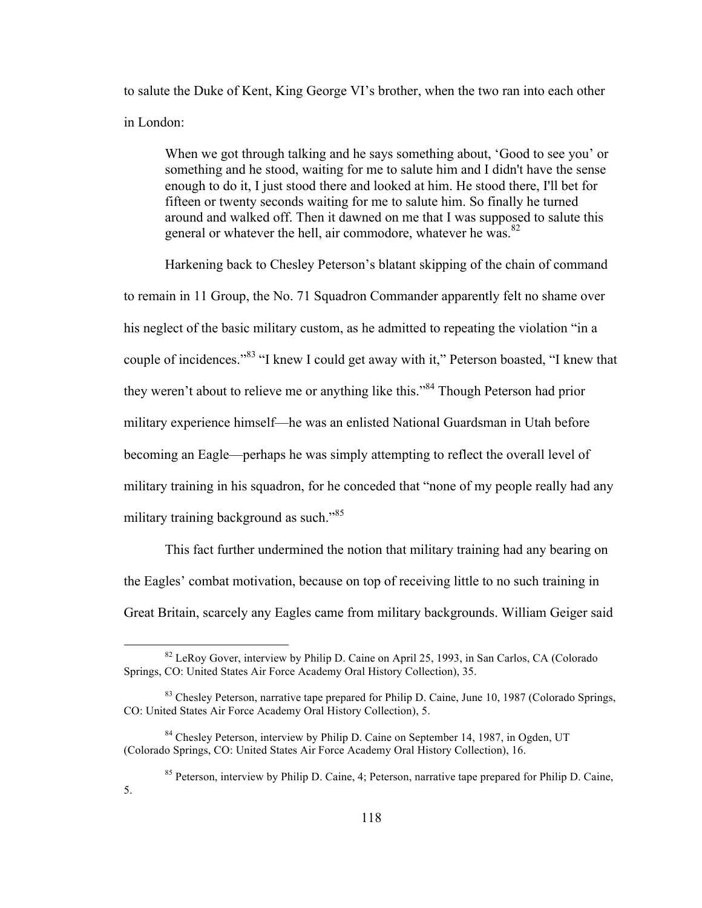to salute the Duke of Kent, King George VI's brother, when the two ran into each other in London:

> When we got through talking and he says something about, 'Good to see you' or something and he stood, waiting for me to salute him and I didn't have the sense enough to do it, I just stood there and looked at him. He stood there, I'll bet for fifteen or twenty seconds waiting for me to salute him. So finally he turned around and walked off. Then it dawned on me that I was supposed to salute this general or whatever the hell, air commodore, whatever he was.[82]

Harkening back to Chesley Peterson's blatant skipping of the chain of command to remain in 11 Group, the No. 71 Squadron Commander apparently felt no shame over his neglect of the basic military custom, as he admitted to repeating the violation "in a couple of incidences."[83] "I knew I could get away with it," Peterson boasted, "I knew that they weren't about to relieve me or anything like this."[84] Though Peterson had prior military experience himself—he was an enlisted National Guardsman in Utah before becoming an Eagle—perhaps he was simply attempting to reflect the overall level of military training in his squadron, for he conceded that "none of my people really had any military training background as such."[85]

This fact further undermined the notion that military training had any bearing on the Eagles' combat motivation, because on top of receiving little to no such training in Great Britain, scarcely any Eagles came from military backgrounds. William Geiger said

---

[82] LeRoy Gover, interview by Philip D. Caine on April 25, 1993, in San Carlos, CA (Colorado Springs, CO: United States Air Force Academy Oral History Collection), 35.

[83] Chesley Peterson, narrative tape prepared for Philip D. Caine, June 10, 1987 (Colorado Springs, CO: United States Air Force Academy Oral History Collection), 5.

[84] Chesley Peterson, interview by Philip D. Caine on September 14, 1987, in Ogden, UT (Colorado Springs, CO: United States Air Force Academy Oral History Collection), 16.

[85] Peterson, interview by Philip D. Caine, 4; Peterson, narrative tape prepared for Philip D. Caine, 5.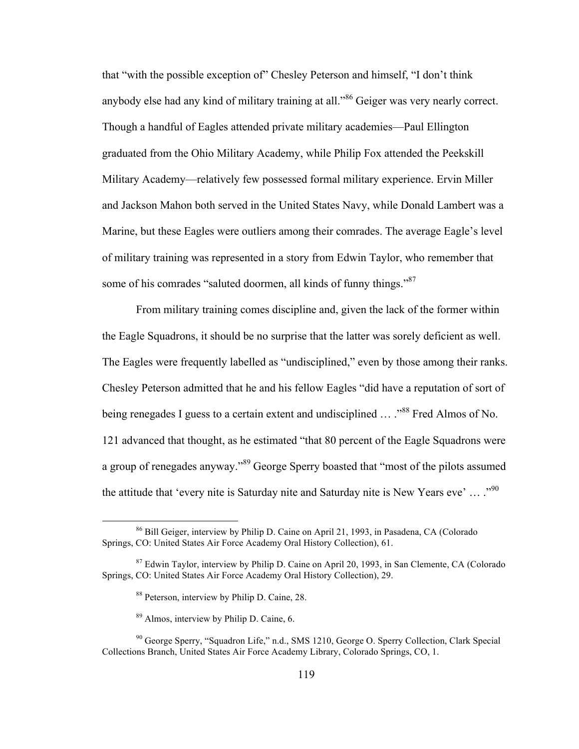that "with the possible exception of" Chesley Peterson and himself, "I don't think anybody else had any kind of military training at all."[86] Geiger was very nearly correct. Though a handful of Eagles attended private military academies—Paul Ellington graduated from the Ohio Military Academy, while Philip Fox attended the Peekskill Military Academy—relatively few possessed formal military experience. Ervin Miller and Jackson Mahon both served in the United States Navy, while Donald Lambert was a Marine, but these Eagles were outliers among their comrades. The average Eagle's level of military training was represented in a story from Edwin Taylor, who remember that some of his comrades "saluted doormen, all kinds of funny things."[87]

From military training comes discipline and, given the lack of the former within the Eagle Squadrons, it should be no surprise that the latter was sorely deficient as well. The Eagles were frequently labelled as "undisciplined," even by those among their ranks. Chesley Peterson admitted that he and his fellow Eagles "did have a reputation of sort of being renegades I guess to a certain extent and undisciplined … ."[88] Fred Almos of No. 121 advanced that thought, as he estimated "that 80 percent of the Eagle Squadrons were a group of renegades anyway."[89] George Sperry boasted that "most of the pilots assumed the attitude that 'every nite is Saturday nite and Saturday nite is New Years eve' … ."[90]

---

[86] Bill Geiger, interview by Philip D. Caine on April 21, 1993, in Pasadena, CA (Colorado Springs, CO: United States Air Force Academy Oral History Collection), 61.

[87] Edwin Taylor, interview by Philip D. Caine on April 20, 1993, in San Clemente, CA (Colorado Springs, CO: United States Air Force Academy Oral History Collection), 29.

[88] Peterson, interview by Philip D. Caine, 28.

[89] Almos, interview by Philip D. Caine, 6.

[90] George Sperry, "Squadron Life," n.d., SMS 1210, George O. Sperry Collection, Clark Special Collections Branch, United States Air Force Academy Library, Colorado Springs, CO, 1.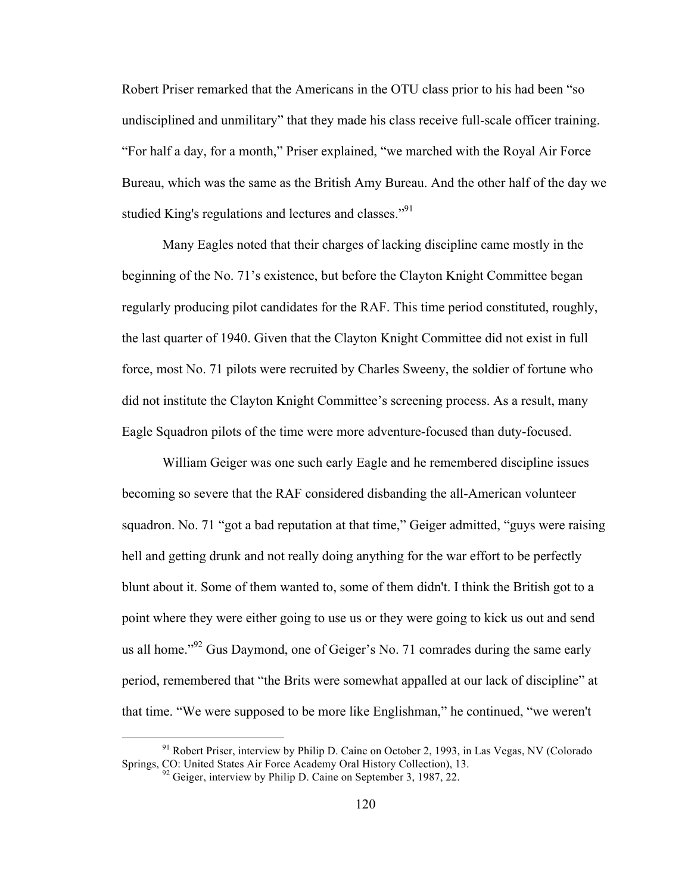Robert Priser remarked that the Americans in the OTU class prior to his had been "so undisciplined and unmilitary" that they made his class receive full-scale officer training. "For half a day, for a month," Priser explained, "we marched with the Royal Air Force Bureau, which was the same as the British Amy Bureau. And the other half of the day we studied King's regulations and lectures and classes."[91]

Many Eagles noted that their charges of lacking discipline came mostly in the beginning of the No. 71's existence, but before the Clayton Knight Committee began regularly producing pilot candidates for the RAF. This time period constituted, roughly, the last quarter of 1940. Given that the Clayton Knight Committee did not exist in full force, most No. 71 pilots were recruited by Charles Sweeny, the soldier of fortune who did not institute the Clayton Knight Committee's screening process. As a result, many Eagle Squadron pilots of the time were more adventure-focused than duty-focused.

William Geiger was one such early Eagle and he remembered discipline issues becoming so severe that the RAF considered disbanding the all-American volunteer squadron. No. 71 "got a bad reputation at that time," Geiger admitted, "guys were raising hell and getting drunk and not really doing anything for the war effort to be perfectly blunt about it. Some of them wanted to, some of them didn't. I think the British got to a point where they were either going to use us or they were going to kick us out and send us all home."[92] Gus Daymond, one of Geiger's No. 71 comrades during the same early period, remembered that "the Brits were somewhat appalled at our lack of discipline" at that time. "We were supposed to be more like Englishman," he continued, "we weren't

---

[91] Robert Priser, interview by Philip D. Caine on October 2, 1993, in Las Vegas, NV (Colorado Springs, CO: United States Air Force Academy Oral History Collection), 13.

[92] Geiger, interview by Philip D. Caine on September 3, 1987, 22.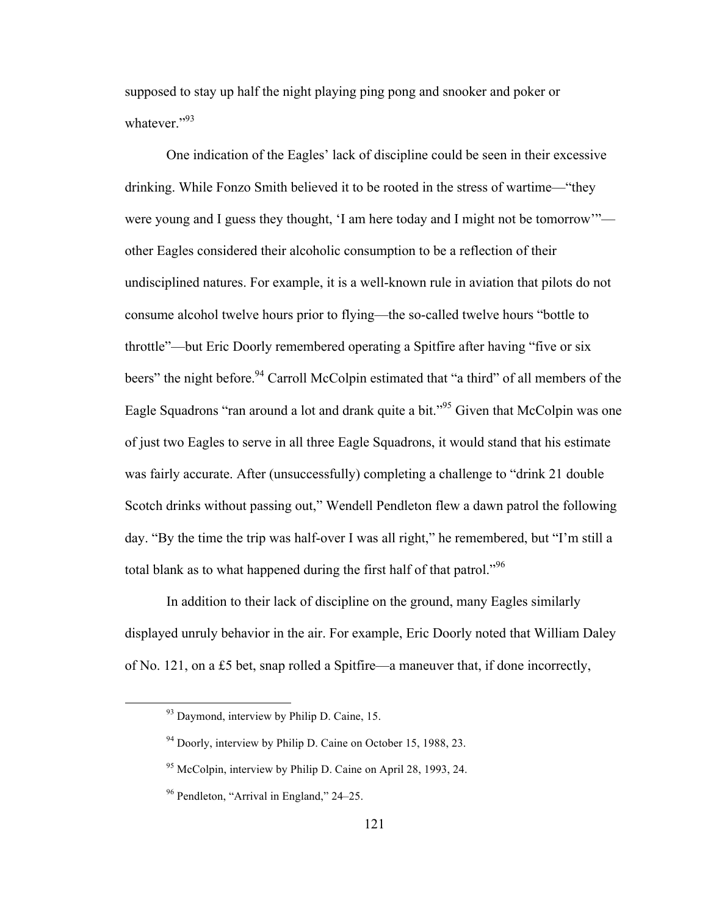supposed to stay up half the night playing ping pong and snooker and poker or whatever."[93]

One indication of the Eagles' lack of discipline could be seen in their excessive drinking. While Fonzo Smith believed it to be rooted in the stress of wartime—"they were young and I guess they thought, 'I am here today and I might not be tomorrow'"—other Eagles considered their alcoholic consumption to be a reflection of their undisciplined natures. For example, it is a well-known rule in aviation that pilots do not consume alcohol twelve hours prior to flying—the so-called twelve hours "bottle to throttle"—but Eric Doorly remembered operating a Spitfire after having "five or six beers" the night before.[94] Carroll McColpin estimated that "a third" of all members of the Eagle Squadrons "ran around a lot and drank quite a bit."[95] Given that McColpin was one of just two Eagles to serve in all three Eagle Squadrons, it would stand that his estimate was fairly accurate. After (unsuccessfully) completing a challenge to "drink 21 double Scotch drinks without passing out," Wendell Pendleton flew a dawn patrol the following day. "By the time the trip was half-over I was all right," he remembered, but "I'm still a total blank as to what happened during the first half of that patrol."[96]

In addition to their lack of discipline on the ground, many Eagles similarly displayed unruly behavior in the air. For example, Eric Doorly noted that William Daley of No. 121, on a £5 bet, snap rolled a Spitfire—a maneuver that, if done incorrectly,

---

[93] Daymond, interview by Philip D. Caine, 15.

[94] Doorly, interview by Philip D. Caine on October 15, 1988, 23.

[95] McColpin, interview by Philip D. Caine on April 28, 1993, 24.

[96] Pendleton, "Arrival in England," 24–25.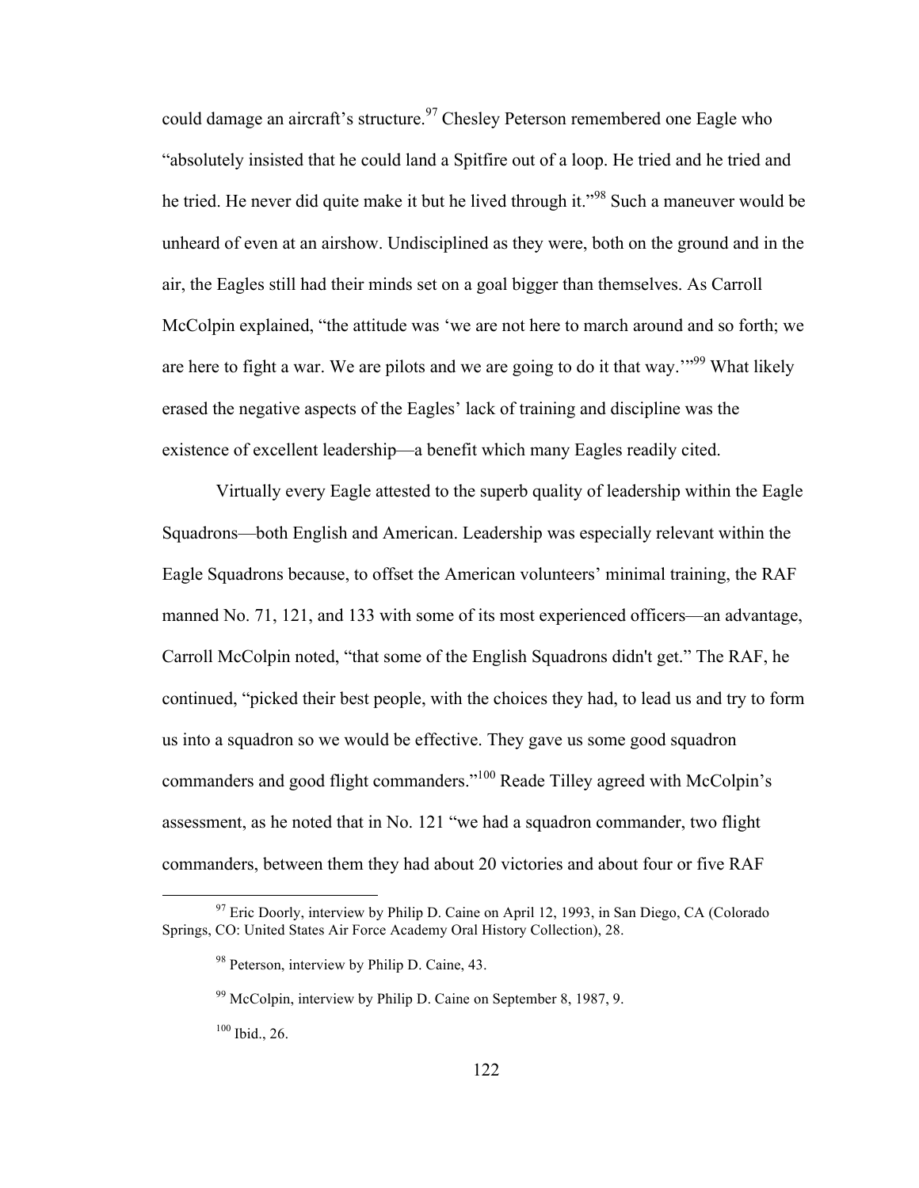could damage an aircraft's structure.[97] Chesley Peterson remembered one Eagle who "absolutely insisted that he could land a Spitfire out of a loop. He tried and he tried and he tried. He never did quite make it but he lived through it."[98] Such a maneuver would be unheard of even at an airshow. Undisciplined as they were, both on the ground and in the air, the Eagles still had their minds set on a goal bigger than themselves. As Carroll McColpin explained, "the attitude was 'we are not here to march around and so forth; we are here to fight a war. We are pilots and we are going to do it that way.'"[99] What likely erased the negative aspects of the Eagles' lack of training and discipline was the existence of excellent leadership—a benefit which many Eagles readily cited.

Virtually every Eagle attested to the superb quality of leadership within the Eagle Squadrons—both English and American. Leadership was especially relevant within the Eagle Squadrons because, to offset the American volunteers' minimal training, the RAF manned No. 71, 121, and 133 with some of its most experienced officers—an advantage, Carroll McColpin noted, "that some of the English Squadrons didn't get." The RAF, he continued, "picked their best people, with the choices they had, to lead us and try to form us into a squadron so we would be effective. They gave us some good squadron commanders and good flight commanders."[100] Reade Tilley agreed with McColpin's assessment, as he noted that in No. 121 "we had a squadron commander, two flight commanders, between them they had about 20 victories and about four or five RAF

---

[97] Eric Doorly, interview by Philip D. Caine on April 12, 1993, in San Diego, CA (Colorado Springs, CO: United States Air Force Academy Oral History Collection), 28.

[98] Peterson, interview by Philip D. Caine, 43.

[99] McColpin, interview by Philip D. Caine on September 8, 1987, 9.

[100] Ibid., 26.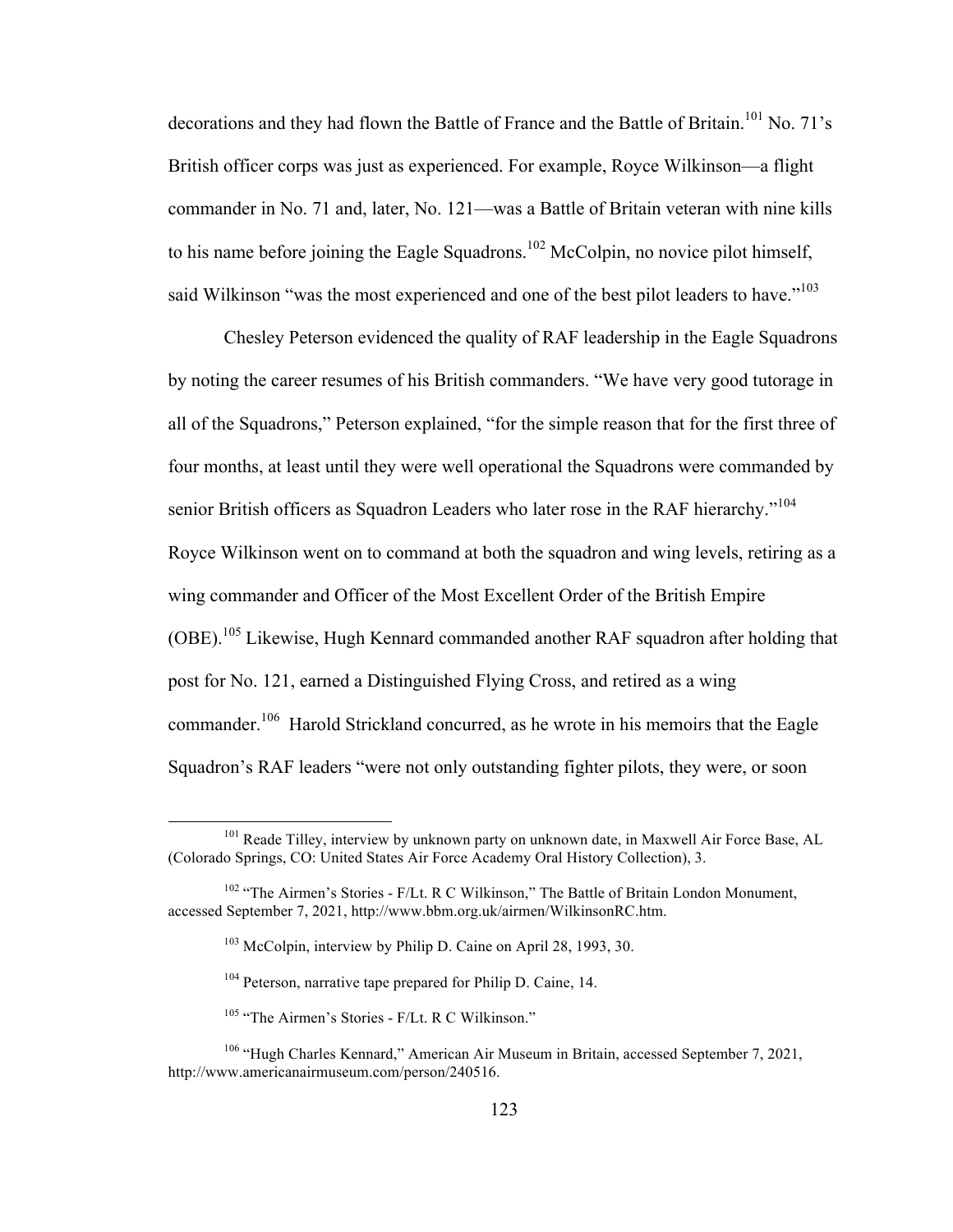decorations and they had flown the Battle of France and the Battle of Britain.[101] No. 71's British officer corps was just as experienced. For example, Royce Wilkinson—a flight commander in No. 71 and, later, No. 121—was a Battle of Britain veteran with nine kills to his name before joining the Eagle Squadrons.[102] McColpin, no novice pilot himself, said Wilkinson "was the most experienced and one of the best pilot leaders to have."[103]

Chesley Peterson evidenced the quality of RAF leadership in the Eagle Squadrons by noting the career resumes of his British commanders. "We have very good tutorage in all of the Squadrons," Peterson explained, "for the simple reason that for the first three of four months, at least until they were well operational the Squadrons were commanded by senior British officers as Squadron Leaders who later rose in the RAF hierarchy."[104] Royce Wilkinson went on to command at both the squadron and wing levels, retiring as a wing commander and Officer of the Most Excellent Order of the British Empire (OBE).[105] Likewise, Hugh Kennard commanded another RAF squadron after holding that post for No. 121, earned a Distinguished Flying Cross, and retired as a wing commander.[106] Harold Strickland concurred, as he wrote in his memoirs that the Eagle Squadron's RAF leaders "were not only outstanding fighter pilots, they were, or soon

---

[101] Reade Tilley, interview by unknown party on unknown date, in Maxwell Air Force Base, AL (Colorado Springs, CO: United States Air Force Academy Oral History Collection), 3.

[102] "The Airmen's Stories - F/Lt. R C Wilkinson," The Battle of Britain London Monument, accessed September 7, 2021, http://www.bbm.org.uk/airmen/WilkinsonRC.htm.

[103] McColpin, interview by Philip D. Caine on April 28, 1993, 30.

[104] Peterson, narrative tape prepared for Philip D. Caine, 14.

[105] "The Airmen's Stories - F/Lt. R C Wilkinson."

[106] "Hugh Charles Kennard," American Air Museum in Britain, accessed September 7, 2021, http://www.americanairmuseum.com/person/240516.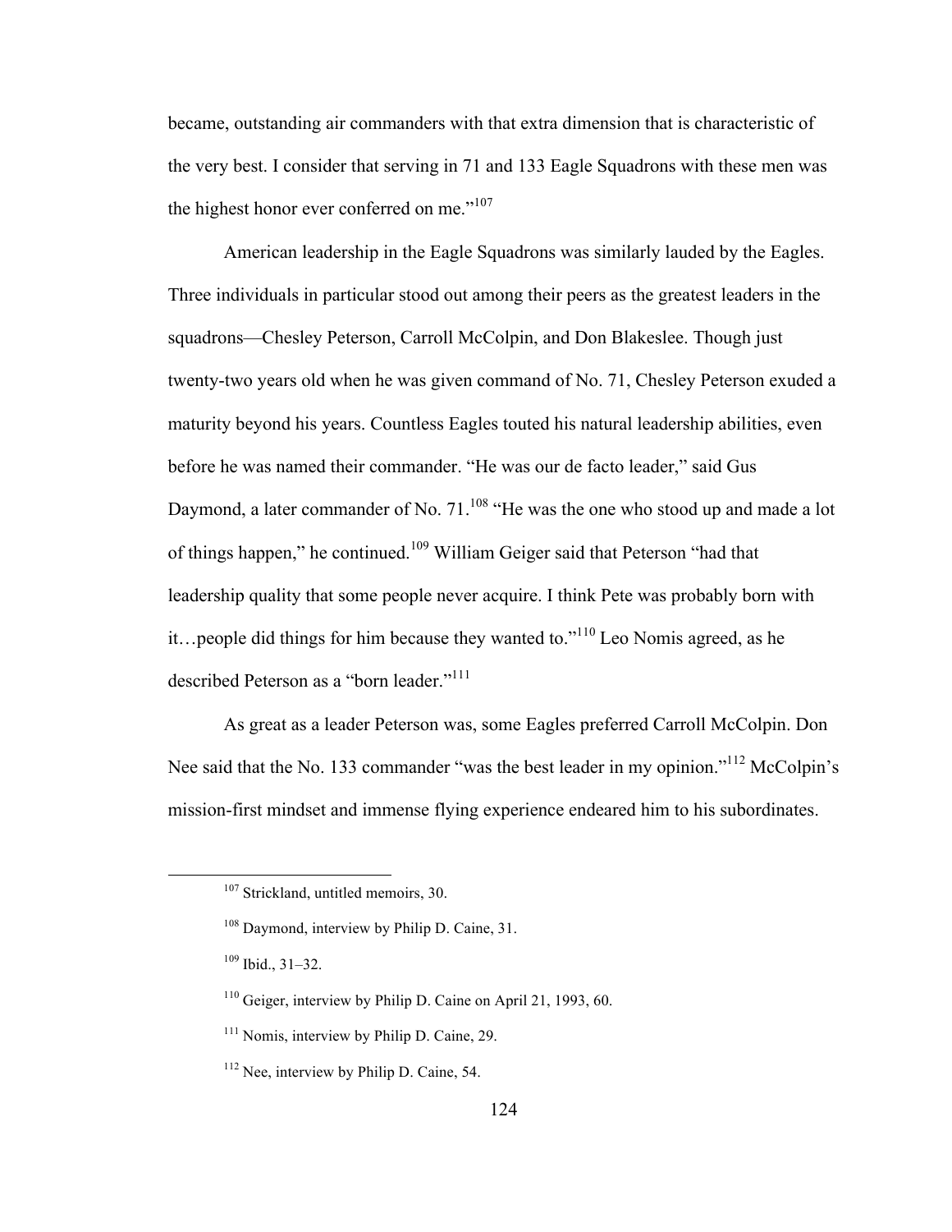became, outstanding air commanders with that extra dimension that is characteristic of the very best. I consider that serving in 71 and 133 Eagle Squadrons with these men was the highest honor ever conferred on me."[107]

American leadership in the Eagle Squadrons was similarly lauded by the Eagles. Three individuals in particular stood out among their peers as the greatest leaders in the squadrons—Chesley Peterson, Carroll McColpin, and Don Blakeslee. Though just twenty-two years old when he was given command of No. 71, Chesley Peterson exuded a maturity beyond his years. Countless Eagles touted his natural leadership abilities, even before he was named their commander. "He was our de facto leader," said Gus Daymond, a later commander of No. 71.[108] "He was the one who stood up and made a lot of things happen," he continued.[109] William Geiger said that Peterson "had that leadership quality that some people never acquire. I think Pete was probably born with it…people did things for him because they wanted to."[110] Leo Nomis agreed, as he described Peterson as a "born leader."[111]

As great as a leader Peterson was, some Eagles preferred Carroll McColpin. Don Nee said that the No. 133 commander "was the best leader in my opinion."[112] McColpin's mission-first mindset and immense flying experience endeared him to his subordinates.

---

[107] Strickland, untitled memoirs, 30.

[108] Daymond, interview by Philip D. Caine, 31.

[109] Ibid., 31–32.

[110] Geiger, interview by Philip D. Caine on April 21, 1993, 60.

[111] Nomis, interview by Philip D. Caine, 29.

[112] Nee, interview by Philip D. Caine, 54.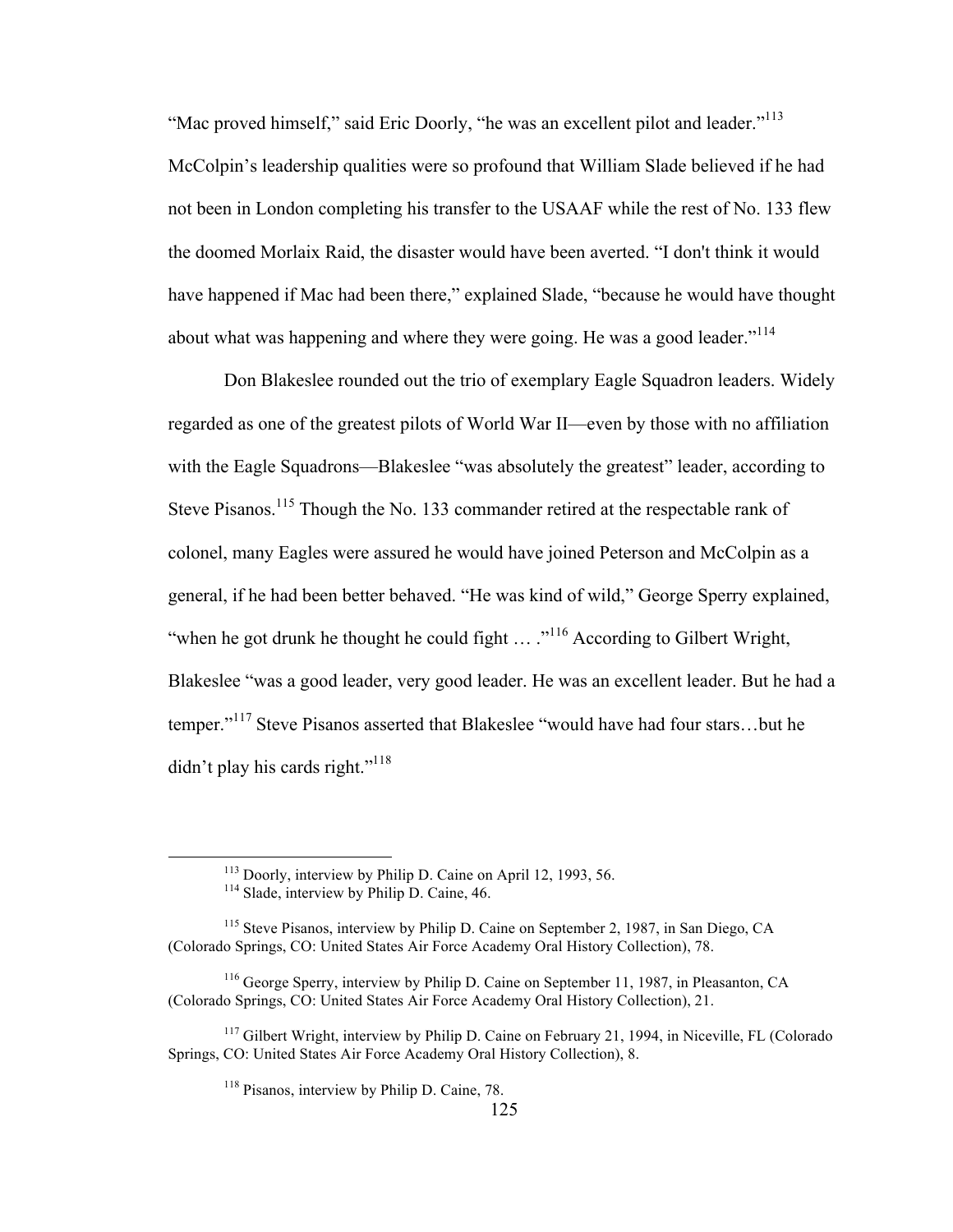"Mac proved himself," said Eric Doorly, "he was an excellent pilot and leader."[113] McColpin's leadership qualities were so profound that William Slade believed if he had not been in London completing his transfer to the USAAF while the rest of No. 133 flew the doomed Morlaix Raid, the disaster would have been averted. "I don't think it would have happened if Mac had been there," explained Slade, "because he would have thought about what was happening and where they were going. He was a good leader."[114]

Don Blakeslee rounded out the trio of exemplary Eagle Squadron leaders. Widely regarded as one of the greatest pilots of World War II—even by those with no affiliation with the Eagle Squadrons—Blakeslee "was absolutely the greatest" leader, according to Steve Pisanos.[115] Though the No. 133 commander retired at the respectable rank of colonel, many Eagles were assured he would have joined Peterson and McColpin as a general, if he had been better behaved. "He was kind of wild," George Sperry explained, "when he got drunk he thought he could fight … ."[116] According to Gilbert Wright, Blakeslee "was a good leader, very good leader. He was an excellent leader. But he had a temper."[117] Steve Pisanos asserted that Blakeslee "would have had four stars…but he didn't play his cards right."[118]

---

[113] Doorly, interview by Philip D. Caine on April 12, 1993, 56.

[114] Slade, interview by Philip D. Caine, 46.

[115] Steve Pisanos, interview by Philip D. Caine on September 2, 1987, in San Diego, CA (Colorado Springs, CO: United States Air Force Academy Oral History Collection), 78.

[116] George Sperry, interview by Philip D. Caine on September 11, 1987, in Pleasanton, CA (Colorado Springs, CO: United States Air Force Academy Oral History Collection), 21.

[117] Gilbert Wright, interview by Philip D. Caine on February 21, 1994, in Niceville, FL (Colorado Springs, CO: United States Air Force Academy Oral History Collection), 8.

[118] Pisanos, interview by Philip D. Caine, 78.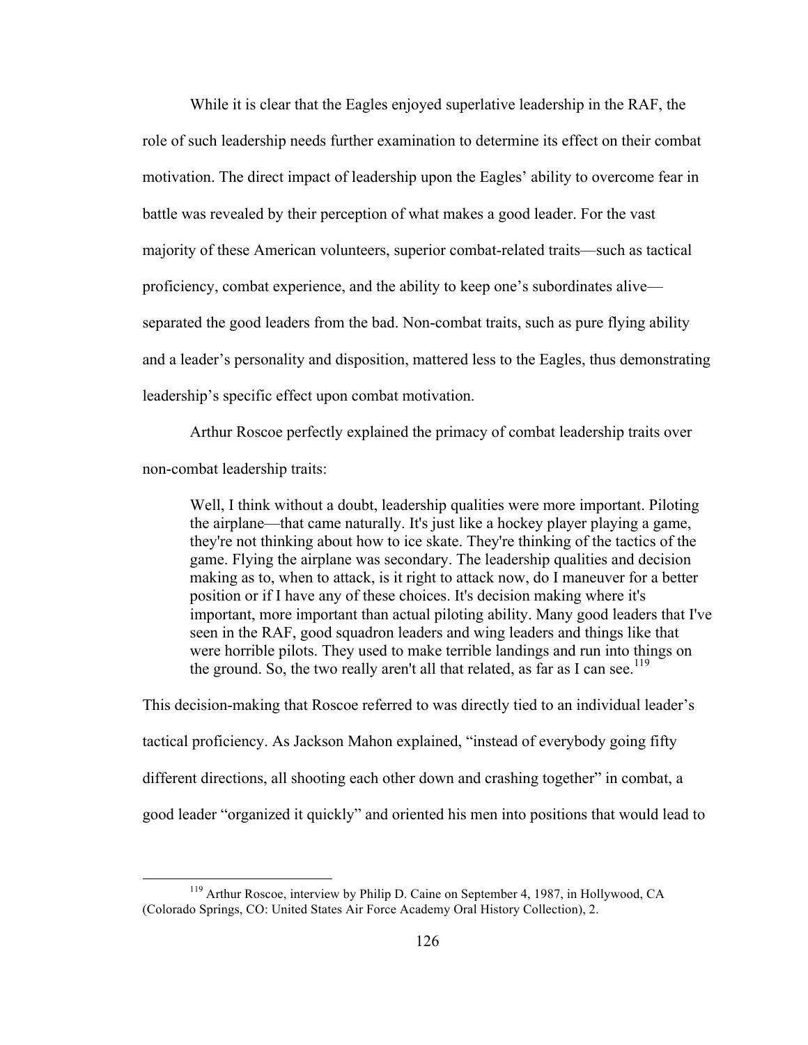While it is clear that the Eagles enjoyed superlative leadership in the RAF, the role of such leadership needs further examination to determine its effect on their combat motivation. The direct impact of leadership upon the Eagles' ability to overcome fear in battle was revealed by their perception of what makes a good leader. For the vast majority of these American volunteers, superior combat-related traits—such as tactical proficiency, combat experience, and the ability to keep one's subordinates alive—separated the good leaders from the bad. Non-combat traits, such as pure flying ability and a leader's personality and disposition, mattered less to the Eagles, thus demonstrating leadership's specific effect upon combat motivation.

Arthur Roscoe perfectly explained the primacy of combat leadership traits over non-combat leadership traits:

> Well, I think without a doubt, leadership qualities were more important. Piloting the airplane—that came naturally. It's just like a hockey player playing a game, they're not thinking about how to ice skate. They're thinking of the tactics of the game. Flying the airplane was secondary. The leadership qualities and decision making as to, when to attack, is it right to attack now, do I maneuver for a better position or if I have any of these choices. It's decision making where it's important, more important than actual piloting ability. Many good leaders that I've seen in the RAF, good squadron leaders and wing leaders and things like that were horrible pilots. They used to make terrible landings and run into things on the ground. So, the two really aren't all that related, as far as I can see.[119]

This decision-making that Roscoe referred to was directly tied to an individual leader's tactical proficiency. As Jackson Mahon explained, "instead of everybody going fifty different directions, all shooting each other down and crashing together" in combat, a good leader "organized it quickly" and oriented his men into positions that would lead to

[119] Arthur Roscoe, interview by Philip D. Caine on September 4, 1987, in Hollywood, CA (Colorado Springs, CO: United States Air Force Academy Oral History Collection), 2.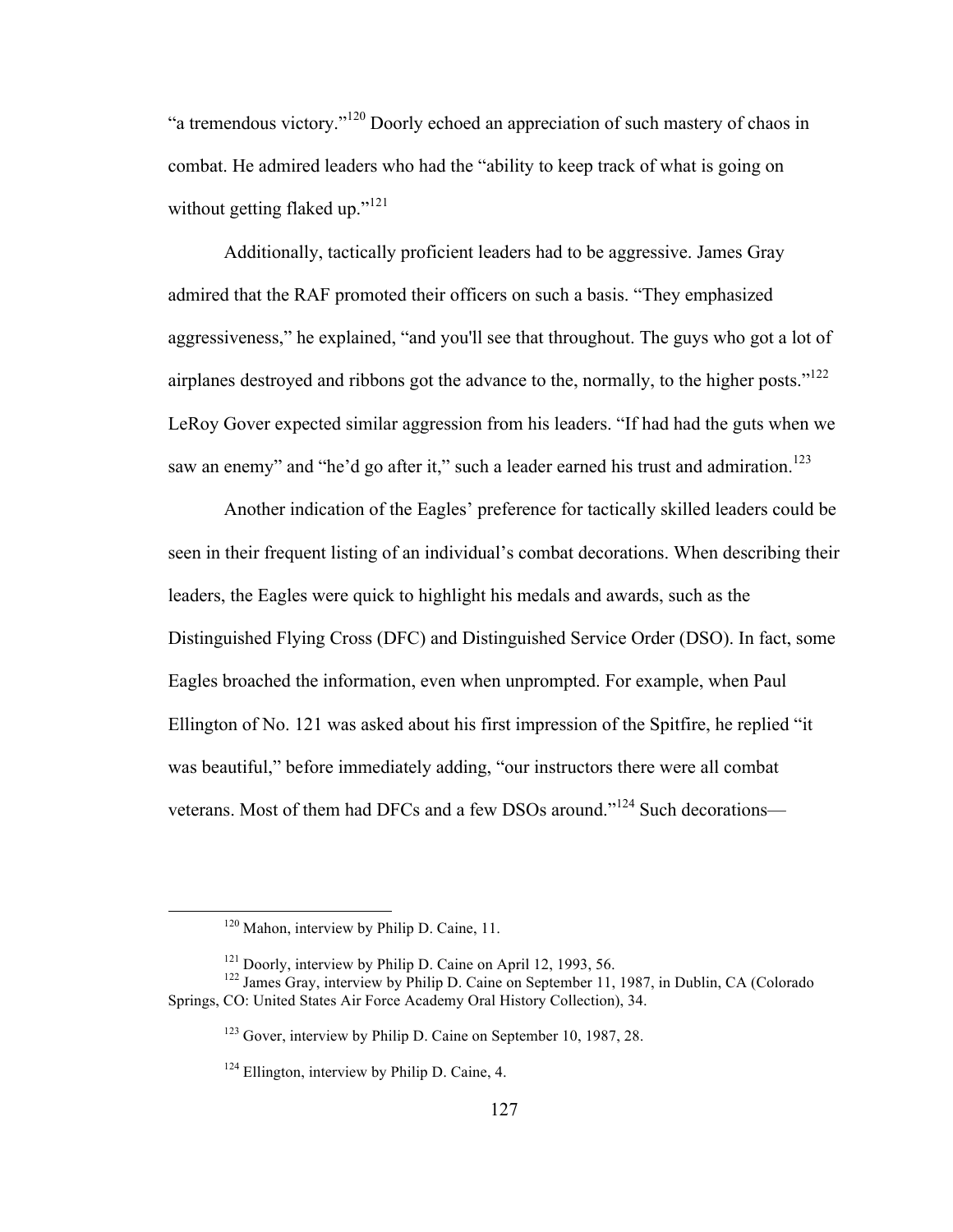"a tremendous victory."[120] Doorly echoed an appreciation of such mastery of chaos in combat. He admired leaders who had the "ability to keep track of what is going on without getting flaked up."[121]

Additionally, tactically proficient leaders had to be aggressive. James Gray admired that the RAF promoted their officers on such a basis. "They emphasized aggressiveness," he explained, "and you'll see that throughout. The guys who got a lot of airplanes destroyed and ribbons got the advance to the, normally, to the higher posts."[122] LeRoy Gover expected similar aggression from his leaders. "If had had the guts when we saw an enemy" and "he'd go after it," such a leader earned his trust and admiration.[123]

Another indication of the Eagles' preference for tactically skilled leaders could be seen in their frequent listing of an individual's combat decorations. When describing their leaders, the Eagles were quick to highlight his medals and awards, such as the Distinguished Flying Cross (DFC) and Distinguished Service Order (DSO). In fact, some Eagles broached the information, even when unprompted. For example, when Paul Ellington of No. 121 was asked about his first impression of the Spitfire, he replied "it was beautiful," before immediately adding, "our instructors there were all combat veterans. Most of them had DFCs and a few DSOs around."[124] Such decorations—

---

[120] Mahon, interview by Philip D. Caine, 11.

[121] Doorly, interview by Philip D. Caine on April 12, 1993, 56.

[122] James Gray, interview by Philip D. Caine on September 11, 1987, in Dublin, CA (Colorado Springs, CO: United States Air Force Academy Oral History Collection), 34.

[123] Gover, interview by Philip D. Caine on September 10, 1987, 28.

[124] Ellington, interview by Philip D. Caine, 4.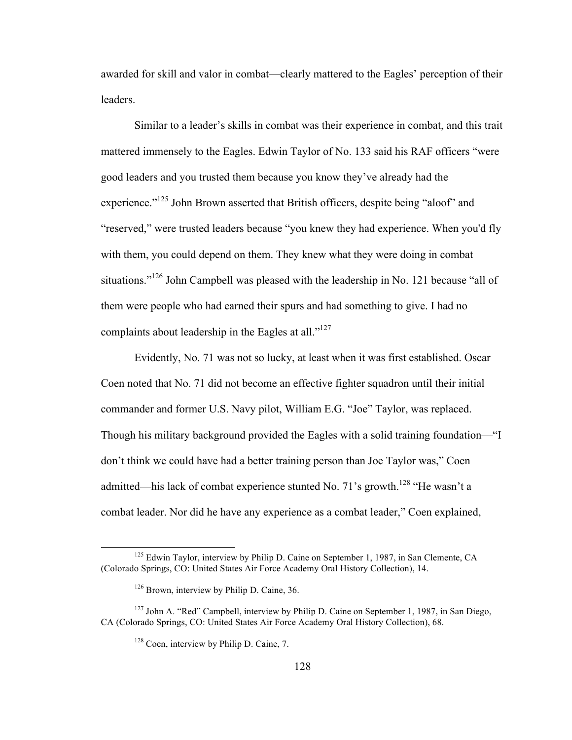awarded for skill and valor in combat—clearly mattered to the Eagles' perception of their leaders.

Similar to a leader's skills in combat was their experience in combat, and this trait mattered immensely to the Eagles. Edwin Taylor of No. 133 said his RAF officers "were good leaders and you trusted them because you know they've already had the experience."[125] John Brown asserted that British officers, despite being "aloof" and "reserved," were trusted leaders because "you knew they had experience. When you'd fly with them, you could depend on them. They knew what they were doing in combat situations."[126] John Campbell was pleased with the leadership in No. 121 because "all of them were people who had earned their spurs and had something to give. I had no complaints about leadership in the Eagles at all."[127]

Evidently, No. 71 was not so lucky, at least when it was first established. Oscar Coen noted that No. 71 did not become an effective fighter squadron until their initial commander and former U.S. Navy pilot, William E.G. "Joe" Taylor, was replaced. Though his military background provided the Eagles with a solid training foundation—"I don't think we could have had a better training person than Joe Taylor was," Coen admitted—his lack of combat experience stunted No. 71's growth.[128] "He wasn't a combat leader. Nor did he have any experience as a combat leader," Coen explained,

---

[125] Edwin Taylor, interview by Philip D. Caine on September 1, 1987, in San Clemente, CA (Colorado Springs, CO: United States Air Force Academy Oral History Collection), 14.

[126] Brown, interview by Philip D. Caine, 36.

[127] John A. "Red" Campbell, interview by Philip D. Caine on September 1, 1987, in San Diego, CA (Colorado Springs, CO: United States Air Force Academy Oral History Collection), 68.

[128] Coen, interview by Philip D. Caine, 7.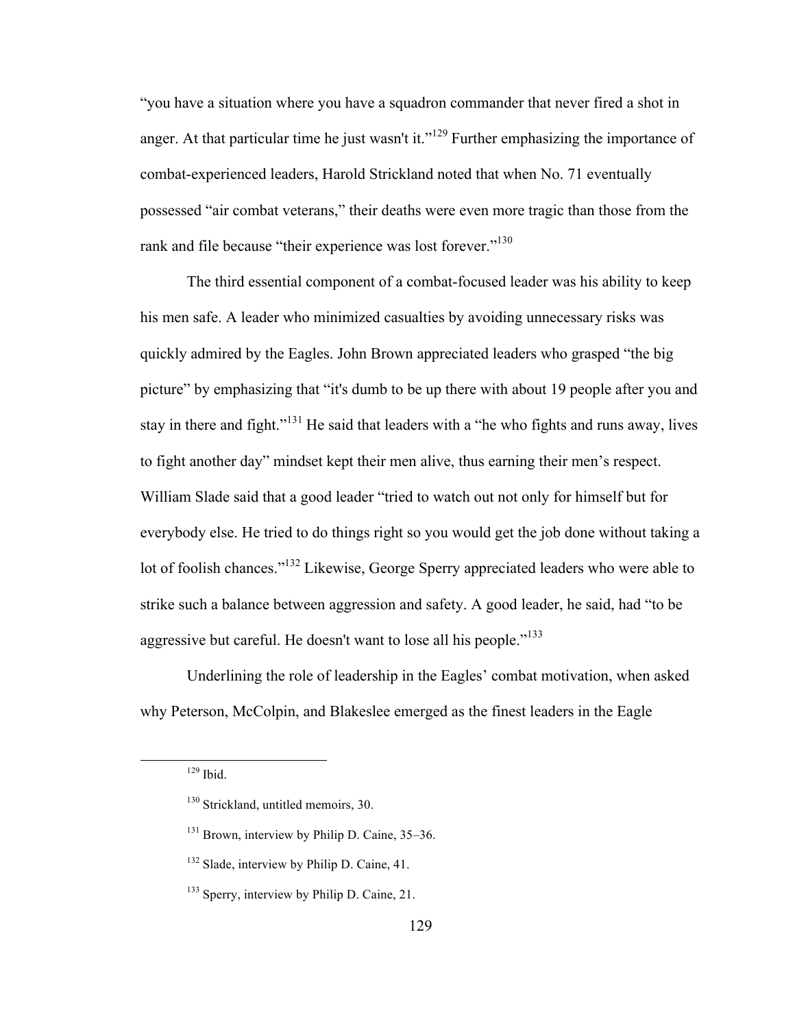"you have a situation where you have a squadron commander that never fired a shot in anger. At that particular time he just wasn't it."[129] Further emphasizing the importance of combat-experienced leaders, Harold Strickland noted that when No. 71 eventually possessed "air combat veterans," their deaths were even more tragic than those from the rank and file because "their experience was lost forever."[130]

The third essential component of a combat-focused leader was his ability to keep his men safe. A leader who minimized casualties by avoiding unnecessary risks was quickly admired by the Eagles. John Brown appreciated leaders who grasped "the big picture" by emphasizing that "it's dumb to be up there with about 19 people after you and stay in there and fight."[131] He said that leaders with a "he who fights and runs away, lives to fight another day" mindset kept their men alive, thus earning their men's respect. William Slade said that a good leader "tried to watch out not only for himself but for everybody else. He tried to do things right so you would get the job done without taking a lot of foolish chances."[132] Likewise, George Sperry appreciated leaders who were able to strike such a balance between aggression and safety. A good leader, he said, had "to be aggressive but careful. He doesn't want to lose all his people."[133]

Underlining the role of leadership in the Eagles' combat motivation, when asked why Peterson, McColpin, and Blakeslee emerged as the finest leaders in the Eagle

[129] Ibid.

[130] Strickland, untitled memoirs, 30.

[131] Brown, interview by Philip D. Caine, 35–36.

[132] Slade, interview by Philip D. Caine, 41.

[133] Sperry, interview by Philip D. Caine, 21.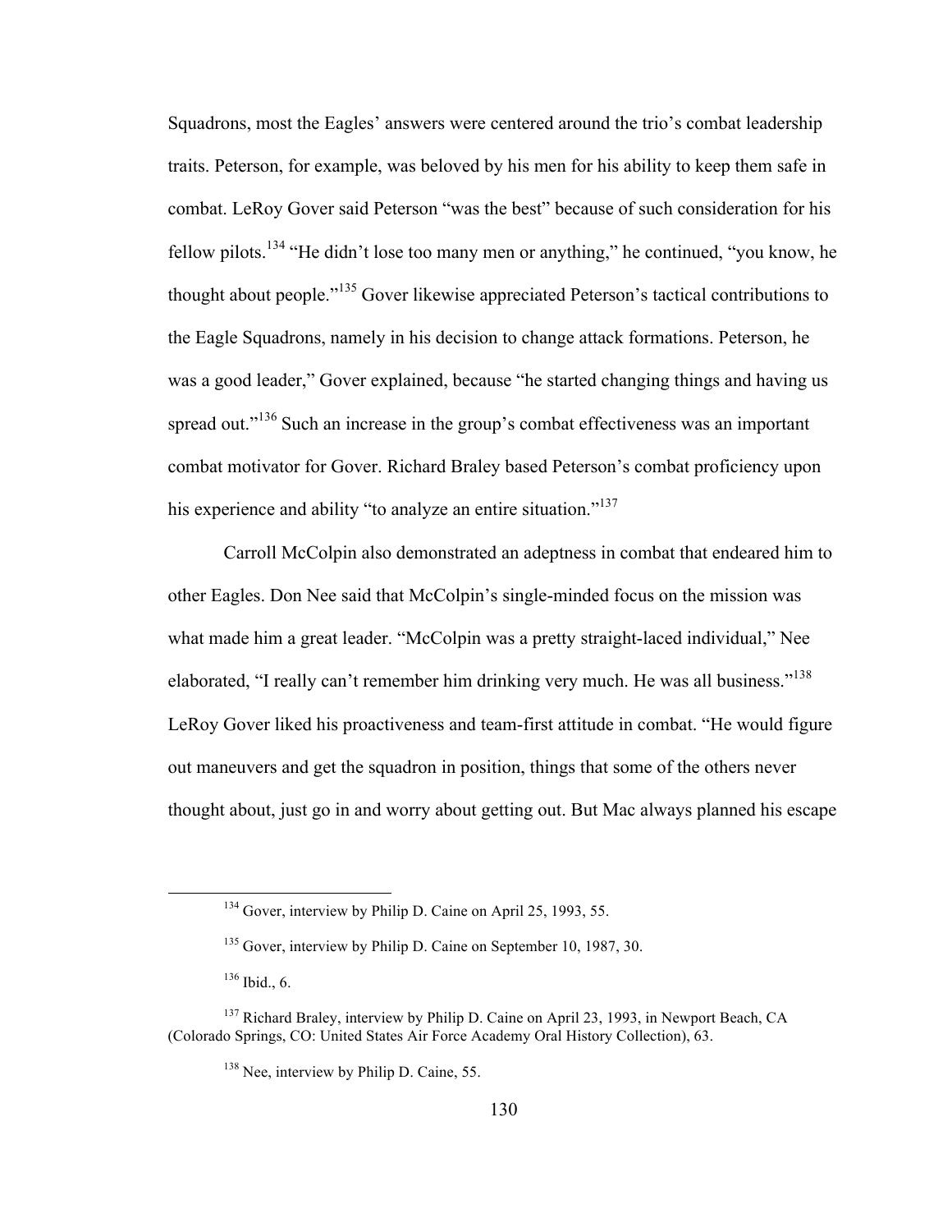Squadrons, most the Eagles' answers were centered around the trio's combat leadership traits. Peterson, for example, was beloved by his men for his ability to keep them safe in combat. LeRoy Gover said Peterson "was the best" because of such consideration for his fellow pilots.[134] "He didn't lose too many men or anything," he continued, "you know, he thought about people."[135] Gover likewise appreciated Peterson's tactical contributions to the Eagle Squadrons, namely in his decision to change attack formations. Peterson, he was a good leader," Gover explained, because "he started changing things and having us spread out."[136] Such an increase in the group's combat effectiveness was an important combat motivator for Gover. Richard Braley based Peterson's combat proficiency upon his experience and ability "to analyze an entire situation."[137]

Carroll McColpin also demonstrated an adeptness in combat that endeared him to other Eagles. Don Nee said that McColpin's single-minded focus on the mission was what made him a great leader. "McColpin was a pretty straight-laced individual," Nee elaborated, "I really can't remember him drinking very much. He was all business."[138] LeRoy Gover liked his proactiveness and team-first attitude in combat. "He would figure out maneuvers and get the squadron in position, things that some of the others never thought about, just go in and worry about getting out. But Mac always planned his escape

---

[134] Gover, interview by Philip D. Caine on April 25, 1993, 55.

[135] Gover, interview by Philip D. Caine on September 10, 1987, 30.

[136] Ibid., 6.

[137] Richard Braley, interview by Philip D. Caine on April 23, 1993, in Newport Beach, CA (Colorado Springs, CO: United States Air Force Academy Oral History Collection), 63.

[138] Nee, interview by Philip D. Caine, 55.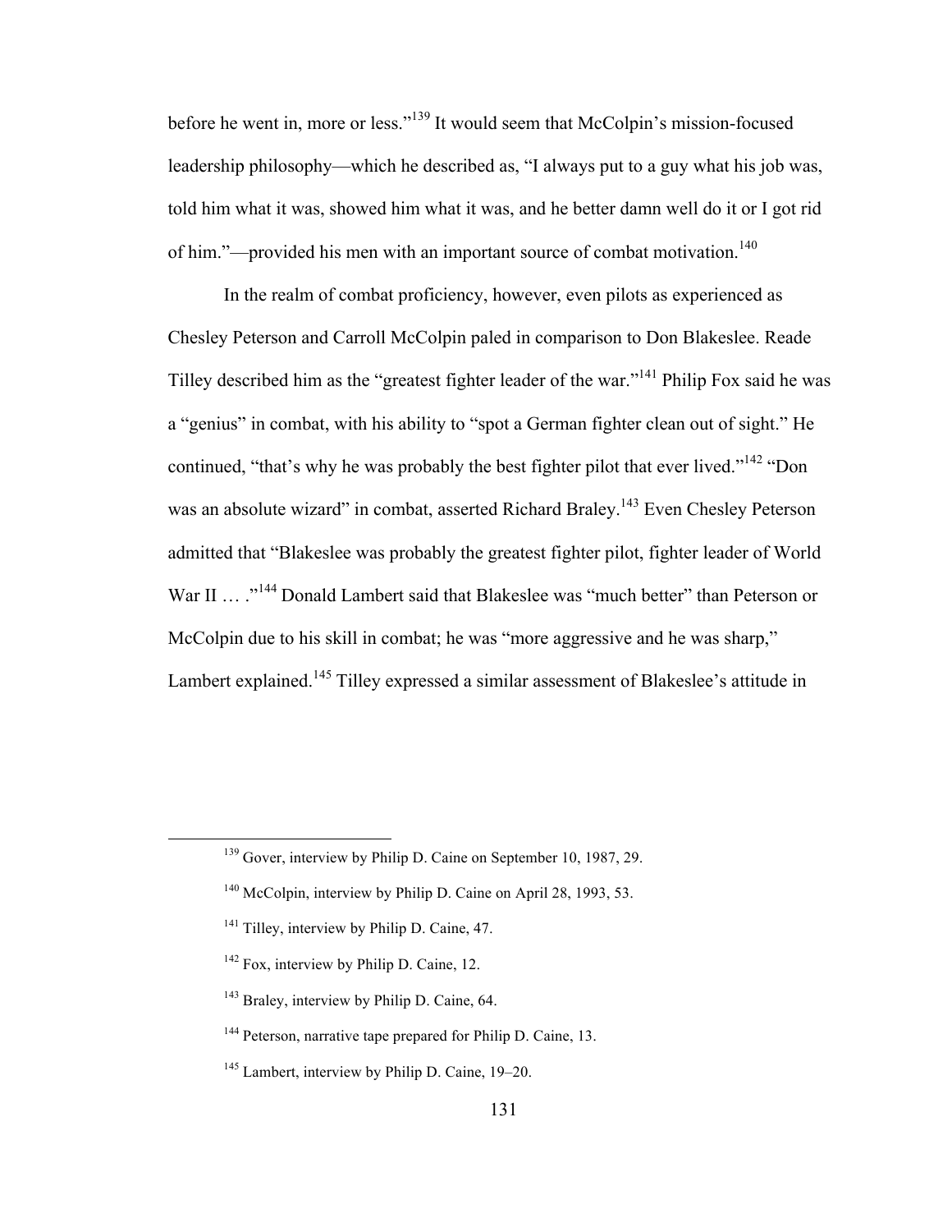before he went in, more or less."[139] It would seem that McColpin's mission-focused leadership philosophy—which he described as, "I always put to a guy what his job was, told him what it was, showed him what it was, and he better damn well do it or I got rid of him."—provided his men with an important source of combat motivation.[140]

In the realm of combat proficiency, however, even pilots as experienced as Chesley Peterson and Carroll McColpin paled in comparison to Don Blakeslee. Reade Tilley described him as the "greatest fighter leader of the war."[141] Philip Fox said he was a "genius" in combat, with his ability to "spot a German fighter clean out of sight." He continued, "that's why he was probably the best fighter pilot that ever lived."[142] "Don was an absolute wizard" in combat, asserted Richard Braley.[143] Even Chesley Peterson admitted that "Blakeslee was probably the greatest fighter pilot, fighter leader of World War II … ."[144] Donald Lambert said that Blakeslee was "much better" than Peterson or McColpin due to his skill in combat; he was "more aggressive and he was sharp," Lambert explained.[145] Tilley expressed a similar assessment of Blakeslee's attitude in

---

[139] Gover, interview by Philip D. Caine on September 10, 1987, 29.

[140] McColpin, interview by Philip D. Caine on April 28, 1993, 53.

[141] Tilley, interview by Philip D. Caine, 47.

[142] Fox, interview by Philip D. Caine, 12.

[143] Braley, interview by Philip D. Caine, 64.

[144] Peterson, narrative tape prepared for Philip D. Caine, 13.

[145] Lambert, interview by Philip D. Caine, 19–20.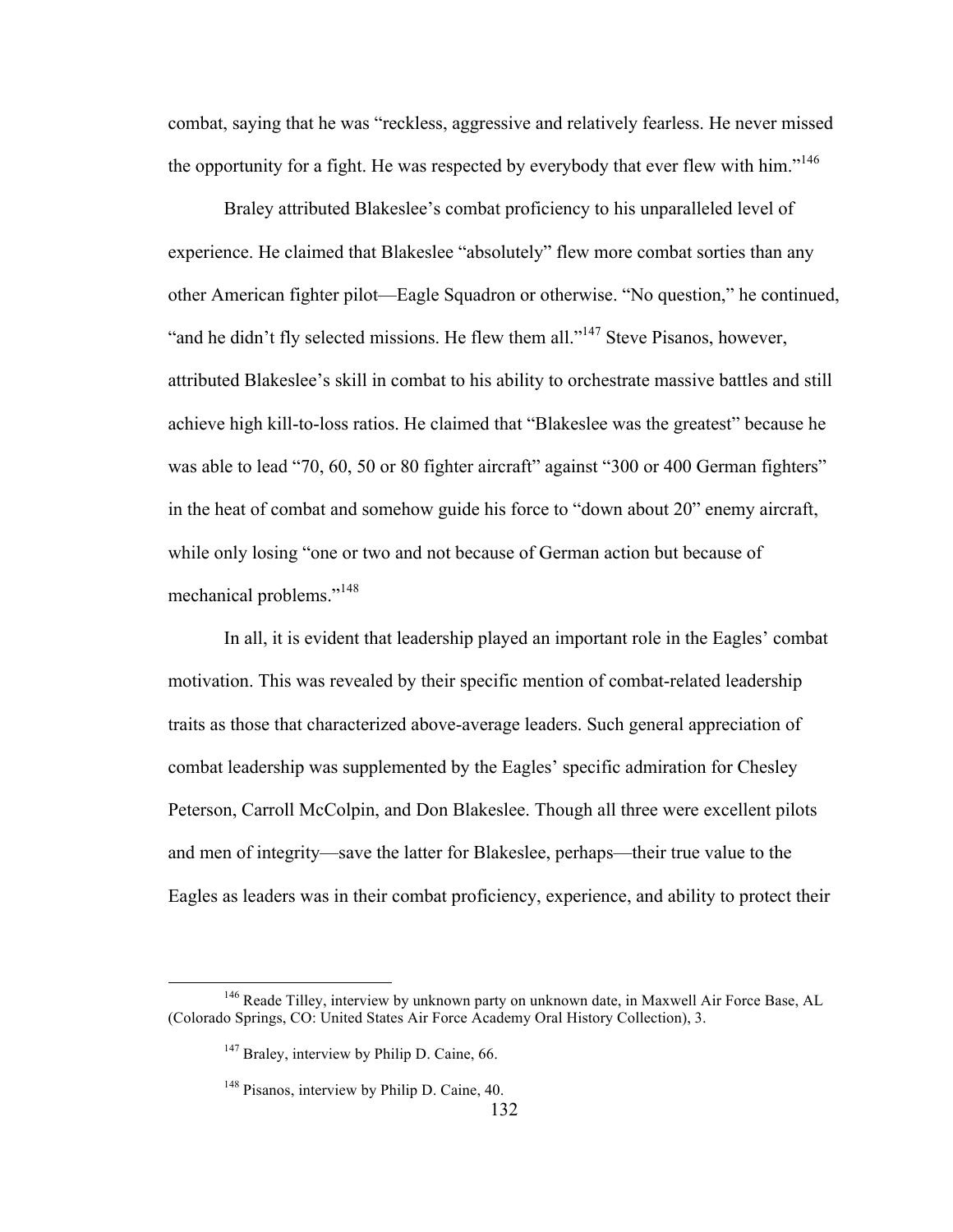combat, saying that he was "reckless, aggressive and relatively fearless. He never missed the opportunity for a fight. He was respected by everybody that ever flew with him."[146]

Braley attributed Blakeslee's combat proficiency to his unparalleled level of experience. He claimed that Blakeslee "absolutely" flew more combat sorties than any other American fighter pilot—Eagle Squadron or otherwise. "No question," he continued, "and he didn't fly selected missions. He flew them all."[147] Steve Pisanos, however, attributed Blakeslee's skill in combat to his ability to orchestrate massive battles and still achieve high kill-to-loss ratios. He claimed that "Blakeslee was the greatest" because he was able to lead "70, 60, 50 or 80 fighter aircraft" against "300 or 400 German fighters" in the heat of combat and somehow guide his force to "down about 20" enemy aircraft, while only losing "one or two and not because of German action but because of mechanical problems."[148]

In all, it is evident that leadership played an important role in the Eagles' combat motivation. This was revealed by their specific mention of combat-related leadership traits as those that characterized above-average leaders. Such general appreciation of combat leadership was supplemented by the Eagles' specific admiration for Chesley Peterson, Carroll McColpin, and Don Blakeslee. Though all three were excellent pilots and men of integrity—save the latter for Blakeslee, perhaps—their true value to the Eagles as leaders was in their combat proficiency, experience, and ability to protect their

---

[146] Reade Tilley, interview by unknown party on unknown date, in Maxwell Air Force Base, AL (Colorado Springs, CO: United States Air Force Academy Oral History Collection), 3.

[147] Braley, interview by Philip D. Caine, 66.

[148] Pisanos, interview by Philip D. Caine, 40.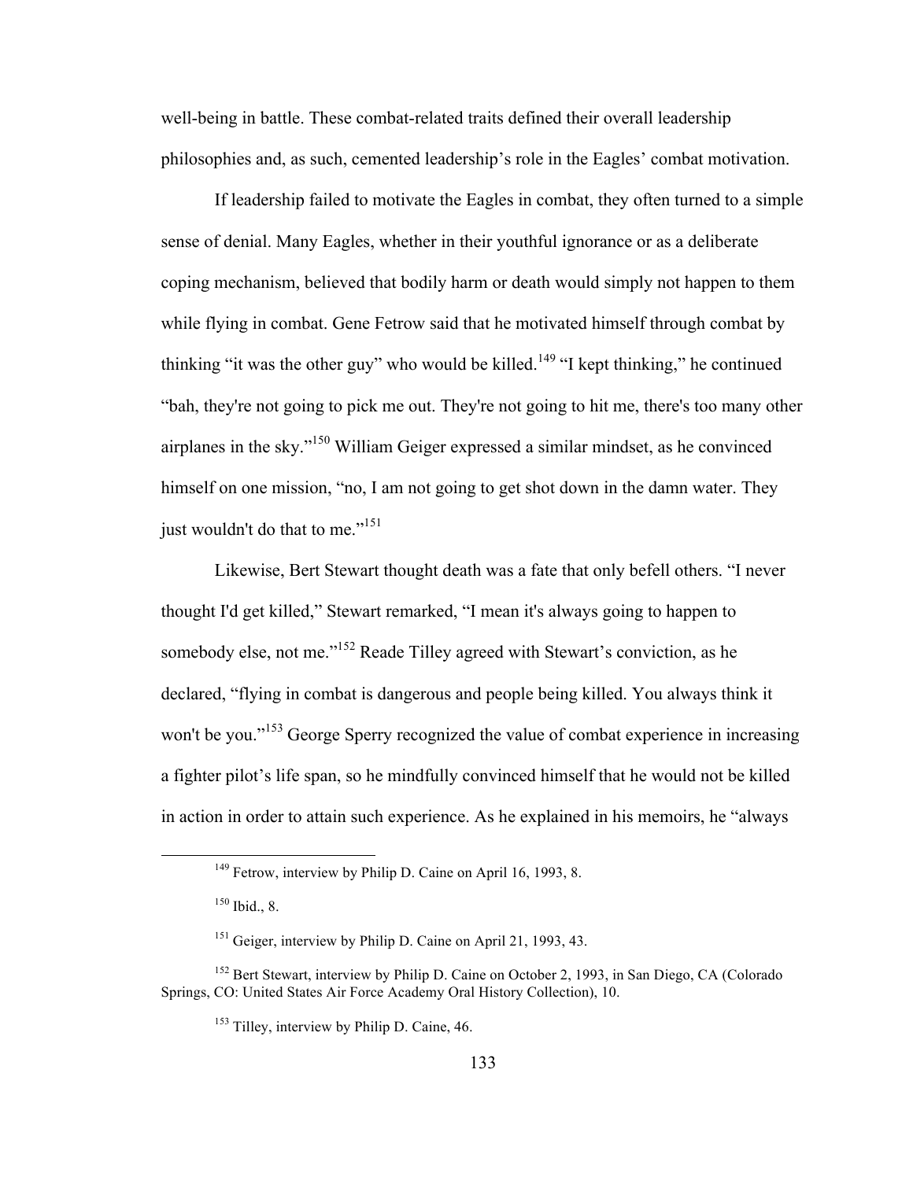well-being in battle. These combat-related traits defined their overall leadership philosophies and, as such, cemented leadership's role in the Eagles' combat motivation.

If leadership failed to motivate the Eagles in combat, they often turned to a simple sense of denial. Many Eagles, whether in their youthful ignorance or as a deliberate coping mechanism, believed that bodily harm or death would simply not happen to them while flying in combat. Gene Fetrow said that he motivated himself through combat by thinking "it was the other guy" who would be killed.[149] "I kept thinking," he continued "bah, they're not going to pick me out. They're not going to hit me, there's too many other airplanes in the sky."[150] William Geiger expressed a similar mindset, as he convinced himself on one mission, "no, I am not going to get shot down in the damn water. They just wouldn't do that to me."[151]

Likewise, Bert Stewart thought death was a fate that only befell others. "I never thought I'd get killed," Stewart remarked, "I mean it's always going to happen to somebody else, not me."[152] Reade Tilley agreed with Stewart's conviction, as he declared, "flying in combat is dangerous and people being killed. You always think it won't be you."[153] George Sperry recognized the value of combat experience in increasing a fighter pilot's life span, so he mindfully convinced himself that he would not be killed in action in order to attain such experience. As he explained in his memoirs, he "always

---

[149] Fetrow, interview by Philip D. Caine on April 16, 1993, 8.

[150] Ibid., 8.

[151] Geiger, interview by Philip D. Caine on April 21, 1993, 43.

[152] Bert Stewart, interview by Philip D. Caine on October 2, 1993, in San Diego, CA (Colorado Springs, CO: United States Air Force Academy Oral History Collection), 10.

[153] Tilley, interview by Philip D. Caine, 46.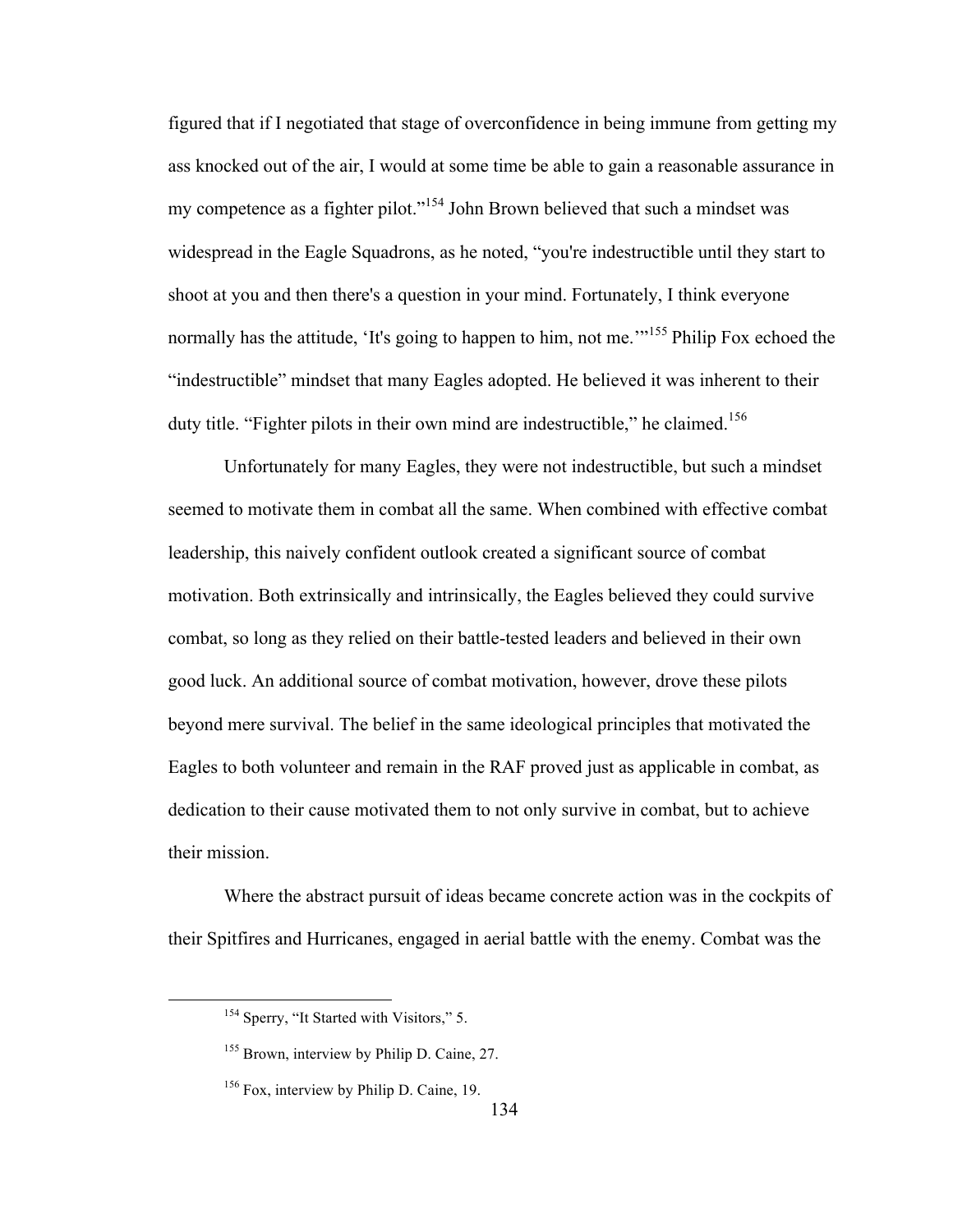figured that if I negotiated that stage of overconfidence in being immune from getting my ass knocked out of the air, I would at some time be able to gain a reasonable assurance in my competence as a fighter pilot."[154] John Brown believed that such a mindset was widespread in the Eagle Squadrons, as he noted, "you're indestructible until they start to shoot at you and then there's a question in your mind. Fortunately, I think everyone normally has the attitude, 'It's going to happen to him, not me.'"[155] Philip Fox echoed the "indestructible" mindset that many Eagles adopted. He believed it was inherent to their duty title. "Fighter pilots in their own mind are indestructible," he claimed.[156]

Unfortunately for many Eagles, they were not indestructible, but such a mindset seemed to motivate them in combat all the same. When combined with effective combat leadership, this naively confident outlook created a significant source of combat motivation. Both extrinsically and intrinsically, the Eagles believed they could survive combat, so long as they relied on their battle-tested leaders and believed in their own good luck. An additional source of combat motivation, however, drove these pilots beyond mere survival. The belief in the same ideological principles that motivated the Eagles to both volunteer and remain in the RAF proved just as applicable in combat, as dedication to their cause motivated them to not only survive in combat, but to achieve their mission.

Where the abstract pursuit of ideas became concrete action was in the cockpits of their Spitfires and Hurricanes, engaged in aerial battle with the enemy. Combat was the

---

[154] Sperry, "It Started with Visitors," 5.

[155] Brown, interview by Philip D. Caine, 27.

[156] Fox, interview by Philip D. Caine, 19.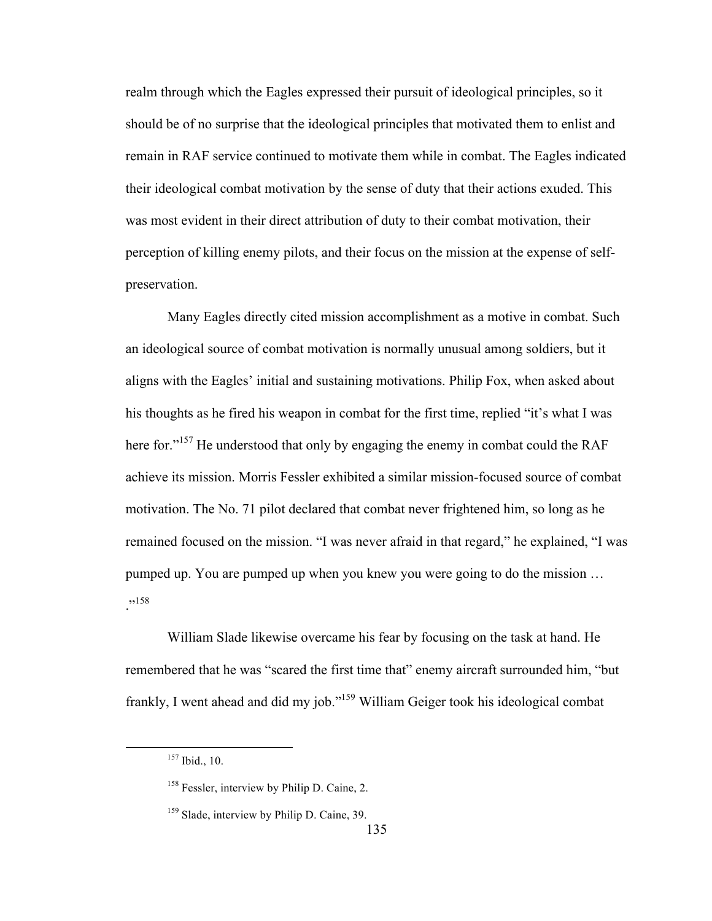realm through which the Eagles expressed their pursuit of ideological principles, so it should be of no surprise that the ideological principles that motivated them to enlist and remain in RAF service continued to motivate them while in combat. The Eagles indicated their ideological combat motivation by the sense of duty that their actions exuded. This was most evident in their direct attribution of duty to their combat motivation, their perception of killing enemy pilots, and their focus on the mission at the expense of self-preservation.

Many Eagles directly cited mission accomplishment as a motive in combat. Such an ideological source of combat motivation is normally unusual among soldiers, but it aligns with the Eagles' initial and sustaining motivations. Philip Fox, when asked about his thoughts as he fired his weapon in combat for the first time, replied "it's what I was here for."[157] He understood that only by engaging the enemy in combat could the RAF achieve its mission. Morris Fessler exhibited a similar mission-focused source of combat motivation. The No. 71 pilot declared that combat never frightened him, so long as he remained focused on the mission. "I was never afraid in that regard," he explained, "I was pumped up. You are pumped up when you knew you were going to do the mission … ."[158]

William Slade likewise overcame his fear by focusing on the task at hand. He remembered that he was "scared the first time that" enemy aircraft surrounded him, "but frankly, I went ahead and did my job."[159] William Geiger took his ideological combat

[157] Ibid., 10.

[158] Fessler, interview by Philip D. Caine, 2.

[159] Slade, interview by Philip D. Caine, 39.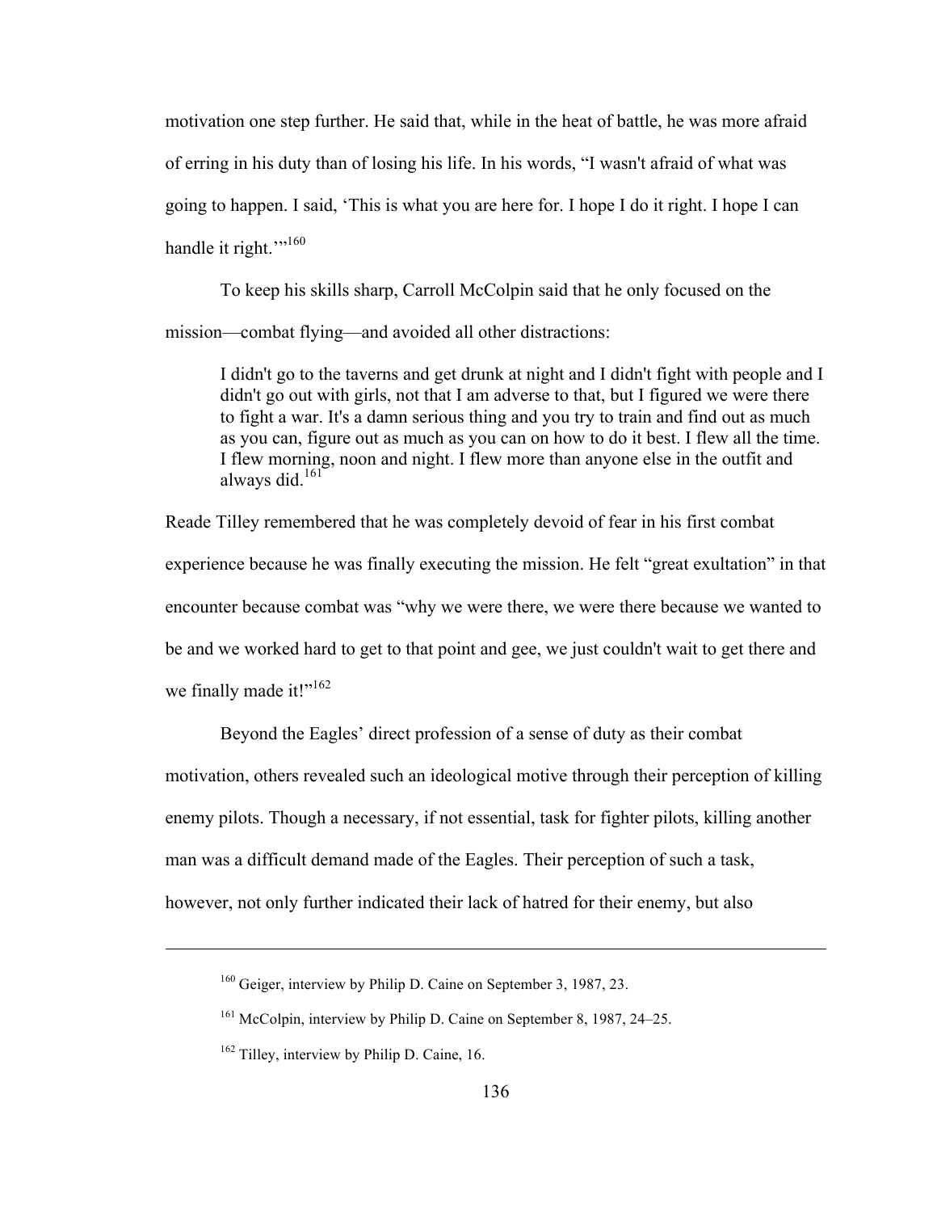motivation one step further. He said that, while in the heat of battle, he was more afraid of erring in his duty than of losing his life. In his words, "I wasn't afraid of what was going to happen. I said, 'This is what you are here for. I hope I do it right. I hope I can handle it right.'"[160]

To keep his skills sharp, Carroll McColpin said that he only focused on the mission—combat flying—and avoided all other distractions:

> I didn't go to the taverns and get drunk at night and I didn't fight with people and I didn't go out with girls, not that I am adverse to that, but I figured we were there to fight a war. It's a damn serious thing and you try to train and find out as much as you can, figure out as much as you can on how to do it best. I flew all the time. I flew morning, noon and night. I flew more than anyone else in the outfit and always did.[161]

Reade Tilley remembered that he was completely devoid of fear in his first combat experience because he was finally executing the mission. He felt "great exultation" in that encounter because combat was "why we were there, we were there because we wanted to be and we worked hard to get to that point and gee, we just couldn't wait to get there and we finally made it!"[162]

Beyond the Eagles' direct profession of a sense of duty as their combat motivation, others revealed such an ideological motive through their perception of killing enemy pilots. Though a necessary, if not essential, task for fighter pilots, killing another man was a difficult demand made of the Eagles. Their perception of such a task, however, not only further indicated their lack of hatred for their enemy, but also

---

[160] Geiger, interview by Philip D. Caine on September 3, 1987, 23.

[161] McColpin, interview by Philip D. Caine on September 8, 1987, 24–25.

[162] Tilley, interview by Philip D. Caine, 16.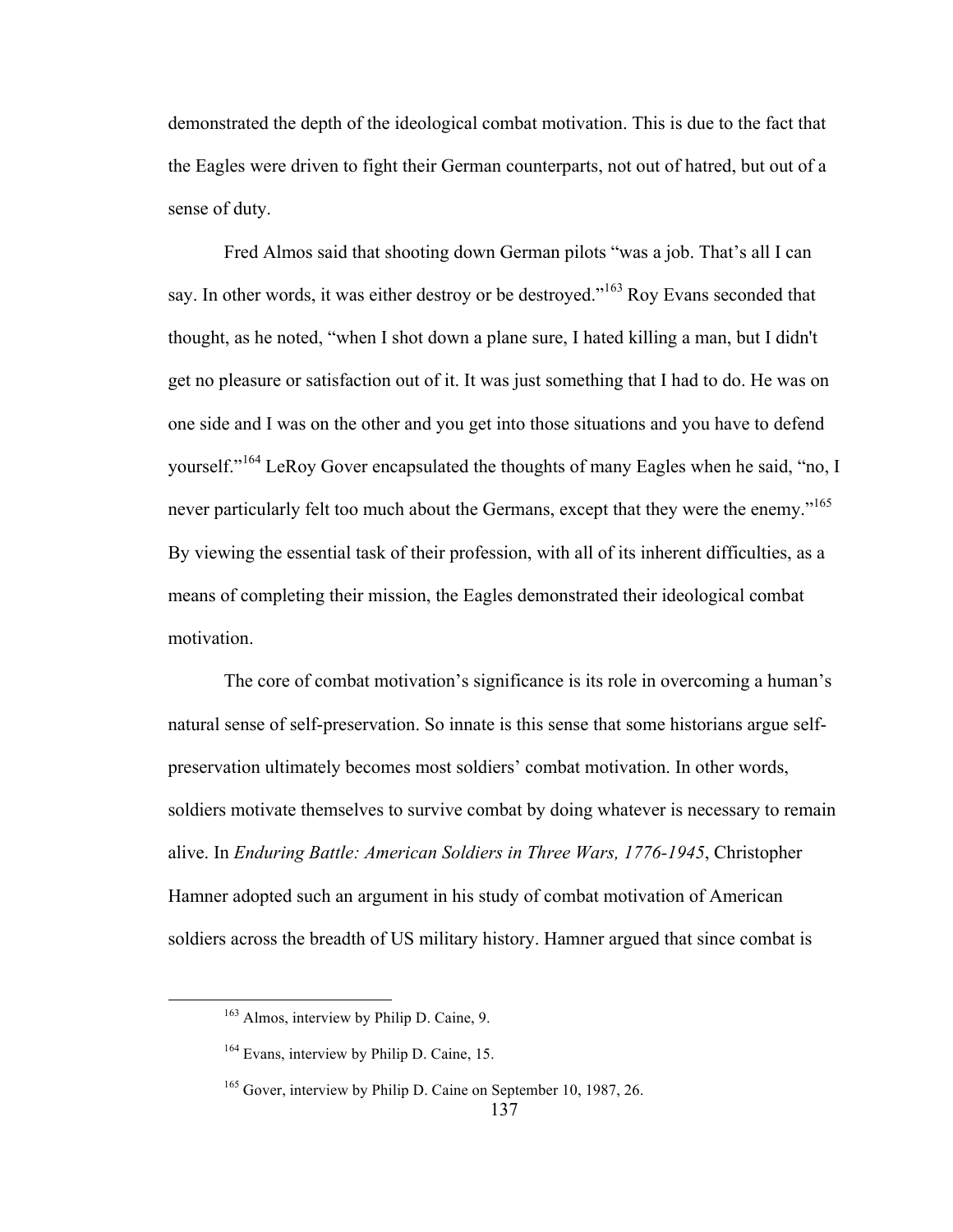demonstrated the depth of the ideological combat motivation. This is due to the fact that the Eagles were driven to fight their German counterparts, not out of hatred, but out of a sense of duty.

Fred Almos said that shooting down German pilots "was a job. That's all I can say. In other words, it was either destroy or be destroyed."[163] Roy Evans seconded that thought, as he noted, "when I shot down a plane sure, I hated killing a man, but I didn't get no pleasure or satisfaction out of it. It was just something that I had to do. He was on one side and I was on the other and you get into those situations and you have to defend yourself."[164] LeRoy Gover encapsulated the thoughts of many Eagles when he said, "no, I never particularly felt too much about the Germans, except that they were the enemy."[165] By viewing the essential task of their profession, with all of its inherent difficulties, as a means of completing their mission, the Eagles demonstrated their ideological combat motivation.

The core of combat motivation's significance is its role in overcoming a human's natural sense of self-preservation. So innate is this sense that some historians argue self-preservation ultimately becomes most soldiers' combat motivation. In other words, soldiers motivate themselves to survive combat by doing whatever is necessary to remain alive. In *Enduring Battle: American Soldiers in Three Wars, 1776-1945*, Christopher Hamner adopted such an argument in his study of combat motivation of American soldiers across the breadth of US military history. Hamner argued that since combat is

---

[163] Almos, interview by Philip D. Caine, 9.

[164] Evans, interview by Philip D. Caine, 15.

[165] Gover, interview by Philip D. Caine on September 10, 1987, 26.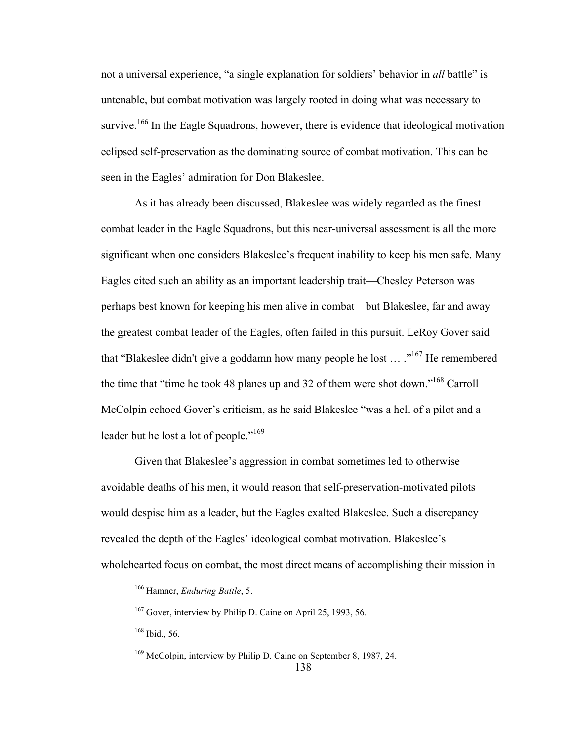not a universal experience, "a single explanation for soldiers' behavior in *all* battle" is untenable, but combat motivation was largely rooted in doing what was necessary to survive.[166] In the Eagle Squadrons, however, there is evidence that ideological motivation eclipsed self-preservation as the dominating source of combat motivation. This can be seen in the Eagles' admiration for Don Blakeslee.

As it has already been discussed, Blakeslee was widely regarded as the finest combat leader in the Eagle Squadrons, but this near-universal assessment is all the more significant when one considers Blakeslee's frequent inability to keep his men safe. Many Eagles cited such an ability as an important leadership trait—Chesley Peterson was perhaps best known for keeping his men alive in combat—but Blakeslee, far and away the greatest combat leader of the Eagles, often failed in this pursuit. LeRoy Gover said that "Blakeslee didn't give a goddamn how many people he lost … ."[167] He remembered the time that "time he took 48 planes up and 32 of them were shot down."[168] Carroll McColpin echoed Gover's criticism, as he said Blakeslee "was a hell of a pilot and a leader but he lost a lot of people."[169]

Given that Blakeslee's aggression in combat sometimes led to otherwise avoidable deaths of his men, it would reason that self-preservation-motivated pilots would despise him as a leader, but the Eagles exalted Blakeslee. Such a discrepancy revealed the depth of the Eagles' ideological combat motivation. Blakeslee's wholehearted focus on combat, the most direct means of accomplishing their mission in

---

[166] Hamner, *Enduring Battle*, 5.

[167] Gover, interview by Philip D. Caine on April 25, 1993, 56.

[168] Ibid., 56.

[169] McColpin, interview by Philip D. Caine on September 8, 1987, 24.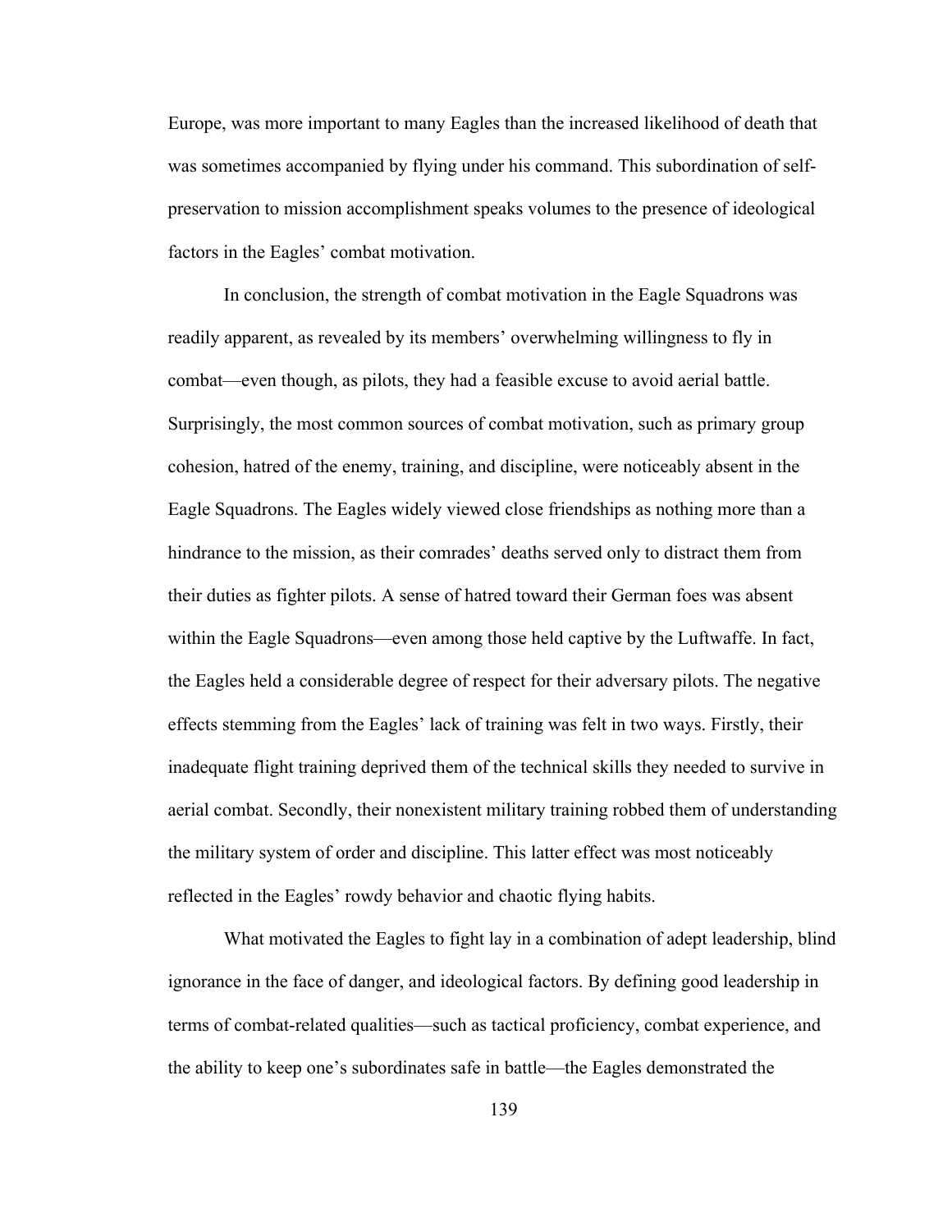Europe, was more important to many Eagles than the increased likelihood of death that was sometimes accompanied by flying under his command. This subordination of self-preservation to mission accomplishment speaks volumes to the presence of ideological factors in the Eagles' combat motivation.

In conclusion, the strength of combat motivation in the Eagle Squadrons was readily apparent, as revealed by its members' overwhelming willingness to fly in combat—even though, as pilots, they had a feasible excuse to avoid aerial battle. Surprisingly, the most common sources of combat motivation, such as primary group cohesion, hatred of the enemy, training, and discipline, were noticeably absent in the Eagle Squadrons. The Eagles widely viewed close friendships as nothing more than a hindrance to the mission, as their comrades' deaths served only to distract them from their duties as fighter pilots. A sense of hatred toward their German foes was absent within the Eagle Squadrons—even among those held captive by the Luftwaffe. In fact, the Eagles held a considerable degree of respect for their adversary pilots. The negative effects stemming from the Eagles' lack of training was felt in two ways. Firstly, their inadequate flight training deprived them of the technical skills they needed to survive in aerial combat. Secondly, their nonexistent military training robbed them of understanding the military system of order and discipline. This latter effect was most noticeably reflected in the Eagles' rowdy behavior and chaotic flying habits.

What motivated the Eagles to fight lay in a combination of adept leadership, blind ignorance in the face of danger, and ideological factors. By defining good leadership in terms of combat-related qualities—such as tactical proficiency, combat experience, and the ability to keep one's subordinates safe in battle—the Eagles demonstrated the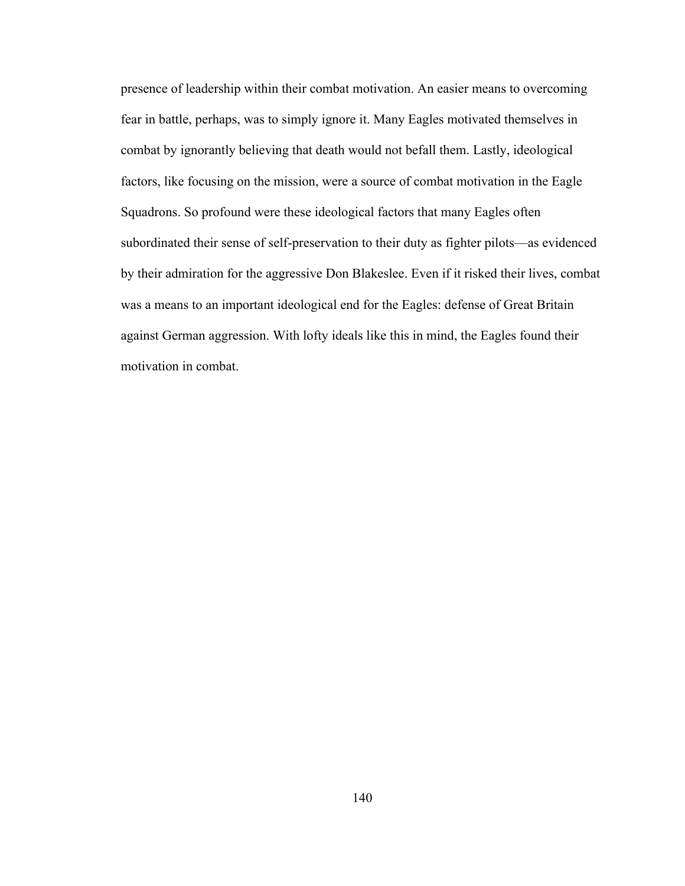presence of leadership within their combat motivation. An easier means to overcoming fear in battle, perhaps, was to simply ignore it. Many Eagles motivated themselves in combat by ignorantly believing that death would not befall them. Lastly, ideological factors, like focusing on the mission, were a source of combat motivation in the Eagle Squadrons. So profound were these ideological factors that many Eagles often subordinated their sense of self-preservation to their duty as fighter pilots—as evidenced by their admiration for the aggressive Don Blakeslee. Even if it risked their lives, combat was a means to an important ideological end for the Eagles: defense of Great Britain against German aggression. With lofty ideals like this in mind, the Eagles found their motivation in combat.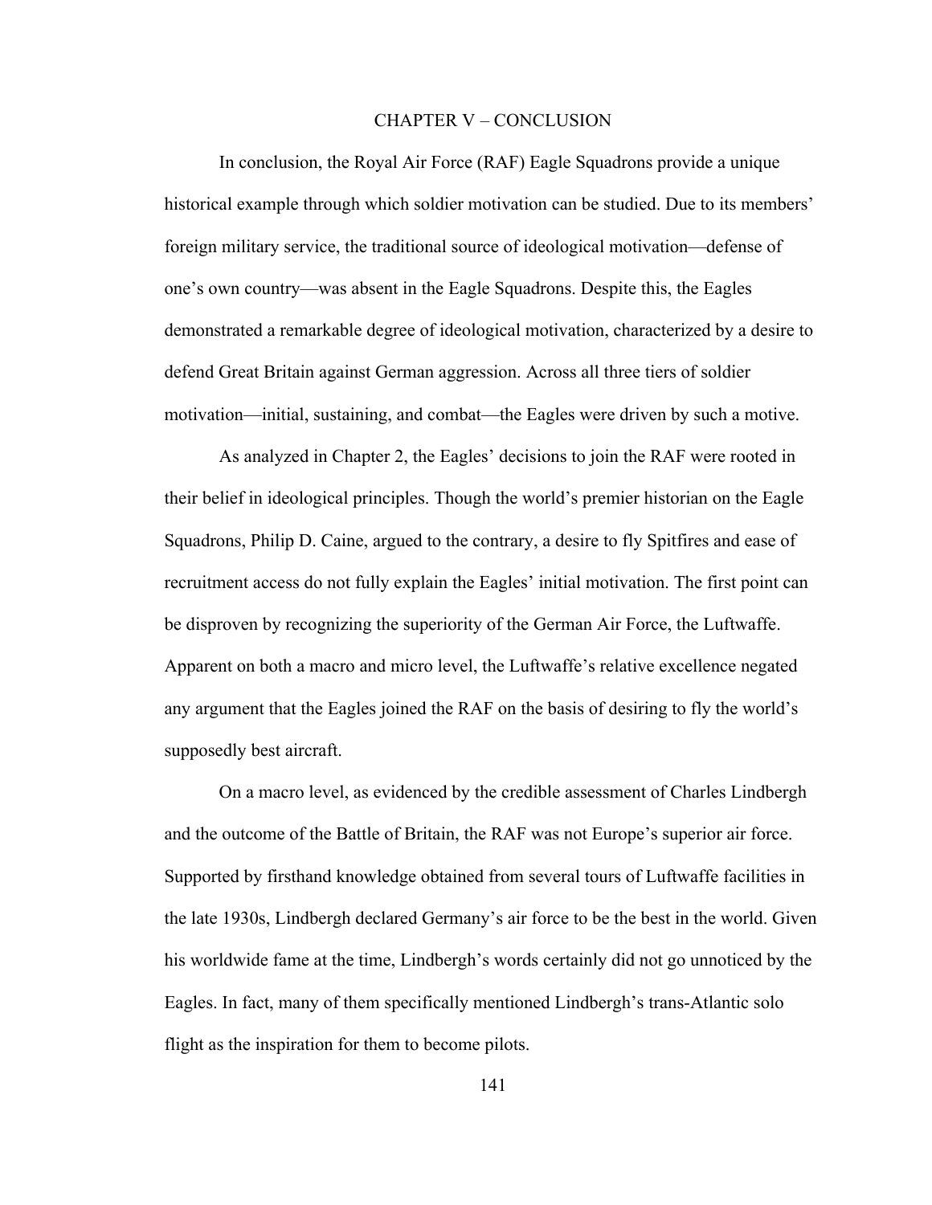# CHAPTER V – CONCLUSION

In conclusion, the Royal Air Force (RAF) Eagle Squadrons provide a unique historical example through which soldier motivation can be studied. Due to its members' foreign military service, the traditional source of ideological motivation—defense of one's own country—was absent in the Eagle Squadrons. Despite this, the Eagles demonstrated a remarkable degree of ideological motivation, characterized by a desire to defend Great Britain against German aggression. Across all three tiers of soldier motivation—initial, sustaining, and combat—the Eagles were driven by such a motive.

As analyzed in Chapter 2, the Eagles' decisions to join the RAF were rooted in their belief in ideological principles. Though the world's premier historian on the Eagle Squadrons, Philip D. Caine, argued to the contrary, a desire to fly Spitfires and ease of recruitment access do not fully explain the Eagles' initial motivation. The first point can be disproven by recognizing the superiority of the German Air Force, the Luftwaffe. Apparent on both a macro and micro level, the Luftwaffe's relative excellence negated any argument that the Eagles joined the RAF on the basis of desiring to fly the world's supposedly best aircraft.

On a macro level, as evidenced by the credible assessment of Charles Lindbergh and the outcome of the Battle of Britain, the RAF was not Europe's superior air force. Supported by firsthand knowledge obtained from several tours of Luftwaffe facilities in the late 1930s, Lindbergh declared Germany's air force to be the best in the world. Given his worldwide fame at the time, Lindbergh's words certainly did not go unnoticed by the Eagles. In fact, many of them specifically mentioned Lindbergh's trans-Atlantic solo flight as the inspiration for them to become pilots.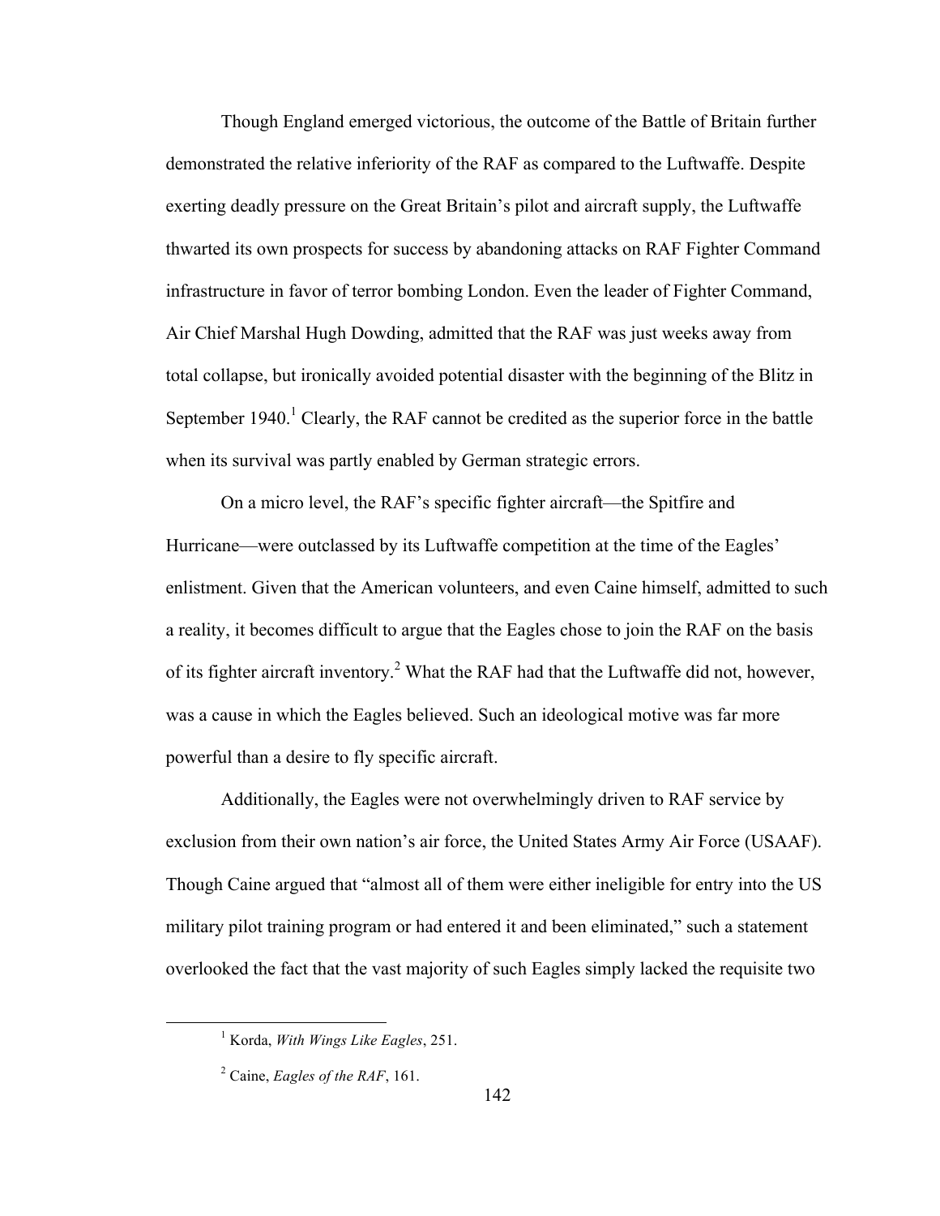Though England emerged victorious, the outcome of the Battle of Britain further demonstrated the relative inferiority of the RAF as compared to the Luftwaffe. Despite exerting deadly pressure on the Great Britain's pilot and aircraft supply, the Luftwaffe thwarted its own prospects for success by abandoning attacks on RAF Fighter Command infrastructure in favor of terror bombing London. Even the leader of Fighter Command, Air Chief Marshal Hugh Dowding, admitted that the RAF was just weeks away from total collapse, but ironically avoided potential disaster with the beginning of the Blitz in September 1940.[1] Clearly, the RAF cannot be credited as the superior force in the battle when its survival was partly enabled by German strategic errors.

On a micro level, the RAF's specific fighter aircraft—the Spitfire and Hurricane—were outclassed by its Luftwaffe competition at the time of the Eagles' enlistment. Given that the American volunteers, and even Caine himself, admitted to such a reality, it becomes difficult to argue that the Eagles chose to join the RAF on the basis of its fighter aircraft inventory.[2] What the RAF had that the Luftwaffe did not, however, was a cause in which the Eagles believed. Such an ideological motive was far more powerful than a desire to fly specific aircraft.

Additionally, the Eagles were not overwhelmingly driven to RAF service by exclusion from their own nation's air force, the United States Army Air Force (USAAF). Though Caine argued that "almost all of them were either ineligible for entry into the US military pilot training program or had entered it and been eliminated," such a statement overlooked the fact that the vast majority of such Eagles simply lacked the requisite two

[1] Korda, *With Wings Like Eagles*, 251.

[2] Caine, *Eagles of the RAF*, 161.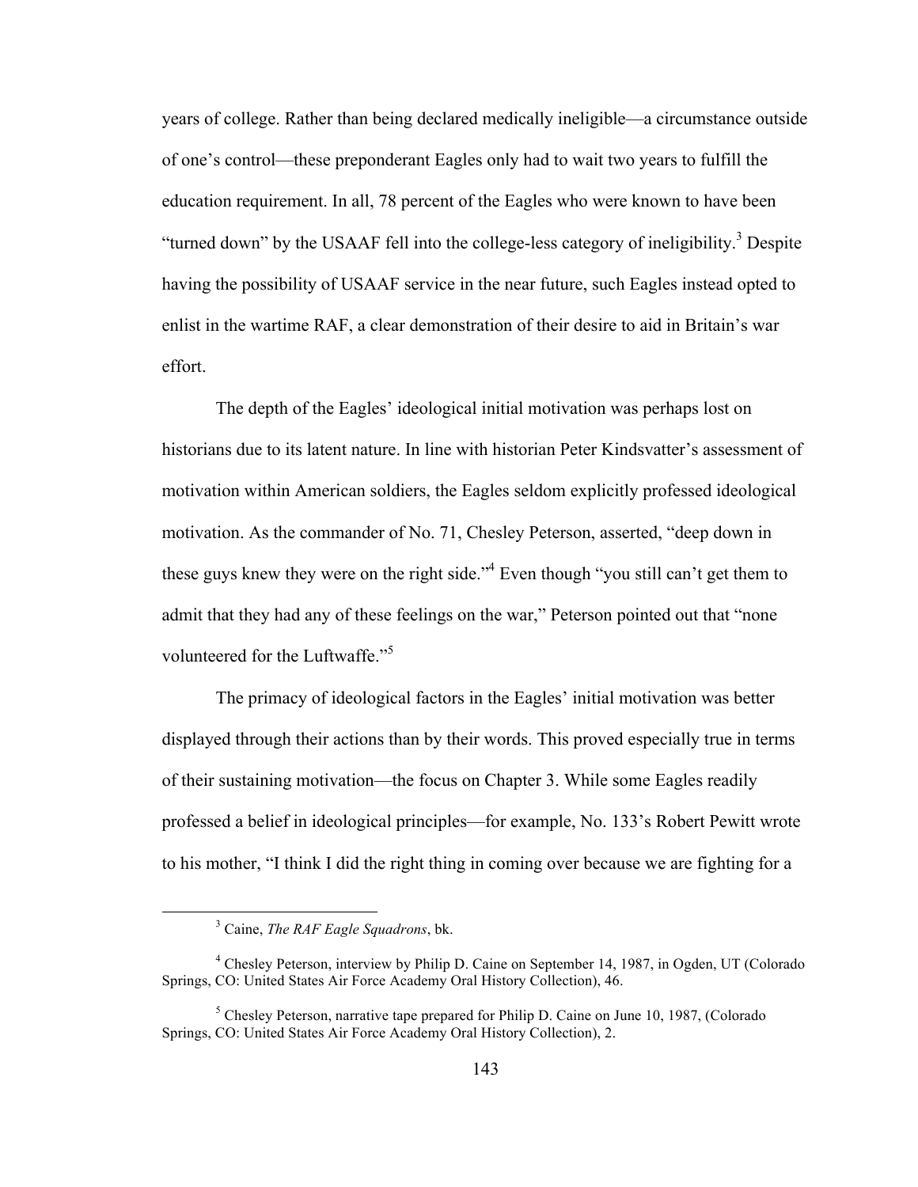years of college. Rather than being declared medically ineligible—a circumstance outside of one's control—these preponderant Eagles only had to wait two years to fulfill the education requirement. In all, 78 percent of the Eagles who were known to have been "turned down" by the USAAF fell into the college-less category of ineligibility.[3] Despite having the possibility of USAAF service in the near future, such Eagles instead opted to enlist in the wartime RAF, a clear demonstration of their desire to aid in Britain's war effort.

The depth of the Eagles' ideological initial motivation was perhaps lost on historians due to its latent nature. In line with historian Peter Kindsvatter's assessment of motivation within American soldiers, the Eagles seldom explicitly professed ideological motivation. As the commander of No. 71, Chesley Peterson, asserted, "deep down in these guys knew they were on the right side."[4] Even though "you still can't get them to admit that they had any of these feelings on the war," Peterson pointed out that "none volunteered for the Luftwaffe."[5]

The primacy of ideological factors in the Eagles' initial motivation was better displayed through their actions than by their words. This proved especially true in terms of their sustaining motivation—the focus on Chapter 3. While some Eagles readily professed a belief in ideological principles—for example, No. 133's Robert Pewitt wrote to his mother, "I think I did the right thing in coming over because we are fighting for a

---

[3] Caine, *The RAF Eagle Squadrons*, bk.

[4] Chesley Peterson, interview by Philip D. Caine on September 14, 1987, in Ogden, UT (Colorado Springs, CO: United States Air Force Academy Oral History Collection), 46.

[5] Chesley Peterson, narrative tape prepared for Philip D. Caine on June 10, 1987, (Colorado Springs, CO: United States Air Force Academy Oral History Collection), 2.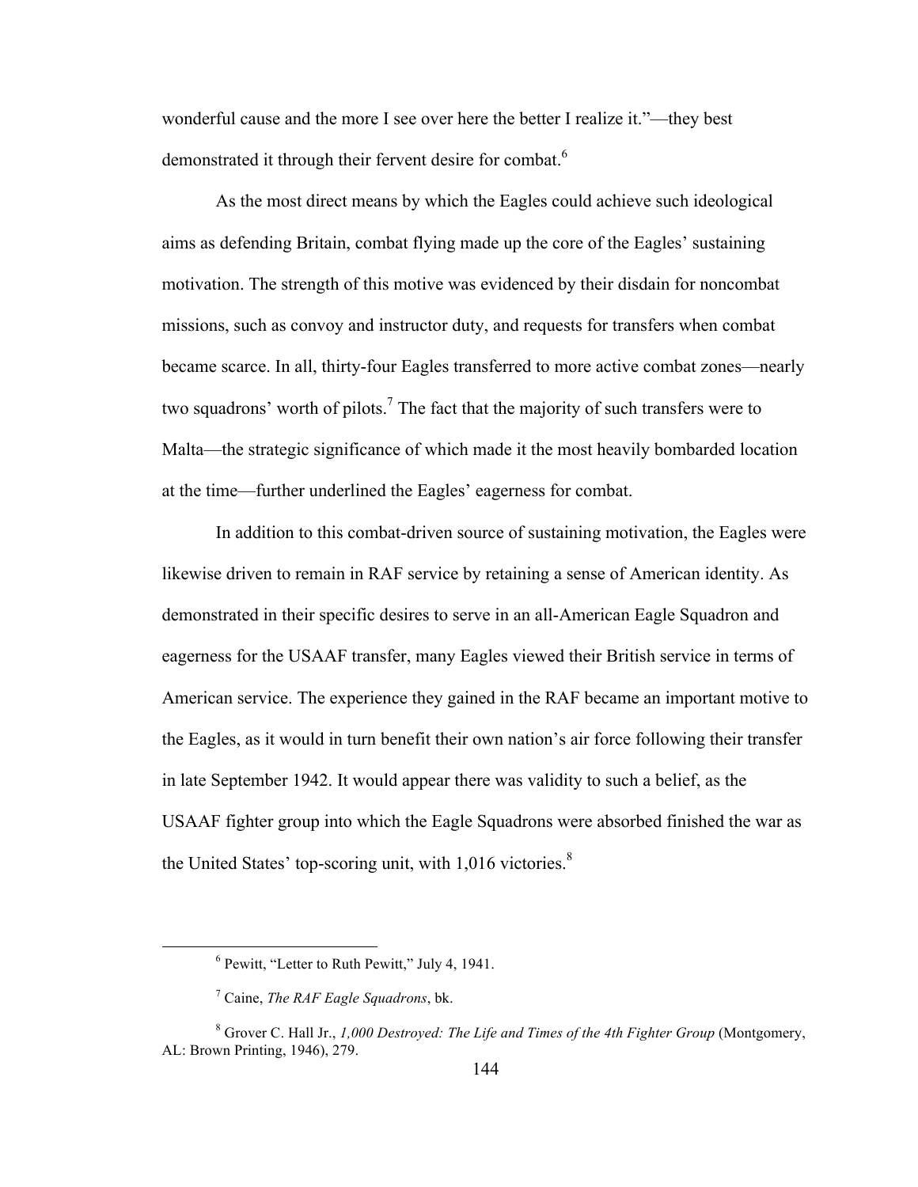wonderful cause and the more I see over here the better I realize it."—they best demonstrated it through their fervent desire for combat.[6]

As the most direct means by which the Eagles could achieve such ideological aims as defending Britain, combat flying made up the core of the Eagles' sustaining motivation. The strength of this motive was evidenced by their disdain for noncombat missions, such as convoy and instructor duty, and requests for transfers when combat became scarce. In all, thirty-four Eagles transferred to more active combat zones—nearly two squadrons' worth of pilots.[7] The fact that the majority of such transfers were to Malta—the strategic significance of which made it the most heavily bombarded location at the time—further underlined the Eagles' eagerness for combat.

In addition to this combat-driven source of sustaining motivation, the Eagles were likewise driven to remain in RAF service by retaining a sense of American identity. As demonstrated in their specific desires to serve in an all-American Eagle Squadron and eagerness for the USAAF transfer, many Eagles viewed their British service in terms of American service. The experience they gained in the RAF became an important motive to the Eagles, as it would in turn benefit their own nation's air force following their transfer in late September 1942. It would appear there was validity to such a belief, as the USAAF fighter group into which the Eagle Squadrons were absorbed finished the war as the United States' top-scoring unit, with 1,016 victories.[8]

---

[6] Pewitt, "Letter to Ruth Pewitt," July 4, 1941.

[7] Caine, *The RAF Eagle Squadrons*, bk.

[8] Grover C. Hall Jr., *1,000 Destroyed: The Life and Times of the 4th Fighter Group* (Montgomery, AL: Brown Printing, 1946), 279.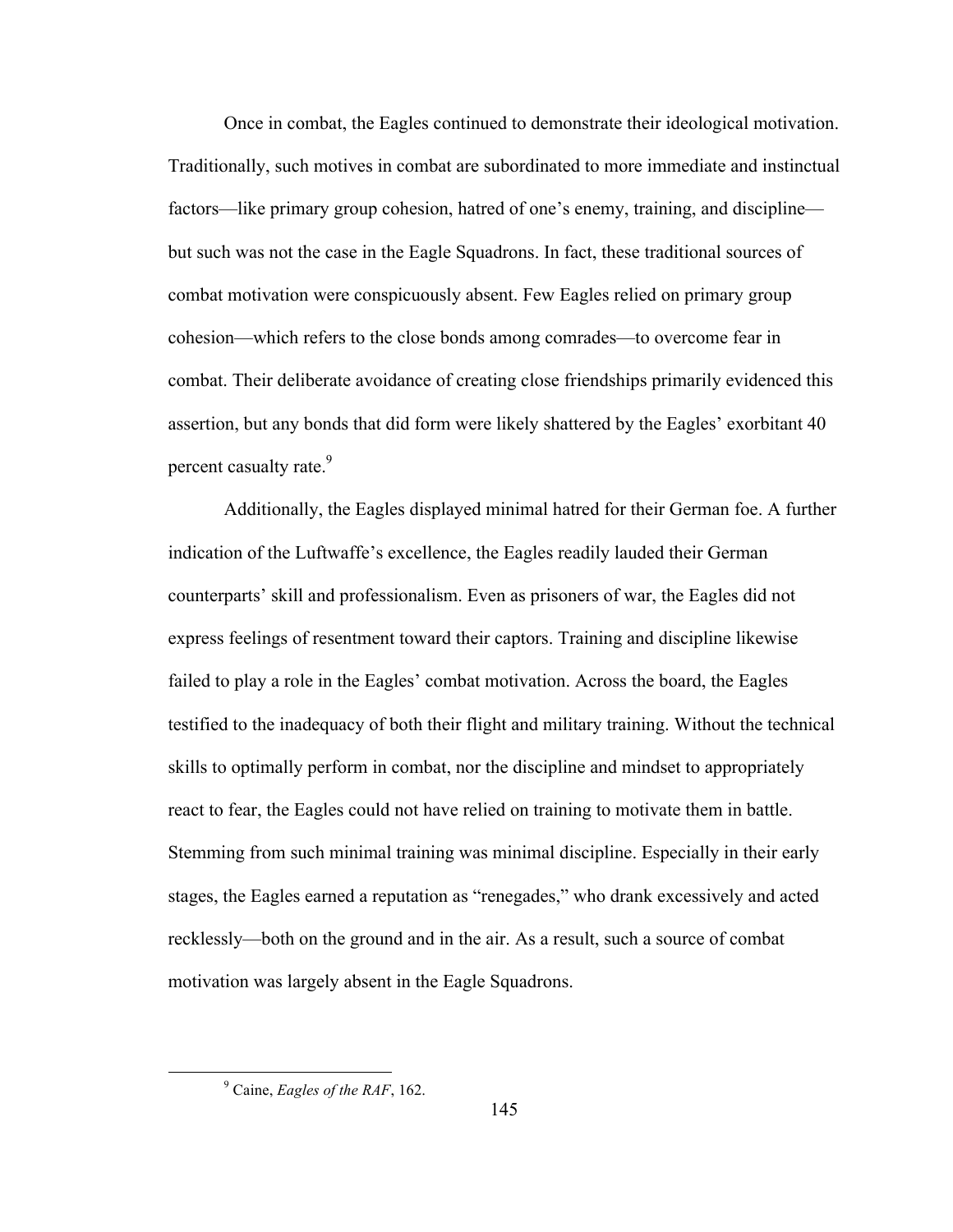Once in combat, the Eagles continued to demonstrate their ideological motivation. Traditionally, such motives in combat are subordinated to more immediate and instinctual factors—like primary group cohesion, hatred of one's enemy, training, and discipline—but such was not the case in the Eagle Squadrons. In fact, these traditional sources of combat motivation were conspicuously absent. Few Eagles relied on primary group cohesion—which refers to the close bonds among comrades—to overcome fear in combat. Their deliberate avoidance of creating close friendships primarily evidenced this assertion, but any bonds that did form were likely shattered by the Eagles' exorbitant 40 percent casualty rate.[9]

Additionally, the Eagles displayed minimal hatred for their German foe. A further indication of the Luftwaffe's excellence, the Eagles readily lauded their German counterparts' skill and professionalism. Even as prisoners of war, the Eagles did not express feelings of resentment toward their captors. Training and discipline likewise failed to play a role in the Eagles' combat motivation. Across the board, the Eagles testified to the inadequacy of both their flight and military training. Without the technical skills to optimally perform in combat, nor the discipline and mindset to appropriately react to fear, the Eagles could not have relied on training to motivate them in battle. Stemming from such minimal training was minimal discipline. Especially in their early stages, the Eagles earned a reputation as "renegades," who drank excessively and acted recklessly—both on the ground and in the air. As a result, such a source of combat motivation was largely absent in the Eagle Squadrons.

[9] Caine, *Eagles of the RAF*, 162.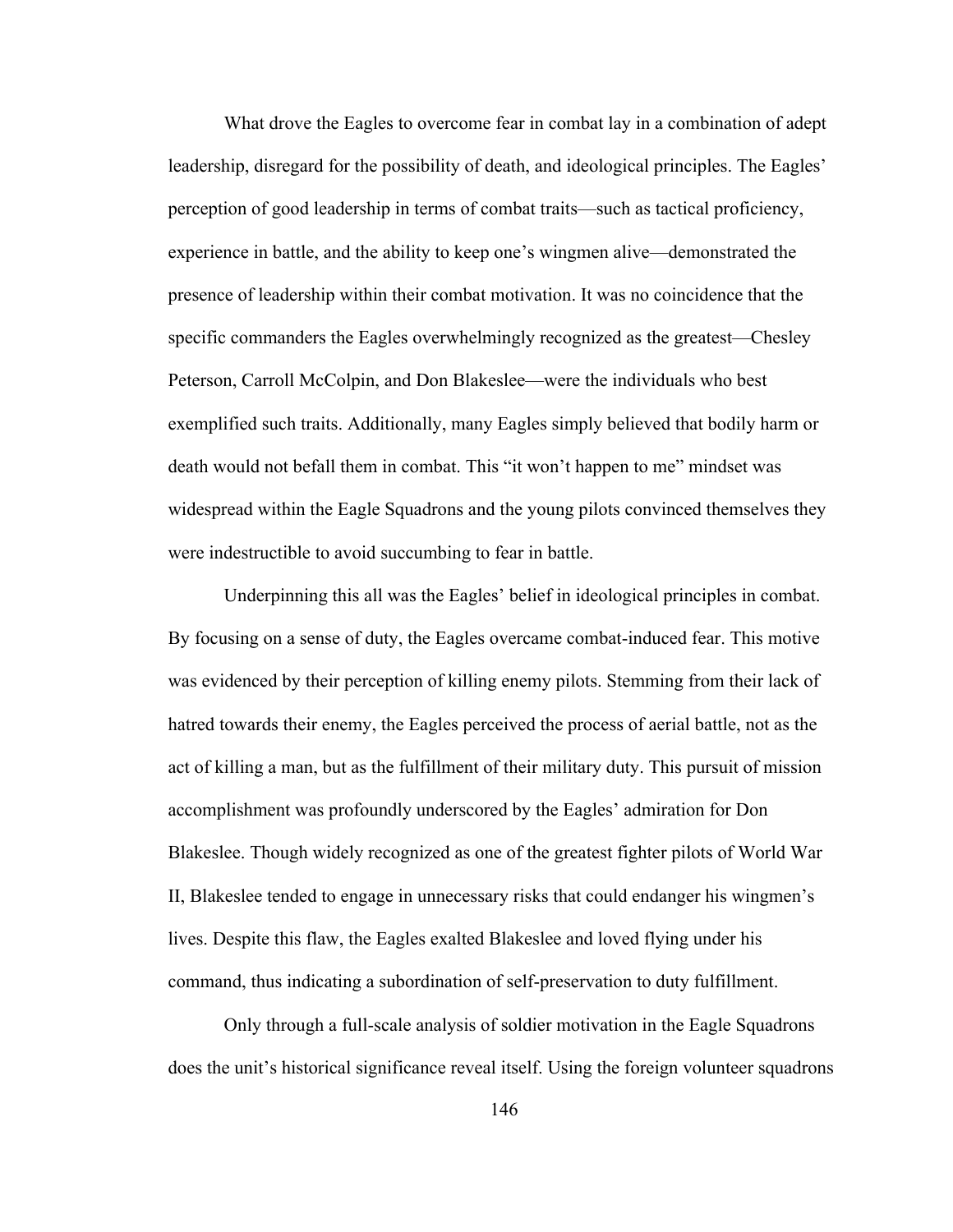What drove the Eagles to overcome fear in combat lay in a combination of adept leadership, disregard for the possibility of death, and ideological principles. The Eagles' perception of good leadership in terms of combat traits—such as tactical proficiency, experience in battle, and the ability to keep one's wingmen alive—demonstrated the presence of leadership within their combat motivation. It was no coincidence that the specific commanders the Eagles overwhelmingly recognized as the greatest—Chesley Peterson, Carroll McColpin, and Don Blakeslee—were the individuals who best exemplified such traits. Additionally, many Eagles simply believed that bodily harm or death would not befall them in combat. This "it won't happen to me" mindset was widespread within the Eagle Squadrons and the young pilots convinced themselves they were indestructible to avoid succumbing to fear in battle.

Underpinning this all was the Eagles' belief in ideological principles in combat. By focusing on a sense of duty, the Eagles overcame combat-induced fear. This motive was evidenced by their perception of killing enemy pilots. Stemming from their lack of hatred towards their enemy, the Eagles perceived the process of aerial battle, not as the act of killing a man, but as the fulfillment of their military duty. This pursuit of mission accomplishment was profoundly underscored by the Eagles' admiration for Don Blakeslee. Though widely recognized as one of the greatest fighter pilots of World War II, Blakeslee tended to engage in unnecessary risks that could endanger his wingmen's lives. Despite this flaw, the Eagles exalted Blakeslee and loved flying under his command, thus indicating a subordination of self-preservation to duty fulfillment.

Only through a full-scale analysis of soldier motivation in the Eagle Squadrons does the unit's historical significance reveal itself. Using the foreign volunteer squadrons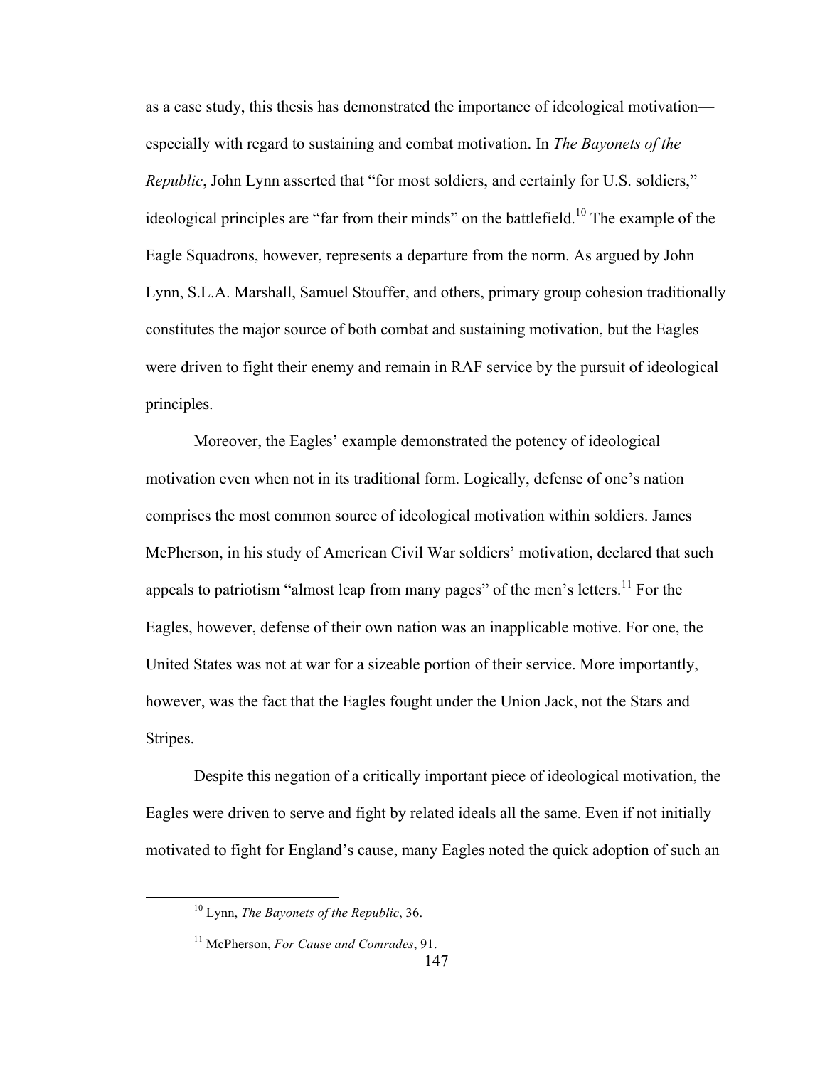as a case study, this thesis has demonstrated the importance of ideological motivation—especially with regard to sustaining and combat motivation. In *The Bayonets of the Republic*, John Lynn asserted that "for most soldiers, and certainly for U.S. soldiers," ideological principles are "far from their minds" on the battlefield.[10] The example of the Eagle Squadrons, however, represents a departure from the norm. As argued by John Lynn, S.L.A. Marshall, Samuel Stouffer, and others, primary group cohesion traditionally constitutes the major source of both combat and sustaining motivation, but the Eagles were driven to fight their enemy and remain in RAF service by the pursuit of ideological principles.

Moreover, the Eagles' example demonstrated the potency of ideological motivation even when not in its traditional form. Logically, defense of one's nation comprises the most common source of ideological motivation within soldiers. James McPherson, in his study of American Civil War soldiers' motivation, declared that such appeals to patriotism "almost leap from many pages" of the men's letters.[11] For the Eagles, however, defense of their own nation was an inapplicable motive. For one, the United States was not at war for a sizeable portion of their service. More importantly, however, was the fact that the Eagles fought under the Union Jack, not the Stars and Stripes.

Despite this negation of a critically important piece of ideological motivation, the Eagles were driven to serve and fight by related ideals all the same. Even if not initially motivated to fight for England's cause, many Eagles noted the quick adoption of such an

[10] Lynn, *The Bayonets of the Republic*, 36.

[11] McPherson, *For Cause and Comrades*, 91.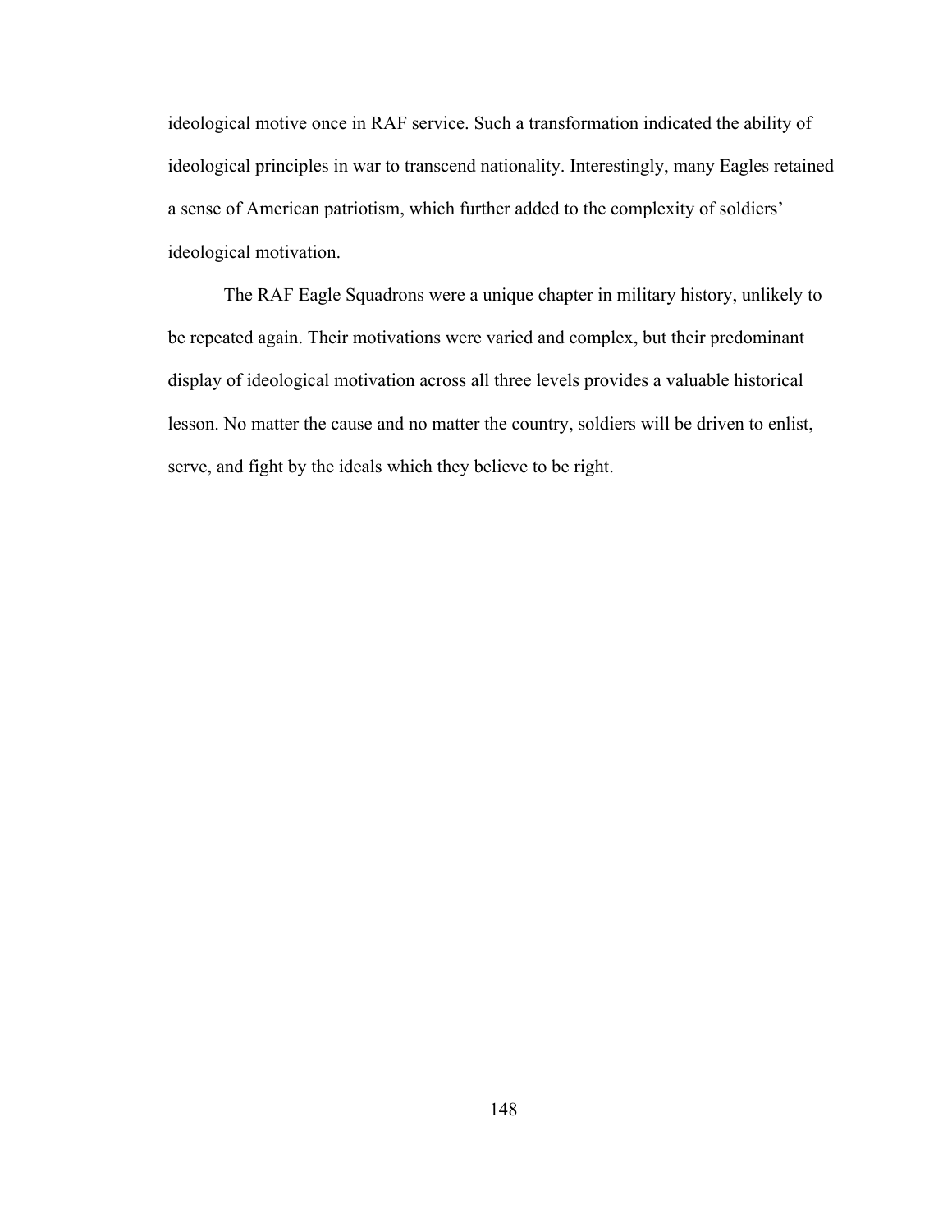ideological motive once in RAF service. Such a transformation indicated the ability of ideological principles in war to transcend nationality. Interestingly, many Eagles retained a sense of American patriotism, which further added to the complexity of soldiers' ideological motivation.

The RAF Eagle Squadrons were a unique chapter in military history, unlikely to be repeated again. Their motivations were varied and complex, but their predominant display of ideological motivation across all three levels provides a valuable historical lesson. No matter the cause and no matter the country, soldiers will be driven to enlist, serve, and fight by the ideals which they believe to be right.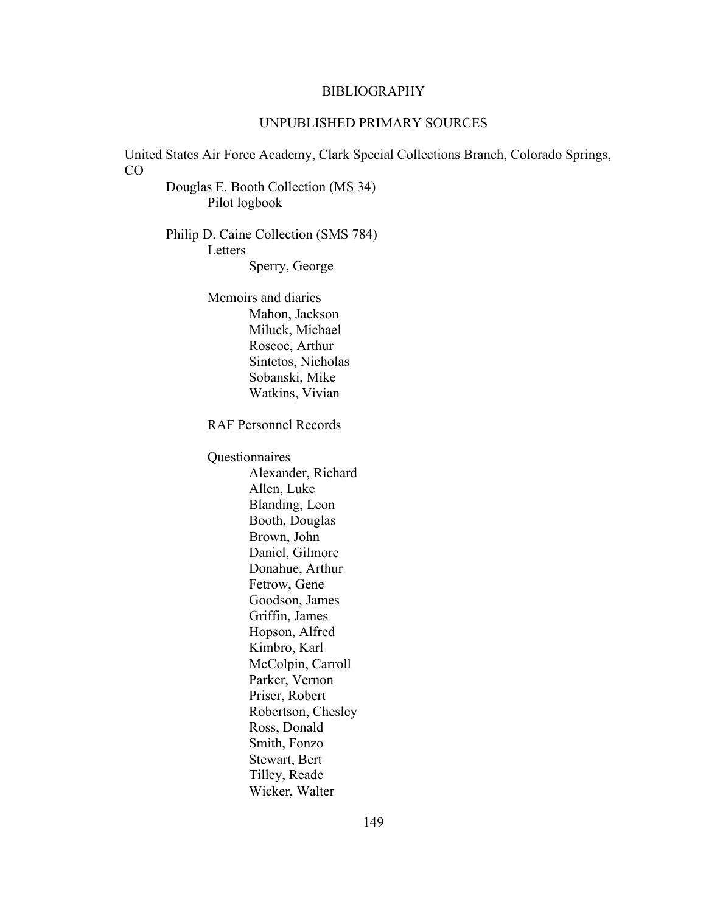# BIBLIOGRAPHY

## UNPUBLISHED PRIMARY SOURCES

United States Air Force Academy, Clark Special Collections Branch, Colorado Springs, CO

- Douglas E. Booth Collection (MS 34)
    - Pilot logbook

- Philip D. Caine Collection (SMS 784)
    - Letters
        - Sperry, George

    - Memoirs and diaries
        - Mahon, Jackson
        - Miluck, Michael
        - Roscoe, Arthur
        - Sintetos, Nicholas
        - Sobanski, Mike
        - Watkins, Vivian

    - RAF Personnel Records

    - Questionnaires
        - Alexander, Richard
        - Allen, Luke
        - Blanding, Leon
        - Booth, Douglas
        - Brown, John
        - Daniel, Gilmore
        - Donahue, Arthur
        - Fetrow, Gene
        - Goodson, James
        - Griffin, James
        - Hopson, Alfred
        - Kimbro, Karl
        - McColpin, Carroll
        - Parker, Vernon
        - Priser, Robert
        - Robertson, Chesley
        - Ross, Donald
        - Smith, Fonzo
        - Stewart, Bert
        - Tilley, Reade
        - Wicker, Walter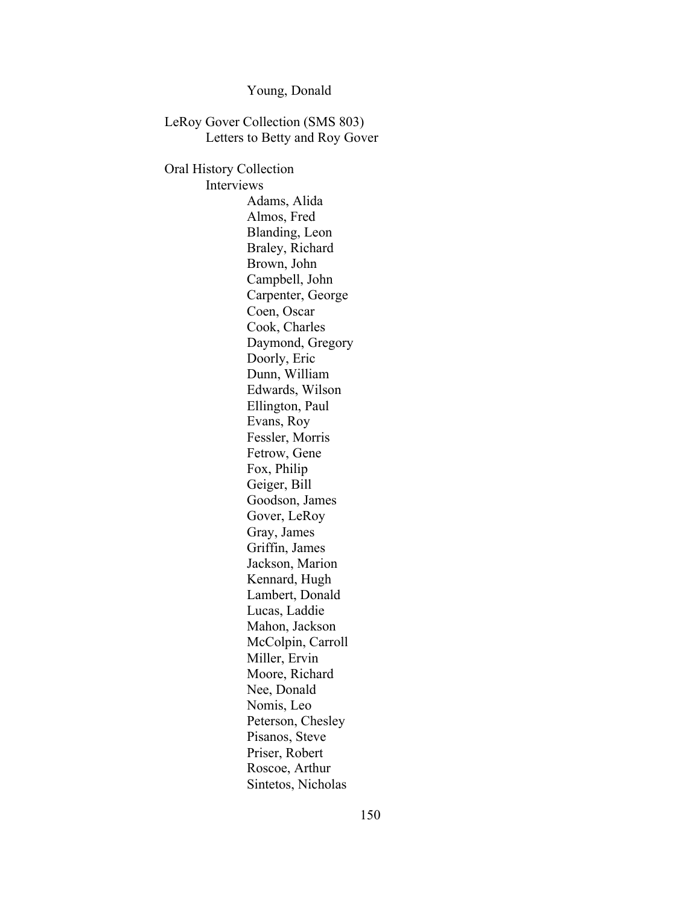Young, Donald

LeRoy Gover Collection (SMS 803)

- Letters to Betty and Roy Gover

Oral History Collection

- Interviews
  - Adams, Alida
  - Almos, Fred
  - Blanding, Leon
  - Braley, Richard
  - Brown, John
  - Campbell, John
  - Carpenter, George
  - Coen, Oscar
  - Cook, Charles
  - Daymond, Gregory
  - Doorly, Eric
  - Dunn, William
  - Edwards, Wilson
  - Ellington, Paul
  - Evans, Roy
  - Fessler, Morris
  - Fetrow, Gene
  - Fox, Philip
  - Geiger, Bill
  - Goodson, James
  - Gover, LeRoy
  - Gray, James
  - Griffin, James
  - Jackson, Marion
  - Kennard, Hugh
  - Lambert, Donald
  - Lucas, Laddie
  - Mahon, Jackson
  - McColpin, Carroll
  - Miller, Ervin
  - Moore, Richard
  - Nee, Donald
  - Nomis, Leo
  - Peterson, Chesley
  - Pisanos, Steve
  - Priser, Robert
  - Roscoe, Arthur
  - Sintetos, Nicholas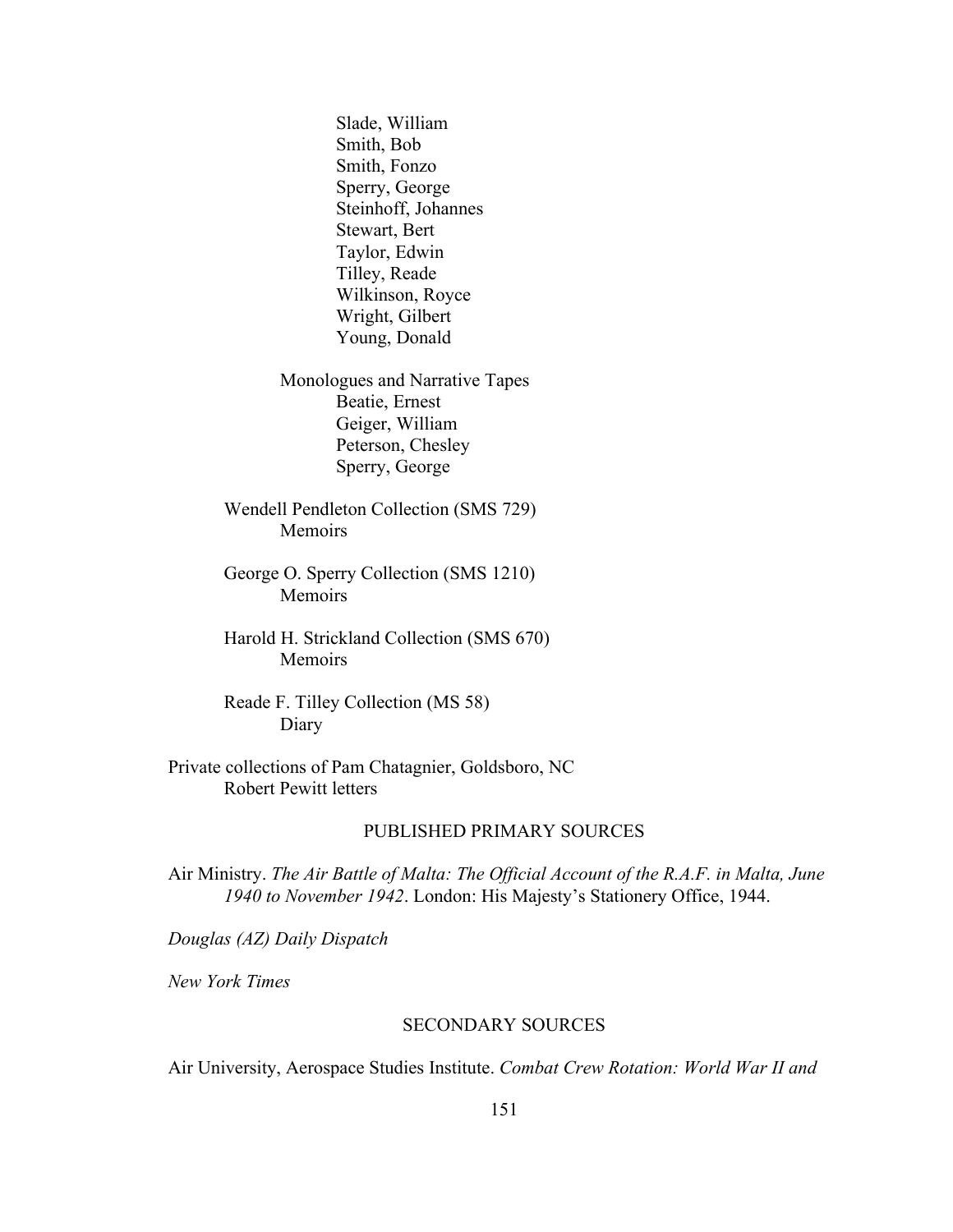Slade, William
Smith, Bob
Smith, Fonzo
Sperry, George
Steinhoff, Johannes
Stewart, Bert
Taylor, Edwin
Tilley, Reade
Wilkinson, Royce
Wright, Gilbert
Young, Donald

Monologues and Narrative Tapes
Beatie, Ernest
Geiger, William
Peterson, Chesley
Sperry, George

Wendell Pendleton Collection (SMS 729)
Memoirs

George O. Sperry Collection (SMS 1210)
Memoirs

Harold H. Strickland Collection (SMS 670)
Memoirs

Reade F. Tilley Collection (MS 58)
Diary

Private collections of Pam Chatagnier, Goldsboro, NC
Robert Pewitt letters

## PUBLISHED PRIMARY SOURCES

Air Ministry. *The Air Battle of Malta: The Official Account of the R.A.F. in Malta, June 1940 to November 1942*. London: His Majesty's Stationery Office, 1944.

*Douglas (AZ) Daily Dispatch*

*New York Times*

## SECONDARY SOURCES

Air University, Aerospace Studies Institute. *Combat Crew Rotation: World War II and*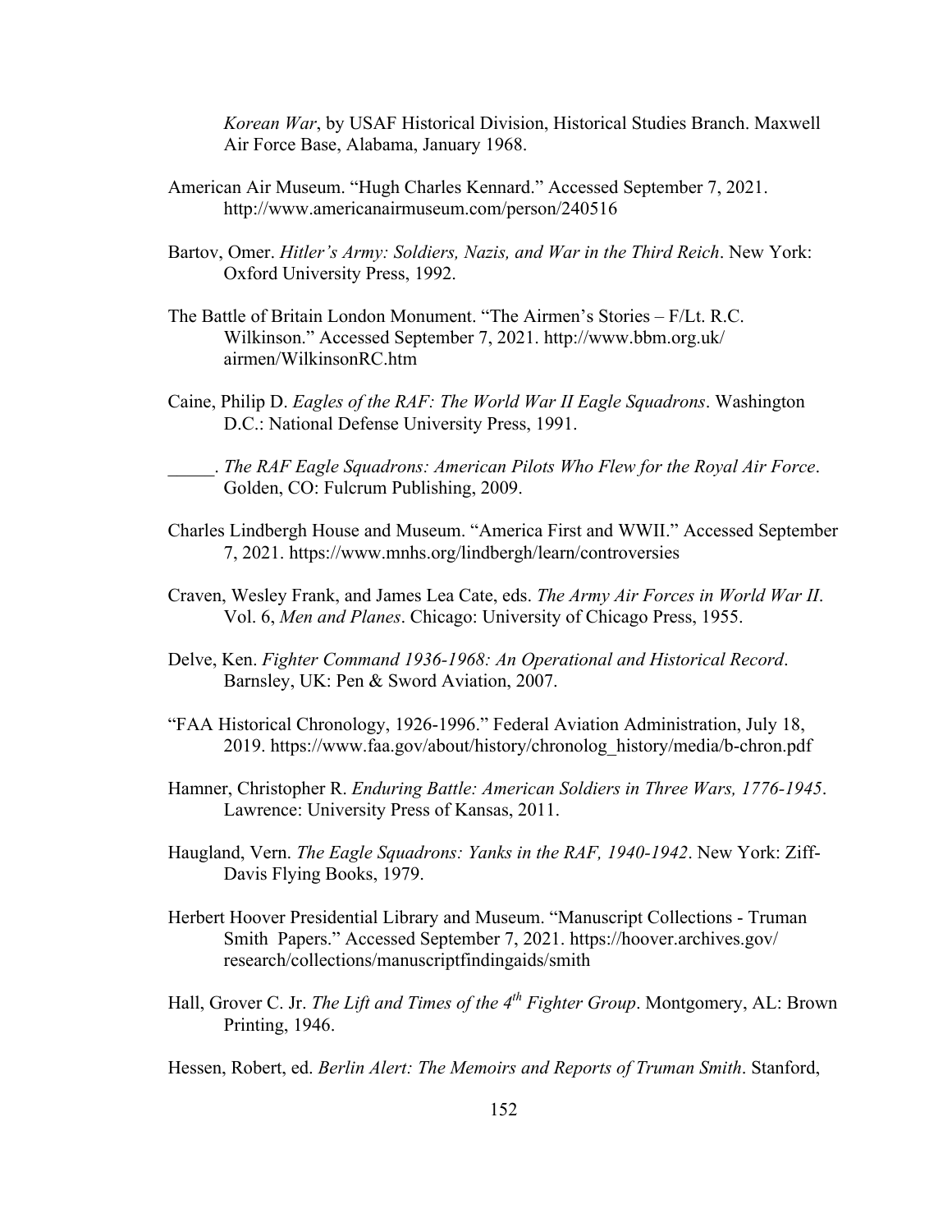*Korean War*, by USAF Historical Division, Historical Studies Branch. Maxwell Air Force Base, Alabama, January 1968.

American Air Museum. "Hugh Charles Kennard." Accessed September 7, 2021. http://www.americanairmuseum.com/person/240516

Bartov, Omer. *Hitler's Army: Soldiers, Nazis, and War in the Third Reich*. New York: Oxford University Press, 1992.

The Battle of Britain London Monument. "The Airmen's Stories – F/Lt. R.C. Wilkinson." Accessed September 7, 2021. http://www.bbm.org.uk/airmen/WilkinsonRC.htm

Caine, Philip D. *Eagles of the RAF: The World War II Eagle Squadrons*. Washington D.C.: National Defense University Press, 1991.

_____. *The RAF Eagle Squadrons: American Pilots Who Flew for the Royal Air Force*. Golden, CO: Fulcrum Publishing, 2009.

Charles Lindbergh House and Museum. "America First and WWII." Accessed September 7, 2021. https://www.mnhs.org/lindbergh/learn/controversies

Craven, Wesley Frank, and James Lea Cate, eds. *The Army Air Forces in World War II*. Vol. 6, *Men and Planes*. Chicago: University of Chicago Press, 1955.

Delve, Ken. *Fighter Command 1936-1968: An Operational and Historical Record*. Barnsley, UK: Pen & Sword Aviation, 2007.

"FAA Historical Chronology, 1926-1996." Federal Aviation Administration, July 18, 2019. https://www.faa.gov/about/history/chronolog_history/media/b-chron.pdf

Hamner, Christopher R. *Enduring Battle: American Soldiers in Three Wars, 1776-1945*. Lawrence: University Press of Kansas, 2011.

Haugland, Vern. *The Eagle Squadrons: Yanks in the RAF, 1940-1942*. New York: Ziff-Davis Flying Books, 1979.

Herbert Hoover Presidential Library and Museum. "Manuscript Collections - Truman Smith Papers." Accessed September 7, 2021. https://hoover.archives.gov/research/collections/manuscriptfindingaids/smith

Hall, Grover C. Jr. *The Lift and Times of the 4th Fighter Group*. Montgomery, AL: Brown Printing, 1946.

Hessen, Robert, ed. *Berlin Alert: The Memoirs and Reports of Truman Smith*. Stanford,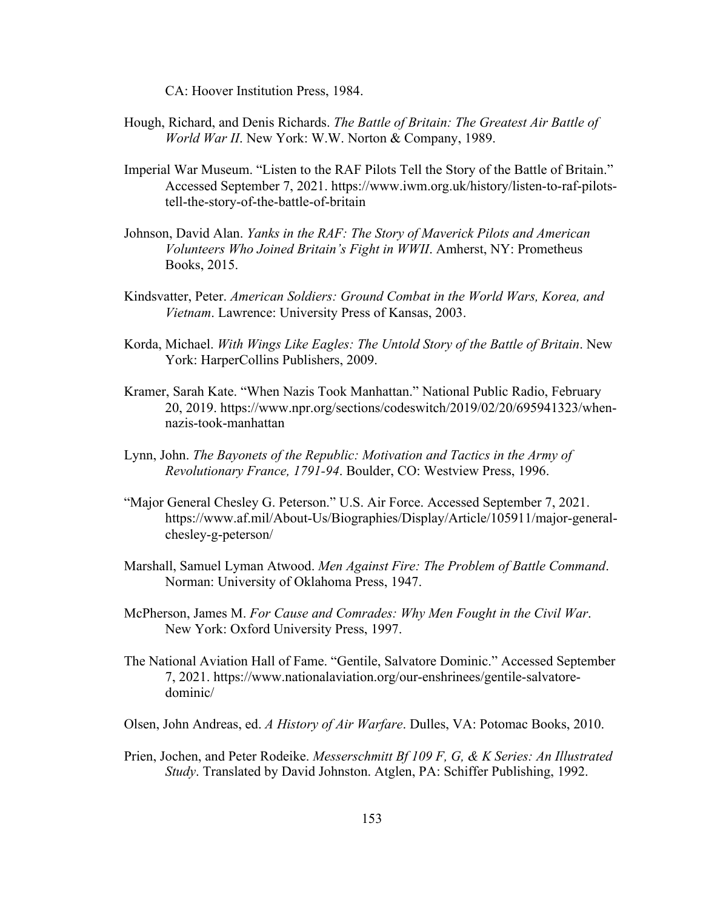CA: Hoover Institution Press, 1984.

Hough, Richard, and Denis Richards. *The Battle of Britain: The Greatest Air Battle of World War II*. New York: W.W. Norton & Company, 1989.

Imperial War Museum. "Listen to the RAF Pilots Tell the Story of the Battle of Britain." Accessed September 7, 2021. https://www.iwm.org.uk/history/listen-to-raf-pilots-tell-the-story-of-the-battle-of-britain

Johnson, David Alan. *Yanks in the RAF: The Story of Maverick Pilots and American Volunteers Who Joined Britain's Fight in WWII*. Amherst, NY: Prometheus Books, 2015.

Kindsvatter, Peter. *American Soldiers: Ground Combat in the World Wars, Korea, and Vietnam*. Lawrence: University Press of Kansas, 2003.

Korda, Michael. *With Wings Like Eagles: The Untold Story of the Battle of Britain*. New York: HarperCollins Publishers, 2009.

Kramer, Sarah Kate. "When Nazis Took Manhattan." National Public Radio, February 20, 2019. https://www.npr.org/sections/codeswitch/2019/02/20/695941323/when-nazis-took-manhattan

Lynn, John. *The Bayonets of the Republic: Motivation and Tactics in the Army of Revolutionary France, 1791-94*. Boulder, CO: Westview Press, 1996.

"Major General Chesley G. Peterson." U.S. Air Force. Accessed September 7, 2021. https://www.af.mil/About-Us/Biographies/Display/Article/105911/major-general-chesley-g-peterson/

Marshall, Samuel Lyman Atwood. *Men Against Fire: The Problem of Battle Command*. Norman: University of Oklahoma Press, 1947.

McPherson, James M. *For Cause and Comrades: Why Men Fought in the Civil War*. New York: Oxford University Press, 1997.

The National Aviation Hall of Fame. "Gentile, Salvatore Dominic." Accessed September 7, 2021. https://www.nationalaviation.org/our-enshrinees/gentile-salvatore-dominic/

Olsen, John Andreas, ed. *A History of Air Warfare*. Dulles, VA: Potomac Books, 2010.

Prien, Jochen, and Peter Rodeike. *Messerschmitt Bf 109 F, G, & K Series: An Illustrated Study*. Translated by David Johnston. Atglen, PA: Schiffer Publishing, 1992.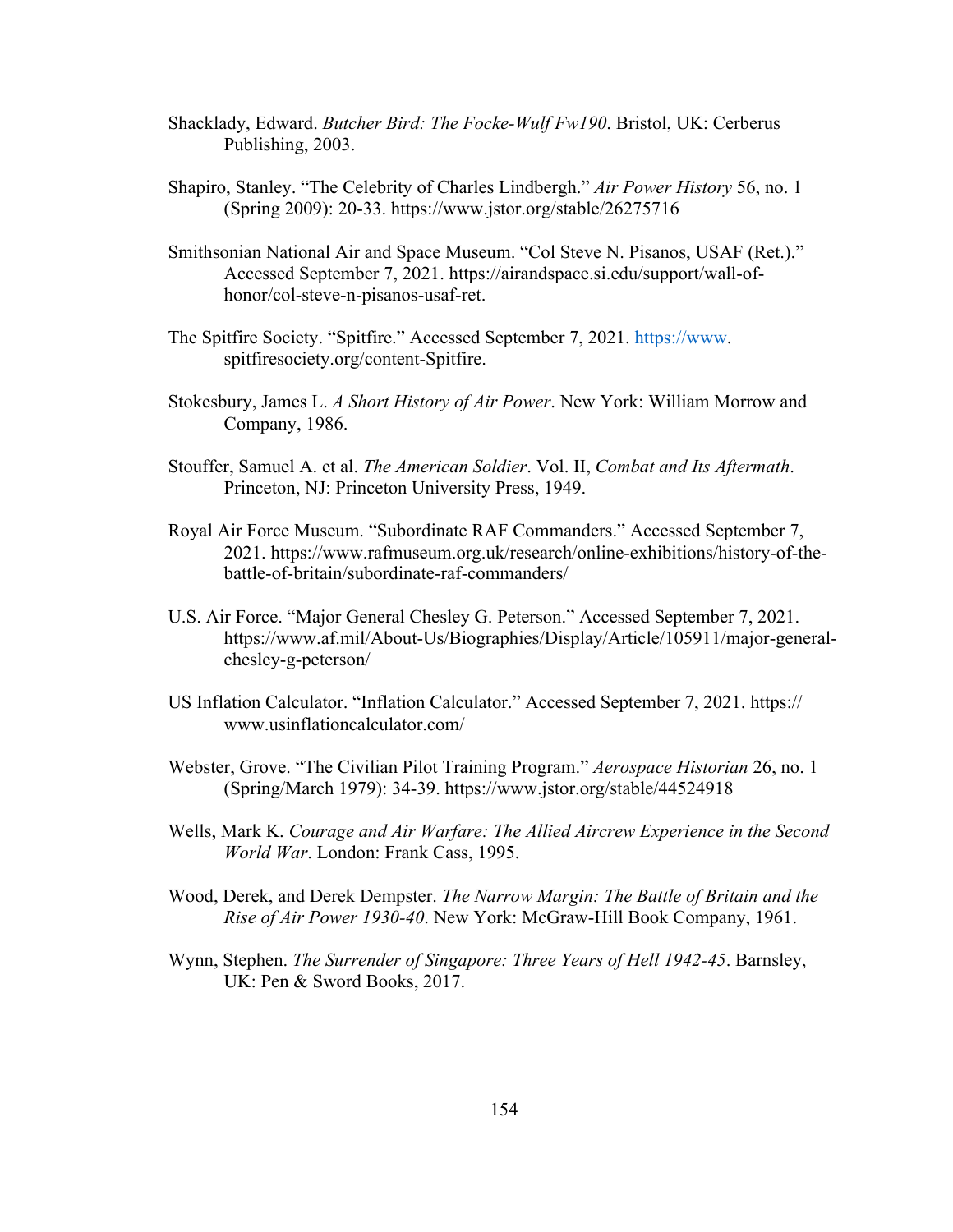Shacklady, Edward. *Butcher Bird: The Focke-Wulf Fw190*. Bristol, UK: Cerberus Publishing, 2003.

Shapiro, Stanley. "The Celebrity of Charles Lindbergh." *Air Power History* 56, no. 1 (Spring 2009): 20-33. https://www.jstor.org/stable/26275716

Smithsonian National Air and Space Museum. "Col Steve N. Pisanos, USAF (Ret.)." Accessed September 7, 2021. https://airandspace.si.edu/support/wall-of-honor/col-steve-n-pisanos-usaf-ret.

The Spitfire Society. "Spitfire." Accessed September 7, 2021. [https://www](https://www). spitfiresociety.org/content-Spitfire.

Stokesbury, James L. *A Short History of Air Power*. New York: William Morrow and Company, 1986.

Stouffer, Samuel A. et al. *The American Soldier*. Vol. II, *Combat and Its Aftermath*. Princeton, NJ: Princeton University Press, 1949.

Royal Air Force Museum. "Subordinate RAF Commanders." Accessed September 7, 2021. https://www.rafmuseum.org.uk/research/online-exhibitions/history-of-the-battle-of-britain/subordinate-raf-commanders/

U.S. Air Force. "Major General Chesley G. Peterson." Accessed September 7, 2021. https://www.af.mil/About-Us/Biographies/Display/Article/105911/major-general-chesley-g-peterson/

US Inflation Calculator. "Inflation Calculator." Accessed September 7, 2021. https://www.usinflationcalculator.com/

Webster, Grove. "The Civilian Pilot Training Program." *Aerospace Historian* 26, no. 1 (Spring/March 1979): 34-39. https://www.jstor.org/stable/44524918

Wells, Mark K. *Courage and Air Warfare: The Allied Aircrew Experience in the Second World War*. London: Frank Cass, 1995.

Wood, Derek, and Derek Dempster. *The Narrow Margin: The Battle of Britain and the Rise of Air Power 1930-40*. New York: McGraw-Hill Book Company, 1961.

Wynn, Stephen. *The Surrender of Singapore: Three Years of Hell 1942-45*. Barnsley, UK: Pen & Sword Books, 2017.